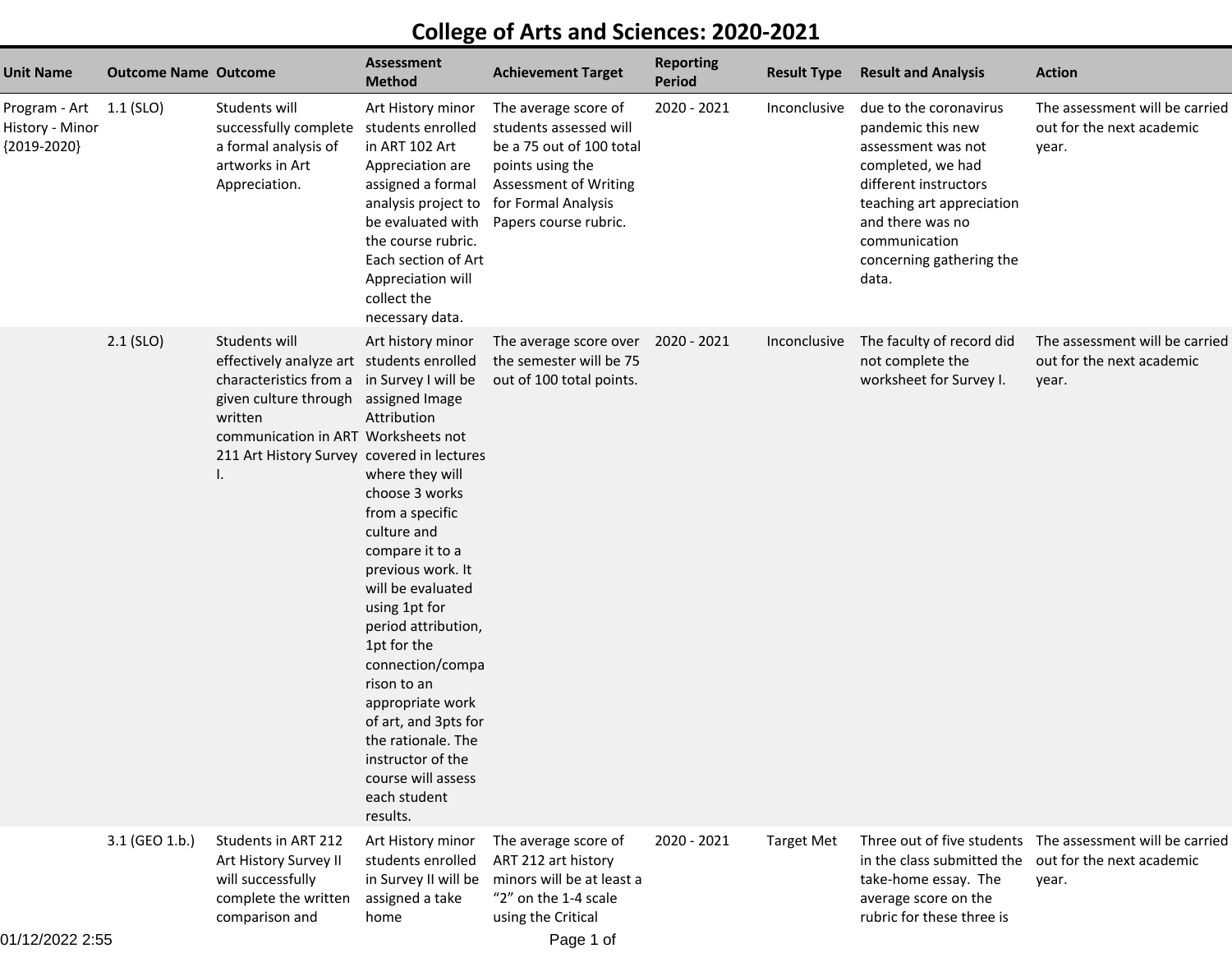# College of Arts and Sciences: 2020-2021

| Unit Name | Outcome Name | Outcome | Assessment Method | Achievement Target | Reporting Period | Result Type | Result and Analysis | Action |
|---|---|---|---|---|---|---|---|---|
| Program - Art History - Minor {2019-2020} | 1.1 (SLO) | Students will successfully complete a formal analysis of artworks in Art Appreciation. | Art History minor students enrolled in ART 102 Art Appreciation are assigned a formal analysis project to be evaluated with the course rubric. Each section of Art Appreciation will collect the necessary data. | The average score of students assessed will be a 75 out of 100 total points using the Assessment of Writing for Formal Analysis Papers course rubric. | 2020 - 2021 | Inconclusive | due to the coronavirus pandemic this new assessment was not completed, we had different instructors teaching art appreciation and there was no communication concerning gathering the data. | The assessment will be carried out for the next academic year. |
| | 2.1 (SLO) | Students will effectively analyze art characteristics from a given culture through written communication in ART 211 Art History Survey I. | Art history minor students enrolled in Survey I will be assigned Image Attribution Worksheets not covered in lectures where they will choose 3 works from a specific culture and compare it to a previous work. It will be evaluated using 1pt for period attribution, 1pt for the connection/comparison to an appropriate work of art, and 3pts for the rationale. The instructor of the course will assess each student results. | The average score over the semester will be 75 out of 100 total points. | 2020 - 2021 | Inconclusive | The faculty of record did not complete the worksheet for Survey I. | The assessment will be carried out for the next academic year. |
| | 3.1 (GEO 1.b.) | Students in ART 212 Art History Survey II will successfully complete the written comparison and | Art History minor students enrolled in Survey II will be assigned a take home | The average score of ART 212 art history minors will be at least a "2" on the 1-4 scale using the Critical | 2020 - 2021 | Target Met | Three out of five students in the class submitted the take-home essay. The average score on the rubric for these three is | The assessment will be carried out for the next academic year. |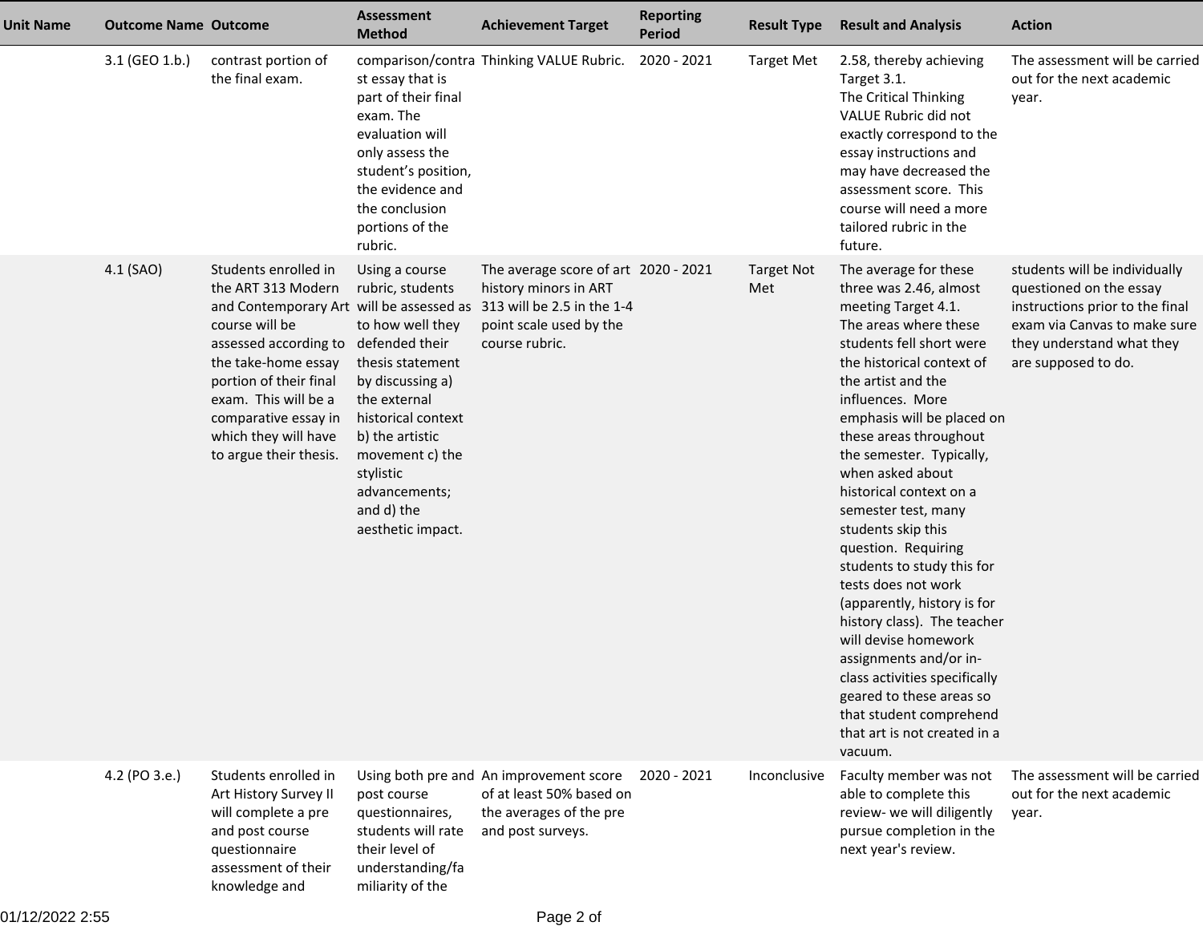| Unit Name | Outcome Name | Outcome | Assessment Method | Achievement Target | Reporting Period | Result Type | Result and Analysis | Action |
|---|---|---|---|---|---|---|---|---|
| | 3.1 (GEO 1.b.) | contrast portion of the final exam. | comparison/contrast essay that is part of their final exam. The evaluation will only assess the student's position, the evidence and the conclusion portions of the rubric. | Thinking VALUE Rubric. | 2020 - 2021 | Target Met | 2.58, thereby achieving Target 3.1. The Critical Thinking VALUE Rubric did not exactly correspond to the essay instructions and may have decreased the assessment score. This course will need a more tailored rubric in the future. | The assessment will be carried out for the next academic year. |
| | 4.1 (SAO) | Students enrolled in the ART 313 Modern and Contemporary Art course will be assessed according to the take-home essay portion of their final exam. This will be a comparative essay in which they will have to argue their thesis. | Using a course rubric, students will be assessed as to how well they defended their thesis statement by discussing a) the external historical context b) the artistic movement c) the stylistic advancements; and d) the aesthetic impact. | The average score of art history minors in ART 313 will be 2.5 in the 1-4 point scale used by the course rubric. | 2020 - 2021 | Target Not Met | The average for these three was 2.46, almost meeting Target 4.1. The areas where these students fell short were the historical context of the artist and the influences. More emphasis will be placed on these areas throughout the semester. Typically, when asked about historical context on a semester test, many students skip this question. Requiring students to study this for tests does not work (apparently, history is for history class). The teacher will devise homework assignments and/or in-class activities specifically geared to these areas so that student comprehend that art is not created in a vacuum. | students will be individually questioned on the essay instructions prior to the final exam via Canvas to make sure they understand what they are supposed to do. |
| | 4.2 (PO 3.e.) | Students enrolled in Art History Survey II will complete a pre and post course questionnaire assessment of their knowledge and | Using both pre and post course questionnaires, students will rate their level of understanding/familiarity of the | An improvement score of at least 50% based on the averages of the pre and post surveys. | 2020 - 2021 | Inconclusive | Faculty member was not able to complete this review- we will diligently pursue completion in the next year's review. | The assessment will be carried out for the next academic year. |

01/12/2022 2:55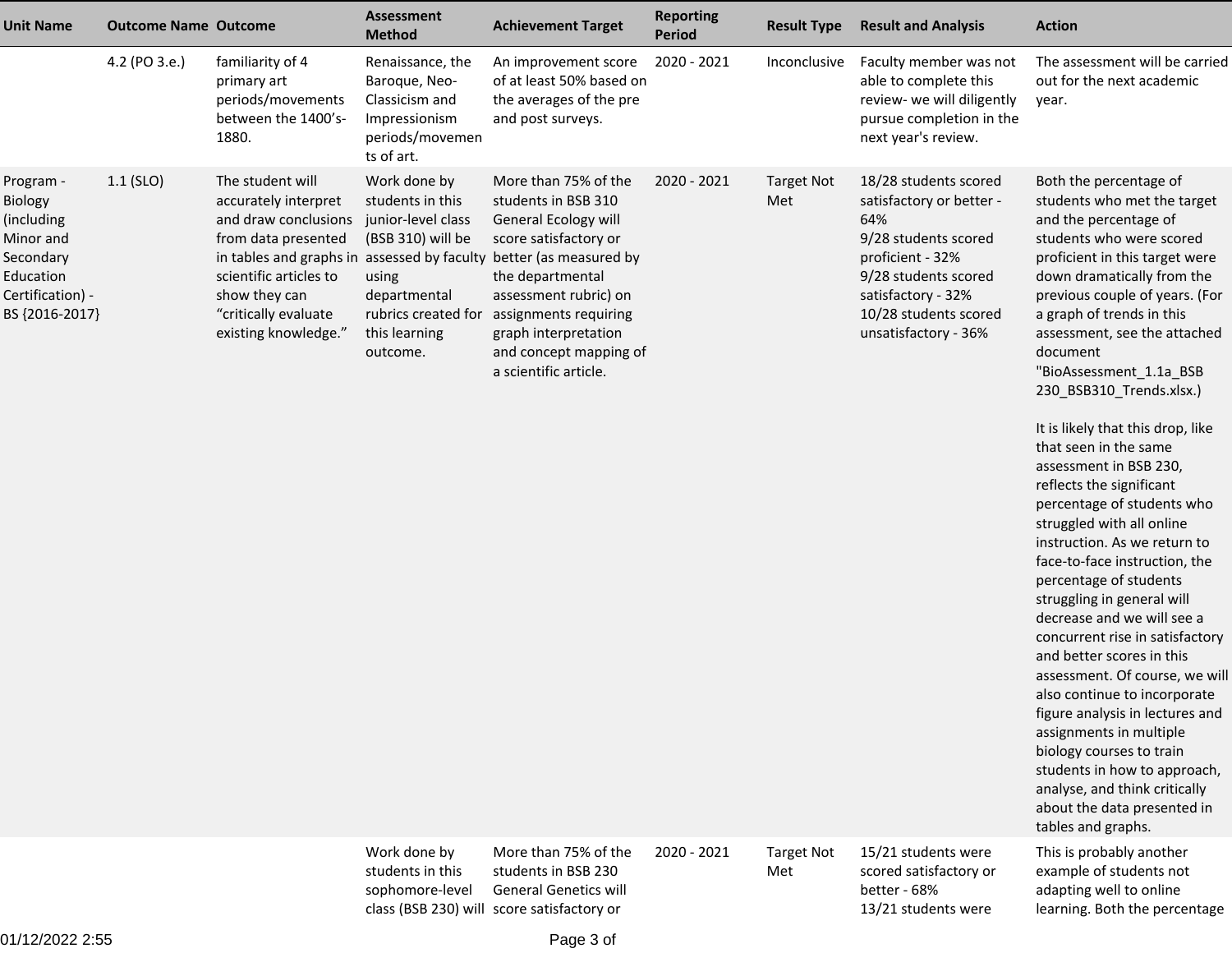| Unit Name | Outcome Name | Outcome | Assessment Method | Achievement Target | Reporting Period | Result Type | Result and Analysis | Action |
|---|---|---|---|---|---|---|---|---|
| | 4.2 (PO 3.e.) | familiarity of 4 primary art periods/movements between the 1400's-1880. | Renaissance, the Baroque, Neo-Classicism and Impressionism periods/movements of art. | An improvement score of at least 50% based on the averages of the pre and post surveys. | 2020 - 2021 | Inconclusive | Faculty member was not able to complete this review- we will diligently pursue completion in the next year's review. | The assessment will be carried out for the next academic year. |
| Program - Biology (including Minor and Secondary Education Certification) - BS {2016-2017} | 1.1 (SLO) | The student will accurately interpret and draw conclusions from data presented in tables and graphs in scientific articles to show they can "critically evaluate existing knowledge." | Work done by students in this junior-level class (BSB 310) will be assessed by faculty using departmental rubrics created for this learning outcome. | More than 75% of the students in BSB 310 General Ecology will score satisfactory or better (as measured by the departmental assessment rubric) on assignments requiring graph interpretation and concept mapping of a scientific article. | 2020 - 2021 | Target Not Met | 18/28 students scored satisfactory or better - 64%<br>9/28 students scored proficient - 32%<br>9/28 students scored satisfactory - 32%<br>10/28 students scored unsatisfactory - 36% | Both the percentage of students who met the target and the percentage of students who were scored proficient in this target were down dramatically from the previous couple of years. (For a graph of trends in this assessment, see the attached document "BioAssessment_1.1a_BSB 230_BSB310_Trends.xlsx.)<br><br>It is likely that this drop, like that seen in the same assessment in BSB 230, reflects the significant percentage of students who struggled with all online instruction. As we return to face-to-face instruction, the percentage of students struggling in general will decrease and we will see a concurrent rise in satisfactory and better scores in this assessment. Of course, we will also continue to incorporate figure analysis in lectures and assignments in multiple biology courses to train students in how to approach, analyse, and think critically about the data presented in tables and graphs. |
| | | | Work done by students in this sophomore-level class (BSB 230) will | More than 75% of the students in BSB 230 General Genetics will score satisfactory or | 2020 - 2021 | Target Not Met | 15/21 students were scored satisfactory or better - 68%<br>13/21 students were | This is probably another example of students not adapting well to online learning. Both the percentage |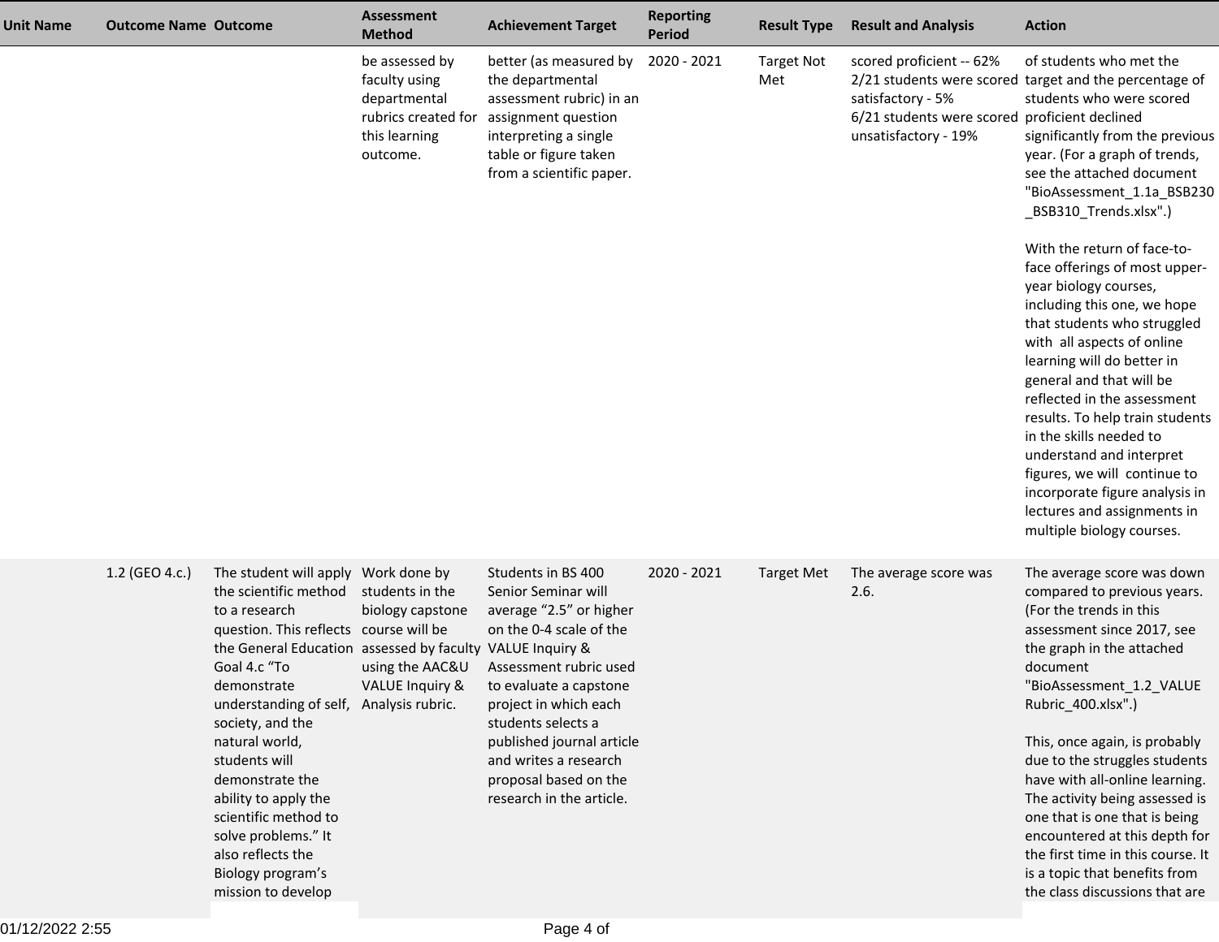| Unit Name | Outcome Name | Outcome | Assessment Method | Achievement Target | Reporting Period | Result Type | Result and Analysis | Action |
|---|---|---|---|---|---|---|---|---|
| | | | be assessed by faculty using departmental rubrics created for this learning outcome. | better (as measured by the departmental assessment rubric) in an assignment question interpreting a single table or figure taken from a scientific paper. | 2020 - 2021 | Target Not Met | scored proficient -- 62% 2/21 students were scored satisfactory - 5% 6/21 students were scored unsatisfactory - 19% | of students who met the target and the percentage of students who were scored proficient declined significantly from the previous year. (For a graph of trends, see the attached document "BioAssessment_1.1a_BSB230_BSB310_Trends.xlsx".)<br><br>With the return of face-to-face offerings of most upper-year biology courses, including this one, we hope that students who struggled with all aspects of online learning will do better in general and that will be reflected in the assessment results. To help train students in the skills needed to understand and interpret figures, we will continue to incorporate figure analysis in lectures and assignments in multiple biology courses. |
| | 1.2 (GEO 4.c.) | The student will apply the scientific method to a research question. This reflects the General Education Goal 4.c "To demonstrate understanding of self, society, and the natural world, students will demonstrate the ability to apply the scientific method to solve problems." It also reflects the Biology program's mission to develop | Work done by students in the biology capstone course will be assessed by faculty using the AAC&U VALUE Inquiry & Analysis rubric. | Students in BS 400 Senior Seminar will average "2.5" or higher on the 0-4 scale of the VALUE Inquiry & Assessment rubric used to evaluate a capstone project in which each students selects a published journal article and writes a research proposal based on the research in the article. | 2020 - 2021 | Target Met | The average score was 2.6. | The average score was down compared to previous years. (For the trends in this assessment since 2017, see the graph in the attached document "BioAssessment_1.2_VALUE Rubric_400.xlsx".)<br><br>This, once again, is probably due to the struggles students have with all-online learning. The activity being assessed is one that is one that is being encountered at this depth for the first time in this course. It is a topic that benefits from the class discussions that are |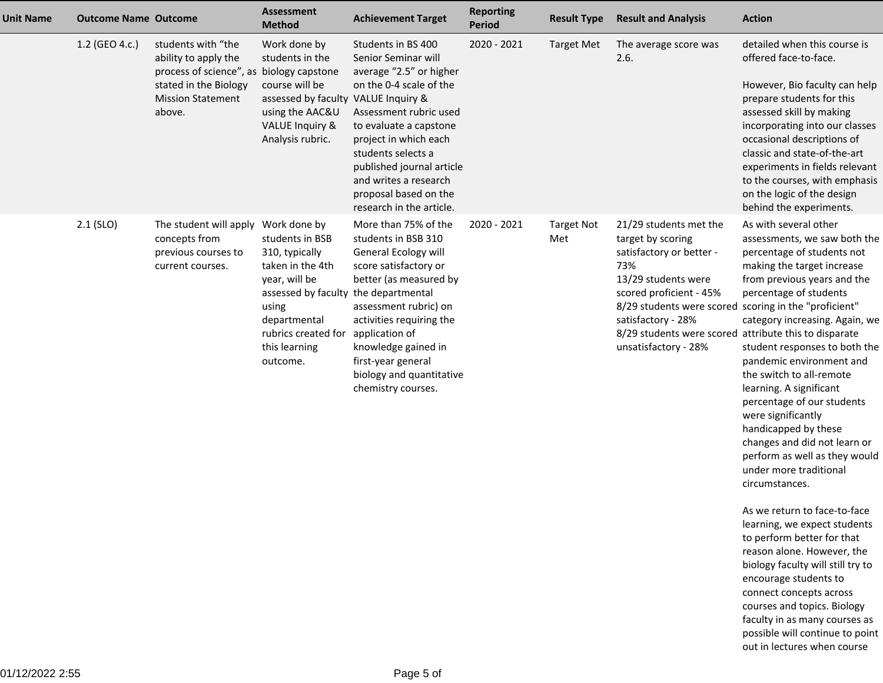| Unit Name | Outcome Name | Outcome | Assessment Method | Achievement Target | Reporting Period | Result Type | Result and Analysis | Action |
|---|---|---|---|---|---|---|---|---|
| | 1.2 (GEO 4.c.) | students with "the ability to apply the process of science", as stated in the Biology Mission Statement above. | Work done by students in the biology capstone course will be assessed by faculty using the AAC&U VALUE Inquiry & Analysis rubric. | Students in BS 400 Senior Seminar will average "2.5" or higher on the 0-4 scale of the VALUE Inquiry & Assessment rubric used to evaluate a capstone project in which each students selects a published journal article and writes a research proposal based on the research in the article. | 2020 - 2021 | Target Met | The average score was 2.6. | detailed when this course is offered face-to-face.<br><br>However, Bio faculty can help prepare students for this assessed skill by making incorporating into our classes occasional descriptions of classic and state-of-the-art experiments in fields relevant to the courses, with emphasis on the logic of the design behind the experiments. |
| | 2.1 (SLO) | The student will apply concepts from previous courses to current courses. | Work done by students in BSB 310, typically taken in the 4th year, will be assessed by faculty using departmental rubrics created for this learning outcome. | More than 75% of the students in BSB 310 General Ecology will score satisfactory or better (as measured by the departmental assessment rubric) on activities requiring the application of knowledge gained in first-year general biology and quantitative chemistry courses. | 2020 - 2021 | Target Not Met | 21/29 students met the target by scoring satisfactory or better - 73%<br>13/29 students were scored proficient - 45%<br>8/29 students were scored satisfactory - 28%<br>8/29 students were scored unsatisfactory - 28% | As with several other assessments, we saw both the percentage of students not making the target increase from previous years and the percentage of students scoring in the "proficient" category increasing. Again, we attribute this to disparate student responses to both the pandemic environment and the switch to all-remote learning. A significant percentage of our students were significantly handicapped by these changes and did not learn or perform as well as they would under more traditional circumstances.<br><br>As we return to face-to-face learning, we expect students to perform better for that reason alone. However, the biology faculty will still try to encourage students to connect concepts across courses and topics. Biology faculty in as many courses as possible will continue to point out in lectures when course |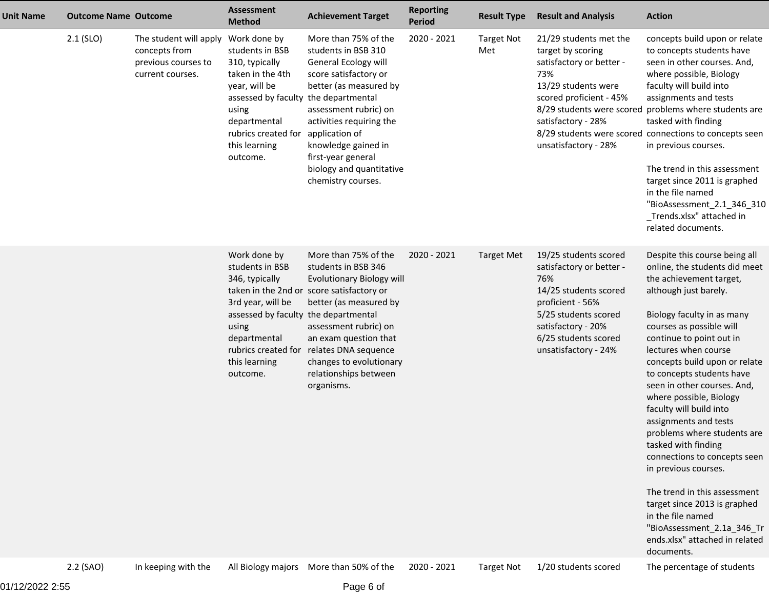| Unit Name | Outcome Name | Outcome | Assessment Method | Achievement Target | Reporting Period | Result Type | Result and Analysis | Action |
|---|---|---|---|---|---|---|---|---|
| | 2.1 (SLO) | The student will apply concepts from previous courses to current courses. | Work done by students in BSB 310, typically taken in the 4th year, will be assessed by faculty using departmental rubrics created for this learning outcome. | More than 75% of the students in BSB 310 General Ecology will score satisfactory or better (as measured by the departmental assessment rubric) on activities requiring the application of knowledge gained in first-year general biology and quantitative chemistry courses. | 2020 - 2021 | Target Not Met | 21/29 students met the target by scoring satisfactory or better - 73%<br>13/29 students were scored proficient - 45%<br>8/29 students were scored satisfactory - 28%<br>8/29 students were scored unsatisfactory - 28% | concepts build upon or relate to concepts students have seen in other courses. And, where possible, Biology faculty will build into assignments and tests problems where students are tasked with finding connections to concepts seen in previous courses.<br><br>The trend in this assessment target since 2011 is graphed in the file named "BioAssessment_2.1_346_310_Trends.xlsx" attached in related documents. |
| | | | Work done by students in BSB 346, typically taken in the 2nd or 3rd year, will be assessed by faculty using departmental rubrics created for this learning outcome. | More than 75% of the students in BSB 346 Evolutionary Biology will score satisfactory or better (as measured by the departmental assessment rubric) on an exam question that relates DNA sequence changes to evolutionary relationships between organisms. | 2020 - 2021 | Target Met | 19/25 students scored satisfactory or better - 76%<br>14/25 students scored proficient - 56%<br>5/25 students scored satisfactory - 20%<br>6/25 students scored unsatisfactory - 24% | Despite this course being all online, the students did meet the achievement target, although just barely.<br><br>Biology faculty in as many courses as possible will continue to point out in lectures when course concepts build upon or relate to concepts students have seen in other courses. And, where possible, Biology faculty will build into assignments and tests problems where students are tasked with finding connections to concepts seen in previous courses.<br><br>The trend in this assessment target since 2013 is graphed in the file named "BioAssessment_2.1a_346_Trends.xlsx" attached in related documents. |
| | 2.2 (SAO) | In keeping with the | All Biology majors | More than 50% of the | 2020 - 2021 | Target Not | 1/20 students scored | The percentage of students |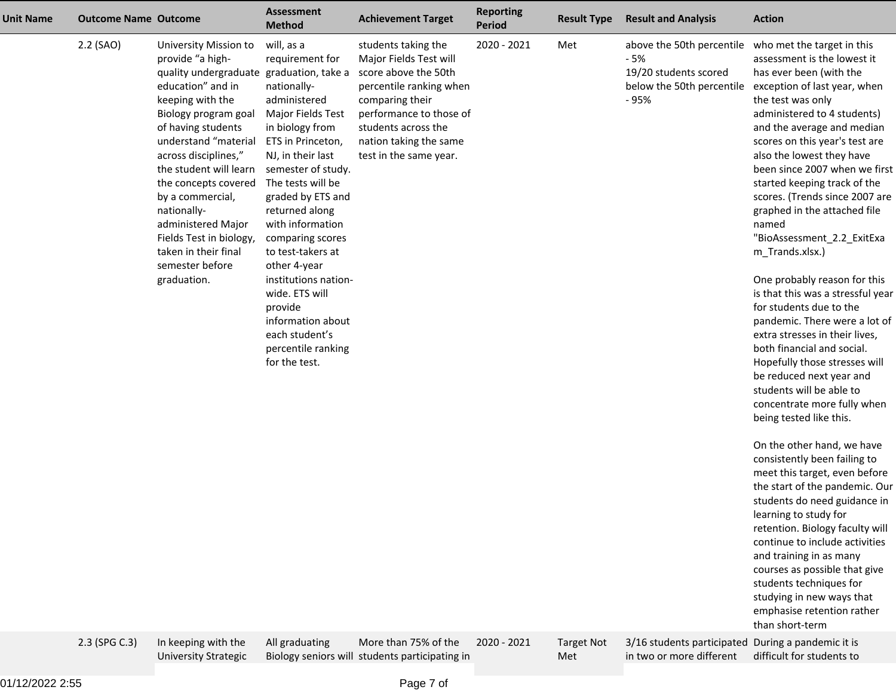| Unit Name | Outcome Name | Outcome | Assessment Method | Achievement Target | Reporting Period | Result Type | Result and Analysis | Action |
|---|---|---|---|---|---|---|---|---|
| | 2.2 (SAO) | University Mission to provide "a high-quality undergraduate education" and in keeping with the Biology program goal of having students understand "material across disciplines," the student will learn the concepts covered by a commercial, nationally-administered Major Fields Test in biology, taken in their final semester before graduation. | will, as a requirement for graduation, take a nationally-administered Major Fields Test in biology from ETS in Princeton, NJ, in their last semester of study. The tests will be graded by ETS and returned along with information comparing scores to test-takers at other 4-year institutions nation-wide. ETS will provide information about each student's percentile ranking for the test. | students taking the Major Fields Test will score above the 50th percentile ranking when comparing their performance to those of students across the nation taking the same test in the same year. | 2020 - 2021 | Met | above the 50th percentile - 5%<br>19/20 students scored below the 50th percentile - 95% | who met the target in this assessment is the lowest it has ever been (with the exception of last year, when the test was only administered to 4 students) and the average and median scores on this year's test are also the lowest they have been since 2007 when we first started keeping track of the scores. (Trends since 2007 are graphed in the attached file named "BioAssessment_2.2_ExitExam_Trands.xlsx.)<br><br>One probably reason for this is that this was a stressful year for students due to the pandemic. There were a lot of extra stresses in their lives, both financial and social. Hopefully those stresses will be reduced next year and students will be able to concentrate more fully when being tested like this.<br><br>On the other hand, we have consistently been failing to meet this target, even before the start of the pandemic. Our students do need guidance in learning to study for retention. Biology faculty will continue to include activities and training in as many courses as possible that give students techniques for studying in new ways that emphasise retention rather than short-term |
| | 2.3 (SPG C.3) | In keeping with the University Strategic | All graduating Biology seniors will | More than 75% of the students participating in | 2020 - 2021 | Target Not Met | 3/16 students participated in two or more different | During a pandemic it is difficult for students to |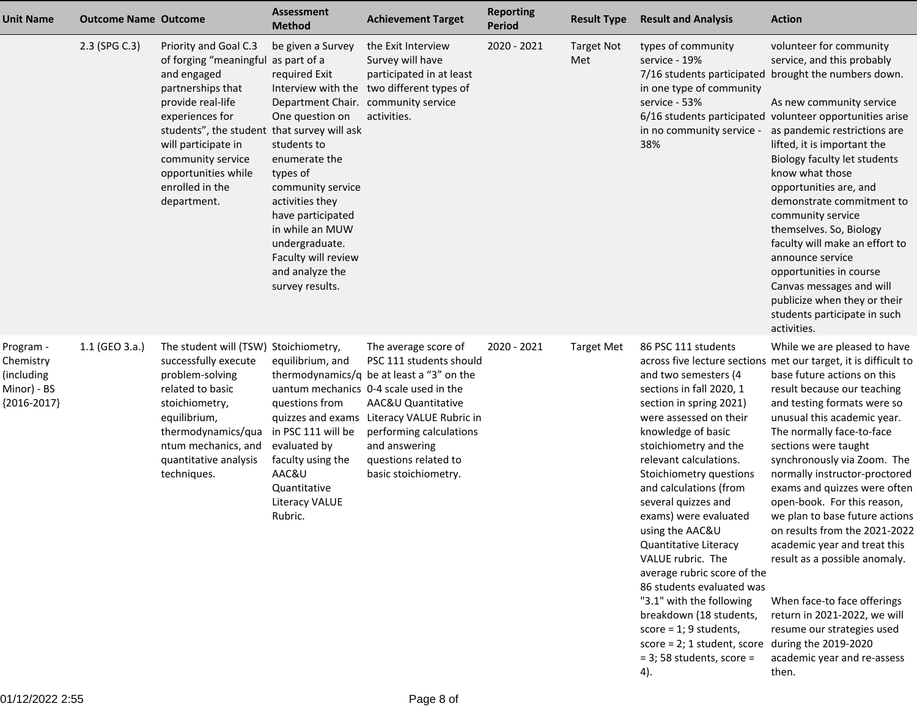| Unit Name | Outcome Name | Outcome | Assessment Method | Achievement Target | Reporting Period | Result Type | Result and Analysis | Action |
|---|---|---|---|---|---|---|---|---|
| | 2.3 (SPG C.3) | Priority and Goal C.3 of forging "meaningful and engaged partnerships that provide real-life experiences for students", the student will participate in community service opportunities while enrolled in the department. | be given a Survey as part of a required Exit Interview with the Department Chair. One question on that survey will ask students to enumerate the types of community service activities they have participated in while an MUW undergraduate. Faculty will review and analyze the survey results. | the Exit Interview Survey will have participated in at least two different types of community service activities. | 2020 - 2021 | Target Not Met | types of community service - 19%<br>7/16 students participated in one type of community service - 53%<br>6/16 students participated in no community service - 38% | volunteer for community service, and this probably brought the numbers down.<br><br>As new community service volunteer opportunities arise as pandemic restrictions are lifted, it is important the Biology faculty let students know what those opportunities are, and demonstrate commitment to community service themselves. So, Biology faculty will make an effort to announce service opportunities in course Canvas messages and will publicize when they or their students participate in such activities. |
| Program - Chemistry (including Minor) - BS {2016-2017} | 1.1 (GEO 3.a.) | The student will (TSW) successfully execute problem-solving related to basic stoichiometry, equilibrium, thermodynamics/quantum mechanics, and quantitative analysis techniques. | Stoichiometry, equilibrium, and thermodynamics/quantum mechanics questions from quizzes and exams in PSC 111 will be evaluated by faculty using the AAC&U Quantitative Literacy VALUE Rubric. | The average score of PSC 111 students should be at least a "3" on the 0-4 scale used in the AAC&U Quantitative Literacy VALUE Rubric in performing calculations and answering questions related to basic stoichiometry. | 2020 - 2021 | Target Met | 86 PSC 111 students across five lecture sections and two semesters (4 sections in fall 2020, 1 section in spring 2021) were assessed on their knowledge of basic stoichiometry and the relevant calculations. Stoichiometry questions and calculations (from several quizzes and exams) were evaluated using the AAC&U Quantitative Literacy VALUE rubric. The average rubric score of the 86 students evaluated was "3.1" with the following breakdown (18 students, score = 1; 9 students, score = 2; 1 student, score = 3; 58 students, score = 4). | While we are pleased to have met our target, it is difficult to base future actions on this result because our teaching and testing formats were so unusual this academic year. The normally face-to-face sections were taught synchronously via Zoom. The normally instructor-proctored exams and quizzes were often open-book. For this reason, we plan to base future actions on results from the 2021-2022 academic year and treat this result as a possible anomaly.<br><br>When face-to face offerings return in 2021-2022, we will resume our strategies used during the 2019-2020 academic year and re-assess then. |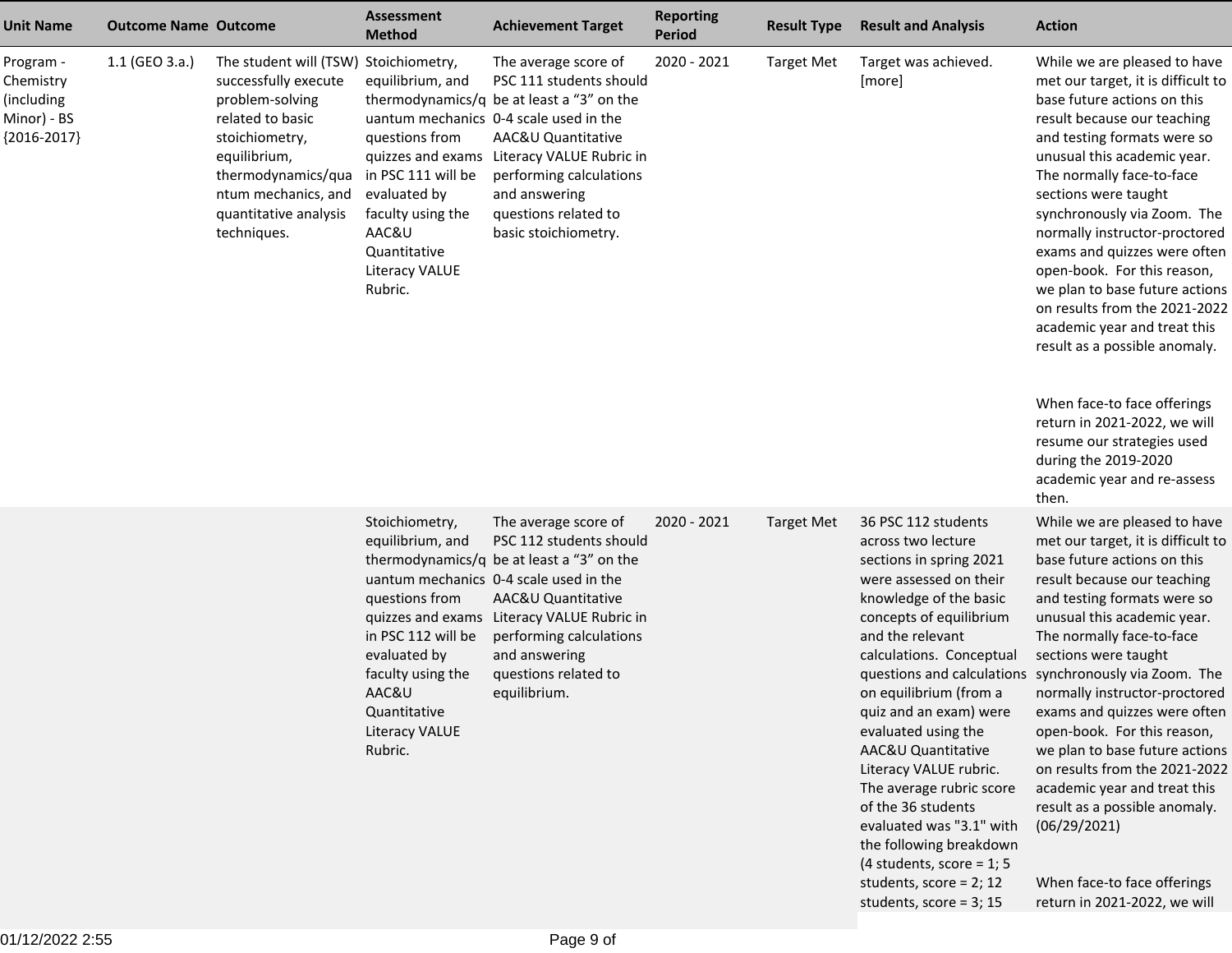| Unit Name | Outcome Name | Outcome | Assessment Method | Achievement Target | Reporting Period | Result Type | Result and Analysis | Action |
|---|---|---|---|---|---|---|---|---|
| Program - Chemistry (including Minor) - BS {2016-2017} | 1.1 (GEO 3.a.) | The student will (TSW) successfully execute problem-solving related to basic stoichiometry, equilibrium, thermodynamics/quantum mechanics, and quantitative analysis techniques. | Stoichiometry, equilibrium, and thermodynamics/quantum mechanics questions from quizzes and exams in PSC 111 will be evaluated by faculty using the AAC&U Quantitative Literacy VALUE Rubric. | The average score of PSC 111 students should be at least a "3" on the 0-4 scale used in the AAC&U Quantitative Literacy VALUE Rubric in performing calculations and answering questions related to basic stoichiometry. | 2020 - 2021 | Target Met | Target was achieved. [more] | While we are pleased to have met our target, it is difficult to base future actions on this result because our teaching and testing formats were so unusual this academic year. The normally face-to-face sections were taught synchronously via Zoom. The normally instructor-proctored exams and quizzes were often open-book. For this reason, we plan to base future actions on results from the 2021-2022 academic year and treat this result as a possible anomaly. <br><br> When face-to face offerings return in 2021-2022, we will resume our strategies used during the 2019-2020 academic year and re-assess then. |
| | | | Stoichiometry, equilibrium, and thermodynamics/quantum mechanics questions from quizzes and exams in PSC 112 will be evaluated by faculty using the AAC&U Quantitative Literacy VALUE Rubric. | The average score of PSC 112 students should be at least a "3" on the 0-4 scale used in the AAC&U Quantitative Literacy VALUE Rubric in performing calculations and answering questions related to equilibrium. | 2020 - 2021 | Target Met | 36 PSC 112 students across two lecture sections in spring 2021 were assessed on their knowledge of the basic concepts of equilibrium and the relevant calculations. Conceptual questions and calculations on equilibrium (from a quiz and an exam) were evaluated using the AAC&U Quantitative Literacy VALUE rubric. The average rubric score of the 36 students evaluated was "3.1" with the following breakdown (4 students, score = 1; 5 students, score = 2; 12 students, score = 3; 15 | While we are pleased to have met our target, it is difficult to base future actions on this result because our teaching and testing formats were so unusual this academic year. The normally face-to-face sections were taught synchronously via Zoom. The normally instructor-proctored exams and quizzes were often open-book. For this reason, we plan to base future actions on results from the 2021-2022 academic year and treat this result as a possible anomaly. (06/29/2021) <br><br> When face-to face offerings return in 2021-2022, we will |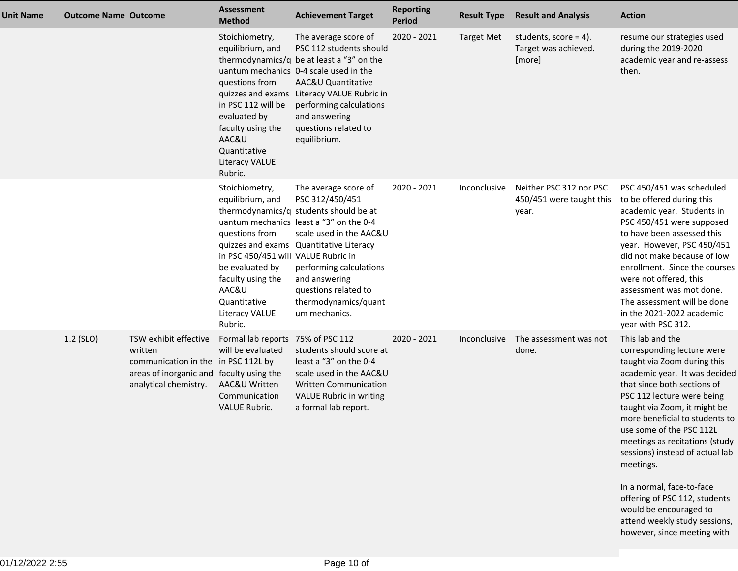| Unit Name | Outcome Name | Outcome | Assessment Method | Achievement Target | Reporting Period | Result Type | Result and Analysis | Action |
|---|---|---|---|---|---|---|---|---|
| | | | Stoichiometry, equilibrium, and thermodynamics/quantum mechanics questions from quizzes and exams in PSC 112 will be evaluated by faculty using the AAC&U Quantitative Literacy VALUE Rubric. | The average score of PSC 112 students should be at least a "3" on the 0-4 scale used in the AAC&U Quantitative Literacy VALUE Rubric in performing calculations and answering questions related to equilibrium. | 2020 - 2021 | Target Met | students, score = 4). Target was achieved. [more] | resume our strategies used during the 2019-2020 academic year and re-assess then. |
| | | | Stoichiometry, equilibrium, and thermodynamics/quantum mechanics questions from quizzes and exams in PSC 450/451 will be evaluated by faculty using the AAC&U Quantitative Literacy VALUE Rubric. | The average score of PSC 312/450/451 students should be at least a "3" on the 0-4 scale used in the AAC&U Quantitative Literacy VALUE Rubric in performing calculations and answering questions related to thermodynamics/quantum mechanics. | 2020 - 2021 | Inconclusive | Neither PSC 312 nor PSC 450/451 were taught this year. | PSC 450/451 was scheduled to be offered during this academic year. Students in PSC 450/451 were supposed to have been assessed this year. However, PSC 450/451 did not make because of low enrollment. Since the courses were not offered, this assessment was mot done. The assessment will be done in the 2021-2022 academic year with PSC 312. |
| | 1.2 (SLO) | TSW exhibit effective written communication in the areas of inorganic and analytical chemistry. | Formal lab reports will be evaluated in PSC 112L by faculty using the AAC&U Written Communication VALUE Rubric. | 75% of PSC 112 students should score at least a "3" on the 0-4 scale used in the AAC&U Written Communication VALUE Rubric in writing a formal lab report. | 2020 - 2021 | Inconclusive | The assessment was not done. | This lab and the corresponding lecture were taught via Zoom during this academic year. It was decided that since both sections of PSC 112 lecture were being taught via Zoom, it might be more beneficial to students to use some of the PSC 112L meetings as recitations (study sessions) instead of actual lab meetings.<br><br>In a normal, face-to-face offering of PSC 112, students would be encouraged to attend weekly study sessions, however, since meeting with |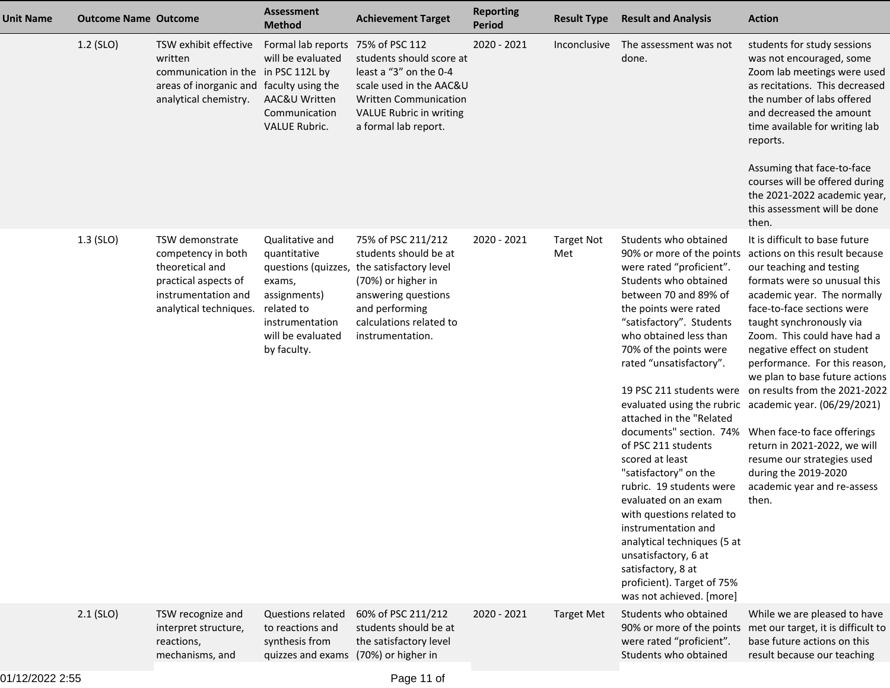| Unit Name | Outcome Name | Outcome | Assessment Method | Achievement Target | Reporting Period | Result Type | Result and Analysis | Action |
|---|---|---|---|---|---|---|---|---|
| | 1.2 (SLO) | TSW exhibit effective written communication in the areas of inorganic and analytical chemistry. | Formal lab reports will be evaluated in PSC 112L by faculty using the AAC&U Written Communication VALUE Rubric. | 75% of PSC 112 students should score at least a “3” on the 0-4 scale used in the AAC&U Written Communication VALUE Rubric in writing a formal lab report. | 2020 - 2021 | Inconclusive | The assessment was not done. | students for study sessions was not encouraged, some Zoom lab meetings were used as recitations. This decreased the number of labs offered and decreased the amount time available for writing lab reports.<br><br>Assuming that face-to-face courses will be offered during the 2021-2022 academic year, this assessment will be done then. |
| | 1.3 (SLO) | TSW demonstrate competency in both theoretical and practical aspects of instrumentation and analytical techniques. | Qualitative and quantitative questions (quizzes, exams, assignments) related to instrumentation will be evaluated by faculty. | 75% of PSC 211/212 students should be at the satisfactory level (70%) or higher in answering questions and performing calculations related to instrumentation. | 2020 - 2021 | Target Not Met | Students who obtained 90% or more of the points were rated “proficient”. Students who obtained between 70 and 89% of the points were rated “satisfactory”. Students who obtained less than 70% of the points were rated “unsatisfactory”.<br><br>19 PSC 211 students were evaluated using the rubric attached in the "Related documents" section. 74% of PSC 211 students scored at least "satisfactory" on the rubric. 19 students were evaluated on an exam with questions related to instrumentation and analytical techniques (5 at unsatisfactory, 6 at satisfactory, 8 at proficient). Target of 75% was not achieved. [more] | It is difficult to base future actions on this result because our teaching and testing formats were so unusual this academic year. The normally face-to-face sections were taught synchronously via Zoom. This could have had a negative effect on student performance. For this reason, we plan to base future actions on results from the 2021-2022 academic year. (06/29/2021)<br><br>When face-to face offerings return in 2021-2022, we will resume our strategies used during the 2019-2020 academic year and re-assess then. |
| | 2.1 (SLO) | TSW recognize and interpret structure, reactions, mechanisms, and | Questions related to reactions and synthesis from quizzes and exams | 60% of PSC 211/212 students should be at the satisfactory level (70%) or higher in | 2020 - 2021 | Target Met | Students who obtained 90% or more of the points were rated “proficient”. Students who obtained | While we are pleased to have met our target, it is difficult to base future actions on this result because our teaching |

01/12/2022 2:55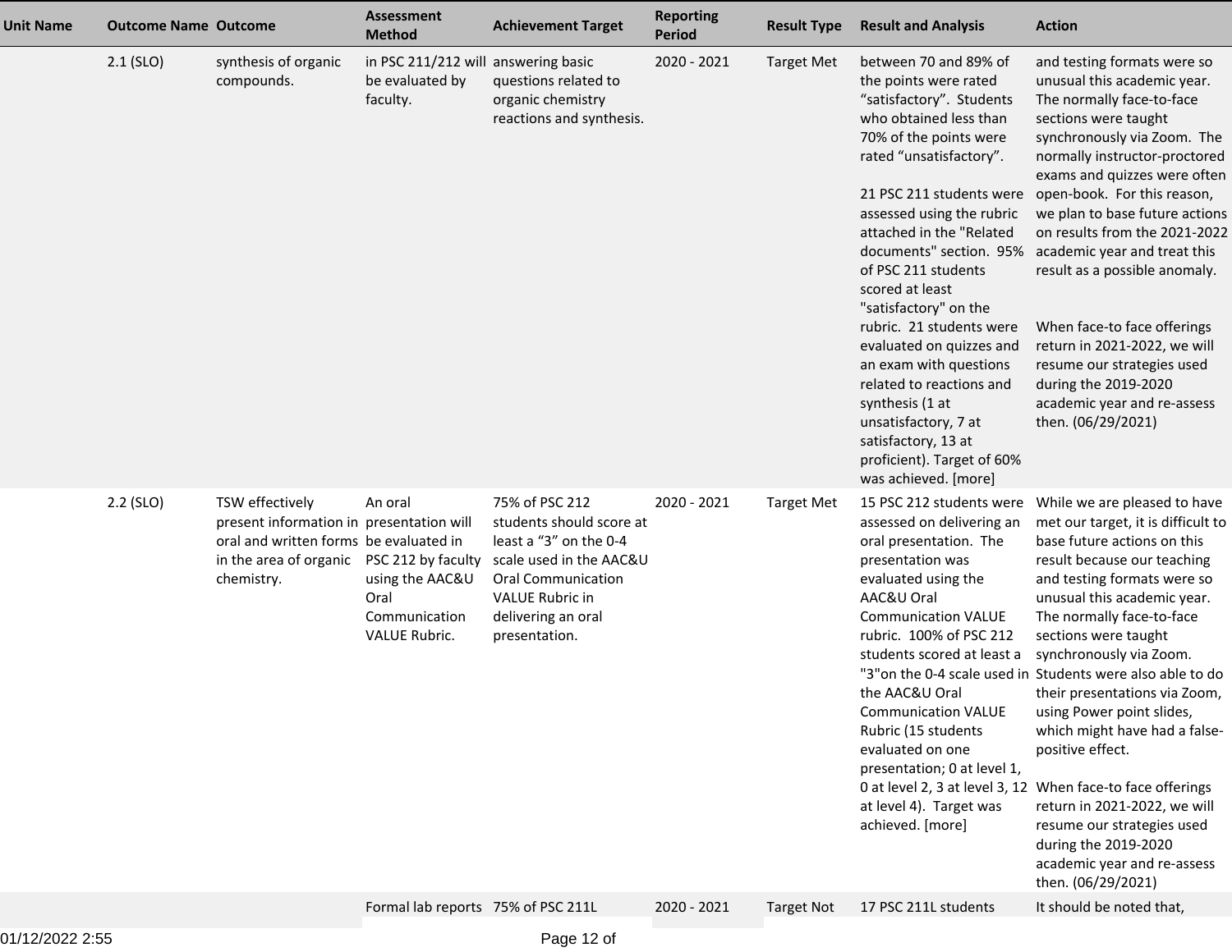| Unit Name | Outcome Name | Outcome | Assessment Method | Achievement Target | Reporting Period | Result Type | Result and Analysis | Action |
|---|---|---|---|---|---|---|---|---|
| | 2.1 (SLO) | synthesis of organic compounds. | in PSC 211/212 will be evaluated by faculty. | answering basic questions related to organic chemistry reactions and synthesis. | 2020 - 2021 | Target Met | between 70 and 89% of the points were rated "satisfactory". Students who obtained less than 70% of the points were rated "unsatisfactory".<br><br>21 PSC 211 students were assessed using the rubric attached in the "Related documents" section. 95% of PSC 211 students scored at least "satisfactory" on the rubric. 21 students were evaluated on quizzes and an exam with questions related to reactions and synthesis (1 at unsatisfactory, 7 at satisfactory, 13 at proficient). Target of 60% was achieved. [more] | and testing formats were so unusual this academic year. The normally face-to-face sections were taught synchronously via Zoom. The normally instructor-proctored exams and quizzes were often open-book. For this reason, we plan to base future actions on results from the 2021-2022 academic year and treat this result as a possible anomaly.<br><br>When face-to face offerings return in 2021-2022, we will resume our strategies used during the 2019-2020 academic year and re-assess then. (06/29/2021) |
| | 2.2 (SLO) | TSW effectively present information in oral and written forms in the area of organic chemistry. | An oral presentation will be evaluated in PSC 212 by faculty using the AAC&U Oral Communication VALUE Rubric. | 75% of PSC 212 students should score at least a "3" on the 0-4 scale used in the AAC&U Oral Communication VALUE Rubric in delivering an oral presentation. | 2020 - 2021 | Target Met | 15 PSC 212 students were assessed on delivering an oral presentation. The presentation was evaluated using the AAC&U Oral Communication VALUE rubric. 100% of PSC 212 students scored at least a "3"on the 0-4 scale used in the AAC&U Oral Communication VALUE Rubric (15 students evaluated on one presentation; 0 at level 1, 0 at level 2, 3 at level 3, 12 at level 4). Target was achieved. [more] | While we are pleased to have met our target, it is difficult to base future actions on this result because our teaching and testing formats were so unusual this academic year. The normally face-to-face sections were taught synchronously via Zoom. Students were also able to do their presentations via Zoom, using Power point slides, which might have had a false-positive effect.<br><br>When face-to face offerings return in 2021-2022, we will resume our strategies used during the 2019-2020 academic year and re-assess then. (06/29/2021) |
| | | | Formal lab reports | 75% of PSC 211L | 2020 - 2021 | Target Not | 17 PSC 211L students | It should be noted that, |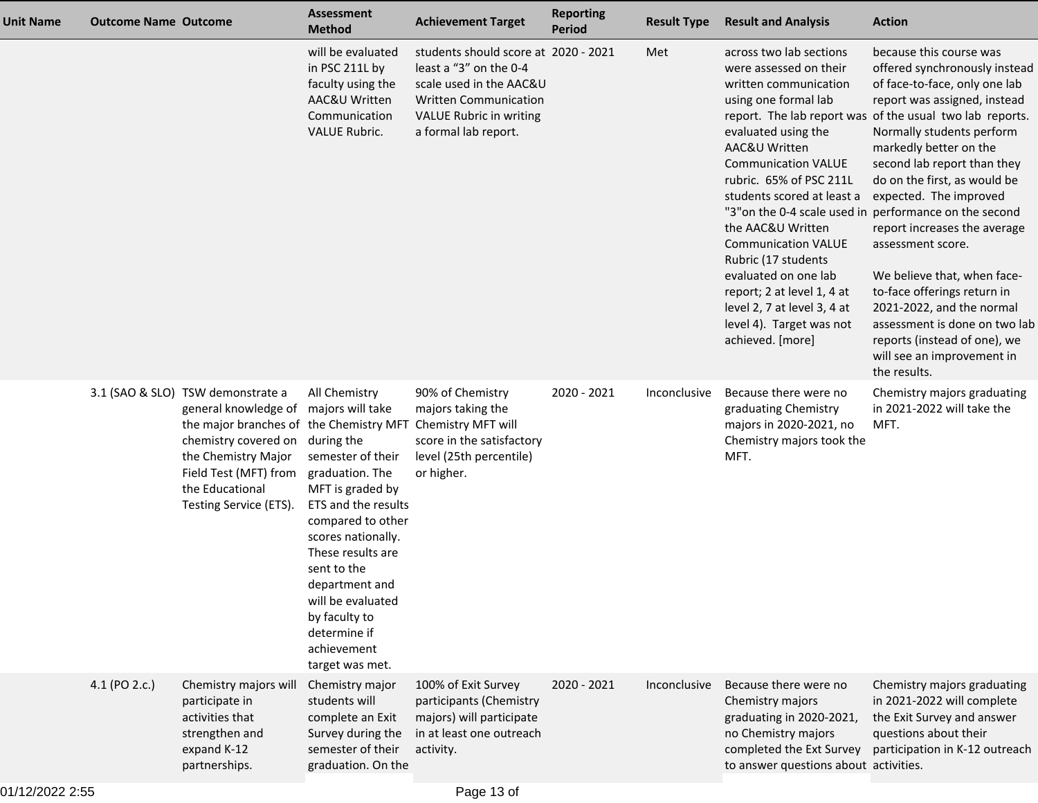| Unit Name | Outcome Name | Outcome | Assessment Method | Achievement Target | Reporting Period | Result Type | Result and Analysis | Action |
|---|---|---|---|---|---|---|---|---|
| | | | will be evaluated in PSC 211L by faculty using the AAC&U Written Communication VALUE Rubric. | students should score at least a "3" on the 0-4 scale used in the AAC&U Written Communication VALUE Rubric in writing a formal lab report. | 2020 - 2021 | Met | across two lab sections were assessed on their written communication using one formal lab report. The lab report was evaluated using the AAC&U Written Communication VALUE rubric. 65% of PSC 211L students scored at least a "3"on the 0-4 scale used in the AAC&U Written Communication VALUE Rubric (17 students evaluated on one lab report; 2 at level 1, 4 at level 2, 7 at level 3, 4 at level 4). Target was not achieved. [more] | because this course was offered synchronously instead of face-to-face, only one lab report was assigned, instead of the usual two lab reports. Normally students perform markedly better on the second lab report than they do on the first, as would be expected. The improved performance on the second report increases the average assessment score.<br><br>We believe that, when face-to-face offerings return in 2021-2022, and the normal assessment is done on two lab reports (instead of one), we will see an improvement in the results. |
| | 3.1 (SAO & SLO) | TSW demonstrate a general knowledge of the major branches of chemistry covered on the Chemistry Major Field Test (MFT) from the Educational Testing Service (ETS). | All Chemistry majors will take the Chemistry MFT during the semester of their graduation. The MFT is graded by ETS and the results compared to other scores nationally. These results are sent to the department and will be evaluated by faculty to determine if achievement target was met. | 90% of Chemistry majors taking the Chemistry MFT will score in the satisfactory level (25th percentile) or higher. | 2020 - 2021 | Inconclusive | Because there were no graduating Chemistry majors in 2020-2021, no Chemistry majors took the MFT. | Chemistry majors graduating in 2021-2022 will take the MFT. |
| | 4.1 (PO 2.c.) | Chemistry majors will participate in activities that strengthen and expand K-12 partnerships. | Chemistry major students will complete an Exit Survey during the semester of their graduation. On the | 100% of Exit Survey participants (Chemistry majors) will participate in at least one outreach activity. | 2020 - 2021 | Inconclusive | Because there were no Chemistry majors graduating in 2020-2021, no Chemistry majors completed the Ext Survey to answer questions about | Chemistry majors graduating in 2021-2022 will complete the Exit Survey and answer questions about their participation in K-12 outreach activities. |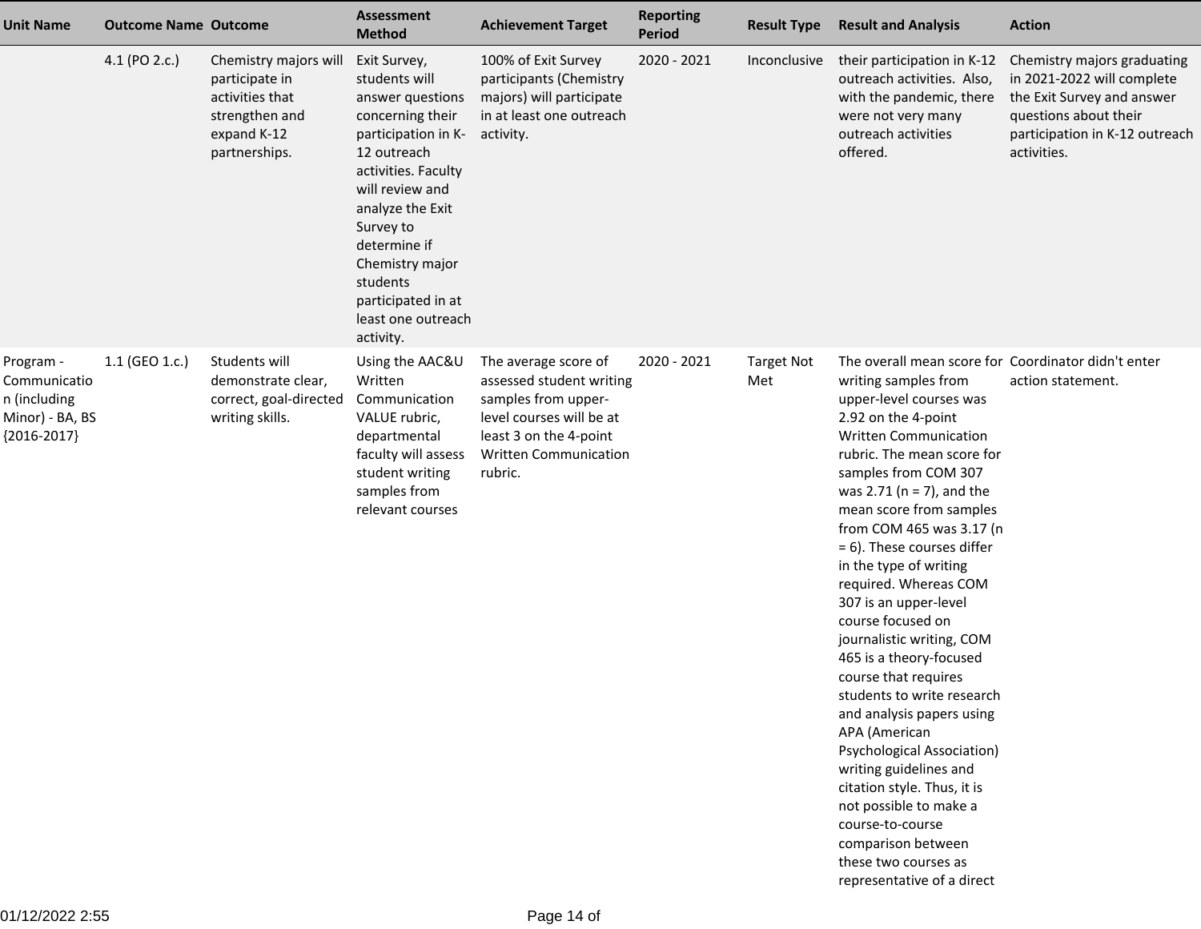| Unit Name | Outcome Name | Outcome | Assessment Method | Achievement Target | Reporting Period | Result Type | Result and Analysis | Action |
|---|---|---|---|---|---|---|---|---|
| | 4.1 (PO 2.c.) | Chemistry majors will participate in activities that strengthen and expand K-12 partnerships. | Exit Survey, students will answer questions concerning their participation in K-12 outreach activities. Faculty will review and analyze the Exit Survey to determine if Chemistry major students participated in at least one outreach activity. | 100% of Exit Survey participants (Chemistry majors) will participate in at least one outreach activity. | 2020 - 2021 | Inconclusive | their participation in K-12 outreach activities. Also, with the pandemic, there were not very many outreach activities offered. | Chemistry majors graduating in 2021-2022 will complete the Exit Survey and answer questions about their participation in K-12 outreach activities. |
| Program - Communication (including Minor) - BA, BS {2016-2017} | 1.1 (GEO 1.c.) | Students will demonstrate clear, correct, goal-directed writing skills. | Using the AAC&U Written Communication VALUE rubric, departmental faculty will assess student writing samples from relevant courses | The average score of assessed student writing samples from upper-level courses will be at least 3 on the 4-point Written Communication rubric. | 2020 - 2021 | Target Not Met | The overall mean score for writing samples from upper-level courses was 2.92 on the 4-point Written Communication rubric. The mean score for samples from COM 307 was 2.71 (n = 7), and the mean score from samples from COM 465 was 3.17 (n = 6). These courses differ in the type of writing required. Whereas COM 307 is an upper-level course focused on journalistic writing, COM 465 is a theory-focused course that requires students to write research and analysis papers using APA (American Psychological Association) writing guidelines and citation style. Thus, it is not possible to make a course-to-course comparison between these two courses as representative of a direct | Coordinator didn't enter action statement. |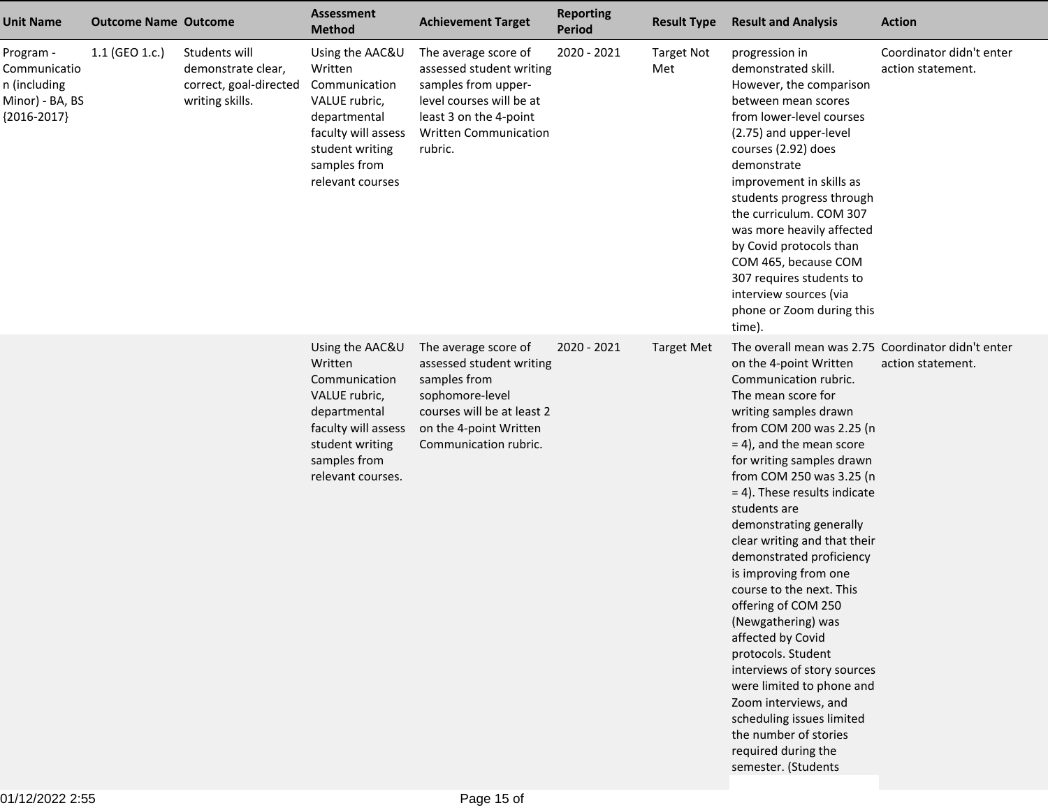| Unit Name | Outcome Name | Outcome | Assessment Method | Achievement Target | Reporting Period | Result Type | Result and Analysis | Action |
|---|---|---|---|---|---|---|---|---|
| Program - Communication (including Minor) - BA, BS {2016-2017} | 1.1 (GEO 1.c.) | Students will demonstrate clear, correct, goal-directed writing skills. | Using the AAC&U Written Communication VALUE rubric, departmental faculty will assess student writing samples from relevant courses | The average score of assessed student writing samples from upper-level courses will be at least 3 on the 4-point Written Communication rubric. | 2020 - 2021 | Target Not Met | progression in demonstrated skill. However, the comparison between mean scores from lower-level courses (2.75) and upper-level courses (2.92) does demonstrate improvement in skills as students progress through the curriculum. COM 307 was more heavily affected by Covid protocols than COM 465, because COM 307 requires students to interview sources (via phone or Zoom during this time). | Coordinator didn't enter action statement. |
| | | | Using the AAC&U Written Communication VALUE rubric, departmental faculty will assess student writing samples from relevant courses. | The average score of assessed student writing samples from sophomore-level courses will be at least 2 on the 4-point Written Communication rubric. | 2020 - 2021 | Target Met | The overall mean was 2.75 on the 4-point Written Communication rubric. The mean score for writing samples drawn from COM 200 was 2.25 (n = 4), and the mean score for writing samples drawn from COM 250 was 3.25 (n = 4). These results indicate students are demonstrating generally clear writing and that their demonstrated proficiency is improving from one course to the next. This offering of COM 250 (Newgathering) was affected by Covid protocols. Student interviews of story sources were limited to phone and Zoom interviews, and scheduling issues limited the number of stories required during the semester. (Students | Coordinator didn't enter action statement. |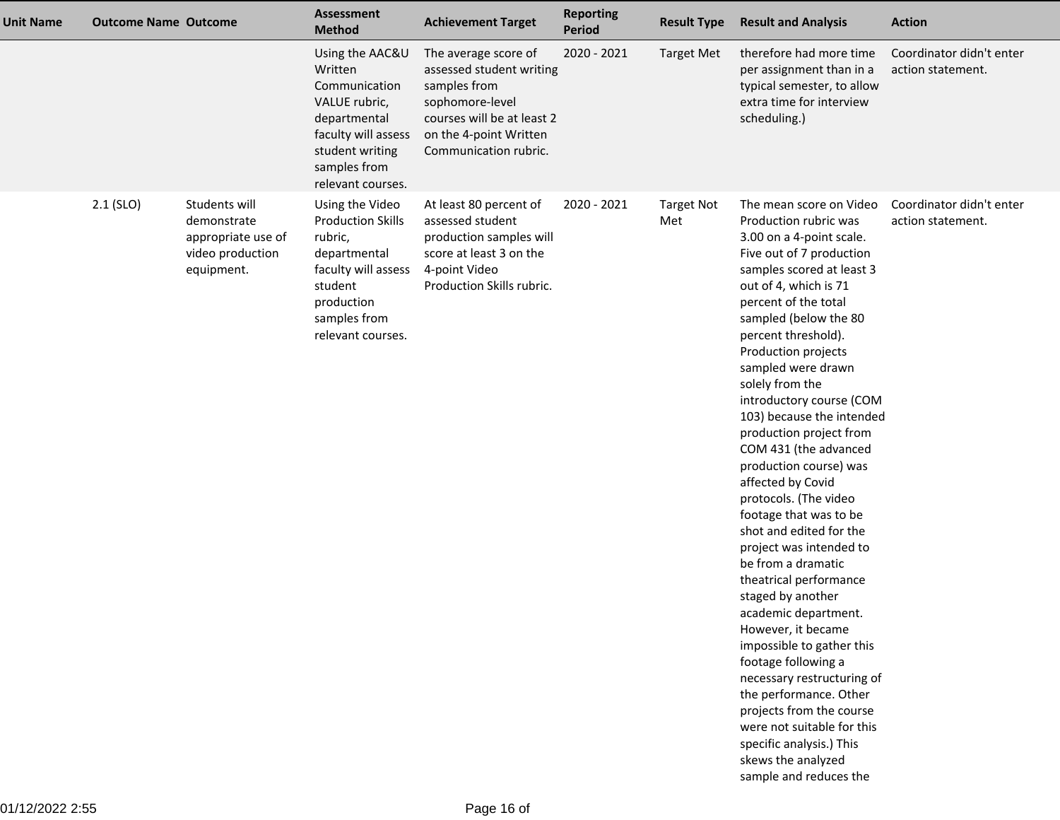| Unit Name | Outcome Name | Outcome | Assessment Method | Achievement Target | Reporting Period | Result Type | Result and Analysis | Action |
|---|---|---|---|---|---|---|---|---|
| | | | Using the AAC&U Written Communication VALUE rubric, departmental faculty will assess student writing samples from relevant courses. | The average score of assessed student writing samples from sophomore-level courses will be at least 2 on the 4-point Written Communication rubric. | 2020 - 2021 | Target Met | therefore had more time per assignment than in a typical semester, to allow extra time for interview scheduling.) | Coordinator didn't enter action statement. |
| | 2.1 (SLO) | Students will demonstrate appropriate use of video production equipment. | Using the Video Production Skills rubric, departmental faculty will assess student production samples from relevant courses. | At least 80 percent of assessed student production samples will score at least 3 on the 4-point Video Production Skills rubric. | 2020 - 2021 | Target Not Met | The mean score on Video Production rubric was 3.00 on a 4-point scale. Five out of 7 production samples scored at least 3 out of 4, which is 71 percent of the total sampled (below the 80 percent threshold). Production projects sampled were drawn solely from the introductory course (COM 103) because the intended production project from COM 431 (the advanced production course) was affected by Covid protocols. (The video footage that was to be shot and edited for the project was intended to be from a dramatic theatrical performance staged by another academic department. However, it became impossible to gather this footage following a necessary restructuring of the performance. Other projects from the course were not suitable for this specific analysis.) This skews the analyzed sample and reduces the | Coordinator didn't enter action statement. |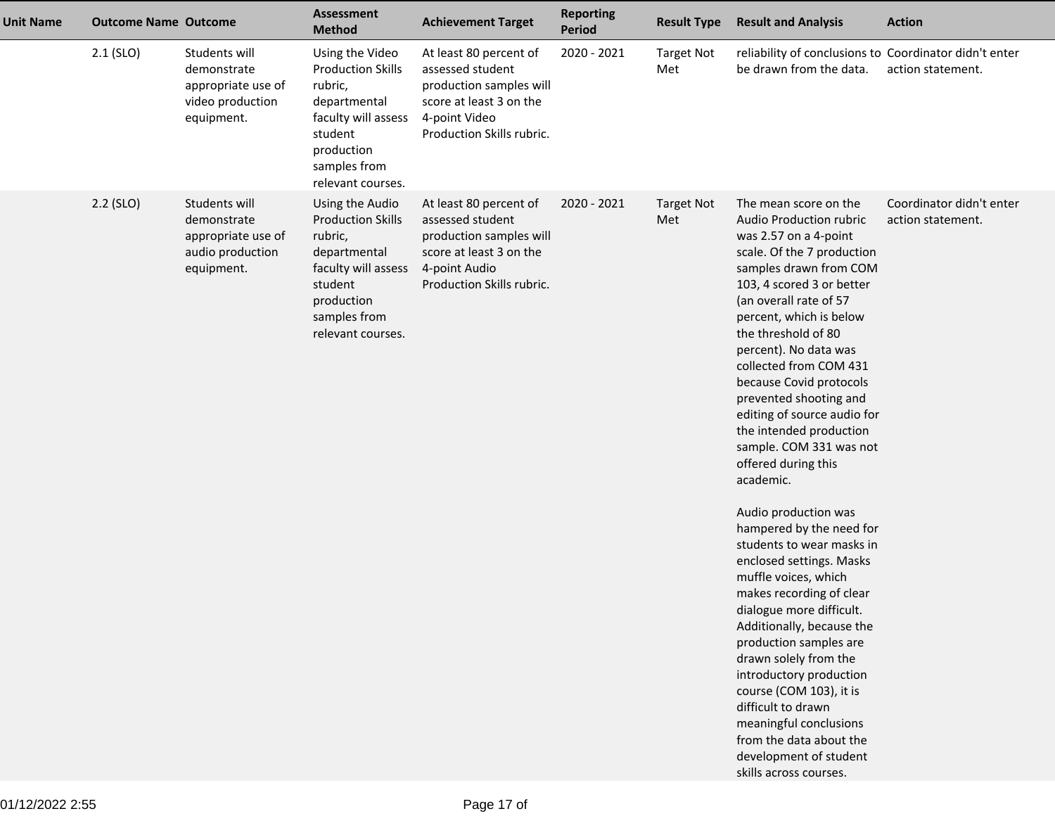| Unit Name | Outcome Name | Outcome | Assessment Method | Achievement Target | Reporting Period | Result Type | Result and Analysis | Action |
|---|---|---|---|---|---|---|---|---|
| | 2.1 (SLO) | Students will demonstrate appropriate use of video production equipment. | Using the Video Production Skills rubric, departmental faculty will assess student production samples from relevant courses. | At least 80 percent of assessed student production samples will score at least 3 on the 4-point Video Production Skills rubric. | 2020 - 2021 | Target Not Met | reliability of conclusions to be drawn from the data. | Coordinator didn't enter action statement. |
| | 2.2 (SLO) | Students will demonstrate appropriate use of audio production equipment. | Using the Audio Production Skills rubric, departmental faculty will assess student production samples from relevant courses. | At least 80 percent of assessed student production samples will score at least 3 on the 4-point Audio Production Skills rubric. | 2020 - 2021 | Target Not Met | The mean score on the Audio Production rubric was 2.57 on a 4-point scale. Of the 7 production samples drawn from COM 103, 4 scored 3 or better (an overall rate of 57 percent, which is below the threshold of 80 percent). No data was collected from COM 431 because Covid protocols prevented shooting and editing of source audio for the intended production sample. COM 331 was not offered during this academic.<br><br>Audio production was hampered by the need for students to wear masks in enclosed settings. Masks muffle voices, which makes recording of clear dialogue more difficult. Additionally, because the production samples are drawn solely from the introductory production course (COM 103), it is difficult to drawn meaningful conclusions from the data about the development of student skills across courses. | Coordinator didn't enter action statement. |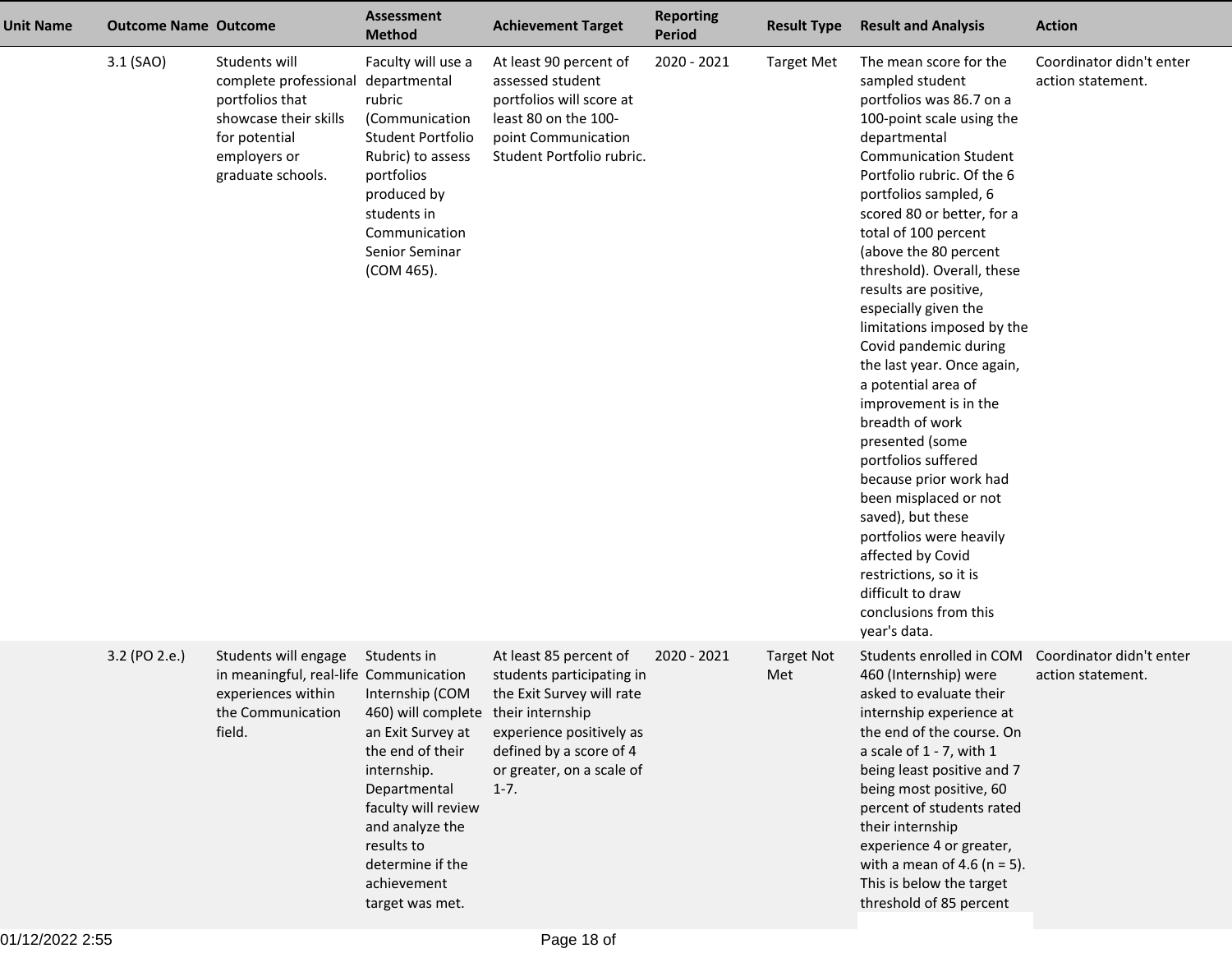| Unit Name | Outcome Name | Outcome | Assessment Method | Achievement Target | Reporting Period | Result Type | Result and Analysis | Action |
|---|---|---|---|---|---|---|---|---|
| | 3.1 (SAO) | Students will complete professional portfolios that showcase their skills for potential employers or graduate schools. | Faculty will use a departmental rubric (Communication Student Portfolio Rubric) to assess portfolios produced by students in Communication Senior Seminar (COM 465). | At least 90 percent of assessed student portfolios will score at least 80 on the 100-point Communication Student Portfolio rubric. | 2020 - 2021 | Target Met | The mean score for the sampled student portfolios was 86.7 on a 100-point scale using the departmental Communication Student Portfolio rubric. Of the 6 portfolios sampled, 6 scored 80 or better, for a total of 100 percent (above the 80 percent threshold). Overall, these results are positive, especially given the limitations imposed by the Covid pandemic during the last year. Once again, a potential area of improvement is in the breadth of work presented (some portfolios suffered because prior work had been misplaced or not saved), but these portfolios were heavily affected by Covid restrictions, so it is difficult to draw conclusions from this year's data. | Coordinator didn't enter action statement. |
| | 3.2 (PO 2.e.) | Students will engage in meaningful, real-life experiences within the Communication field. | Students in Communication Internship (COM 460) will complete an Exit Survey at the end of their internship. Departmental faculty will review and analyze the results to determine if the achievement target was met. | At least 85 percent of students participating in the Exit Survey will rate their internship experience positively as defined by a score of 4 or greater, on a scale of 1-7. | 2020 - 2021 | Target Not Met | Students enrolled in COM 460 (Internship) were asked to evaluate their internship experience at the end of the course. On a scale of 1 - 7, with 1 being least positive and 7 being most positive, 60 percent of students rated their internship experience 4 or greater, with a mean of 4.6 (n = 5). This is below the target threshold of 85 percent | Coordinator didn't enter action statement. |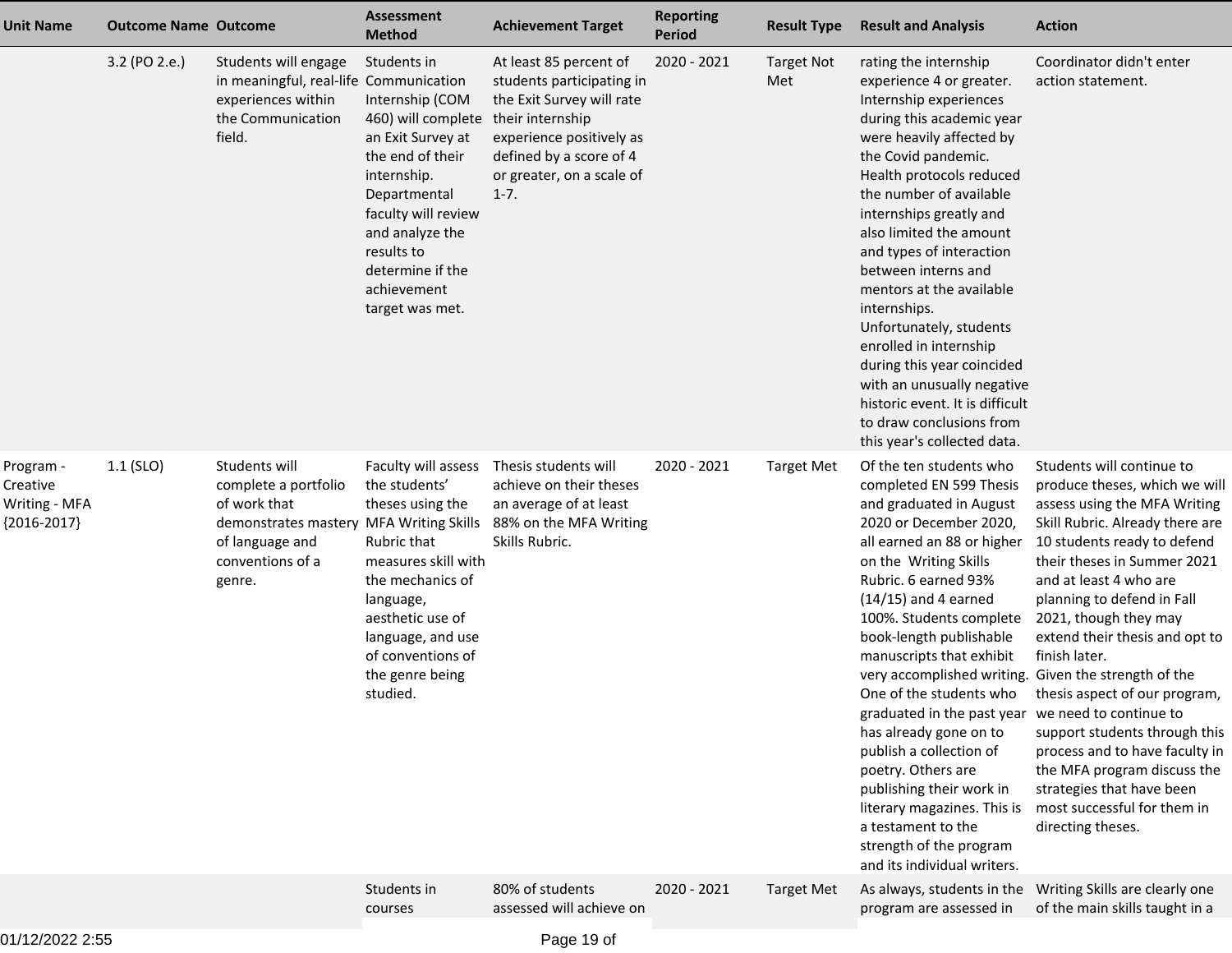| Unit Name | Outcome Name | Outcome | Assessment Method | Achievement Target | Reporting Period | Result Type | Result and Analysis | Action |
|---|---|---|---|---|---|---|---|---|
| | 3.2 (PO 2.e.) | Students will engage in meaningful, real-life experiences within the Communication field. | Students in Communication Internship (COM 460) will complete an Exit Survey at the end of their internship. Departmental faculty will review and analyze the results to determine if the achievement target was met. | At least 85 percent of students participating in the Exit Survey will rate their internship experience positively as defined by a score of 4 or greater, on a scale of 1-7. | 2020 - 2021 | Target Not Met | rating the internship experience 4 or greater. Internship experiences during this academic year were heavily affected by the Covid pandemic. Health protocols reduced the number of available internships greatly and also limited the amount and types of interaction between interns and mentors at the available internships. Unfortunately, students enrolled in internship during this year coincided with an unusually negative historic event. It is difficult to draw conclusions from this year's collected data. | Coordinator didn't enter action statement. |
| Program - Creative Writing - MFA {2016-2017} | 1.1 (SLO) | Students will complete a portfolio of work that demonstrates mastery of language and conventions of a genre. | Faculty will assess the students' theses using the MFA Writing Skills Rubric that measures skill with the mechanics of language, aesthetic use of language, and use of conventions of the genre being studied. | Thesis students will achieve on their theses an average of at least 88% on the MFA Writing Skills Rubric. | 2020 - 2021 | Target Met | Of the ten students who completed EN 599 Thesis and graduated in August 2020 or December 2020, all earned an 88 or higher on the Writing Skills Rubric. 6 earned 93% (14/15) and 4 earned 100%. Students complete book-length publishable manuscripts that exhibit very accomplished writing. One of the students who graduated in the past year has already gone on to publish a collection of poetry. Others are publishing their work in literary magazines. This is a testament to the strength of the program and its individual writers. | Students will continue to produce theses, which we will assess using the MFA Writing Skill Rubric. Already there are 10 students ready to defend their theses in Summer 2021 and at least 4 who are planning to defend in Fall 2021, though they may extend their thesis and opt to finish later. Given the strength of the thesis aspect of our program, we need to continue to support students through this process and to have faculty in the MFA program discuss the strategies that have been most successful for them in directing theses. |
| | | | Students in courses | 80% of students assessed will achieve on | 2020 - 2021 | Target Met | As always, students in the program are assessed in | Writing Skills are clearly one of the main skills taught in a |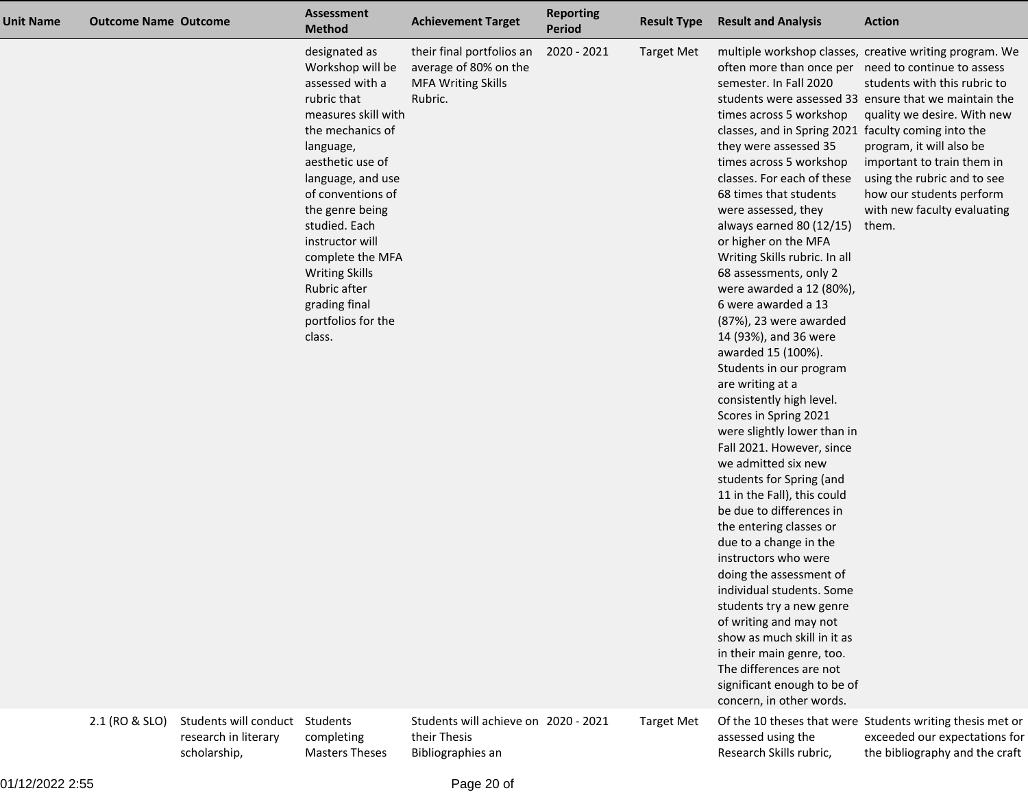| Unit Name | Outcome Name | Outcome | Assessment Method | Achievement Target | Reporting Period | Result Type | Result and Analysis | Action |
|---|---|---|---|---|---|---|---|---|
| | | | designated as Workshop will be assessed with a rubric that measures skill with the mechanics of language, aesthetic use of language, and use of conventions of the genre being studied. Each instructor will complete the MFA Writing Skills Rubric after grading final portfolios for the class. | their final portfolios an average of 80% on the MFA Writing Skills Rubric. | 2020 - 2021 | Target Met | multiple workshop classes, often more than once per semester. In Fall 2020 students were assessed 33 times across 5 workshop classes, and in Spring 2021 they were assessed 35 times across 5 workshop classes. For each of these 68 times that students were assessed, they always earned 80 (12/15) or higher on the MFA Writing Skills rubric. In all 68 assessments, only 2 were awarded a 12 (80%), 6 were awarded a 13 (87%), 23 were awarded 14 (93%), and 36 were awarded 15 (100%). Students in our program are writing at a consistently high level. Scores in Spring 2021 were slightly lower than in Fall 2021. However, since we admitted six new students for Spring (and 11 in the Fall), this could be due to differences in the entering classes or due to a change in the instructors who were doing the assessment of individual students. Some students try a new genre of writing and may not show as much skill in it as in their main genre, too. The differences are not significant enough to be of concern, in other words. | creative writing program. We need to continue to assess students with this rubric to ensure that we maintain the quality we desire. With new faculty coming into the program, it will also be important to train them in using the rubric and to see how our students perform with new faculty evaluating them. |
| | 2.1 (RO & SLO) | Students will conduct research in literary scholarship, | Students completing Masters Theses | Students will achieve on their Thesis Bibliographies an | 2020 - 2021 | Target Met | Of the 10 theses that were assessed using the Research Skills rubric, | Students writing thesis met or exceeded our expectations for the bibliography and the craft |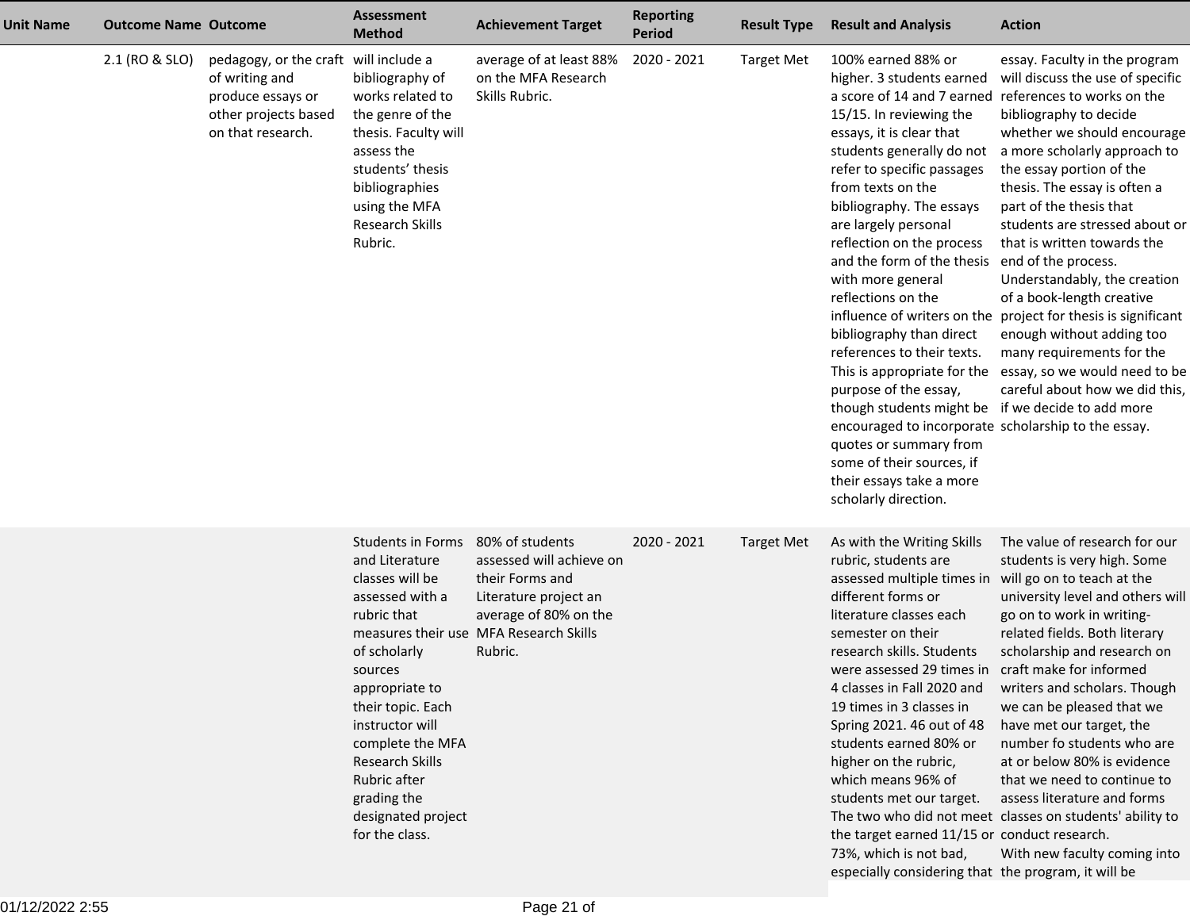| Unit Name | Outcome Name | Outcome | Assessment Method | Achievement Target | Reporting Period | Result Type | Result and Analysis | Action |
|---|---|---|---|---|---|---|---|---|
| | 2.1 (RO & SLO) | pedagogy, or the craft of writing and produce essays or other projects based on that research. | will include a bibliography of works related to the genre of the thesis. Faculty will assess the students' thesis bibliographies using the MFA Research Skills Rubric. | average of at least 88% on the MFA Research Skills Rubric. | 2020 - 2021 | Target Met | 100% earned 88% or higher. 3 students earned a score of 14 and 7 earned 15/15. In reviewing the essays, it is clear that students generally do not refer to specific passages from texts on the bibliography. The essays are largely personal reflection on the process and the form of the thesis with more general reflections on the influence of writers on the bibliography than direct references to their texts. This is appropriate for the purpose of the essay, though students might be encouraged to incorporate quotes or summary from some of their sources, if their essays take a more scholarly direction. | essay. Faculty in the program will discuss the use of specific references to works on the bibliography to decide whether we should encourage a more scholarly approach to the essay portion of the thesis. The essay is often a part of the thesis that students are stressed about or that is written towards the end of the process. Understandably, the creation of a book-length creative project for thesis is significant enough without adding too many requirements for the essay, so we would need to be careful about how we did this, if we decide to add more scholarship to the essay. |
| | | | Students in Forms and Literature classes will be assessed with a rubric that measures their use of scholarly sources appropriate to their topic. Each instructor will complete the MFA Research Skills Rubric after grading the designated project for the class. | 80% of students assessed will achieve on their Forms and Literature project an average of 80% on the MFA Research Skills Rubric. | 2020 - 2021 | Target Met | As with the Writing Skills rubric, students are assessed multiple times in different forms or literature classes each semester on their research skills. Students were assessed 29 times in 4 classes in Fall 2020 and 19 times in 3 classes in Spring 2021. 46 out of 48 students earned 80% or higher on the rubric, which means 96% of students met our target. The two who did not meet the target earned 11/15 or 73%, which is not bad, especially considering that | The value of research for our students is very high. Some will go on to teach at the university level and others will go on to work in writing-related fields. Both literary scholarship and research on craft make for informed writers and scholars. Though we can be pleased that we have met our target, the number fo students who are at or below 80% is evidence that we need to continue to assess literature and forms classes on students' ability to conduct research. With new faculty coming into the program, it will be |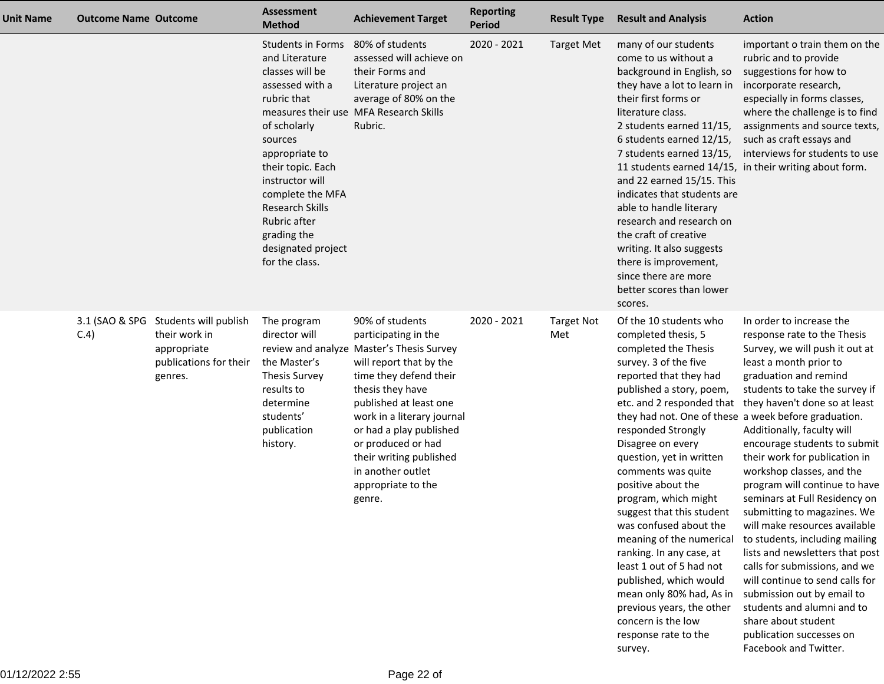| Unit Name | Outcome Name | Outcome | Assessment Method | Achievement Target | Reporting Period | Result Type | Result and Analysis | Action |
|---|---|---|---|---|---|---|---|---|
| | | | Students in Forms and Literature classes will be assessed with a rubric that measures their use of scholarly sources appropriate to their topic. Each instructor will complete the MFA Research Skills Rubric after grading the designated project for the class. | 80% of students assessed will achieve on their Forms and Literature project an average of 80% on the MFA Research Skills Rubric. | 2020 - 2021 | Target Met | many of our students come to us without a background in English, so they have a lot to learn in their first forms or literature class. 2 students earned 11/15, 6 students earned 12/15, 7 students earned 13/15, 11 students earned 14/15, and 22 earned 15/15. This indicates that students are able to handle literary research and research on the craft of creative writing. It also suggests there is improvement, since there are more better scores than lower scores. | important o train them on the rubric and to provide suggestions for how to incorporate research, especially in forms classes, where the challenge is to find assignments and source texts, such as craft essays and interviews for students to use in their writing about form. |
| | 3.1 (SAO & SPG C.4) | Students will publish their work in appropriate publications for their genres. | The program director will review and analyze the Master's Thesis Survey results to determine students' publication history. | 90% of students participating in the Master's Thesis Survey will report that by the time they defend their thesis they have published at least one work in a literary journal or had a play published or produced or had their writing published in another outlet appropriate to the genre. | 2020 - 2021 | Target Not Met | Of the 10 students who completed thesis, 5 completed the Thesis survey. 3 of the five reported that they had published a story, poem, etc. and 2 responded that they had not. One of these responded Strongly Disagree on every question, yet in written comments was quite positive about the program, which might suggest that this student was confused about the meaning of the numerical ranking. In any case, at least 1 out of 5 had not published, which would mean only 80% had, As in previous years, the other concern is the low response rate to the survey. | In order to increase the response rate to the Thesis Survey, we will push it out at least a month prior to graduation and remind students to take the survey if they haven't done so at least a week before graduation. Additionally, faculty will encourage students to submit their work for publication in workshop classes, and the program will continue to have seminars at Full Residency on submitting to magazines. We will make resources available to students, including mailing lists and newsletters that post calls for submissions, and we will continue to send calls for submission out by email to students and alumni and to share about student publication successes on Facebook and Twitter. |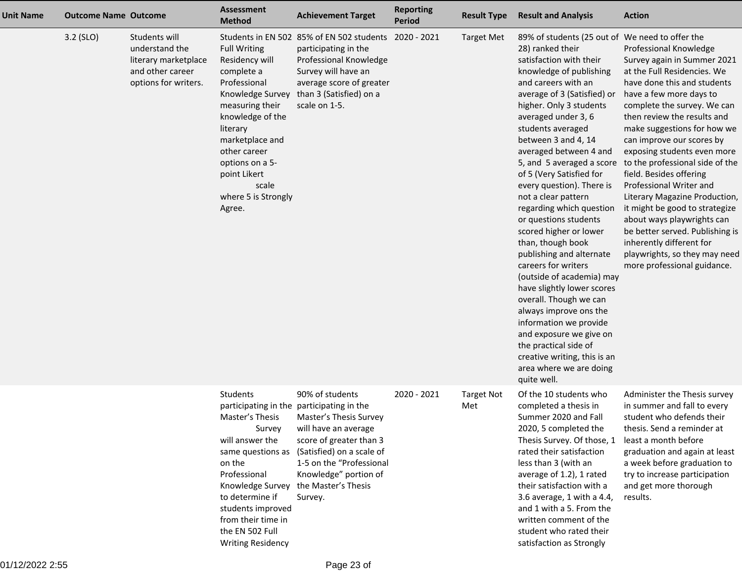| Unit Name | Outcome Name | Outcome | Assessment Method | Achievement Target | Reporting Period | Result Type | Result and Analysis | Action |
|---|---|---|---|---|---|---|---|---|
| | 3.2 (SLO) | Students will understand the literary marketplace and other career options for writers. | Students in EN 502 Full Writing Residency will complete a Professional Knowledge Survey measuring their knowledge of the literary marketplace and other career options on a 5-point Likert scale where 5 is Strongly Agree. | 85% of EN 502 students participating in the Professional Knowledge Survey will have an average score of greater than 3 (Satisfied) on a scale on 1-5. | 2020 - 2021 | Target Met | 89% of students (25 out of 28) ranked their satisfaction with their knowledge of publishing and careers with an average of 3 (Satisfied) or higher. Only 3 students averaged under 3, 6 students averaged between 3 and 4, 14 averaged between 4 and 5, and 5 averaged a score of 5 (Very Satisfied for every question). There is not a clear pattern regarding which question or questions students scored higher or lower than, though book publishing and alternate careers for writers (outside of academia) may have slightly lower scores overall. Though we can always improve ons the information we provide and exposure we give on the practical side of creative writing, this is an area where we are doing quite well. | We need to offer the Professional Knowledge Survey again in Summer 2021 at the Full Residencies. We have done this and students have a few more days to complete the survey. We can then review the results and make suggestions for how we can improve our scores by exposing students even more to the professional side of the field. Besides offering Professional Writer and Literary Magazine Production, it might be good to strategize about ways playwrights can be better served. Publishing is inherently different for playwrights, so they may need more professional guidance. |
| | | | Students participating in the Master's Thesis Survey will answer the same questions as on the Professional Knowledge Survey to determine if students improved from their time in the EN 502 Full Writing Residency | 90% of students participating in the Master's Thesis Survey will have an average score of greater than 3 (Satisfied) on a scale of 1-5 on the "Professional Knowledge" portion of the Master's Thesis Survey. | 2020 - 2021 | Target Not Met | Of the 10 students who completed a thesis in Summer 2020 and Fall 2020, 5 completed the Thesis Survey. Of those, 1 rated their satisfaction less than 3 (with an average of 1.2), 1 rated their satisfaction with a 3.6 average, 1 with a 4.4, and 1 with a 5. From the written comment of the student who rated their satisfaction as Strongly | Administer the Thesis survey in summer and fall to every student who defends their thesis. Send a reminder at least a month before graduation and again at least a week before graduation to try to increase participation and get more thorough results. |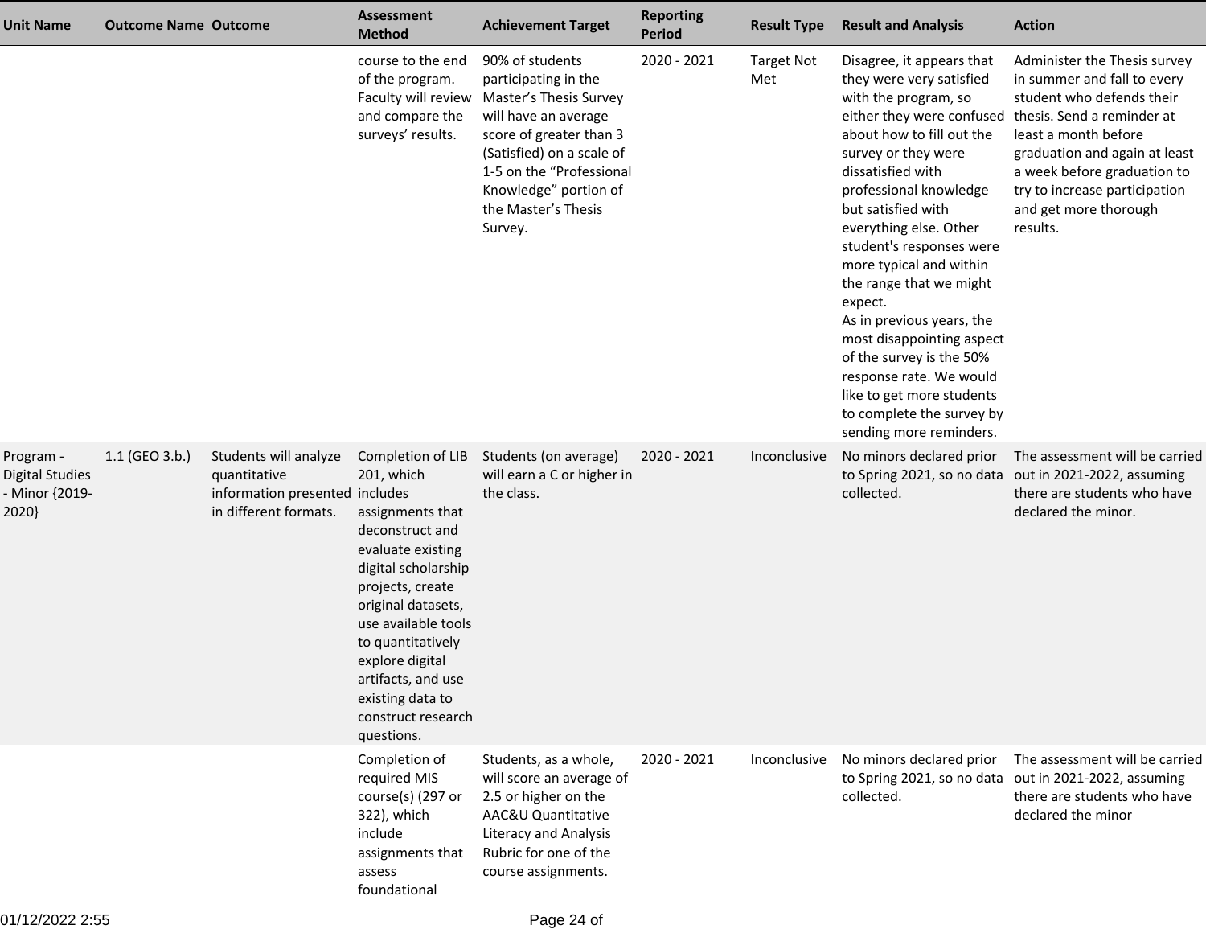| Unit Name | Outcome Name | Outcome | Assessment Method | Achievement Target | Reporting Period | Result Type | Result and Analysis | Action |
|---|---|---|---|---|---|---|---|---|
| | | | course to the end of the program. Faculty will review and compare the surveys' results. | 90% of students participating in the Master's Thesis Survey will have an average score of greater than 3 (Satisfied) on a scale of 1-5 on the "Professional Knowledge" portion of the Master's Thesis Survey. | 2020 - 2021 | Target Not Met | Disagree, it appears that they were very satisfied with the program, so either they were confused about how to fill out the survey or they were dissatisfied with professional knowledge but satisfied with everything else. Other student's responses were more typical and within the range that we might expect.<br>As in previous years, the most disappointing aspect of the survey is the 50% response rate. We would like to get more students to complete the survey by sending more reminders. | Administer the Thesis survey in summer and fall to every student who defends their thesis. Send a reminder at least a month before graduation and again at least a week before graduation to try to increase participation and get more thorough results. |
| Program - Digital Studies - Minor {2019-2020} | 1.1 (GEO 3.b.) | Students will analyze quantitative information presented in different formats. | Completion of LIB 201, which includes assignments that deconstruct and evaluate existing digital scholarship projects, create original datasets, use available tools to quantitatively explore digital artifacts, and use existing data to construct research questions. | Students (on average) will earn a C or higher in the class. | 2020 - 2021 | Inconclusive | No minors declared prior to Spring 2021, so no data collected. | The assessment will be carried out in 2021-2022, assuming there are students who have declared the minor. |
| | | | Completion of required MIS course(s) (297 or 322), which include assignments that assess foundational | Students, as a whole, will score an average of 2.5 or higher on the AAC&U Quantitative Literacy and Analysis Rubric for one of the course assignments. | 2020 - 2021 | Inconclusive | No minors declared prior to Spring 2021, so no data collected. | The assessment will be carried out in 2021-2022, assuming there are students who have declared the minor |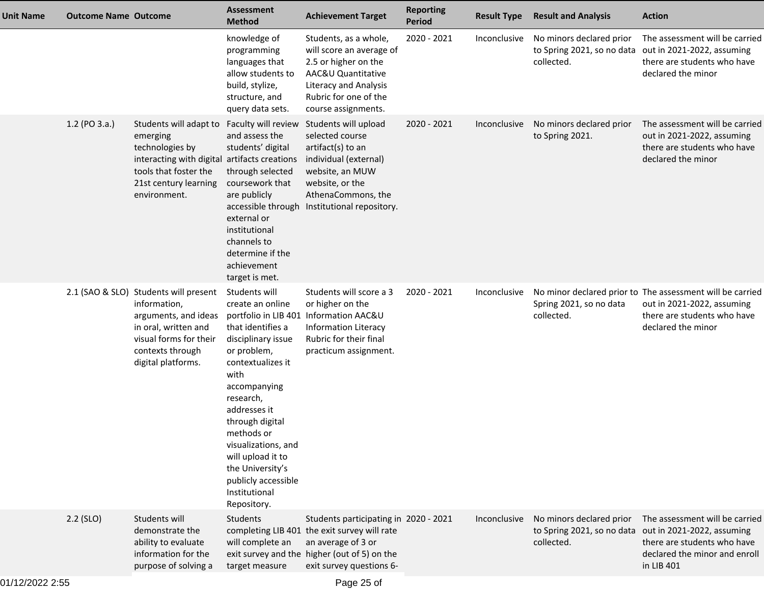| Unit Name | Outcome Name | Outcome | Assessment Method | Achievement Target | Reporting Period | Result Type | Result and Analysis | Action |
|---|---|---|---|---|---|---|---|---|
| | | | knowledge of programming languages that allow students to build, stylize, structure, and query data sets. | Students, as a whole, will score an average of 2.5 or higher on the AAC&U Quantitative Literacy and Analysis Rubric for one of the course assignments. | 2020 - 2021 | Inconclusive | No minors declared prior to Spring 2021, so no data collected. | The assessment will be carried out in 2021-2022, assuming there are students who have declared the minor |
| | 1.2 (PO 3.a.) | Students will adapt to emerging technologies by interacting with digital tools that foster the 21st century learning environment. | Faculty will review and assess the students' digital artifacts creations through selected coursework that are publicly accessible through external or institutional channels to determine if the achievement target is met. | Students will upload selected course artifact(s) to an individual (external) website, an MUW website, or the AthenaCommons, the Institutional repository. | 2020 - 2021 | Inconclusive | No minors declared prior to Spring 2021. | The assessment will be carried out in 2021-2022, assuming there are students who have declared the minor |
| | 2.1 (SAO & SLO) | Students will present information, arguments, and ideas in oral, written and visual forms for their contexts through digital platforms. | Students will create an online portfolio in LIB 401 that identifies a disciplinary issue or problem, contextualizes it with accompanying research, addresses it through digital methods or visualizations, and will upload it to the University's publicly accessible Institutional Repository. | Students will score a 3 or higher on the Information AAC&U Information Literacy Rubric for their final practicum assignment. | 2020 - 2021 | Inconclusive | No minor declared prior to Spring 2021, so no data collected. | The assessment will be carried out in 2021-2022, assuming there are students who have declared the minor |
| | 2.2 (SLO) | Students will demonstrate the ability to evaluate information for the purpose of solving a | Students completing LIB 401 will complete an exit survey and the target measure | Students participating in the exit survey will rate an average of 3 or higher (out of 5) on the exit survey questions 6- | 2020 - 2021 | Inconclusive | No minors declared prior to Spring 2021, so no data collected. | The assessment will be carried out in 2021-2022, assuming there are students who have declared the minor and enroll in LIB 401 |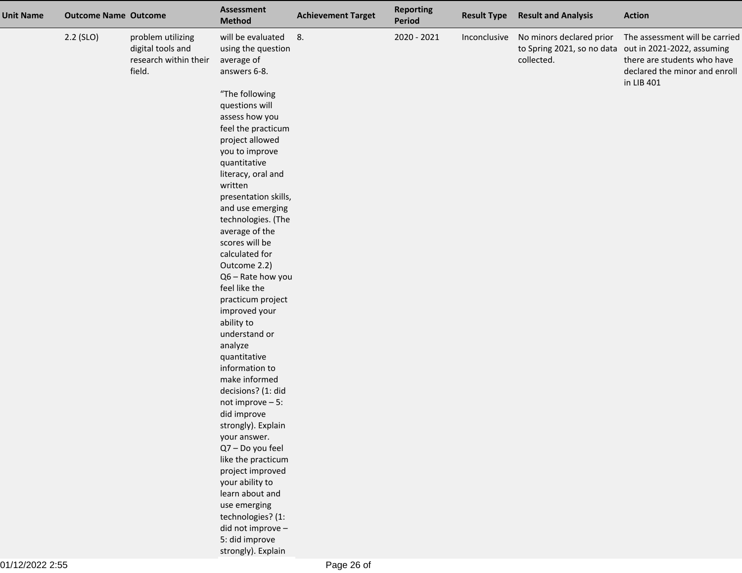| Unit Name | Outcome Name | Outcome | Assessment Method | Achievement Target | Reporting Period | Result Type | Result and Analysis | Action |
|---|---|---|---|---|---|---|---|---|
| | 2.2 (SLO) | problem utilizing digital tools and research within their field. | will be evaluated using the question average of answers 6-8. “The following questions will assess how you feel the practicum project allowed you to improve quantitative literacy, oral and written presentation skills, and use emerging technologies. (The average of the scores will be calculated for Outcome 2.2) Q6 – Rate how you feel like the practicum project improved your ability to understand or analyze quantitative information to make informed decisions? (1: did not improve – 5: did improve strongly). Explain your answer. Q7 – Do you feel like the practicum project improved your ability to learn about and use emerging technologies? (1: did not improve – 5: did improve strongly). Explain | 8. | 2020 - 2021 | Inconclusive | No minors declared prior to Spring 2021, so no data collected. | The assessment will be carried out in 2021-2022, assuming there are students who have declared the minor and enroll in LIB 401 |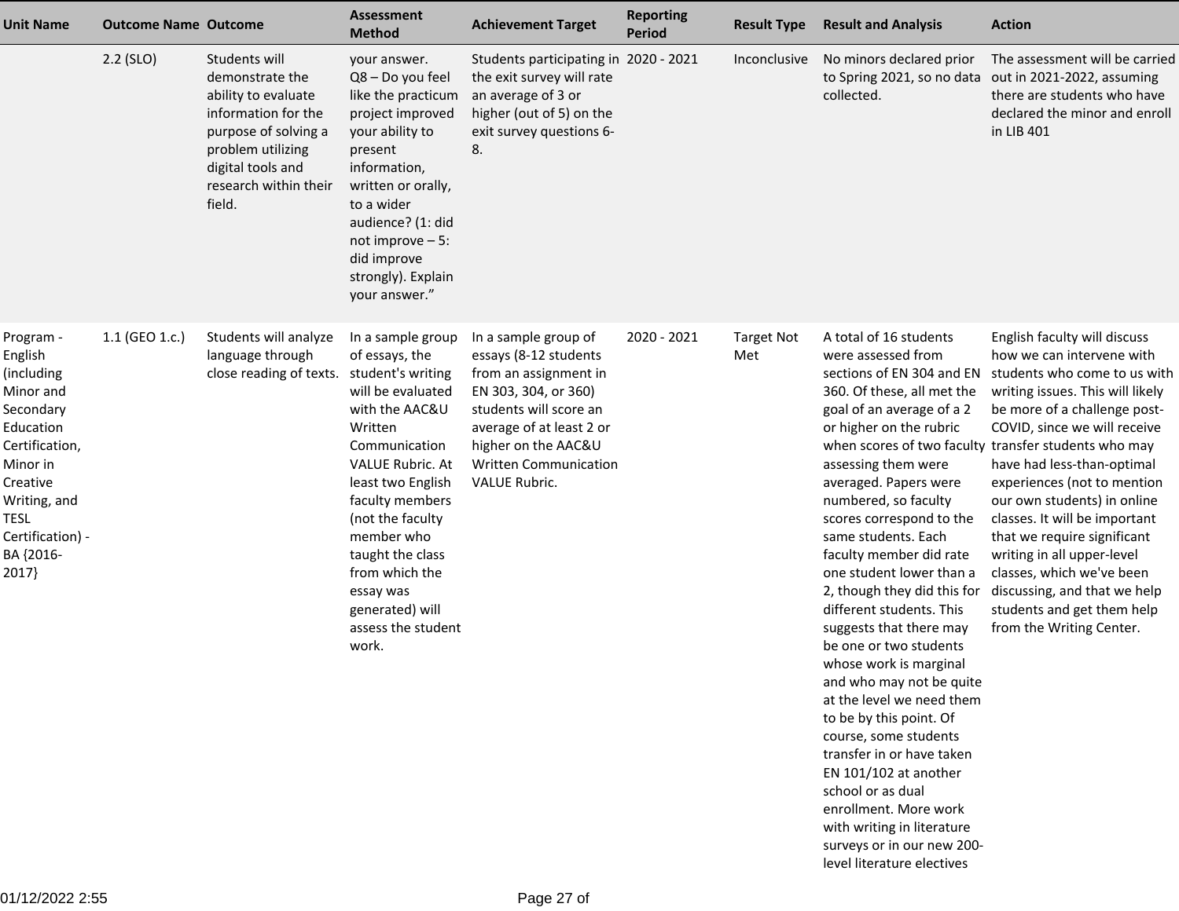| Unit Name | Outcome Name | Outcome | Assessment Method | Achievement Target | Reporting Period | Result Type | Result and Analysis | Action |
|---|---|---|---|---|---|---|---|---|
| | 2.2 (SLO) | Students will demonstrate the ability to evaluate information for the purpose of solving a problem utilizing digital tools and research within their field. | your answer. Q8 – Do you feel like the practicum project improved your ability to present information, written or orally, to a wider audience? (1: did not improve – 5: did improve strongly). Explain your answer.” | Students participating in the exit survey will rate an average of 3 or higher (out of 5) on the exit survey questions 6-8. | 2020 - 2021 | Inconclusive | No minors declared prior to Spring 2021, so no data collected. | The assessment will be carried out in 2021-2022, assuming there are students who have declared the minor and enroll in LIB 401 |
| Program - English (including Minor and Secondary Education Certification, Minor in Creative Writing, and TESL Certification) - BA {2016-2017} | 1.1 (GEO 1.c.) | Students will analyze language through close reading of texts. | In a sample group of essays, the student's writing will be evaluated with the AAC&U Written Communication VALUE Rubric. At least two English faculty members (not the faculty member who taught the class from which the essay was generated) will assess the student work. | In a sample group of essays (8-12 students from an assignment in EN 303, 304, or 360) students will score an average of at least 2 or higher on the AAC&U Written Communication VALUE Rubric. | 2020 - 2021 | Target Not Met | A total of 16 students were assessed from sections of EN 304 and EN 360. Of these, all met the goal of an average of a 2 or higher on the rubric when scores of two faculty assessing them were averaged. Papers were numbered, so faculty scores correspond to the same students. Each faculty member did rate one student lower than a 2, though they did this for different students. This suggests that there may be one or two students whose work is marginal and who may not be quite at the level we need them to be by this point. Of course, some students transfer in or have taken EN 101/102 at another school or as dual enrollment. More work with writing in literature surveys or in our new 200-level literature electives | English faculty will discuss how we can intervene with students who come to us with writing issues. This will likely be more of a challenge post-COVID, since we will receive transfer students who may have had less-than-optimal experiences (not to mention our own students) in online classes. It will be important that we require significant writing in all upper-level classes, which we've been discussing, and that we help students and get them help from the Writing Center. |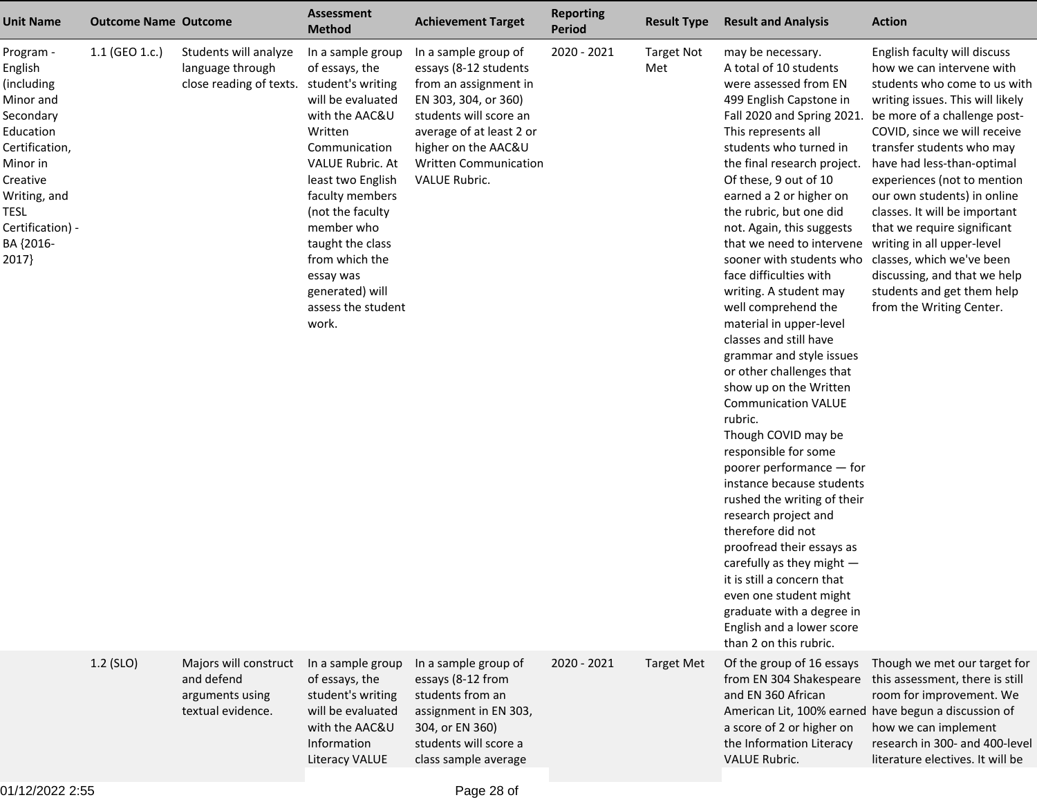| Unit Name | Outcome Name | Outcome | Assessment Method | Achievement Target | Reporting Period | Result Type | Result and Analysis | Action |
|---|---|---|---|---|---|---|---|---|
| Program - English (including Minor and Secondary Education Certification, Minor in Creative Writing, and TESL Certification) - BA {2016-2017} | 1.1 (GEO 1.c.) | Students will analyze language through close reading of texts. | In a sample group of essays, the student's writing will be evaluated with the AAC&U Written Communication VALUE Rubric. At least two English faculty members (not the faculty member who taught the class from which the essay was generated) will assess the student work. | In a sample group of essays (8-12 students from an assignment in EN 303, 304, or 360) students will score an average of at least 2 or higher on the AAC&U Written Communication VALUE Rubric. | 2020 - 2021 | Target Not Met | may be necessary.<br>A total of 10 students were assessed from EN 499 English Capstone in Fall 2020 and Spring 2021. This represents all students who turned in the final research project. Of these, 9 out of 10 earned a 2 or higher on the rubric, but one did not. Again, this suggests that we need to intervene sooner with students who face difficulties with writing. A student may well comprehend the material in upper-level classes and still have grammar and style issues or other challenges that show up on the Written Communication VALUE rubric.<br>Though COVID may be responsible for some poorer performance — for instance because students rushed the writing of their research project and therefore did not proofread their essays as carefully as they might — it is still a concern that even one student might graduate with a degree in English and a lower score than 2 on this rubric. | English faculty will discuss how we can intervene with students who come to us with writing issues. This will likely be more of a challenge post-COVID, since we will receive transfer students who may have had less-than-optimal experiences (not to mention our own students) in online classes. It will be important that we require significant writing in all upper-level classes, which we've been discussing, and that we help students and get them help from the Writing Center. |
| | 1.2 (SLO) | Majors will construct and defend arguments using textual evidence. | In a sample group of essays, the student's writing will be evaluated with the AAC&U Information Literacy VALUE | In a sample group of essays (8-12 from students from an assignment in EN 303, 304, or EN 360) students will score a class sample average | 2020 - 2021 | Target Met | Of the group of 16 essays from EN 304 Shakespeare and EN 360 African American Lit, 100% earned a score of 2 or higher on the Information Literacy VALUE Rubric. | Though we met our target for this assessment, there is still room for improvement. We have begun a discussion of how we can implement research in 300- and 400-level literature electives. It will be |

01/12/2022 2:55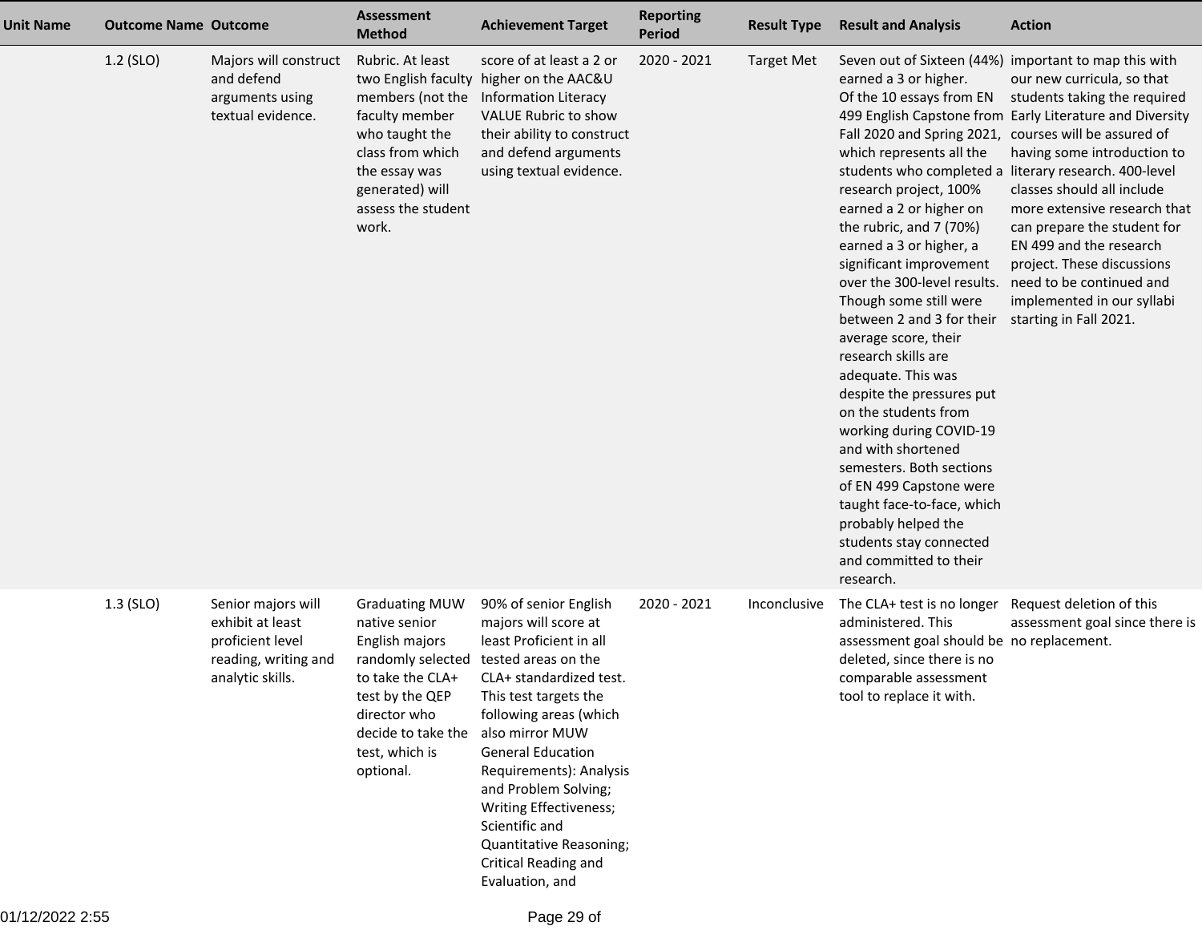| Unit Name | Outcome Name | Outcome | Assessment Method | Achievement Target | Reporting Period | Result Type | Result and Analysis | Action |
|---|---|---|---|---|---|---|---|---|
| | 1.2 (SLO) | Majors will construct and defend arguments using textual evidence. | Rubric. At least two English faculty members (not the faculty member who taught the class from which the essay was generated) will assess the student work. | score of at least a 2 or higher on the AAC&U Information Literacy VALUE Rubric to show their ability to construct and defend arguments using textual evidence. | 2020 - 2021 | Target Met | Seven out of Sixteen (44%) earned a 3 or higher. Of the 10 essays from EN 499 English Capstone from Fall 2020 and Spring 2021, which represents all the students who completed a research project, 100% earned a 2 or higher on the rubric, and 7 (70%) earned a 3 or higher, a significant improvement over the 300-level results. Though some still were between 2 and 3 for their average score, their research skills are adequate. This was despite the pressures put on the students from working during COVID-19 and with shortened semesters. Both sections of EN 499 Capstone were taught face-to-face, which probably helped the students stay connected and committed to their research. | important to map this with our new curricula, so that students taking the required Early Literature and Diversity courses will be assured of having some introduction to literary research. 400-level classes should all include more extensive research that can prepare the student for EN 499 and the research project. These discussions need to be continued and implemented in our syllabi starting in Fall 2021. |
| | 1.3 (SLO) | Senior majors will exhibit at least proficient level reading, writing and analytic skills. | Graduating MUW native senior English majors randomly selected to take the CLA+ test by the QEP director who decide to take the test, which is optional. | 90% of senior English majors will score at least Proficient in all tested areas on the CLA+ standardized test. This test targets the following areas (which also mirror MUW General Education Requirements): Analysis and Problem Solving; Writing Effectiveness; Scientific and Quantitative Reasoning; Critical Reading and Evaluation, and | 2020 - 2021 | Inconclusive | The CLA+ test is no longer administered. This assessment goal should be deleted, since there is no comparable assessment tool to replace it with. | Request deletion of this assessment goal since there is no replacement. |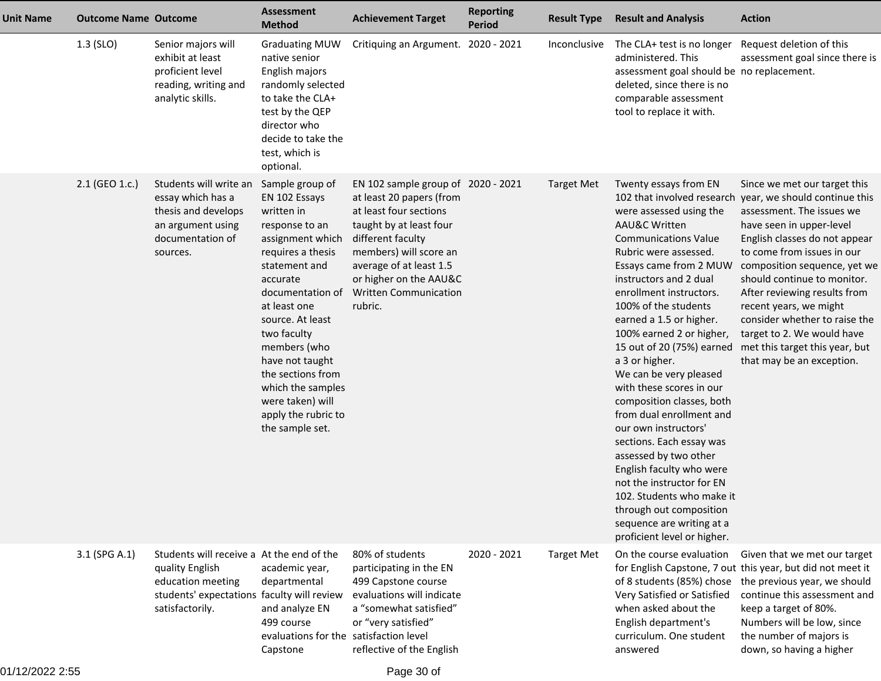| Unit Name | Outcome Name | Outcome | Assessment Method | Achievement Target | Reporting Period | Result Type | Result and Analysis | Action |
|---|---|---|---|---|---|---|---|---|
| | 1.3 (SLO) | Senior majors will exhibit at least proficient level reading, writing and analytic skills. | Graduating MUW native senior English majors randomly selected to take the CLA+ test by the QEP director who decide to take the test, which is optional. | Critiquing an Argument. | 2020 - 2021 | Inconclusive | The CLA+ test is no longer administered. This assessment goal should be deleted, since there is no comparable assessment tool to replace it with. | Request deletion of this assessment goal since there is no replacement. |
| | 2.1 (GEO 1.c.) | Students will write an essay which has a thesis and develops an argument using documentation of sources. | Sample group of EN 102 Essays written in response to an assignment which requires a thesis statement and accurate documentation of at least one source. At least two faculty members (who have not taught the sections from which the samples were taken) will apply the rubric to the sample set. | EN 102 sample group of at least 20 papers (from at least four sections taught by at least four different faculty members) will score an average of at least 1.5 or higher on the AAU&C Written Communication rubric. | 2020 - 2021 | Target Met | Twenty essays from EN 102 that involved research were assessed using the AAU&C Written Communications Value Rubric were assessed. Essays came from 2 MUW instructors and 2 dual enrollment instructors. 100% of the students earned a 1.5 or higher. 100% earned 2 or higher, 15 out of 20 (75%) earned a 3 or higher.<br>We can be very pleased with these scores in our composition classes, both from dual enrollment and our own instructors' sections. Each essay was assessed by two other English faculty who were not the instructor for EN 102. Students who make it through out composition sequence are writing at a proficient level or higher. | Since we met our target this year, we should continue this assessment. The issues we have seen in upper-level English classes do not appear to come from issues in our composition sequence, yet we should continue to monitor. After reviewing results from recent years, we might consider whether to raise the target to 2. We would have met this target this year, but that may be an exception. |
| | 3.1 (SPG A.1) | Students will receive a quality English education meeting students' expectations satisfactorily. | At the end of the academic year, departmental faculty will review and analyze EN 499 course evaluations for the Capstone | 80% of students participating in the EN 499 Capstone course evaluations will indicate a "somewhat satisfied" or "very satisfied" satisfaction level reflective of the English | 2020 - 2021 | Target Met | On the course evaluation for English Capstone, 7 out of 8 students (85%) chose Very Satisfied or Satisfied when asked about the English department's curriculum. One student answered | Given that we met our target this year, but did not meet it the previous year, we should continue this assessment and keep a target of 80%. Numbers will be low, since the number of majors is down, so having a higher |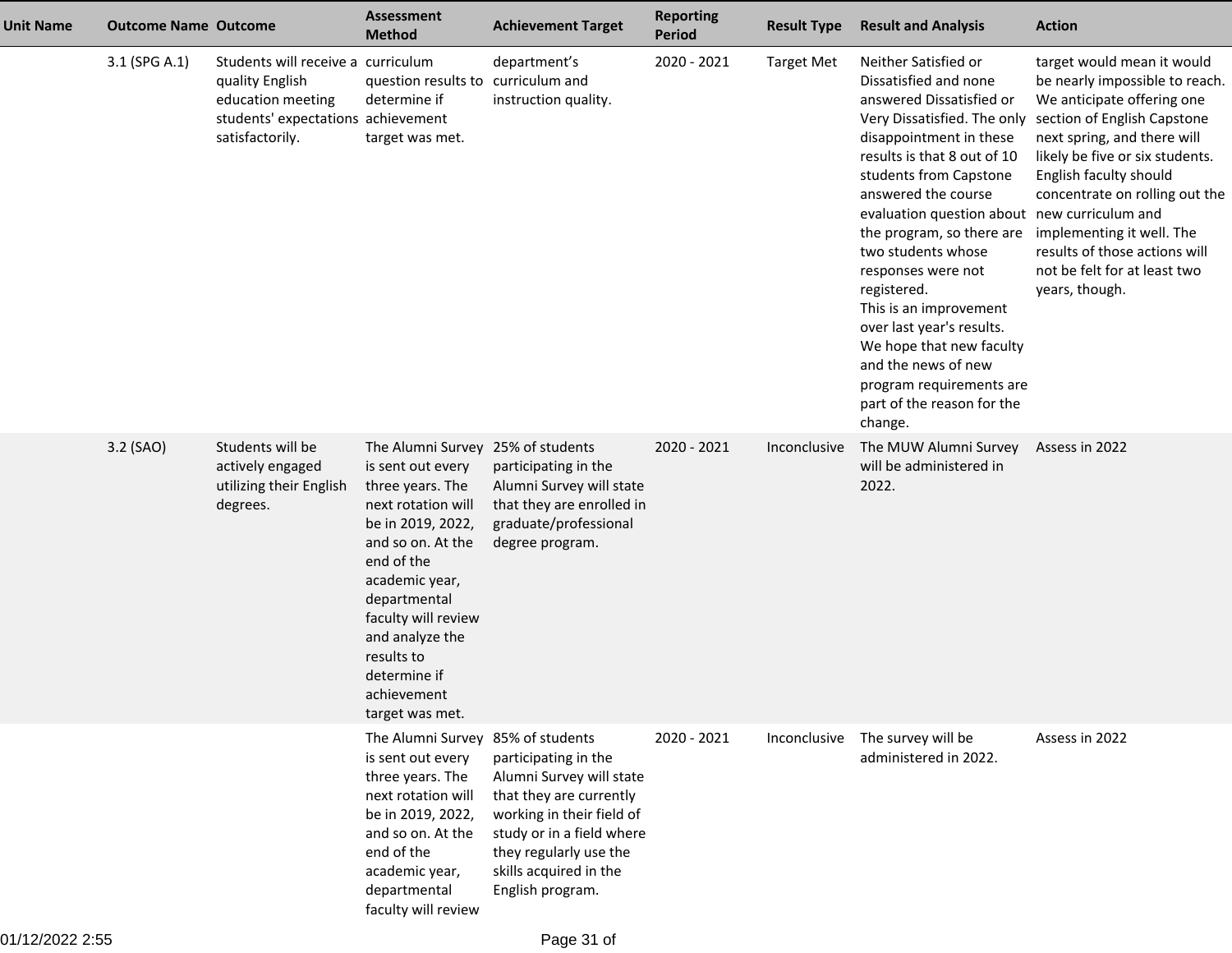| Unit Name | Outcome Name | Outcome | Assessment Method | Achievement Target | Reporting Period | Result Type | Result and Analysis | Action |
|---|---|---|---|---|---|---|---|---|
| | 3.1 (SPG A.1) | Students will receive a quality English education meeting students' expectations satisfactorily. | curriculum question results to determine if achievement target was met. | department's curriculum and instruction quality. | 2020 - 2021 | Target Met | Neither Satisfied or Dissatisfied and none answered Dissatisfied or Very Dissatisfied. The only disappointment in these results is that 8 out of 10 students from Capstone answered the course evaluation question about the program, so there are two students whose responses were not registered.<br>This is an improvement over last year's results. We hope that new faculty and the news of new program requirements are part of the reason for the change. | target would mean it would be nearly impossible to reach. We anticipate offering one section of English Capstone next spring, and there will likely be five or six students. English faculty should concentrate on rolling out the new curriculum and implementing it well. The results of those actions will not be felt for at least two years, though. |
| | 3.2 (SAO) | Students will be actively engaged utilizing their English degrees. | The Alumni Survey is sent out every three years. The next rotation will be in 2019, 2022, and so on. At the end of the academic year, departmental faculty will review and analyze the results to determine if achievement target was met. | 25% of students participating in the Alumni Survey will state that they are enrolled in graduate/professional degree program. | 2020 - 2021 | Inconclusive | The MUW Alumni Survey will be administered in 2022. | Assess in 2022 |
| | | | The Alumni Survey is sent out every three years. The next rotation will be in 2019, 2022, and so on. At the end of the academic year, departmental faculty will review | 85% of students participating in the Alumni Survey will state that they are currently working in their field of study or in a field where they regularly use the skills acquired in the English program. | 2020 - 2021 | Inconclusive | The survey will be administered in 2022. | Assess in 2022 |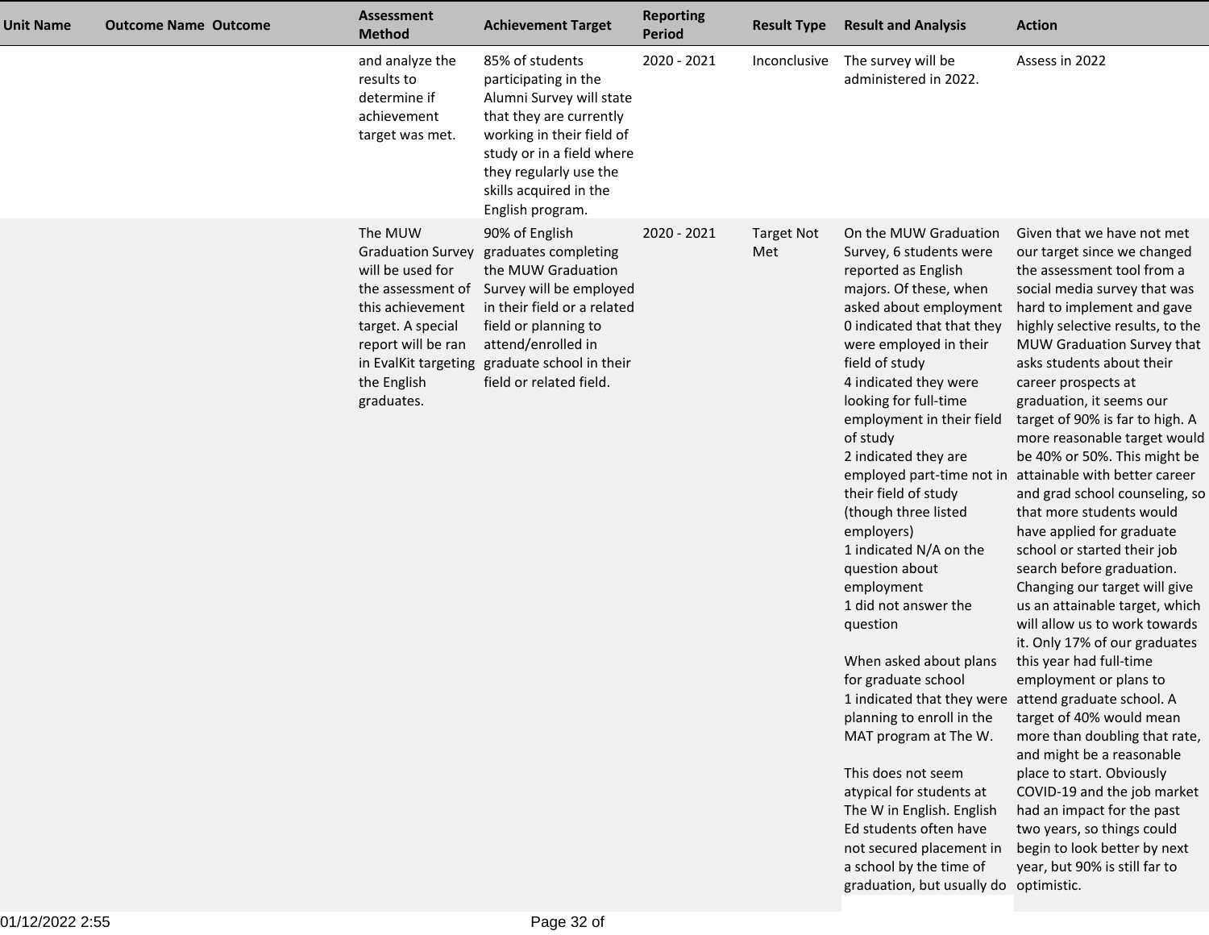| Unit Name | Outcome Name | Outcome | Assessment Method | Achievement Target | Reporting Period | Result Type | Result and Analysis | Action |
|---|---|---|---|---|---|---|---|---|
| | | | and analyze the results to determine if achievement target was met. | 85% of students participating in the Alumni Survey will state that they are currently working in their field of study or in a field where they regularly use the skills acquired in the English program. | 2020 - 2021 | Inconclusive | The survey will be administered in 2022. | Assess in 2022 |
| | | | The MUW Graduation Survey will be used for the assessment of this achievement target. A special report will be ran in EvalKit targeting the English graduates. | 90% of English graduates completing the MUW Graduation Survey will be employed in their field or a related field or planning to attend/enrolled in graduate school in their field or related field. | 2020 - 2021 | Target Not Met | On the MUW Graduation Survey, 6 students were reported as English majors. Of these, when asked about employment 0 indicated that that they were employed in their field of study<br>4 indicated they were looking for full-time employment in their field of study<br>2 indicated they are employed part-time not in their field of study (though three listed employers)<br>1 indicated N/A on the question about employment<br>1 did not answer the question<br><br>When asked about plans for graduate school<br>1 indicated that they were planning to enroll in the MAT program at The W.<br><br>This does not seem atypical for students at The W in English. English Ed students often have not secured placement in a school by the time of graduation, but usually do | Given that we have not met our target since we changed the assessment tool from a social media survey that was hard to implement and gave highly selective results, to the MUW Graduation Survey that asks students about their career prospects at graduation, it seems our target of 90% is far to high. A more reasonable target would be 40% or 50%. This might be attainable with better career and grad school counseling, so that more students would have applied for graduate school or started their job search before graduation. Changing our target will give us an attainable target, which will allow us to work towards it. Only 17% of our graduates this year had full-time employment or plans to attend graduate school. A target of 40% would mean more than doubling that rate, and might be a reasonable place to start. Obviously COVID-19 and the job market had an impact for the past two years, so things could begin to look better by next year, but 90% is still far to optimistic. |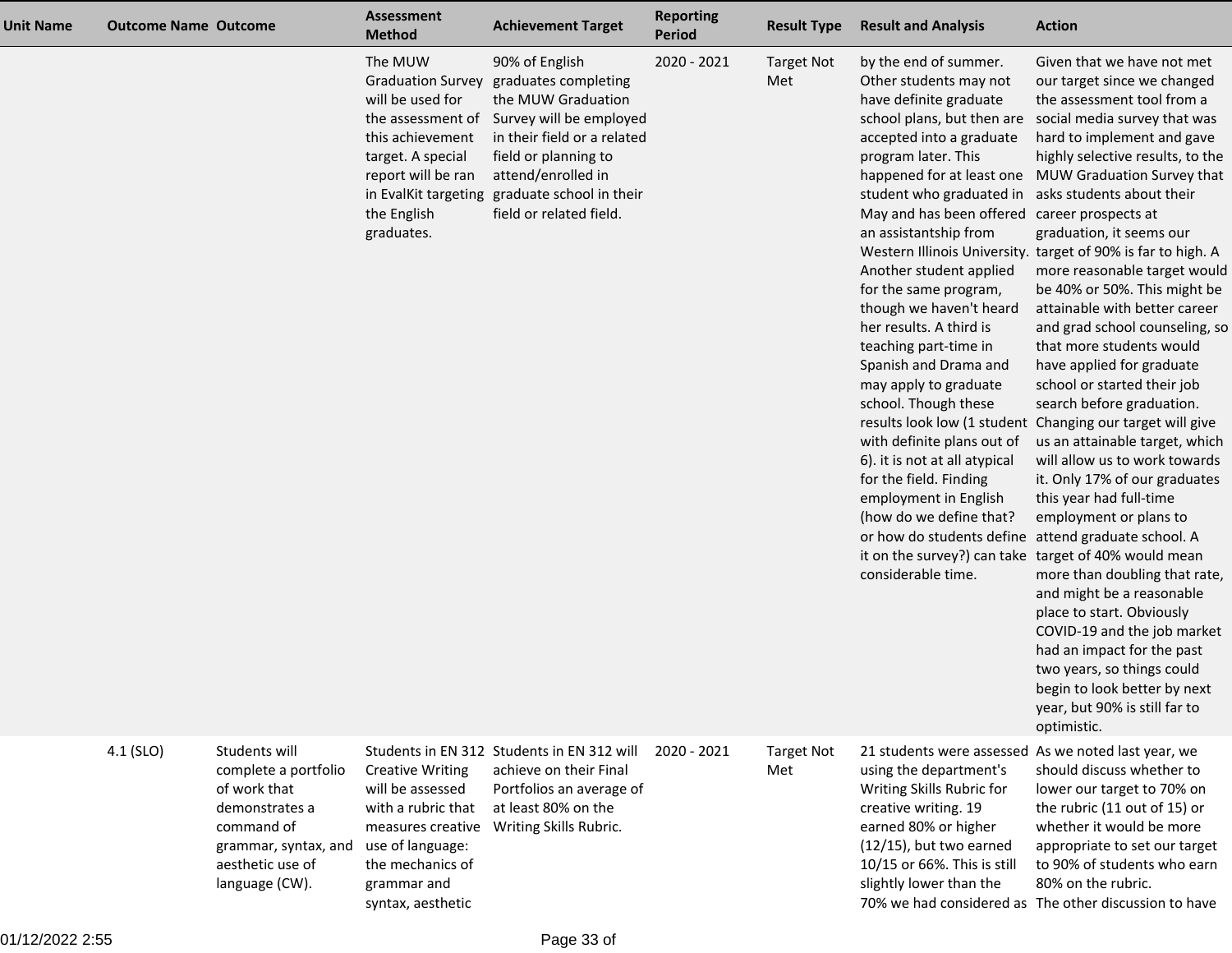| Unit Name | Outcome Name | Outcome | Assessment Method | Achievement Target | Reporting Period | Result Type | Result and Analysis | Action |
|---|---|---|---|---|---|---|---|---|
| | | | The MUW Graduation Survey will be used for the assessment of this achievement target. A special report will be ran in EvalKit targeting the English graduates. | 90% of English graduates completing the MUW Graduation Survey will be employed in their field or a related field or planning to attend/enrolled in graduate school in their field or related field. | 2020 - 2021 | Target Not Met | by the end of summer. Other students may not have definite graduate school plans, but then are accepted into a graduate program later. This happened for at least one student who graduated in May and has been offered an assistantship from Western Illinois University. Another student applied for the same program, though we haven't heard her results. A third is teaching part-time in Spanish and Drama and may apply to graduate school. Though these results look low (1 student with definite plans out of 6). it is not at all atypical for the field. Finding employment in English (how do we define that? or how do students define it on the survey?) can take considerable time. | Given that we have not met our target since we changed the assessment tool from a social media survey that was hard to implement and gave highly selective results, to the MUW Graduation Survey that asks students about their career prospects at graduation, it seems our target of 90% is far to high. A more reasonable target would be 40% or 50%. This might be attainable with better career and grad school counseling, so that more students would have applied for graduate school or started their job search before graduation. Changing our target will give us an attainable target, which will allow us to work towards it. Only 17% of our graduates this year had full-time employment or plans to attend graduate school. A target of 40% would mean more than doubling that rate, and might be a reasonable place to start. Obviously COVID-19 and the job market had an impact for the past two years, so things could begin to look better by next year, but 90% is still far to optimistic. |
| | 4.1 (SLO) | Students will complete a portfolio of work that demonstrates a command of grammar, syntax, and aesthetic use of language (CW). | Students in EN 312 Creative Writing will be assessed with a rubric that measures creative use of language: the mechanics of grammar and syntax, aesthetic | Students in EN 312 will achieve on their Final Portfolios an average of at least 80% on the Writing Skills Rubric. | 2020 - 2021 | Target Not Met | 21 students were assessed using the department's Writing Skills Rubric for creative writing. 19 earned 80% or higher (12/15), but two earned 10/15 or 66%. This is still slightly lower than the 70% we had considered as | As we noted last year, we should discuss whether to lower our target to 70% on the rubric (11 out of 15) or whether it would be more appropriate to set our target to 90% of students who earn 80% on the rubric. The other discussion to have |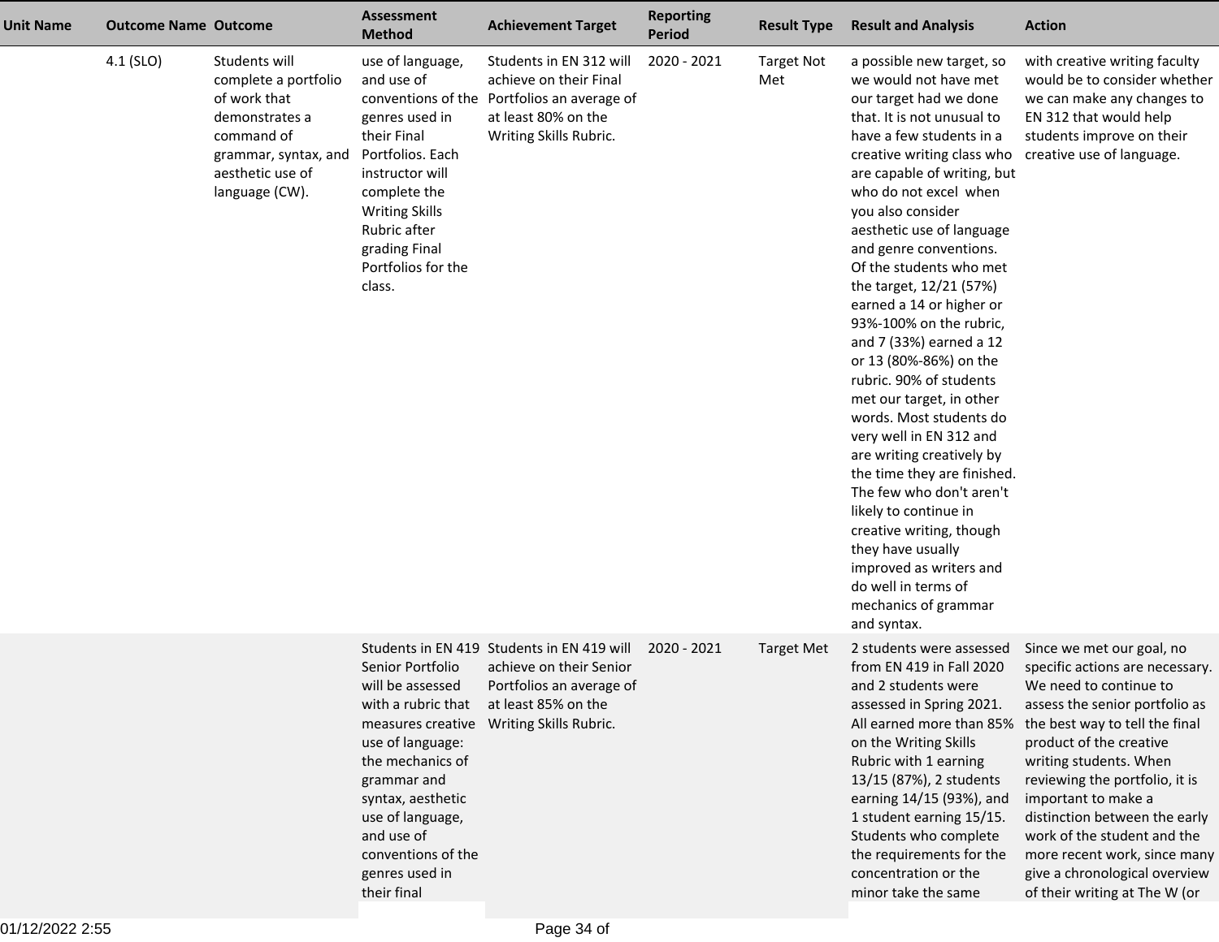| Unit Name | Outcome Name | Outcome | Assessment Method | Achievement Target | Reporting Period | Result Type | Result and Analysis | Action |
|---|---|---|---|---|---|---|---|---|
| | 4.1 (SLO) | Students will complete a portfolio of work that demonstrates a command of grammar, syntax, and aesthetic use of language (CW). | use of language, and use of conventions of the genres used in their Final Portfolios. Each instructor will complete the Writing Skills Rubric after grading Final Portfolios for the class. | Students in EN 312 will achieve on their Final Portfolios an average of at least 80% on the Writing Skills Rubric. | 2020 - 2021 | Target Not Met | a possible new target, so we would not have met our target had we done that. It is not unusual to have a few students in a creative writing class who are capable of writing, but who do not excel when you also consider aesthetic use of language and genre conventions. Of the students who met the target, 12/21 (57%) earned a 14 or higher or 93%-100% on the rubric, and 7 (33%) earned a 12 or 13 (80%-86%) on the rubric. 90% of students met our target, in other words. Most students do very well in EN 312 and are writing creatively by the time they are finished. The few who don't aren't likely to continue in creative writing, though they have usually improved as writers and do well in terms of mechanics of grammar and syntax. | with creative writing faculty would be to consider whether we can make any changes to EN 312 that would help students improve on their creative use of language. |
| | | | Students in EN 419 Senior Portfolio will be assessed with a rubric that measures creative use of language: the mechanics of grammar and syntax, aesthetic use of language, and use of conventions of the genres used in their final | Students in EN 419 will achieve on their Senior Portfolios an average of at least 85% on the Writing Skills Rubric. | 2020 - 2021 | Target Met | 2 students were assessed from EN 419 in Fall 2020 and 2 students were assessed in Spring 2021. All earned more than 85% on the Writing Skills Rubric with 1 earning 13/15 (87%), 2 students earning 14/15 (93%), and 1 student earning 15/15. Students who complete the requirements for the concentration or the minor take the same | Since we met our goal, no specific actions are necessary. We need to continue to assess the senior portfolio as the best way to tell the final product of the creative writing students. When reviewing the portfolio, it is important to make a distinction between the early work of the student and the more recent work, since many give a chronological overview of their writing at The W (or |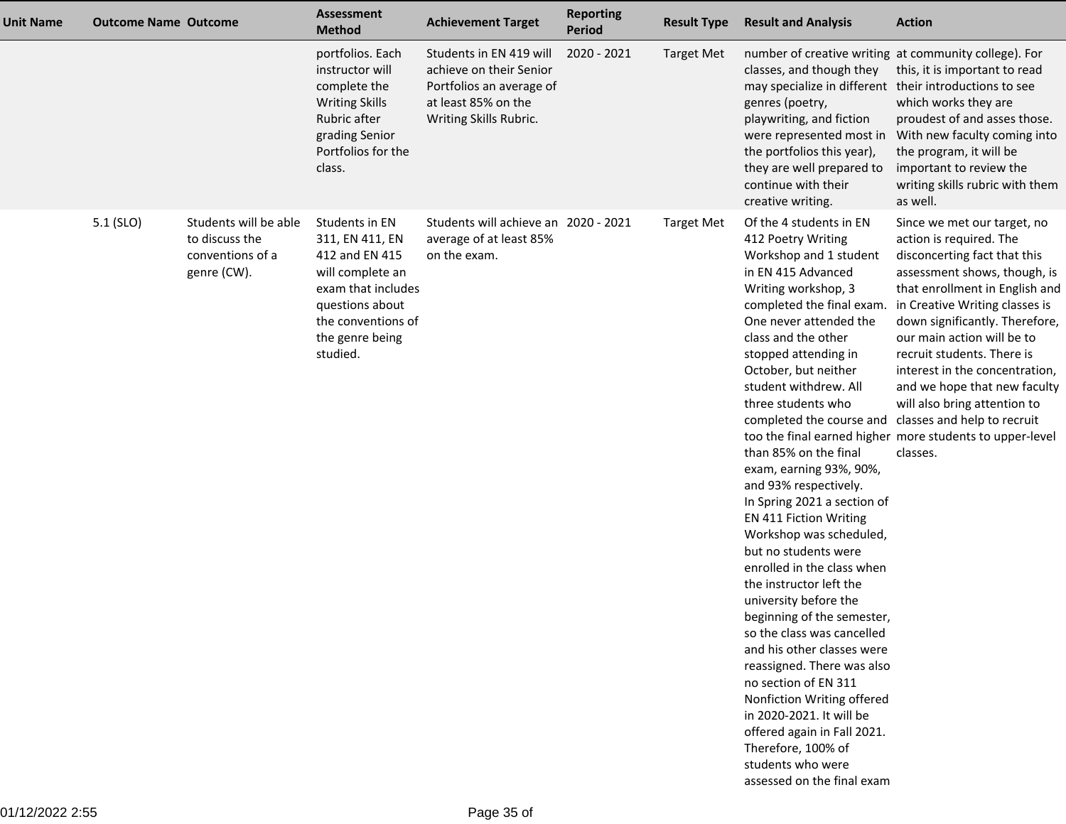| Unit Name | Outcome Name | Outcome | Assessment Method | Achievement Target | Reporting Period | Result Type | Result and Analysis | Action |
|---|---|---|---|---|---|---|---|---|
| | | | portfolios. Each instructor will complete the Writing Skills Rubric after grading Senior Portfolios for the class. | Students in EN 419 will achieve on their Senior Portfolios an average of at least 85% on the Writing Skills Rubric. | 2020 - 2021 | Target Met | number of creative writing classes, and though they may specialize in different genres (poetry, playwriting, and fiction were represented most in the portfolios this year), they are well prepared to continue with their creative writing. | at community college). For this, it is important to read their introductions to see which works they are proudest of and asses those. With new faculty coming into the program, it will be important to review the writing skills rubric with them as well. |
| | 5.1 (SLO) | Students will be able to discuss the conventions of a genre (CW). | Students in EN 311, EN 411, EN 412 and EN 415 will complete an exam that includes questions about the conventions of the genre being studied. | Students will achieve an average of at least 85% on the exam. | 2020 - 2021 | Target Met | Of the 4 students in EN 412 Poetry Writing Workshop and 1 student in EN 415 Advanced Writing workshop, 3 completed the final exam. One never attended the class and the other stopped attending in October, but neither student withdrew. All three students who completed the course and too the final earned higher than 85% on the final exam, earning 93%, 90%, and 93% respectively.<br>In Spring 2021 a section of EN 411 Fiction Writing Workshop was scheduled, but no students were enrolled in the class when the instructor left the university before the beginning of the semester, so the class was cancelled and his other classes were reassigned. There was also no section of EN 311 Nonfiction Writing offered in 2020-2021. It will be offered again in Fall 2021. Therefore, 100% of students who were assessed on the final exam | Since we met our target, no action is required. The disconcerting fact that this assessment shows, though, is that enrollment in English and in Creative Writing classes is down significantly. Therefore, our main action will be to recruit students. There is interest in the concentration, and we hope that new faculty will also bring attention to classes and help to recruit more students to upper-level classes. |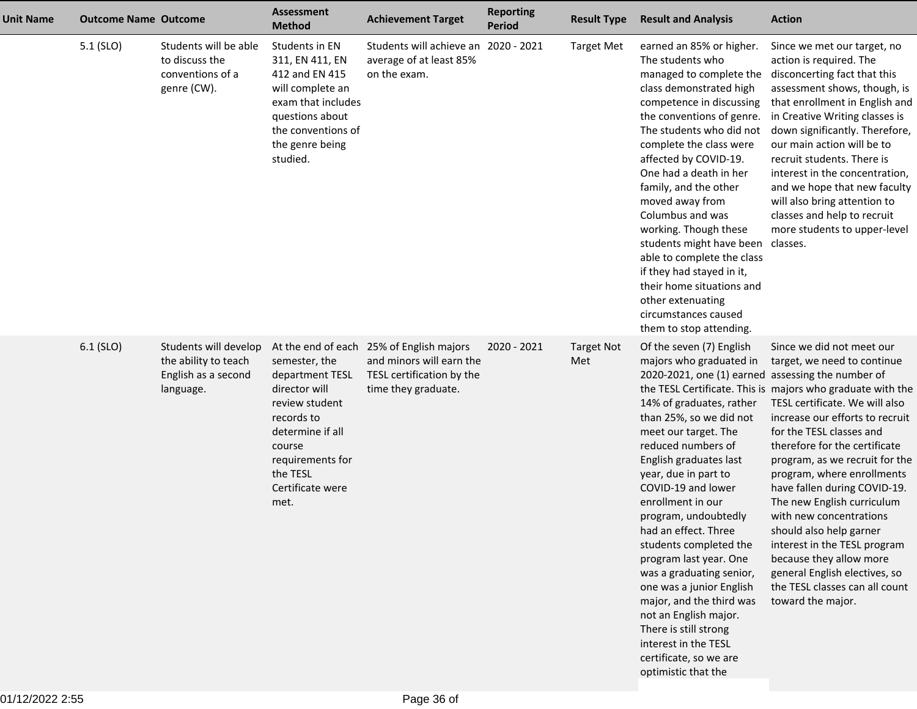| Unit Name | Outcome Name | Outcome | Assessment Method | Achievement Target | Reporting Period | Result Type | Result and Analysis | Action |
|---|---|---|---|---|---|---|---|---|
| | 5.1 (SLO) | Students will be able to discuss the conventions of a genre (CW). | Students in EN 311, EN 411, EN 412 and EN 415 will complete an exam that includes questions about the conventions of the genre being studied. | Students will achieve an average of at least 85% on the exam. | 2020 - 2021 | Target Met | earned an 85% or higher. The students who managed to complete the class demonstrated high competence in discussing the conventions of genre. The students who did not complete the class were affected by COVID-19. One had a death in her family, and the other moved away from Columbus and was working. Though these students might have been able to complete the class if they had stayed in it, their home situations and other extenuating circumstances caused them to stop attending. | Since we met our target, no action is required. The disconcerting fact that this assessment shows, though, is that enrollment in English and in Creative Writing classes is down significantly. Therefore, our main action will be to recruit students. There is interest in the concentration, and we hope that new faculty will also bring attention to classes and help to recruit more students to upper-level classes. |
| | 6.1 (SLO) | Students will develop the ability to teach English as a second language. | At the end of each semester, the department TESL director will review student records to determine if all course requirements for the TESL Certificate were met. | 25% of English majors and minors will earn the TESL certification by the time they graduate. | 2020 - 2021 | Target Not Met | Of the seven (7) English majors who graduated in 2020-2021, one (1) earned the TESL Certificate. This is 14% of graduates, rather than 25%, so we did not meet our target. The reduced numbers of English graduates last year, due in part to COVID-19 and lower enrollment in our program, undoubtedly had an effect. Three students completed the program last year. One was a graduating senior, one was a junior English major, and the third was not an English major. There is still strong interest in the TESL certificate, so we are optimistic that the | Since we did not meet our target, we need to continue assessing the number of majors who graduate with the TESL certificate. We will also increase our efforts to recruit for the TESL classes and therefore for the certificate program, as we recruit for the program, where enrollments have fallen during COVID-19. The new English curriculum with new concentrations should also help garner interest in the TESL program because they allow more general English electives, so the TESL classes can all count toward the major. |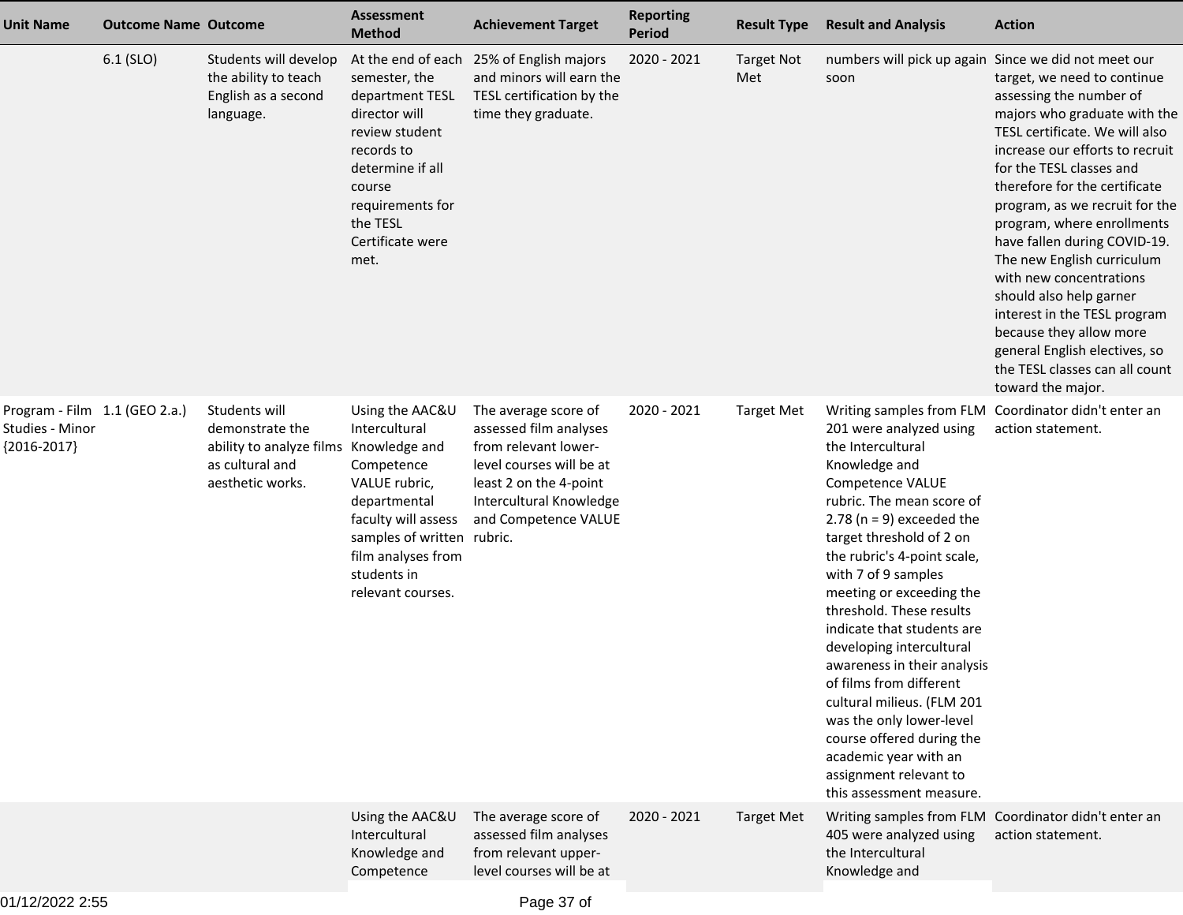| Unit Name | Outcome Name | Outcome | Assessment Method | Achievement Target | Reporting Period | Result Type | Result and Analysis | Action |
|---|---|---|---|---|---|---|---|---|
| | 6.1 (SLO) | Students will develop the ability to teach English as a second language. | At the end of each semester, the department TESL director will review student records to determine if all course requirements for the TESL Certificate were met. | 25% of English majors and minors will earn the TESL certification by the time they graduate. | 2020 - 2021 | Target Not Met | numbers will pick up again soon | Since we did not meet our target, we need to continue assessing the number of majors who graduate with the TESL certificate. We will also increase our efforts to recruit for the TESL classes and therefore for the certificate program, as we recruit for the program, where enrollments have fallen during COVID-19. The new English curriculum with new concentrations should also help garner interest in the TESL program because they allow more general English electives, so the TESL classes can all count toward the major. |
| Program - Film Studies - Minor {2016-2017} | 1.1 (GEO 2.a.) | Students will demonstrate the ability to analyze films as cultural and aesthetic works. | Using the AAC&U Intercultural Knowledge and Competence VALUE rubric, departmental faculty will assess samples of written film analyses from students in relevant courses. | The average score of assessed film analyses from relevant lower-level courses will be at least 2 on the 4-point Intercultural Knowledge and Competence VALUE rubric. | 2020 - 2021 | Target Met | Writing samples from FLM 201 were analyzed using the Intercultural Knowledge and Competence VALUE rubric. The mean score of 2.78 (n = 9) exceeded the target threshold of 2 on the rubric's 4-point scale, with 7 of 9 samples meeting or exceeding the threshold. These results indicate that students are developing intercultural awareness in their analysis of films from different cultural milieus. (FLM 201 was the only lower-level course offered during the academic year with an assignment relevant to this assessment measure. | Coordinator didn't enter an action statement. |
| | | | Using the AAC&U Intercultural Knowledge and Competence | The average score of assessed film analyses from relevant upper-level courses will be at | 2020 - 2021 | Target Met | Writing samples from FLM 405 were analyzed using the Intercultural Knowledge and | Coordinator didn't enter an action statement. |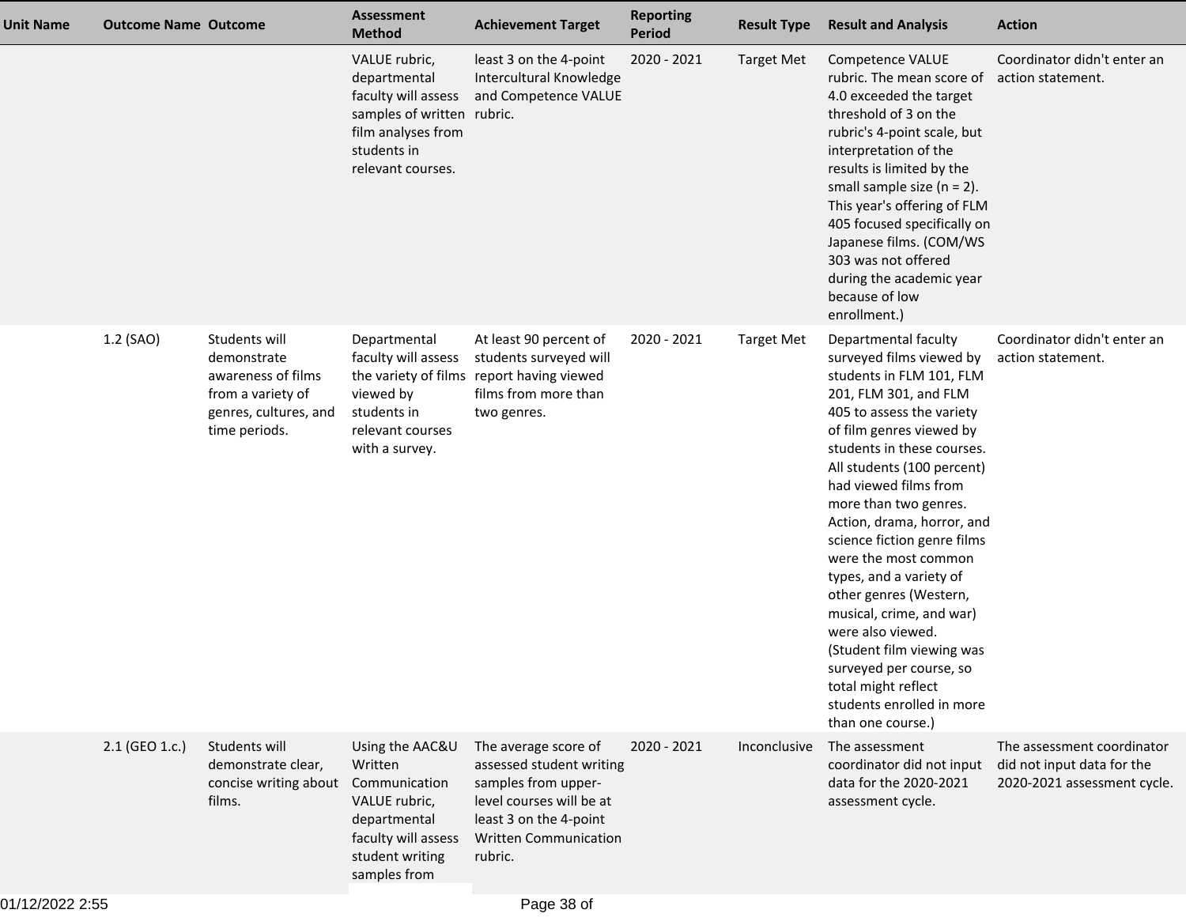| Unit Name | Outcome Name | Outcome | Assessment Method | Achievement Target | Reporting Period | Result Type | Result and Analysis | Action |
|---|---|---|---|---|---|---|---|---|
| | | | VALUE rubric, departmental faculty will assess samples of written film analyses from students in relevant courses. | least 3 on the 4-point Intercultural Knowledge and Competence VALUE rubric. | 2020 - 2021 | Target Met | Competence VALUE rubric. The mean score of 4.0 exceeded the target threshold of 3 on the rubric's 4-point scale, but interpretation of the results is limited by the small sample size (n = 2). This year's offering of FLM 405 focused specifically on Japanese films. (COM/WS 303 was not offered during the academic year because of low enrollment.) | Coordinator didn't enter an action statement. |
| | 1.2 (SAO) | Students will demonstrate awareness of films from a variety of genres, cultures, and time periods. | Departmental faculty will assess the variety of films viewed by students in relevant courses with a survey. | At least 90 percent of students surveyed will report having viewed films from more than two genres. | 2020 - 2021 | Target Met | Departmental faculty surveyed films viewed by students in FLM 101, FLM 201, FLM 301, and FLM 405 to assess the variety of film genres viewed by students in these courses. All students (100 percent) had viewed films from more than two genres. Action, drama, horror, and science fiction genre films were the most common types, and a variety of other genres (Western, musical, crime, and war) were also viewed. (Student film viewing was surveyed per course, so total might reflect students enrolled in more than one course.) | Coordinator didn't enter an action statement. |
| | 2.1 (GEO 1.c.) | Students will demonstrate clear, concise writing about films. | Using the AAC&U Written Communication VALUE rubric, departmental faculty will assess student writing samples from | The average score of assessed student writing samples from upper-level courses will be at least 3 on the 4-point Written Communication rubric. | 2020 - 2021 | Inconclusive | The assessment coordinator did not input data for the 2020-2021 assessment cycle. | The assessment coordinator did not input data for the 2020-2021 assessment cycle. |

01/12/2022 2:55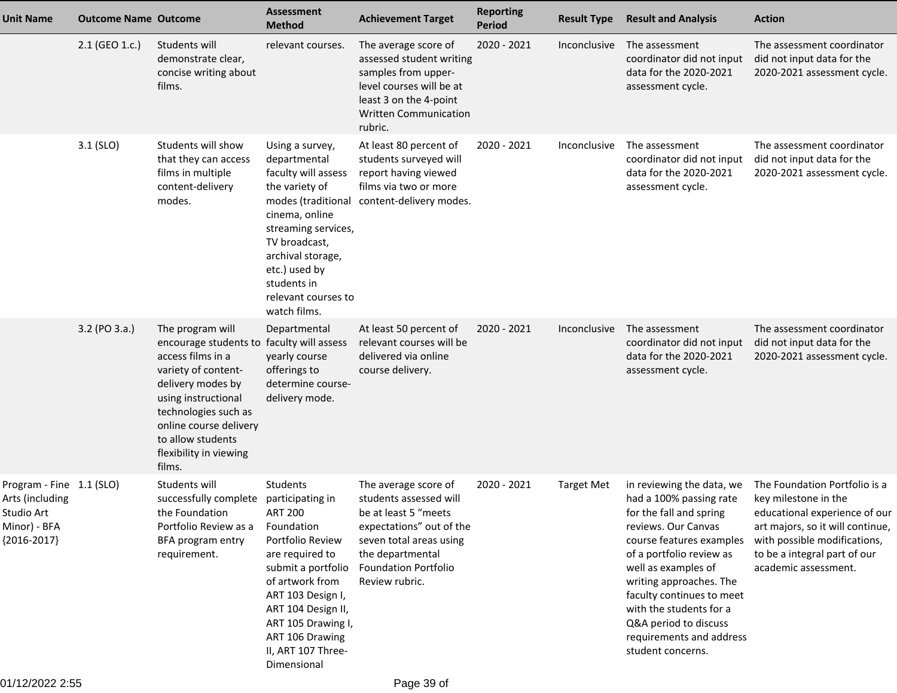| Unit Name | Outcome Name | Outcome | Assessment Method | Achievement Target | Reporting Period | Result Type | Result and Analysis | Action |
|---|---|---|---|---|---|---|---|---|
| | 2.1 (GEO 1.c.) | Students will demonstrate clear, concise writing about films. | relevant courses. | The average score of assessed student writing samples from upper-level courses will be at least 3 on the 4-point Written Communication rubric. | 2020 - 2021 | Inconclusive | The assessment coordinator did not input data for the 2020-2021 assessment cycle. | The assessment coordinator did not input data for the 2020-2021 assessment cycle. |
| | 3.1 (SLO) | Students will show that they can access films in multiple content-delivery modes. | Using a survey, departmental faculty will assess the variety of modes (traditional cinema, online streaming services, TV broadcast, archival storage, etc.) used by students in relevant courses to watch films. | At least 80 percent of students surveyed will report having viewed films via two or more content-delivery modes. | 2020 - 2021 | Inconclusive | The assessment coordinator did not input data for the 2020-2021 assessment cycle. | The assessment coordinator did not input data for the 2020-2021 assessment cycle. |
| | 3.2 (PO 3.a.) | The program will encourage students to access films in a variety of content-delivery modes by using instructional technologies such as online course delivery to allow students flexibility in viewing films. | Departmental faculty will assess yearly course offerings to determine course-delivery mode. | At least 50 percent of relevant courses will be delivered via online course delivery. | 2020 - 2021 | Inconclusive | The assessment coordinator did not input data for the 2020-2021 assessment cycle. | The assessment coordinator did not input data for the 2020-2021 assessment cycle. |
| Program - Fine Arts (including Studio Art Minor) - BFA {2016-2017} | 1.1 (SLO) | Students will successfully complete the Foundation Portfolio Review as a BFA program entry requirement. | Students participating in ART 200 Foundation Portfolio Review are required to submit a portfolio of artwork from ART 103 Design I, ART 104 Design II, ART 105 Drawing I, ART 106 Drawing II, ART 107 Three-Dimensional | The average score of students assessed will be at least 5 “meets expectations” out of the seven total areas using the departmental Foundation Portfolio Review rubric. | 2020 - 2021 | Target Met | in reviewing the data, we had a 100% passing rate for the fall and spring reviews. Our Canvas course features examples of a portfolio review as well as examples of writing approaches. The faculty continues to meet with the students for a Q&A period to discuss requirements and address student concerns. | The Foundation Portfolio is a key milestone in the educational experience of our art majors, so it will continue, with possible modifications, to be a integral part of our academic assessment. |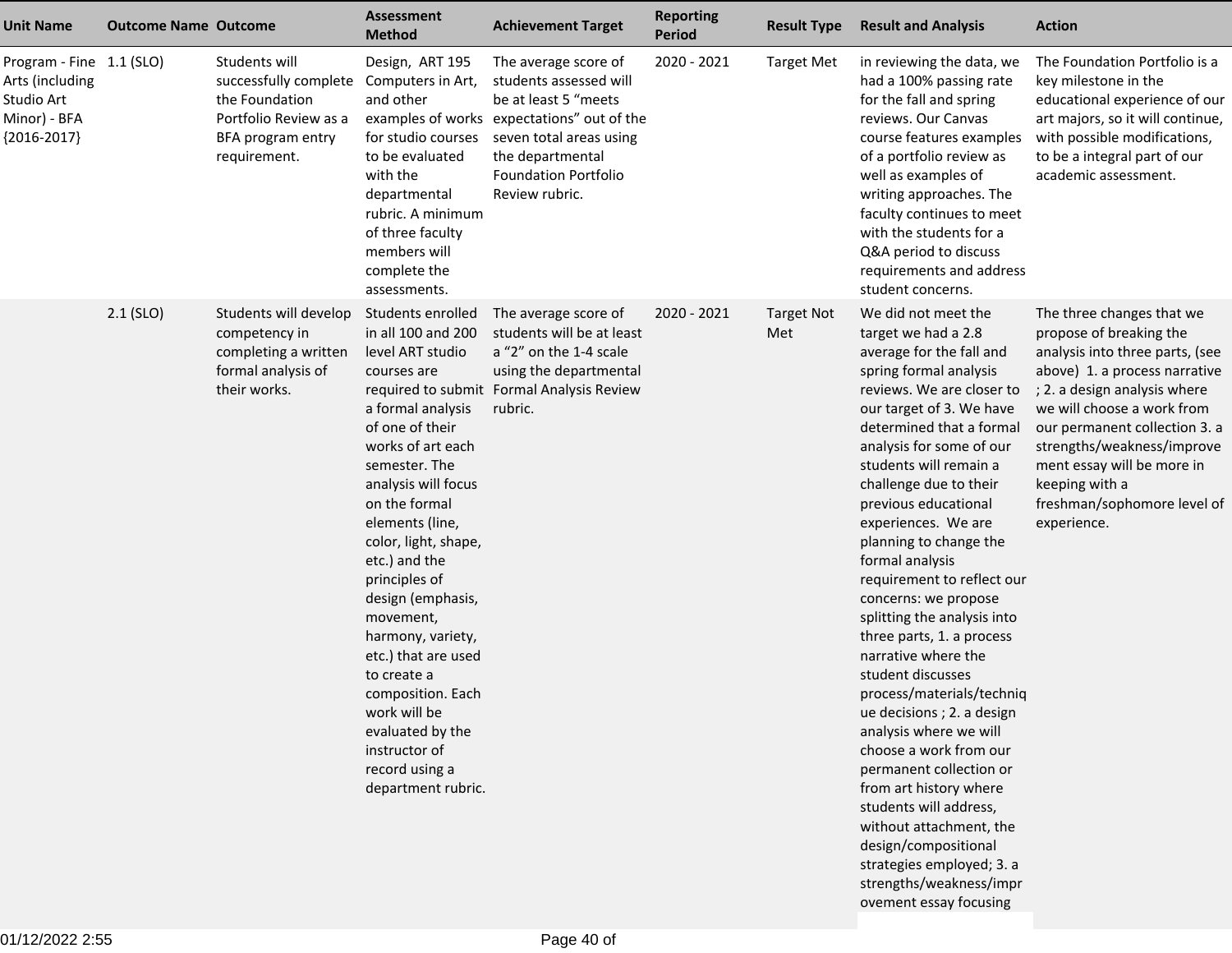| Unit Name | Outcome Name | Outcome | Assessment Method | Achievement Target | Reporting Period | Result Type | Result and Analysis | Action |
|---|---|---|---|---|---|---|---|---|
| Program - Fine Arts (including Studio Art Minor) - BFA {2016-2017} | 1.1 (SLO) | Students will successfully complete the Foundation Portfolio Review as a BFA program entry requirement. | Design, ART 195 Computers in Art, and other examples of works for studio courses to be evaluated with the departmental rubric. A minimum of three faculty members will complete the assessments. | The average score of students assessed will be at least 5 "meets expectations" out of the seven total areas using the departmental Foundation Portfolio Review rubric. | 2020 - 2021 | Target Met | in reviewing the data, we had a 100% passing rate for the fall and spring reviews. Our Canvas course features examples of a portfolio review as well as examples of writing approaches. The faculty continues to meet with the students for a Q&A period to discuss requirements and address student concerns. | The Foundation Portfolio is a key milestone in the educational experience of our art majors, so it will continue, with possible modifications, to be a integral part of our academic assessment. |
| | 2.1 (SLO) | Students will develop competency in completing a written formal analysis of their works. | Students enrolled in all 100 and 200 level ART studio courses are required to submit a formal analysis of one of their works of art each semester. The analysis will focus on the formal elements (line, color, light, shape, etc.) and the principles of design (emphasis, movement, harmony, variety, etc.) that are used to create a composition. Each work will be evaluated by the instructor of record using a department rubric. | The average score of students will be at least a "2" on the 1-4 scale using the departmental Formal Analysis Review rubric. | 2020 - 2021 | Target Not Met | We did not meet the target we had a 2.8 average for the fall and spring formal analysis reviews. We are closer to our target of 3. We have determined that a formal analysis for some of our students will remain a challenge due to their previous educational experiences. We are planning to change the formal analysis requirement to reflect our concerns: we propose splitting the analysis into three parts, 1. a process narrative where the student discusses process/materials/technique decisions ; 2. a design analysis where we will choose a work from our permanent collection or from art history where students will address, without attachment, the design/compositional strategies employed; 3. a strengths/weakness/improvement essay focusing | The three changes that we propose of breaking the analysis into three parts, (see above) 1. a process narrative ; 2. a design analysis where we will choose a work from our permanent collection 3. a strengths/weakness/improvement essay will be more in keeping with a freshman/sophomore level of experience. |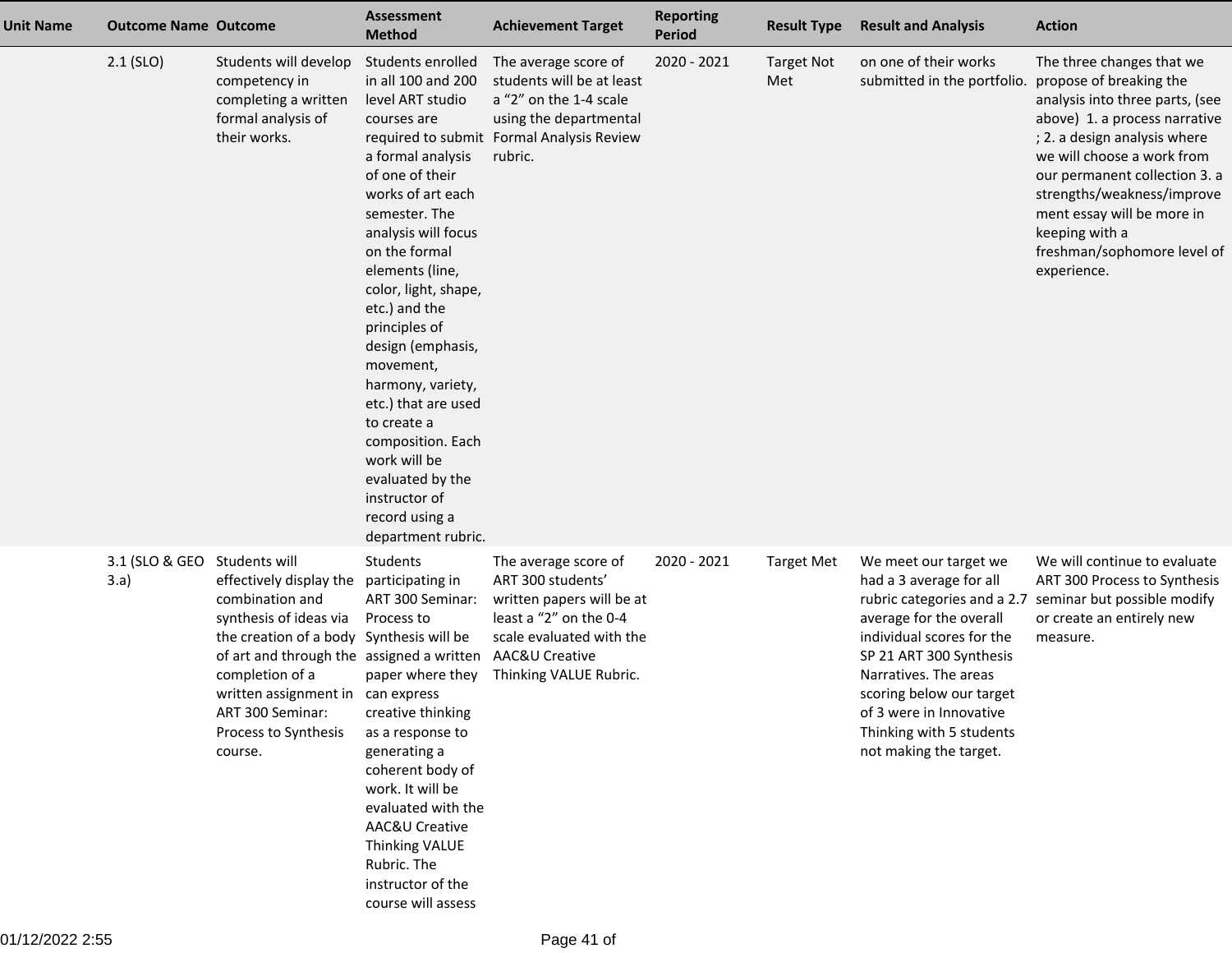| Unit Name | Outcome Name | Outcome | Assessment Method | Achievement Target | Reporting Period | Result Type | Result and Analysis | Action |
|---|---|---|---|---|---|---|---|---|
| | 2.1 (SLO) | Students will develop competency in completing a written formal analysis of their works. | Students enrolled in all 100 and 200 level ART studio courses are required to submit a formal analysis of one of their works of art each semester. The analysis will focus on the formal elements (line, color, light, shape, etc.) and the principles of design (emphasis, movement, harmony, variety, etc.) that are used to create a composition. Each work will be evaluated by the instructor of record using a department rubric. | The average score of students will be at least a "2" on the 1-4 scale using the departmental Formal Analysis Review rubric. | 2020 - 2021 | Target Not Met | on one of their works submitted in the portfolio. | The three changes that we propose of breaking the analysis into three parts, (see above) 1. a process narrative ; 2. a design analysis where we will choose a work from our permanent collection 3. a strengths/weakness/improvement essay will be more in keeping with a freshman/sophomore level of experience. |
| | 3.1 (SLO & GEO 3.a) | Students will effectively display the combination and synthesis of ideas via the creation of a body of art and through the completion of a written assignment in ART 300 Seminar: Process to Synthesis course. | Students participating in ART 300 Seminar: Process to Synthesis will be assigned a written paper where they can express creative thinking as a response to generating a coherent body of work. It will be evaluated with the AAC&U Creative Thinking VALUE Rubric. The instructor of the course will assess | The average score of ART 300 students' written papers will be at least a "2" on the 0-4 scale evaluated with the AAC&U Creative Thinking VALUE Rubric. | 2020 - 2021 | Target Met | We meet our target we had a 3 average for all rubric categories and a 2.7 average for the overall individual scores for the SP 21 ART 300 Synthesis Narratives. The areas scoring below our target of 3 were in Innovative Thinking with 5 students not making the target. | We will continue to evaluate ART 300 Process to Synthesis seminar but possible modify or create an entirely new measure. |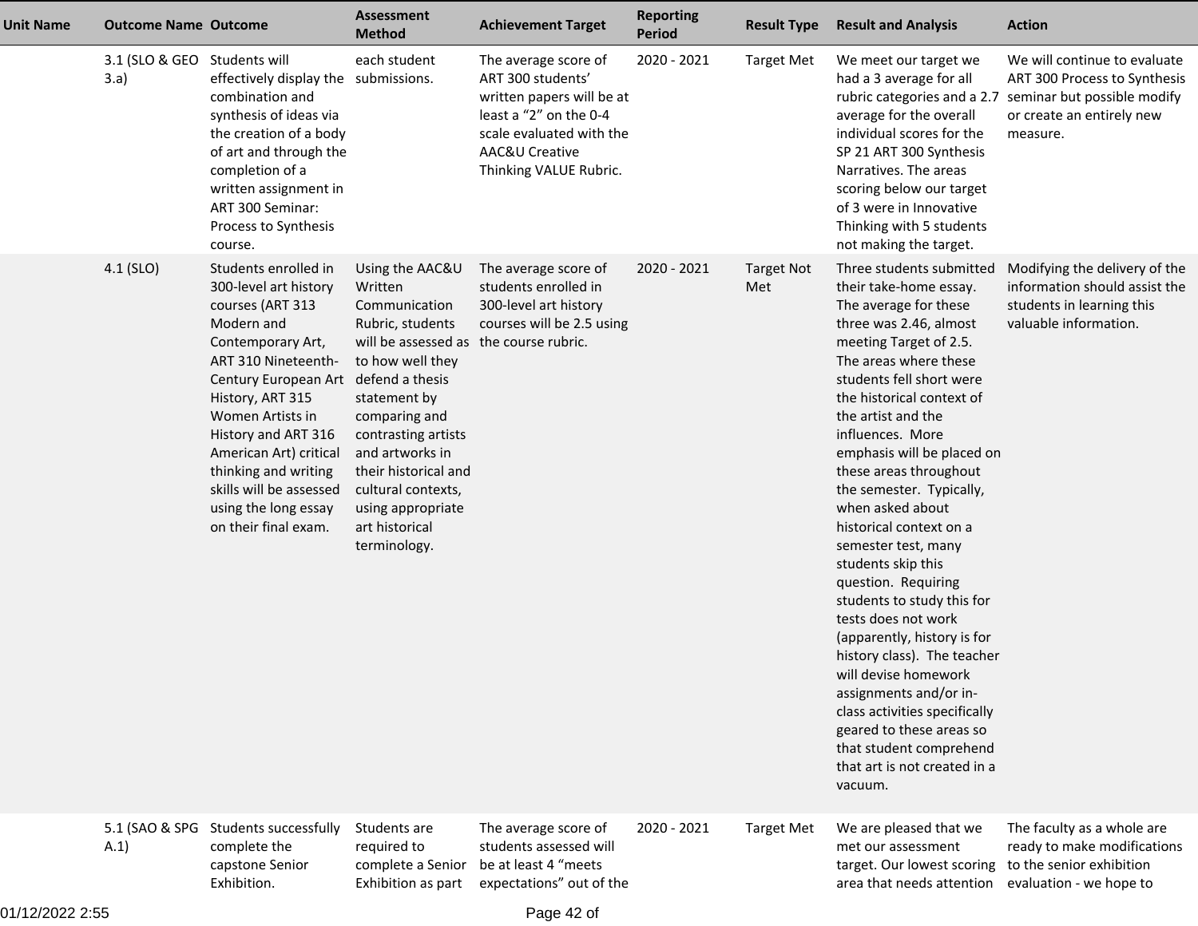| Unit Name | Outcome Name | Outcome | Assessment Method | Achievement Target | Reporting Period | Result Type | Result and Analysis | Action |
|---|---|---|---|---|---|---|---|---|
| | 3.1 (SLO & GEO 3.a) | Students will effectively display the combination and synthesis of ideas via the creation of a body of art and through the completion of a written assignment in ART 300 Seminar: Process to Synthesis course. | each student submissions. | The average score of ART 300 students' written papers will be at least a "2" on the 0-4 scale evaluated with the AAC&U Creative Thinking VALUE Rubric. | 2020 - 2021 | Target Met | We meet our target we had a 3 average for all rubric categories and a 2.7 average for the overall individual scores for the SP 21 ART 300 Synthesis Narratives. The areas scoring below our target of 3 were in Innovative Thinking with 5 students not making the target. | We will continue to evaluate ART 300 Process to Synthesis seminar but possible modify or create an entirely new measure. |
| | 4.1 (SLO) | Students enrolled in 300-level art history courses (ART 313 Modern and Contemporary Art, ART 310 Nineteenth-Century European Art History, ART 315 Women Artists in History and ART 316 American Art) critical thinking and writing skills will be assessed using the long essay on their final exam. | Using the AAC&U Written Communication Rubric, students will be assessed as to how well they defend a thesis statement by comparing and contrasting artists and artworks in their historical and cultural contexts, using appropriate art historical terminology. | The average score of students enrolled in 300-level art history courses will be 2.5 using the course rubric. | 2020 - 2021 | Target Not Met | Three students submitted their take-home essay. The average for these three was 2.46, almost meeting Target of 2.5. The areas where these students fell short were the historical context of the artist and the influences. More emphasis will be placed on these areas throughout the semester. Typically, when asked about historical context on a semester test, many students skip this question. Requiring students to study this for tests does not work (apparently, history is for history class). The teacher will devise homework assignments and/or in-class activities specifically geared to these areas so that student comprehend that art is not created in a vacuum. | Modifying the delivery of the information should assist the students in learning this valuable information. |
| | 5.1 (SAO & SPG A.1) | Students successfully complete the capstone Senior Exhibition. | Students are required to complete a Senior Exhibition as part | The average score of students assessed will be at least 4 "meets expectations" out of the | 2020 - 2021 | Target Met | We are pleased that we met our assessment target. Our lowest scoring area that needs attention | The faculty as a whole are ready to make modifications to the senior exhibition evaluation - we hope to |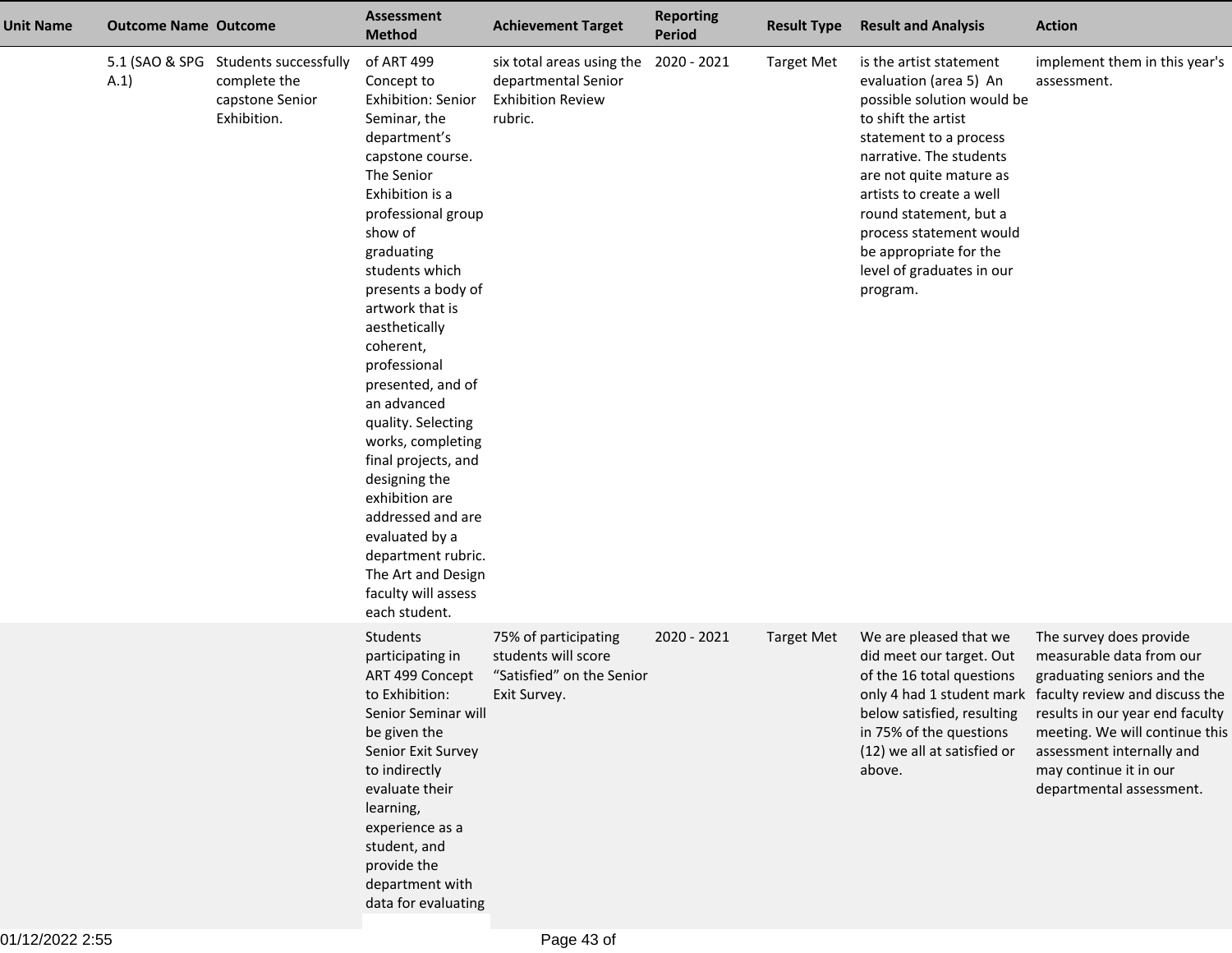| Unit Name | Outcome Name | Outcome | Assessment Method | Achievement Target | Reporting Period | Result Type | Result and Analysis | Action |
|---|---|---|---|---|---|---|---|---|
| | 5.1 (SAO & SPG A.1) | Students successfully complete the capstone Senior Exhibition. | of ART 499 Concept to Exhibition: Senior Seminar, the department's capstone course. The Senior Exhibition is a professional group show of graduating students which presents a body of artwork that is aesthetically coherent, professional presented, and of an advanced quality. Selecting works, completing final projects, and designing the exhibition are addressed and are evaluated by a department rubric. The Art and Design faculty will assess each student. | six total areas using the departmental Senior Exhibition Review rubric. | 2020 - 2021 | Target Met | is the artist statement evaluation (area 5) An possible solution would be to shift the artist statement to a process narrative. The students are not quite mature as artists to create a well round statement, but a process statement would be appropriate for the level of graduates in our program. | implement them in this year's assessment. |
| | | | Students participating in ART 499 Concept to Exhibition: Senior Seminar will be given the Senior Exit Survey to indirectly evaluate their learning, experience as a student, and provide the department with data for evaluating | 75% of participating students will score "Satisfied" on the Senior Exit Survey. | 2020 - 2021 | Target Met | We are pleased that we did meet our target. Out of the 16 total questions only 4 had 1 student mark below satisfied, resulting in 75% of the questions (12) we all at satisfied or above. | The survey does provide measurable data from our graduating seniors and the faculty review and discuss the results in our year end faculty meeting. We will continue this assessment internally and may continue it in our departmental assessment. |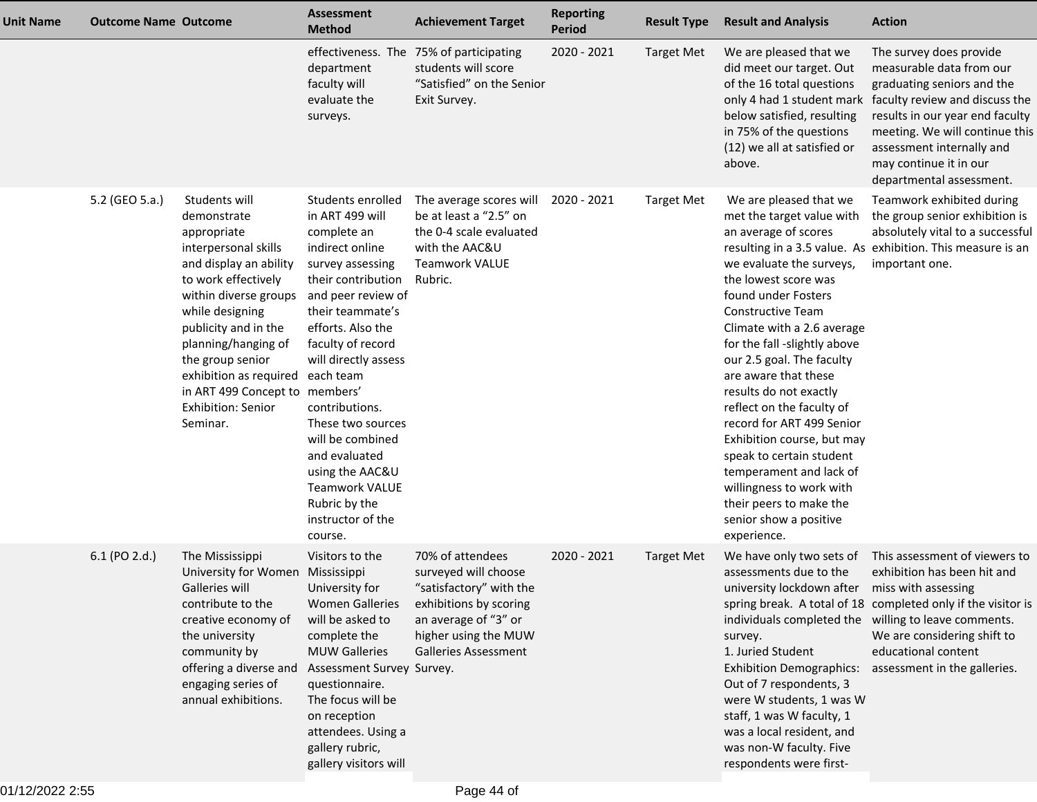| Unit Name | Outcome Name | Outcome | Assessment Method | Achievement Target | Reporting Period | Result Type | Result and Analysis | Action |
|---|---|---|---|---|---|---|---|---|
| | | | effectiveness. The department faculty will evaluate the surveys. | 75% of participating students will score "Satisfied" on the Senior Exit Survey. | 2020 - 2021 | Target Met | We are pleased that we did meet our target. Out of the 16 total questions only 4 had 1 student mark below satisfied, resulting in 75% of the questions (12) we all at satisfied or above. | The survey does provide measurable data from our graduating seniors and the faculty review and discuss the results in our year end faculty meeting. We will continue this assessment internally and may continue it in our departmental assessment. |
| | 5.2 (GEO 5.a.) | Students will demonstrate appropriate interpersonal skills and display an ability to work effectively within diverse groups while designing publicity and in the planning/hanging of the group senior exhibition as required in ART 499 Concept to Exhibition: Senior Seminar. | Students enrolled in ART 499 will complete an indirect online survey assessing their contribution and peer review of their teammate's efforts. Also the faculty of record will directly assess each team members' contributions. These two sources will be combined and evaluated using the AAC&U Teamwork VALUE Rubric by the instructor of the course. | The average scores will be at least a "2.5" on the 0-4 scale evaluated with the AAC&U Teamwork VALUE Rubric. | 2020 - 2021 | Target Met | We are pleased that we met the target value with an average of scores resulting in a 3.5 value. As we evaluate the surveys, the lowest score was found under Fosters Constructive Team Climate with a 2.6 average for the fall -slightly above our 2.5 goal. The faculty are aware that these results do not exactly reflect on the faculty of record for ART 499 Senior Exhibition course, but may speak to certain student temperament and lack of willingness to work with their peers to make the senior show a positive experience. | Teamwork exhibited during the group senior exhibition is absolutely vital to a successful exhibition. This measure is an important one. |
| | 6.1 (PO 2.d.) | The Mississippi University for Women Galleries will contribute to the creative economy of the university community by offering a diverse and engaging series of annual exhibitions. | Visitors to the Mississippi University for Women Galleries will be asked to complete the MUW Galleries Assessment Survey questionnaire. The focus will be on reception attendees. Using a gallery rubric, gallery visitors will | 70% of attendees surveyed will choose "satisfactory" with the exhibitions by scoring an average of "3" or higher using the MUW Galleries Assessment Survey. | 2020 - 2021 | Target Met | We have only two sets of assessments due to the university lockdown after spring break. A total of 18 individuals completed the survey.<br>1. Juried Student Exhibition Demographics: Out of 7 respondents, 3 were W students, 1 was W staff, 1 was W faculty, 1 was a local resident, and was non-W faculty. Five respondents were first- | This assessment of viewers to exhibition has been hit and miss with assessing completed only if the visitor is willing to leave comments. We are considering shift to educational content assessment in the galleries. |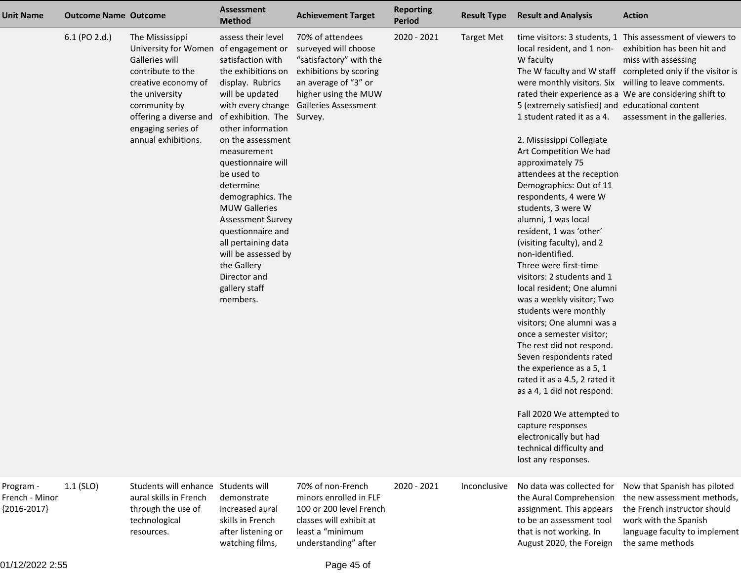| Unit Name | Outcome Name | Outcome | Assessment Method | Achievement Target | Reporting Period | Result Type | Result and Analysis | Action |
|---|---|---|---|---|---|---|---|---|
| | 6.1 (PO 2.d.) | The Mississippi University for Women Galleries will contribute to the creative economy of the university community by offering a diverse and engaging series of annual exhibitions. | assess their level of engagement or satisfaction with the exhibitions on display. Rubrics will be updated with every change of exhibition. The other information on the assessment measurement questionnaire will be used to determine demographics. The MUW Galleries Assessment Survey questionnaire and all pertaining data will be assessed by the Gallery Director and gallery staff members. | 70% of attendees surveyed will choose "satisfactory" with the exhibitions by scoring an average of "3" or higher using the MUW Galleries Assessment Survey. | 2020 - 2021 | Target Met | time visitors: 3 students, 1 local resident, and 1 non-W faculty<br>The W faculty and W staff were monthly visitors. Six rated their experience as a 5 (extremely satisfied) and 1 student rated it as a 4.<br><br>2. Mississippi Collegiate Art Competition We had approximately 75 attendees at the reception Demographics: Out of 11 respondents, 4 were W students, 3 were W alumni, 1 was local resident, 1 was 'other' (visiting faculty), and 2 non-identified.<br>Three were first-time visitors: 2 students and 1 local resident; One alumni was a weekly visitor; Two students were monthly visitors; One alumni was a once a semester visitor; The rest did not respond. Seven respondents rated the experience as a 5, 1 rated it as a 4.5, 2 rated it as a 4, 1 did not respond.<br><br>Fall 2020 We attempted to capture responses electronically but had technical difficulty and lost any responses. | This assessment of viewers to exhibition has been hit and miss with assessing completed only if the visitor is willing to leave comments. We are considering shift to educational content assessment in the galleries. |
| Program - French - Minor {2016-2017} | 1.1 (SLO) | Students will enhance aural skills in French through the use of technological resources. | Students will demonstrate increased aural skills in French after listening or watching films, | 70% of non-French minors enrolled in FLF 100 or 200 level French classes will exhibit at least a "minimum understanding" after | 2020 - 2021 | Inconclusive | No data was collected for the Aural Comprehension assignment. This appears to be an assessment tool that is not working. In August 2020, the Foreign | Now that Spanish has piloted the new assessment methods, the French instructor should work with the Spanish language faculty to implement the same methods |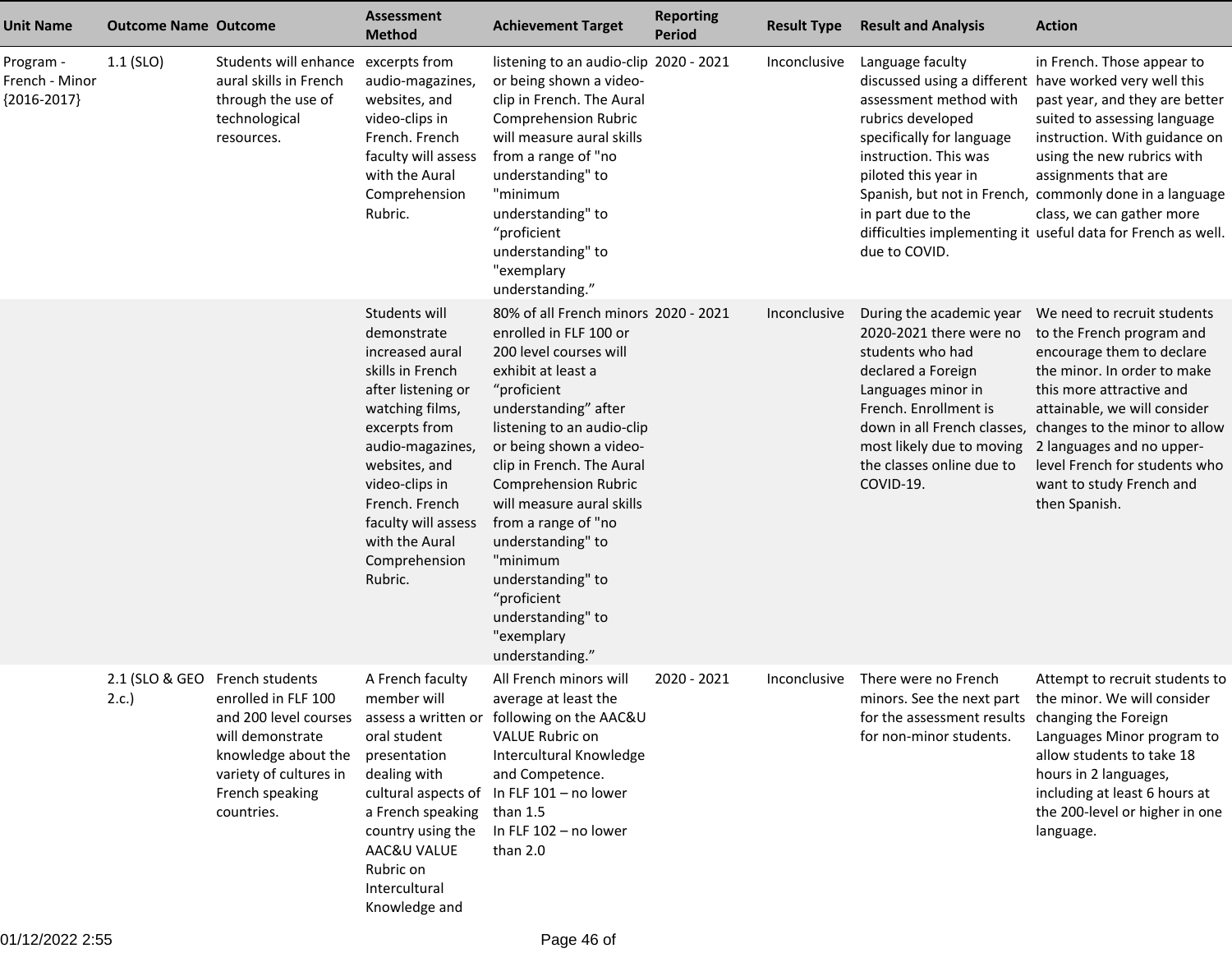| Unit Name | Outcome Name | Outcome | Assessment Method | Achievement Target | Reporting Period | Result Type | Result and Analysis | Action |
|---|---|---|---|---|---|---|---|---|
| Program - French - Minor {2016-2017} | 1.1 (SLO) | Students will enhance aural skills in French through the use of technological resources. | excerpts from audio-magazines, websites, and video-clips in French. French faculty will assess with the Aural Comprehension Rubric. | listening to an audio-clip or being shown a video-clip in French. The Aural Comprehension Rubric will measure aural skills from a range of "no understanding" to "minimum understanding" to “proficient understanding" to "exemplary understanding.” | 2020 - 2021 | Inconclusive | Language faculty discussed using a different assessment method with rubrics developed specifically for language instruction. This was piloted this year in Spanish, but not in French, in part due to the difficulties implementing it due to COVID. | in French. Those appear to have worked very well this past year, and they are better suited to assessing language instruction. With guidance on using the new rubrics with assignments that are commonly done in a language class, we can gather more useful data for French as well. |
| | | | Students will demonstrate increased aural skills in French after listening or watching films, excerpts from audio-magazines, websites, and video-clips in French. French faculty will assess with the Aural Comprehension Rubric. | 80% of all French minors enrolled in FLF 100 or 200 level courses will exhibit at least a “proficient understanding” after listening to an audio-clip or being shown a video-clip in French. The Aural Comprehension Rubric will measure aural skills from a range of "no understanding" to "minimum understanding" to “proficient understanding" to "exemplary understanding.” | 2020 - 2021 | Inconclusive | During the academic year 2020-2021 there were no students who had declared a Foreign Languages minor in French. Enrollment is down in all French classes, most likely due to moving the classes online due to COVID-19. | We need to recruit students to the French program and encourage them to declare the minor. In order to make this more attractive and attainable, we will consider changes to the minor to allow 2 languages and no upper-level French for students who want to study French and then Spanish. |
| | 2.1 (SLO & GEO 2.c.) | French students enrolled in FLF 100 and 200 level courses will demonstrate knowledge about the variety of cultures in French speaking countries. | A French faculty member will assess a written or oral student presentation dealing with cultural aspects of a French speaking country using the AAC&U VALUE Rubric on Intercultural Knowledge and | All French minors will average at least the following on the AAC&U VALUE Rubric on Intercultural Knowledge and Competence.<br>In FLF 101 – no lower than 1.5<br>In FLF 102 – no lower than 2.0 | 2020 - 2021 | Inconclusive | There were no French minors. See the next part for the assessment results for non-minor students. | Attempt to recruit students to the minor. We will consider changing the Foreign Languages Minor program to allow students to take 18 hours in 2 languages, including at least 6 hours at the 200-level or higher in one language. |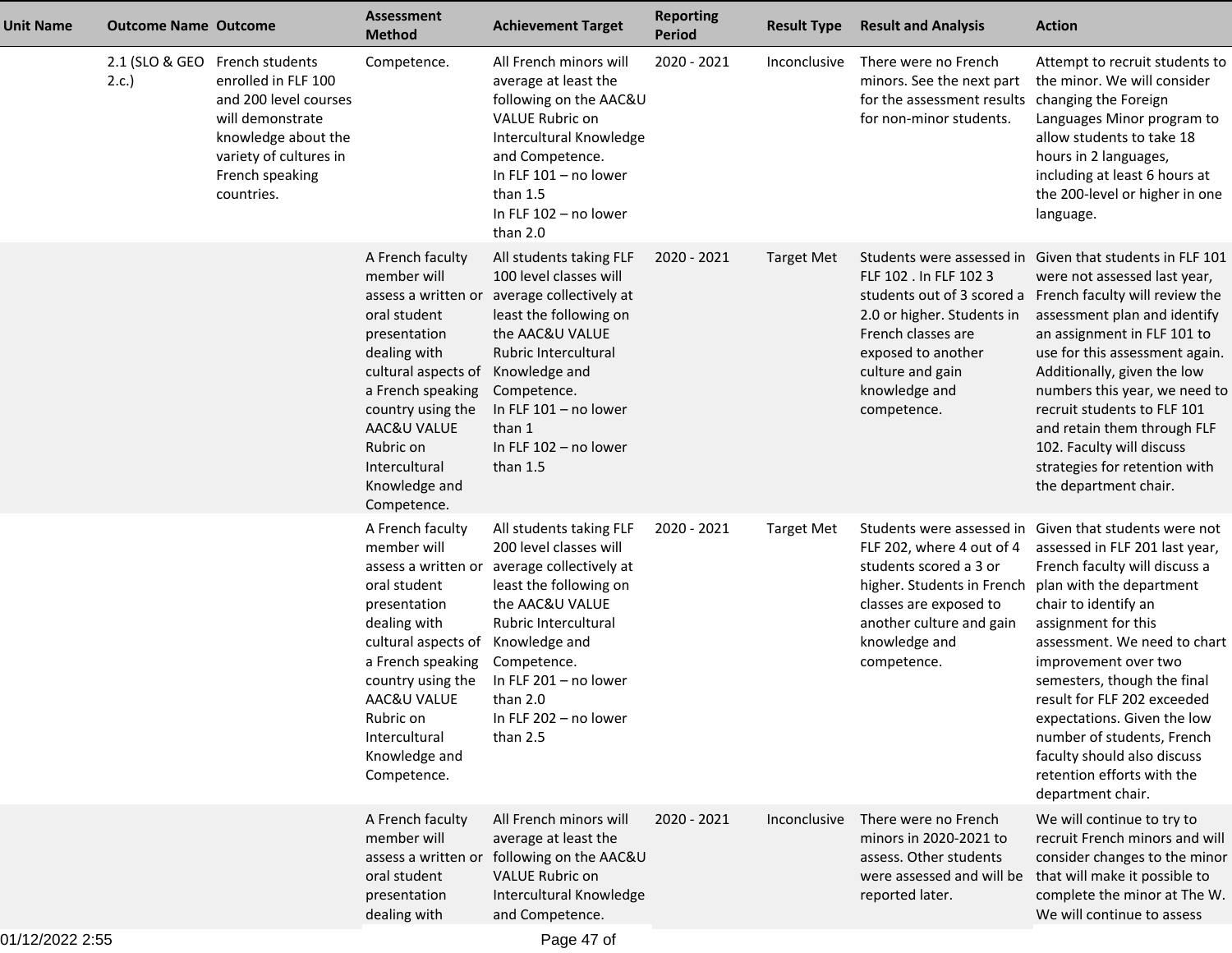| Unit Name | Outcome Name | Outcome | Assessment Method | Achievement Target | Reporting Period | Result Type | Result and Analysis | Action |
|---|---|---|---|---|---|---|---|---|
| | 2.1 (SLO & GEO 2.c.) | French students enrolled in FLF 100 and 200 level courses will demonstrate knowledge about the variety of cultures in French speaking countries. | Competence. | All French minors will average at least the following on the AAC&U VALUE Rubric on Intercultural Knowledge and Competence.<br>In FLF 101 – no lower than 1.5<br>In FLF 102 – no lower than 2.0 | 2020 - 2021 | Inconclusive | There were no French minors. See the next part for the assessment results for non-minor students. | Attempt to recruit students to the minor. We will consider changing the Foreign Languages Minor program to allow students to take 18 hours in 2 languages, including at least 6 hours at the 200-level or higher in one language. |
| | | | A French faculty member will assess a written or oral student presentation dealing with cultural aspects of a French speaking country using the AAC&U VALUE Rubric on Intercultural Knowledge and Competence. | All students taking FLF 100 level classes will average collectively at least the following on the AAC&U VALUE Rubric Intercultural Knowledge and Competence.<br>In FLF 101 – no lower than 1<br>In FLF 102 – no lower than 1.5 | 2020 - 2021 | Target Met | Students were assessed in FLF 102 . In FLF 102 3 students out of 3 scored a 2.0 or higher. Students in French classes are exposed to another culture and gain knowledge and competence. | Given that students in FLF 101 were not assessed last year, French faculty will review the assessment plan and identify an assignment in FLF 101 to use for this assessment again. Additionally, given the low numbers this year, we need to recruit students to FLF 101 and retain them through FLF 102. Faculty will discuss strategies for retention with the department chair. |
| | | | A French faculty member will assess a written or oral student presentation dealing with cultural aspects of a French speaking country using the AAC&U VALUE Rubric on Intercultural Knowledge and Competence. | All students taking FLF 200 level classes will average collectively at least the following on the AAC&U VALUE Rubric Intercultural Knowledge and Competence.<br>In FLF 201 – no lower than 2.0<br>In FLF 202 – no lower than 2.5 | 2020 - 2021 | Target Met | Students were assessed in FLF 202, where 4 out of 4 students scored a 3 or higher. Students in French classes are exposed to another culture and gain knowledge and competence. | Given that students were not assessed in FLF 201 last year, French faculty will discuss a plan with the department chair to identify an assignment for this assessment. We need to chart improvement over two semesters, though the final result for FLF 202 exceeded expectations. Given the low number of students, French faculty should also discuss retention efforts with the department chair. |
| | | | A French faculty member will assess a written or oral student presentation dealing with | All French minors will average at least the following on the AAC&U VALUE Rubric on Intercultural Knowledge and Competence. | 2020 - 2021 | Inconclusive | There were no French minors in 2020-2021 to assess. Other students were assessed and will be reported later. | We will continue to try to recruit French minors and will consider changes to the minor that will make it possible to complete the minor at The W. We will continue to assess |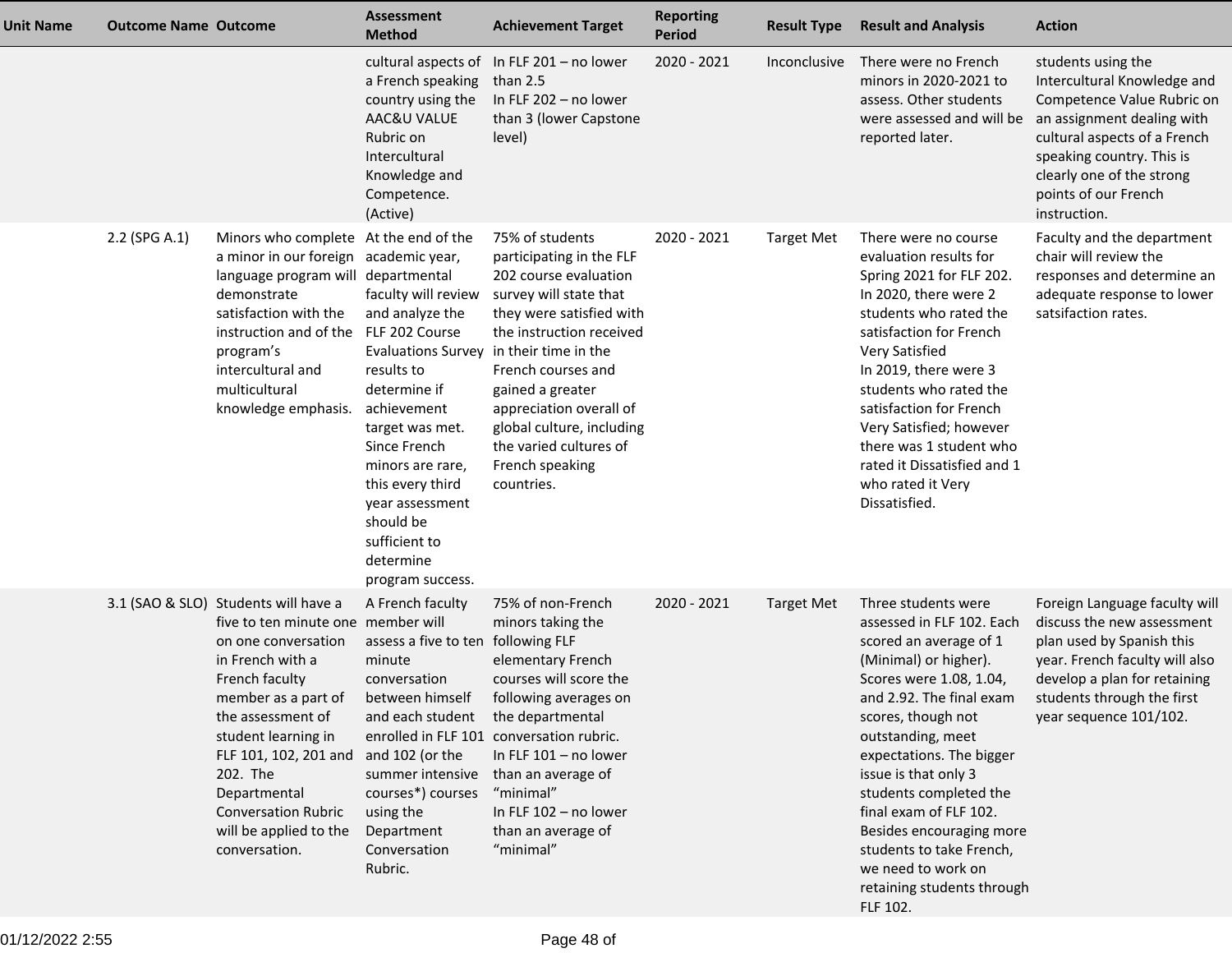| Unit Name | Outcome Name | Outcome | Assessment Method | Achievement Target | Reporting Period | Result Type | Result and Analysis | Action |
|---|---|---|---|---|---|---|---|---|
| | | | cultural aspects of a French speaking country using the AAC&U VALUE Rubric on Intercultural Knowledge and Competence. (Active) | In FLF 201 – no lower than 2.5<br>In FLF 202 – no lower than 3 (lower Capstone level) | 2020 - 2021 | Inconclusive | There were no French minors in 2020-2021 to assess. Other students were assessed and will be reported later. | students using the Intercultural Knowledge and Competence Value Rubric on an assignment dealing with cultural aspects of a French speaking country. This is clearly one of the strong points of our French instruction. |
| | 2.2 (SPG A.1) | Minors who complete a minor in our foreign language program will demonstrate satisfaction with the instruction and of the program's intercultural and multicultural knowledge emphasis. | At the end of the academic year, departmental faculty will review and analyze the FLF 202 Course Evaluations Survey results to determine if achievement target was met. Since French minors are rare, this every third year assessment should be sufficient to determine program success. | 75% of students participating in the FLF 202 course evaluation survey will state that they were satisfied with the instruction received in their time in the French courses and gained a greater appreciation overall of global culture, including the varied cultures of French speaking countries. | 2020 - 2021 | Target Met | There were no course evaluation results for Spring 2021 for FLF 202.<br>In 2020, there were 2 students who rated the satisfaction for French Very Satisfied<br>In 2019, there were 3 students who rated the satisfaction for French Very Satisfied; however there was 1 student who rated it Dissatisfied and 1 who rated it Very Dissatisfied. | Faculty and the department chair will review the responses and determine an adequate response to lower satsifaction rates. |
| | 3.1 (SAO & SLO) | Students will have a five to ten minute one on one conversation in French with a French faculty member as a part of the assessment of student learning in FLF 101, 102, 201 and 202. The Departmental Conversation Rubric will be applied to the conversation. | A French faculty member will assess a five to ten minute conversation between himself and each student enrolled in FLF 101 and 102 (or the summer intensive courses*) courses using the Department Conversation Rubric. | 75% of non-French minors taking the following FLF elementary French courses will score the following averages on the departmental conversation rubric.<br>In FLF 101 – no lower than an average of "minimal"<br>In FLF 102 – no lower than an average of "minimal" | 2020 - 2021 | Target Met | Three students were assessed in FLF 102. Each scored an average of 1 (Minimal) or higher). Scores were 1.08, 1.04, and 2.92. The final exam scores, though not outstanding, meet expectations. The bigger issue is that only 3 students completed the final exam of FLF 102. Besides encouraging more students to take French, we need to work on retaining students through FLF 102. | Foreign Language faculty will discuss the new assessment plan used by Spanish this year. French faculty will also develop a plan for retaining students through the first year sequence 101/102. |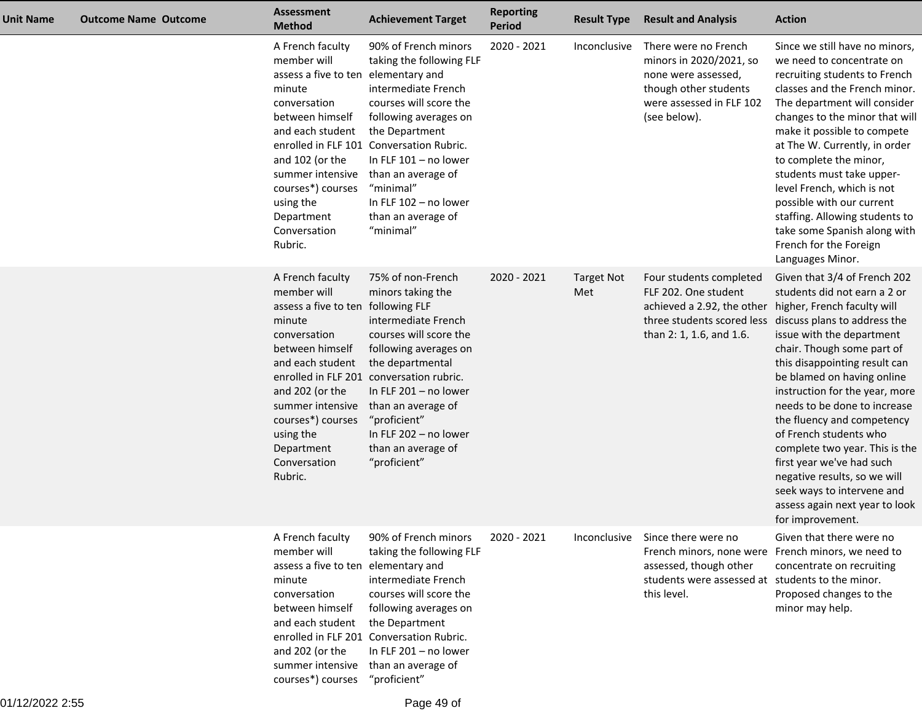| Unit Name | Outcome Name | Outcome | Assessment Method | Achievement Target | Reporting Period | Result Type | Result and Analysis | Action |
|---|---|---|---|---|---|---|---|---|
| | | | A French faculty member will assess a five to ten minute conversation between himself and each student enrolled in FLF 101 and 102 (or the summer intensive courses*) courses using the Department Conversation Rubric. | 90% of French minors taking the following FLF elementary and intermediate French courses will score the following averages on the Department Conversation Rubric. In FLF 101 – no lower than an average of "minimal" In FLF 102 – no lower than an average of "minimal" | 2020 - 2021 | Inconclusive | There were no French minors in 2020/2021, so none were assessed, though other students were assessed in FLF 102 (see below). | Since we still have no minors, we need to concentrate on recruiting students to French classes and the French minor. The department will consider changes to the minor that will make it possible to compete at The W. Currently, in order to complete the minor, students must take upper-level French, which is not possible with our current staffing. Allowing students to take some Spanish along with French for the Foreign Languages Minor. |
| | | | A French faculty member will assess a five to ten minute conversation between himself and each student enrolled in FLF 201 and 202 (or the summer intensive courses*) courses using the Department Conversation Rubric. | 75% of non-French minors taking the following FLF intermediate French courses will score the following averages on the departmental conversation rubric. In FLF 201 – no lower than an average of "proficient" In FLF 202 – no lower than an average of "proficient" | 2020 - 2021 | Target Not Met | Four students completed FLF 202. One student achieved a 2.92, the other three students scored less than 2: 1, 1.6, and 1.6. | Given that 3/4 of French 202 students did not earn a 2 or higher, French faculty will discuss plans to address the issue with the department chair. Though some part of this disappointing result can be blamed on having online instruction for the year, more needs to be done to increase the fluency and competency of French students who complete two year. This is the first year we've had such negative results, so we will seek ways to intervene and assess again next year to look for improvement. |
| | | | A French faculty member will assess a five to ten minute conversation between himself and each student enrolled in FLF 201 and 202 (or the summer intensive courses*) courses | 90% of French minors taking the following FLF elementary and intermediate French courses will score the following averages on the Department Conversation Rubric. In FLF 201 – no lower than an average of "proficient" | 2020 - 2021 | Inconclusive | Since there were no French minors, none were assessed, though other students were assessed at this level. | Given that there were no French minors, we need to concentrate on recruiting students to the minor. Proposed changes to the minor may help. |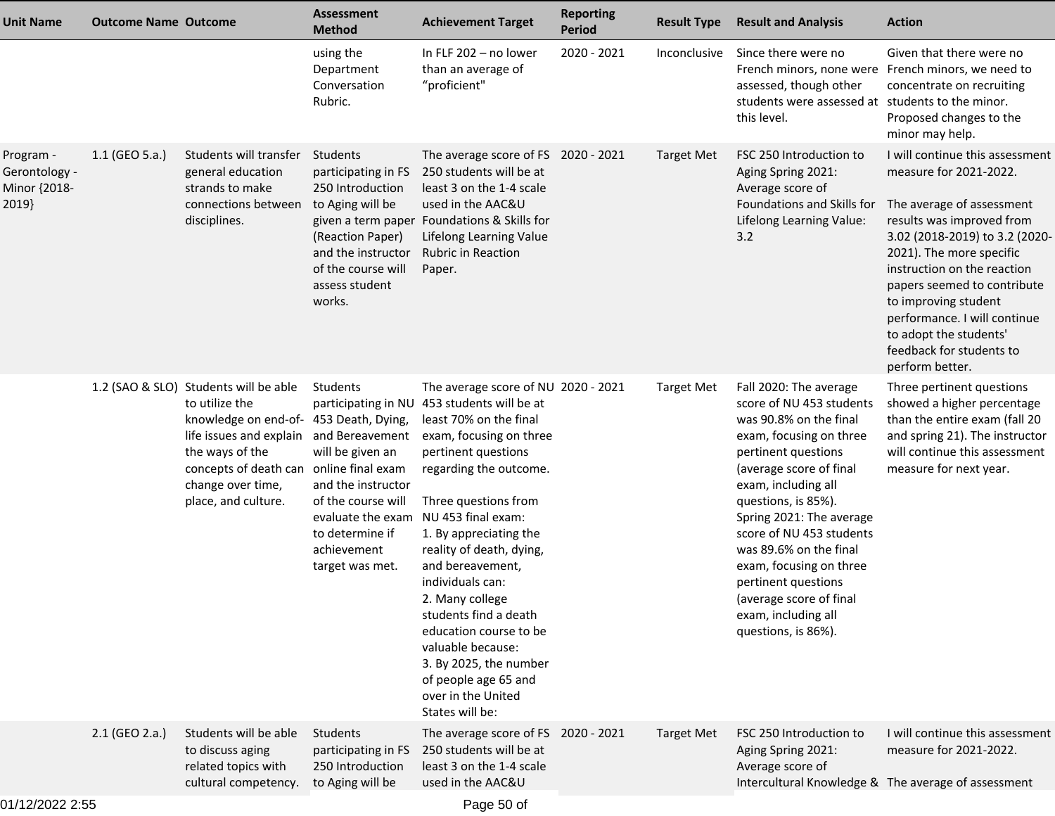| Unit Name | Outcome Name | Outcome | Assessment Method | Achievement Target | Reporting Period | Result Type | Result and Analysis | Action |
|---|---|---|---|---|---|---|---|---|
| | | | using the Department Conversation Rubric. | In FLF 202 – no lower than an average of "proficient" | 2020 - 2021 | Inconclusive | Since there were no French minors, none were assessed, though other students were assessed at this level. | Given that there were no French minors, we need to concentrate on recruiting students to the minor. Proposed changes to the minor may help. |
| Program - Gerontology - Minor {2018-2019} | 1.1 (GEO 5.a.) | Students will transfer general education strands to make connections between disciplines. | Students participating in FS 250 Introduction to Aging will be given a term paper (Reaction Paper) and the instructor of the course will assess student works. | The average score of FS 250 students will be at least 3 on the 1-4 scale used in the AAC&U Foundations & Skills for Lifelong Learning Value Rubric in Reaction Paper. | 2020 - 2021 | Target Met | FSC 250 Introduction to Aging Spring 2021: Average score of Foundations and Skills for Lifelong Learning Value: 3.2 | I will continue this assessment measure for 2021-2022.<br><br>The average of assessment results was improved from 3.02 (2018-2019) to 3.2 (2020-2021). The more specific instruction on the reaction papers seemed to contribute to improving student performance. I will continue to adopt the students' feedback for students to perform better. |
| | 1.2 (SAO & SLO) | Students will be able to utilize the knowledge on end-of-life issues and explain the ways of the concepts of death can change over time, place, and culture. | Students participating in NU 453 Death, Dying, and Bereavement will be given an online final exam and the instructor of the course will evaluate the exam to determine if achievement target was met. | The average score of NU 453 students will be at least 70% on the final exam, focusing on three pertinent questions regarding the outcome.<br><br>Three questions from NU 453 final exam:<br>1. By appreciating the reality of death, dying, and bereavement, individuals can:<br>2. Many college students find a death education course to be valuable because:<br>3. By 2025, the number of people age 65 and over in the United States will be: | 2020 - 2021 | Target Met | Fall 2020: The average score of NU 453 students was 90.8% on the final exam, focusing on three pertinent questions (average score of final exam, including all questions, is 85%).<br>Spring 2021: The average score of NU 453 students was 89.6% on the final exam, focusing on three pertinent questions (average score of final exam, including all questions, is 86%). | Three pertinent questions showed a higher percentage than the entire exam (fall 20 and spring 21). The instructor will continue this assessment measure for next year. |
| | 2.1 (GEO 2.a.) | Students will be able to discuss aging related topics with cultural competency. | Students participating in FS 250 Introduction to Aging will be | The average score of FS 250 students will be at least 3 on the 1-4 scale used in the AAC&U | 2020 - 2021 | Target Met | FSC 250 Introduction to Aging Spring 2021: Average score of Intercultural Knowledge & | I will continue this assessment measure for 2021-2022.<br><br>The average of assessment |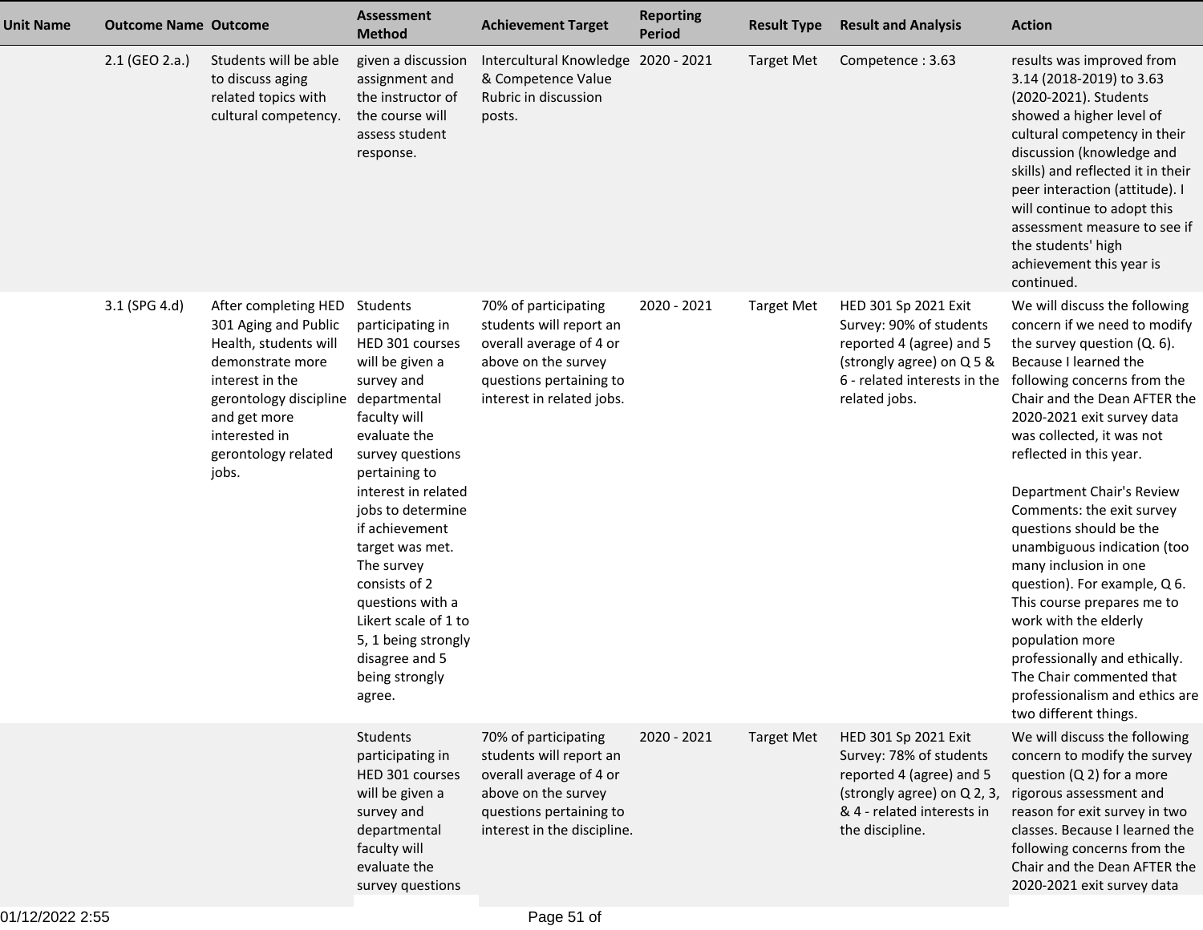| Unit Name | Outcome Name | Outcome | Assessment Method | Achievement Target | Reporting Period | Result Type | Result and Analysis | Action |
|---|---|---|---|---|---|---|---|---|
| | 2.1 (GEO 2.a.) | Students will be able to discuss aging related topics with cultural competency. | given a discussion assignment and the instructor of the course will assess student response. | Intercultural Knowledge & Competence Value Rubric in discussion posts. | 2020 - 2021 | Target Met | Competence : 3.63 | results was improved from 3.14 (2018-2019) to 3.63 (2020-2021). Students showed a higher level of cultural competency in their discussion (knowledge and skills) and reflected it in their peer interaction (attitude). I will continue to adopt this assessment measure to see if the students' high achievement this year is continued. |
| | 3.1 (SPG 4.d) | After completing HED 301 Aging and Public Health, students will demonstrate more interest in the gerontology discipline and get more interested in gerontology related jobs. | Students participating in HED 301 courses will be given a survey and departmental faculty will evaluate the survey questions pertaining to interest in related jobs to determine if achievement target was met. The survey consists of 2 questions with a Likert scale of 1 to 5, 1 being strongly disagree and 5 being strongly agree. | 70% of participating students will report an overall average of 4 or above on the survey questions pertaining to interest in related jobs. | 2020 - 2021 | Target Met | HED 301 Sp 2021 Exit Survey: 90% of students reported 4 (agree) and 5 (strongly agree) on Q 5 & 6 - related interests in the related jobs. | We will discuss the following concern if we need to modify the survey question (Q. 6). Because I learned the following concerns from the Chair and the Dean AFTER the 2020-2021 exit survey data was collected, it was not reflected in this year.<br><br>Department Chair's Review Comments: the exit survey questions should be the unambiguous indication (too many inclusion in one question). For example, Q 6. This course prepares me to work with the elderly population more professionally and ethically. The Chair commented that professionalism and ethics are two different things. |
| | | | Students participating in HED 301 courses will be given a survey and departmental faculty will evaluate the survey questions | 70% of participating students will report an overall average of 4 or above on the survey questions pertaining to interest in the discipline. | 2020 - 2021 | Target Met | HED 301 Sp 2021 Exit Survey: 78% of students reported 4 (agree) and 5 (strongly agree) on Q 2, 3, & 4 - related interests in the discipline. | We will discuss the following concern to modify the survey question (Q 2) for a more rigorous assessment and reason for exit survey in two classes. Because I learned the following concerns from the Chair and the Dean AFTER the 2020-2021 exit survey data |

01/12/2022 2:55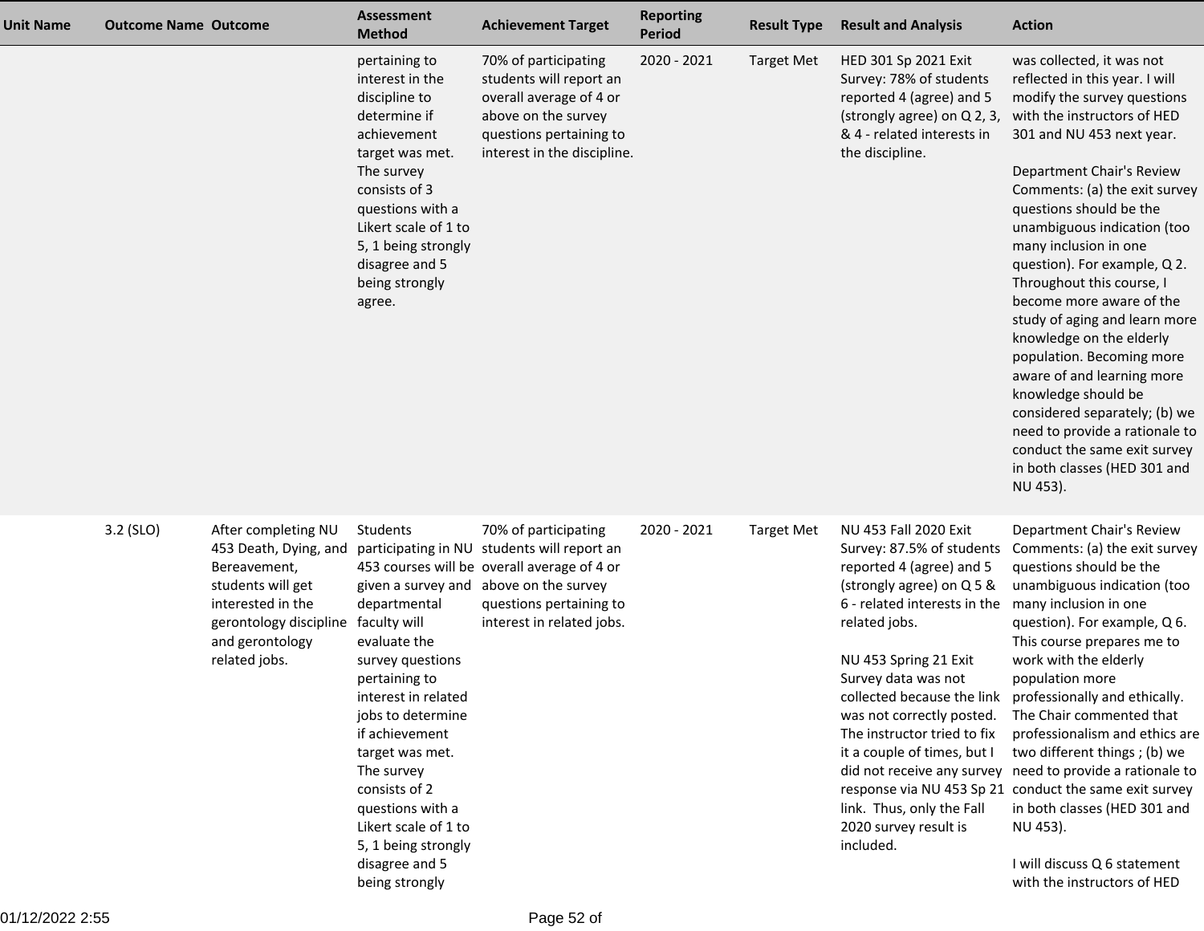| Unit Name | Outcome Name | Outcome | Assessment Method | Achievement Target | Reporting Period | Result Type | Result and Analysis | Action |
|---|---|---|---|---|---|---|---|---|
| | | | pertaining to interest in the discipline to determine if achievement target was met. The survey consists of 3 questions with a Likert scale of 1 to 5, 1 being strongly disagree and 5 being strongly agree. | 70% of participating students will report an overall average of 4 or above on the survey questions pertaining to interest in the discipline. | 2020 - 2021 | Target Met | HED 301 Sp 2021 Exit Survey: 78% of students reported 4 (agree) and 5 (strongly agree) on Q 2, 3, & 4 - related interests in the discipline. | was collected, it was not reflected in this year. I will modify the survey questions with the instructors of HED 301 and NU 453 next year.<br><br>Department Chair's Review Comments: (a) the exit survey questions should be the unambiguous indication (too many inclusion in one question). For example, Q 2. Throughout this course, I become more aware of the study of aging and learn more knowledge on the elderly population. Becoming more aware of and learning more knowledge should be considered separately; (b) we need to provide a rationale to conduct the same exit survey in both classes (HED 301 and NU 453). |
| | 3.2 (SLO) | After completing NU 453 Death, Dying, and Bereavement, students will get interested in the gerontology discipline and gerontology related jobs. | Students participating in NU 453 courses will be given a survey and departmental faculty will evaluate the survey questions pertaining to interest in related jobs to determine if achievement target was met. The survey consists of 2 questions with a Likert scale of 1 to 5, 1 being strongly disagree and 5 being strongly | 70% of participating students will report an overall average of 4 or above on the survey questions pertaining to interest in related jobs. | 2020 - 2021 | Target Met | NU 453 Fall 2020 Exit Survey: 87.5% of students reported 4 (agree) and 5 (strongly agree) on Q 5 & 6 - related interests in the related jobs.<br><br>NU 453 Spring 21 Exit Survey data was not collected because the link was not correctly posted. The instructor tried to fix it a couple of times, but I did not receive any survey response via NU 453 Sp 21 link. Thus, only the Fall 2020 survey result is included. | Department Chair's Review Comments: (a) the exit survey questions should be the unambiguous indication (too many inclusion in one question). For example, Q 6. This course prepares me to work with the elderly population more professionally and ethically. The Chair commented that professionalism and ethics are two different things ; (b) we need to provide a rationale to conduct the same exit survey in both classes (HED 301 and NU 453).<br><br>I will discuss Q 6 statement with the instructors of HED |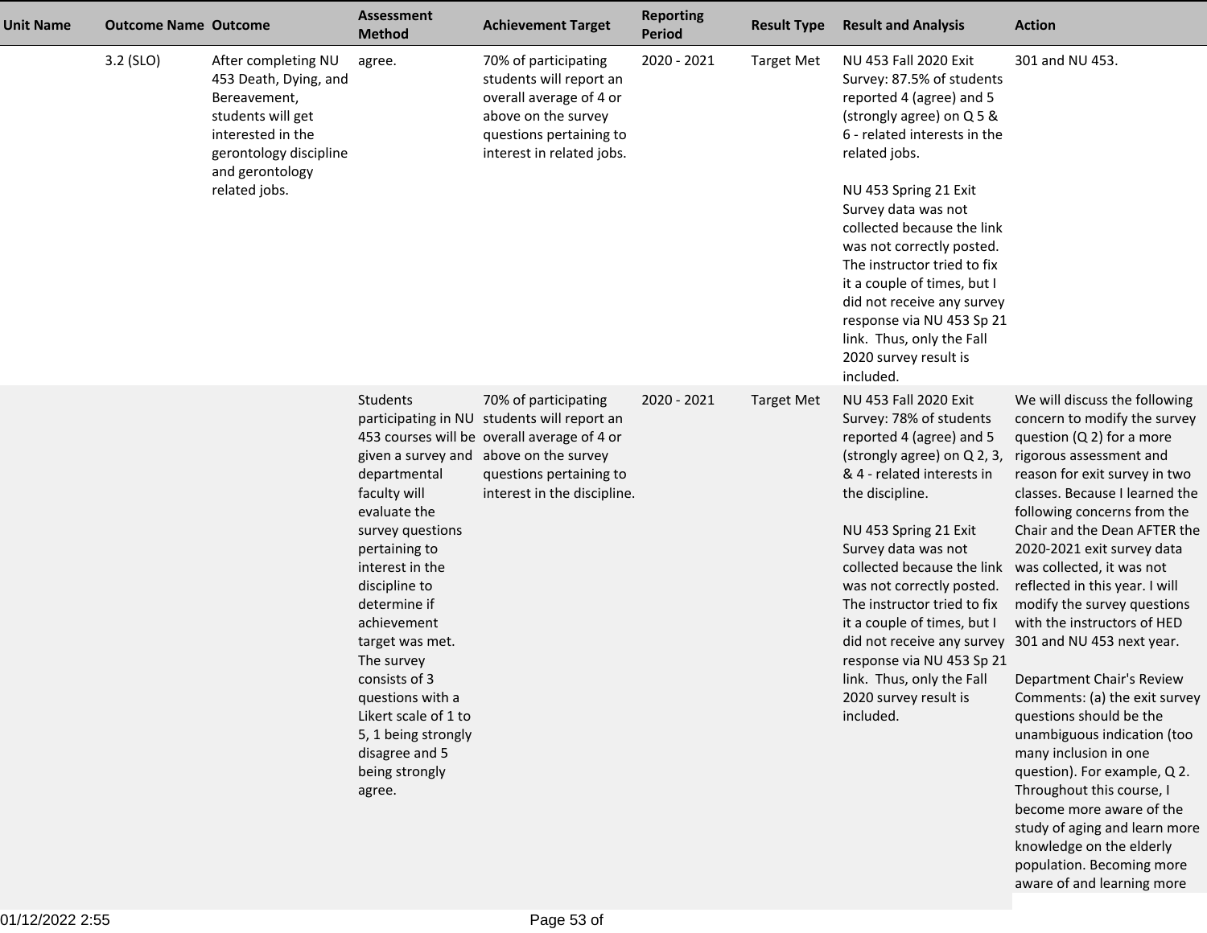| Unit Name | Outcome Name | Outcome | Assessment Method | Achievement Target | Reporting Period | Result Type | Result and Analysis | Action |
|---|---|---|---|---|---|---|---|---|
| | 3.2 (SLO) | After completing NU 453 Death, Dying, and Bereavement, students will get interested in the gerontology discipline and gerontology related jobs. | agree. | 70% of participating students will report an overall average of 4 or above on the survey questions pertaining to interest in related jobs. | 2020 - 2021 | Target Met | NU 453 Fall 2020 Exit Survey: 87.5% of students reported 4 (agree) and 5 (strongly agree) on Q 5 & 6 - related interests in the related jobs.<br><br>NU 453 Spring 21 Exit Survey data was not collected because the link was not correctly posted. The instructor tried to fix it a couple of times, but I did not receive any survey response via NU 453 Sp 21 link. Thus, only the Fall 2020 survey result is included. | 301 and NU 453. |
| | | | Students participating in NU 453 courses will be given a survey and departmental faculty will evaluate the survey questions pertaining to interest in the discipline to determine if achievement target was met. The survey consists of 3 questions with a Likert scale of 1 to 5, 1 being strongly disagree and 5 being strongly agree. | 70% of participating students will report an overall average of 4 or above on the survey questions pertaining to interest in the discipline. | 2020 - 2021 | Target Met | NU 453 Fall 2020 Exit Survey: 78% of students reported 4 (agree) and 5 (strongly agree) on Q 2, 3, & 4 - related interests in the discipline.<br><br>NU 453 Spring 21 Exit Survey data was not collected because the link was not correctly posted. The instructor tried to fix it a couple of times, but I did not receive any survey response via NU 453 Sp 21 link. Thus, only the Fall 2020 survey result is included. | We will discuss the following concern to modify the survey question (Q 2) for a more rigorous assessment and reason for exit survey in two classes. Because I learned the following concerns from the Chair and the Dean AFTER the 2020-2021 exit survey data was collected, it was not reflected in this year. I will modify the survey questions with the instructors of HED 301 and NU 453 next year.<br><br>Department Chair's Review Comments: (a) the exit survey questions should be the unambiguous indication (too many inclusion in one question). For example, Q 2. Throughout this course, I become more aware of the study of aging and learn more knowledge on the elderly population. Becoming more aware of and learning more |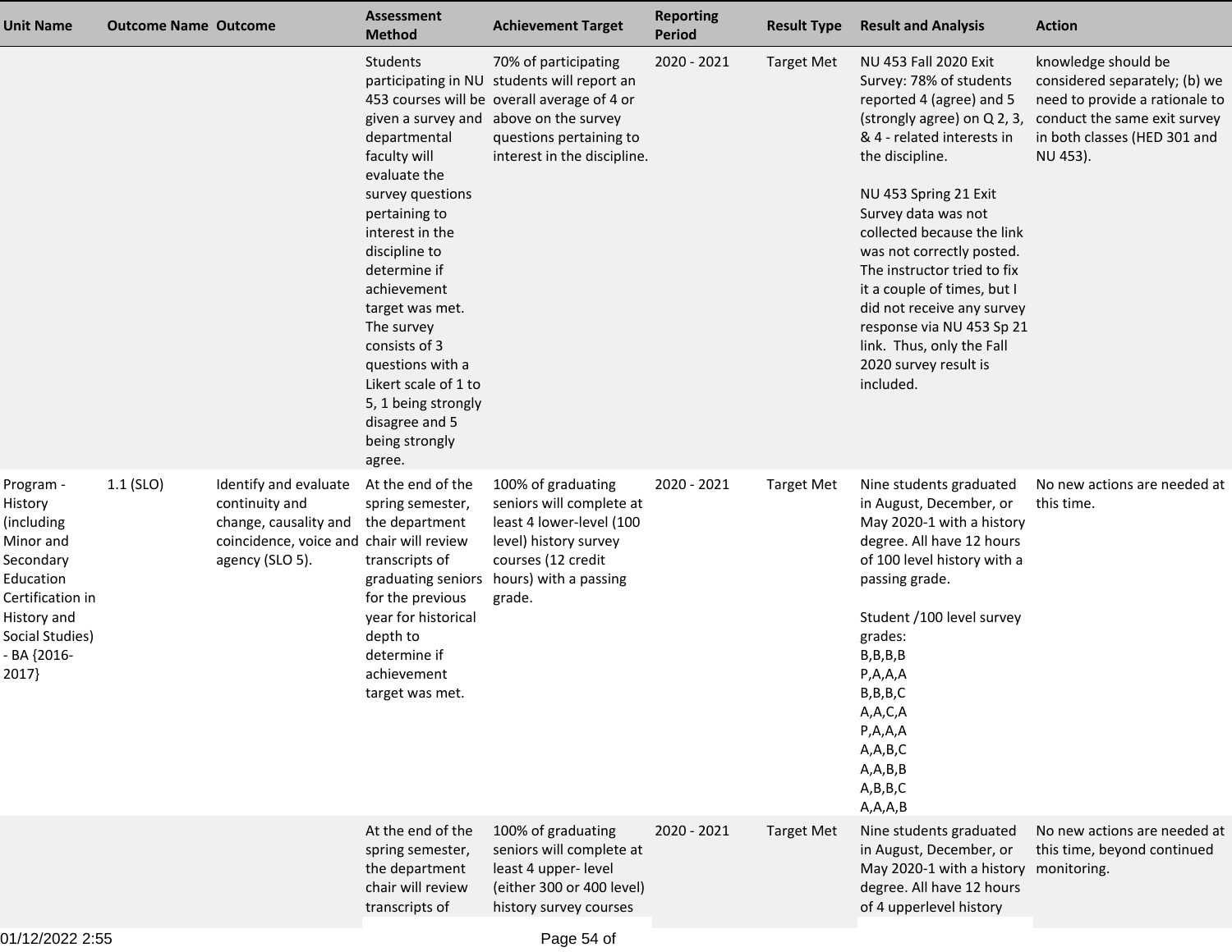| Unit Name | Outcome Name | Outcome | Assessment Method | Achievement Target | Reporting Period | Result Type | Result and Analysis | Action |
|---|---|---|---|---|---|---|---|---|
| | | | Students participating in NU 453 courses will be given a survey and departmental faculty will evaluate the survey questions pertaining to interest in the discipline to determine if achievement target was met. The survey consists of 3 questions with a Likert scale of 1 to 5, 1 being strongly disagree and 5 being strongly agree. | 70% of participating students will report an overall average of 4 or above on the survey questions pertaining to interest in the discipline. | 2020 - 2021 | Target Met | NU 453 Fall 2020 Exit Survey: 78% of students reported 4 (agree) and 5 (strongly agree) on Q 2, 3, & 4 - related interests in the discipline.<br><br>NU 453 Spring 21 Exit Survey data was not collected because the link was not correctly posted. The instructor tried to fix it a couple of times, but I did not receive any survey response via NU 453 Sp 21 link. Thus, only the Fall 2020 survey result is included. | knowledge should be considered separately; (b) we need to provide a rationale to conduct the same exit survey in both classes (HED 301 and NU 453). |
| Program - History (including Minor and Secondary Education Certification in History and Social Studies) - BA {2016-2017} | 1.1 (SLO) | Identify and evaluate continuity and change, causality and coincidence, voice and agency (SLO 5). | At the end of the spring semester, the department chair will review transcripts of graduating seniors for the previous year for historical depth to determine if achievement target was met. | 100% of graduating seniors will complete at least 4 lower-level (100 level) history survey courses (12 credit hours) with a passing grade. | 2020 - 2021 | Target Met | Nine students graduated in August, December, or May 2020-1 with a history degree. All have 12 hours of 100 level history with a passing grade.<br><br>Student /100 level survey grades:<br>B,B,B,B<br>P,A,A,A<br>B,B,B,C<br>A,A,C,A<br>P,A,A,A<br>A,A,B,C<br>A,A,B,B<br>A,B,B,C<br>A,A,A,B | No new actions are needed at this time. |
| | | | At the end of the spring semester, the department chair will review transcripts of | 100% of graduating seniors will complete at least 4 upper- level (either 300 or 400 level) history survey courses | 2020 - 2021 | Target Met | Nine students graduated in August, December, or May 2020-1 with a history degree. All have 12 hours of 4 upperlevel history | No new actions are needed at this time, beyond continued monitoring. |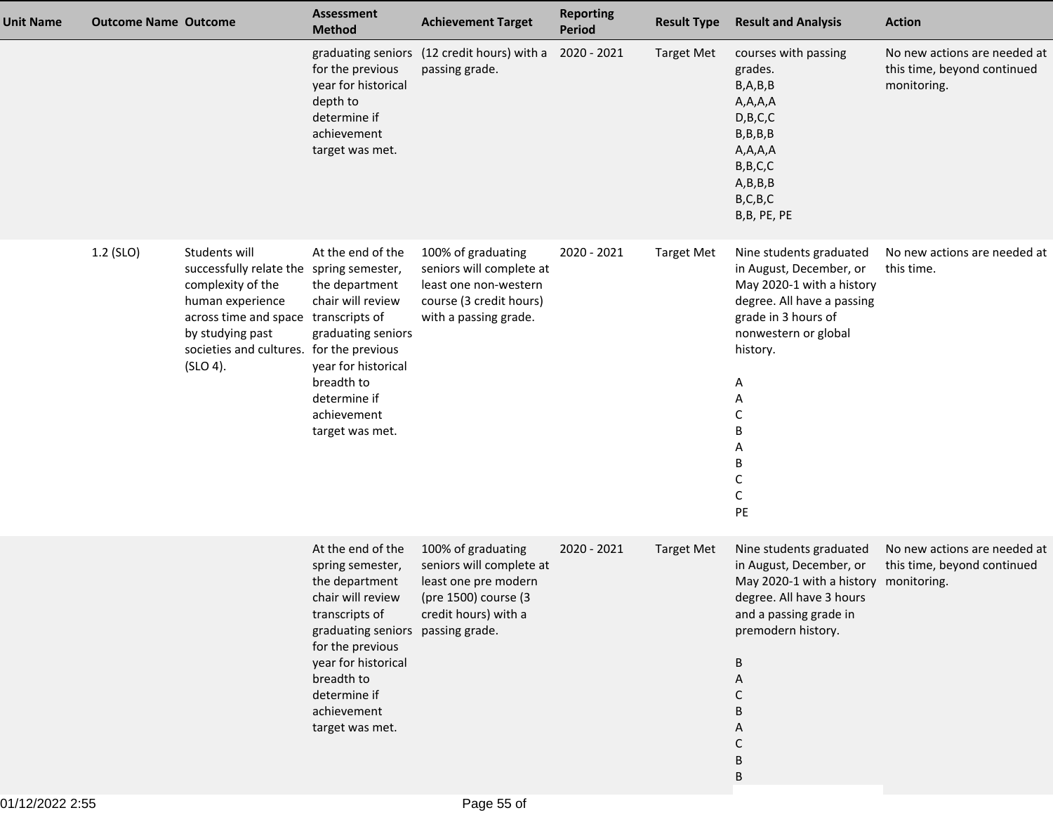| Unit Name | Outcome Name | Outcome | Assessment Method | Achievement Target | Reporting Period | Result Type | Result and Analysis | Action |
|---|---|---|---|---|---|---|---|---|
| | | | graduating seniors for the previous year for historical depth to determine if achievement target was met. | (12 credit hours) with a passing grade. | 2020 - 2021 | Target Met | courses with passing grades.<br>B,A,B,B<br>A,A,A,A<br>D,B,C,C<br>B,B,B,B<br>A,A,A,A<br>B,B,C,C<br>A,B,B,B<br>B,C,B,C<br>B,B, PE, PE | No new actions are needed at this time, beyond continued monitoring. |
| | 1.2 (SLO) | Students will successfully relate the complexity of the human experience across time and space by studying past societies and cultures. (SLO 4). | At the end of the spring semester, the department chair will review transcripts of graduating seniors for the previous year for historical breadth to determine if achievement target was met. | 100% of graduating seniors will complete at least one non-western course (3 credit hours) with a passing grade. | 2020 - 2021 | Target Met | Nine students graduated in August, December, or May 2020-1 with a history degree. All have a passing grade in 3 hours of nonwestern or global history.<br><br>A<br>A<br>C<br>B<br>A<br>B<br>C<br>C<br>PE | No new actions are needed at this time. |
| | | | At the end of the spring semester, the department chair will review transcripts of graduating seniors for the previous year for historical breadth to determine if achievement target was met. | 100% of graduating seniors will complete at least one pre modern (pre 1500) course (3 credit hours) with a passing grade. | 2020 - 2021 | Target Met | Nine students graduated in August, December, or May 2020-1 with a history degree. All have 3 hours and a passing grade in premodern history.<br><br>B<br>A<br>C<br>B<br>A<br>C<br>B<br>B | No new actions are needed at this time, beyond continued monitoring. |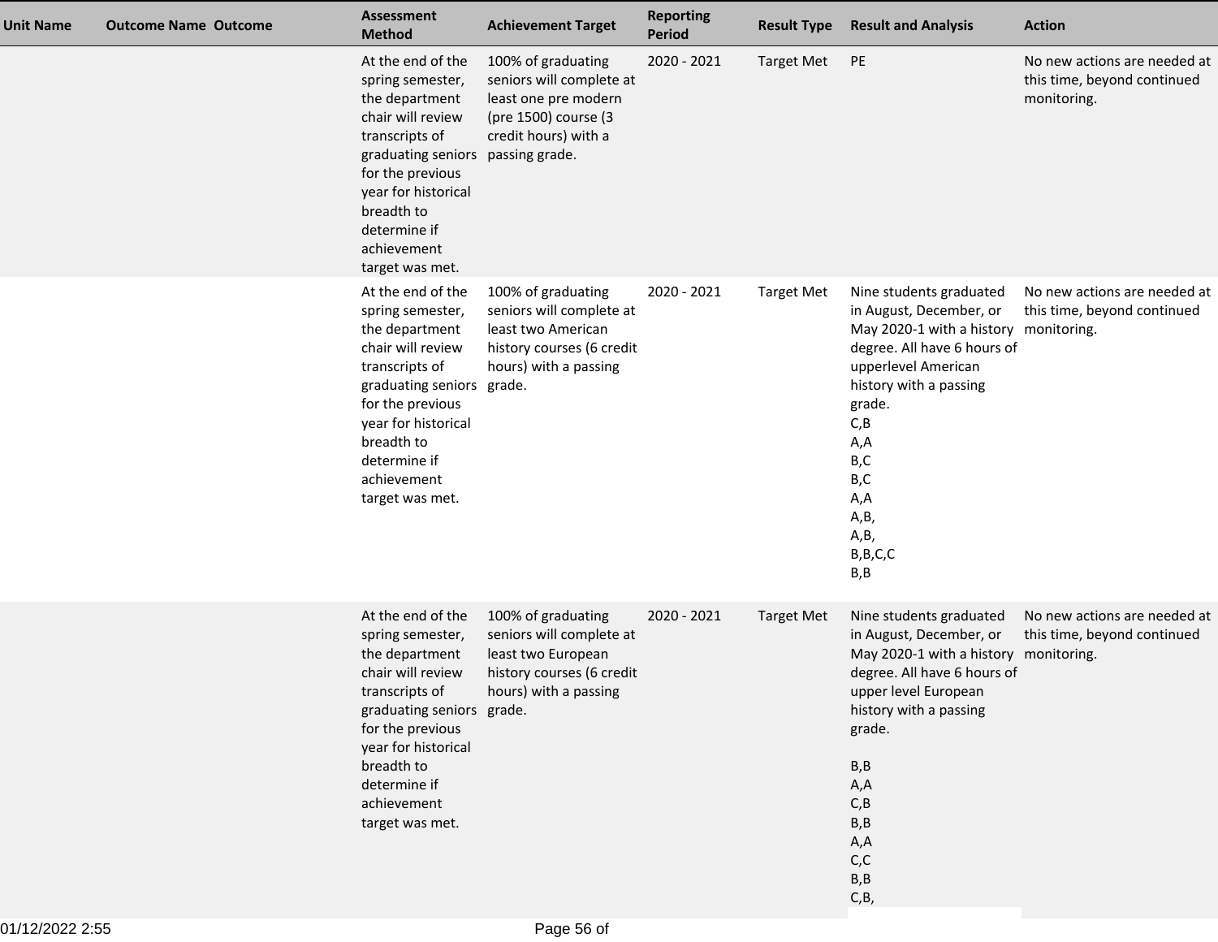| Unit Name | Outcome Name | Outcome | Assessment Method | Achievement Target | Reporting Period | Result Type | Result and Analysis | Action |
|---|---|---|---|---|---|---|---|---|
| | | | At the end of the spring semester, the department chair will review transcripts of graduating seniors for the previous year for historical breadth to determine if achievement target was met. | 100% of graduating seniors will complete at least one pre modern (pre 1500) course (3 credit hours) with a passing grade. | 2020 - 2021 | Target Met | PE | No new actions are needed at this time, beyond continued monitoring. |
| | | | At the end of the spring semester, the department chair will review transcripts of graduating seniors for the previous year for historical breadth to determine if achievement target was met. | 100% of graduating seniors will complete at least two American history courses (6 credit hours) with a passing grade. | 2020 - 2021 | Target Met | Nine students graduated in August, December, or May 2020-1 with a history degree. All have 6 hours of upperlevel American history with a passing grade.<br>C,B<br>A,A<br>B,C<br>B,C<br>A,A<br>A,B,<br>A,B,<br>B,B,C,C<br>B,B | No new actions are needed at this time, beyond continued monitoring. |
| | | | At the end of the spring semester, the department chair will review transcripts of graduating seniors for the previous year for historical breadth to determine if achievement target was met. | 100% of graduating seniors will complete at least two European history courses (6 credit hours) with a passing grade. | 2020 - 2021 | Target Met | Nine students graduated in August, December, or May 2020-1 with a history degree. All have 6 hours of upper level European history with a passing grade.<br><br>B,B<br>A,A<br>C,B<br>B,B<br>A,A<br>C,C<br>B,B<br>C,B, | No new actions are needed at this time, beyond continued monitoring. |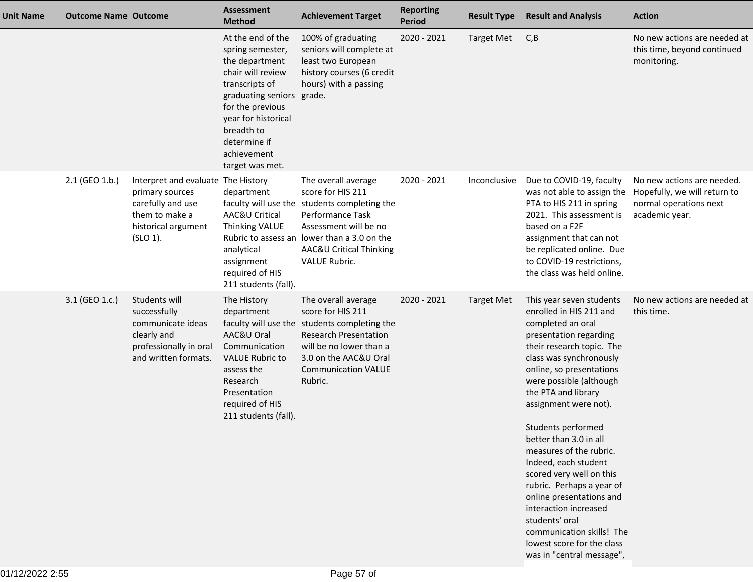| Unit Name | Outcome Name | Outcome | Assessment Method | Achievement Target | Reporting Period | Result Type | Result and Analysis | Action |
|---|---|---|---|---|---|---|---|---|
| | | | At the end of the spring semester, the department chair will review transcripts of graduating seniors for the previous year for historical breadth to determine if achievement target was met. | 100% of graduating seniors will complete at least two European history courses (6 credit hours) with a passing grade. | 2020 - 2021 | Target Met | C,B | No new actions are needed at this time, beyond continued monitoring. |
| | 2.1 (GEO 1.b.) | Interpret and evaluate primary sources carefully and use them to make a historical argument (SLO 1). | The History department faculty will use the AAC&U Critical Thinking VALUE Rubric to assess an analytical assignment required of HIS 211 students (fall). | The overall average score for HIS 211 students completing the Performance Task Assessment will be no lower than a 3.0 on the AAC&U Critical Thinking VALUE Rubric. | 2020 - 2021 | Inconclusive | Due to COVID-19, faculty was not able to assign the PTA to HIS 211 in spring 2021. This assessment is based on a F2F assignment that can not be replicated online. Due to COVID-19 restrictions, the class was held online. | No new actions are needed. Hopefully, we will return to normal operations next academic year. |
| | 3.1 (GEO 1.c.) | Students will successfully communicate ideas clearly and professionally in oral and written formats. | The History department faculty will use the AAC&U Oral Communication VALUE Rubric to assess the Research Presentation required of HIS 211 students (fall). | The overall average score for HIS 211 students completing the Research Presentation will be no lower than a 3.0 on the AAC&U Oral Communication VALUE Rubric. | 2020 - 2021 | Target Met | This year seven students enrolled in HIS 211 and completed an oral presentation regarding their research topic. The class was synchronously online, so presentations were possible (although the PTA and library assignment were not).<br><br>Students performed better than 3.0 in all measures of the rubric. Indeed, each student scored very well on this rubric. Perhaps a year of online presentations and interaction increased students' oral communication skills! The lowest score for the class was in "central message", | No new actions are needed at this time. |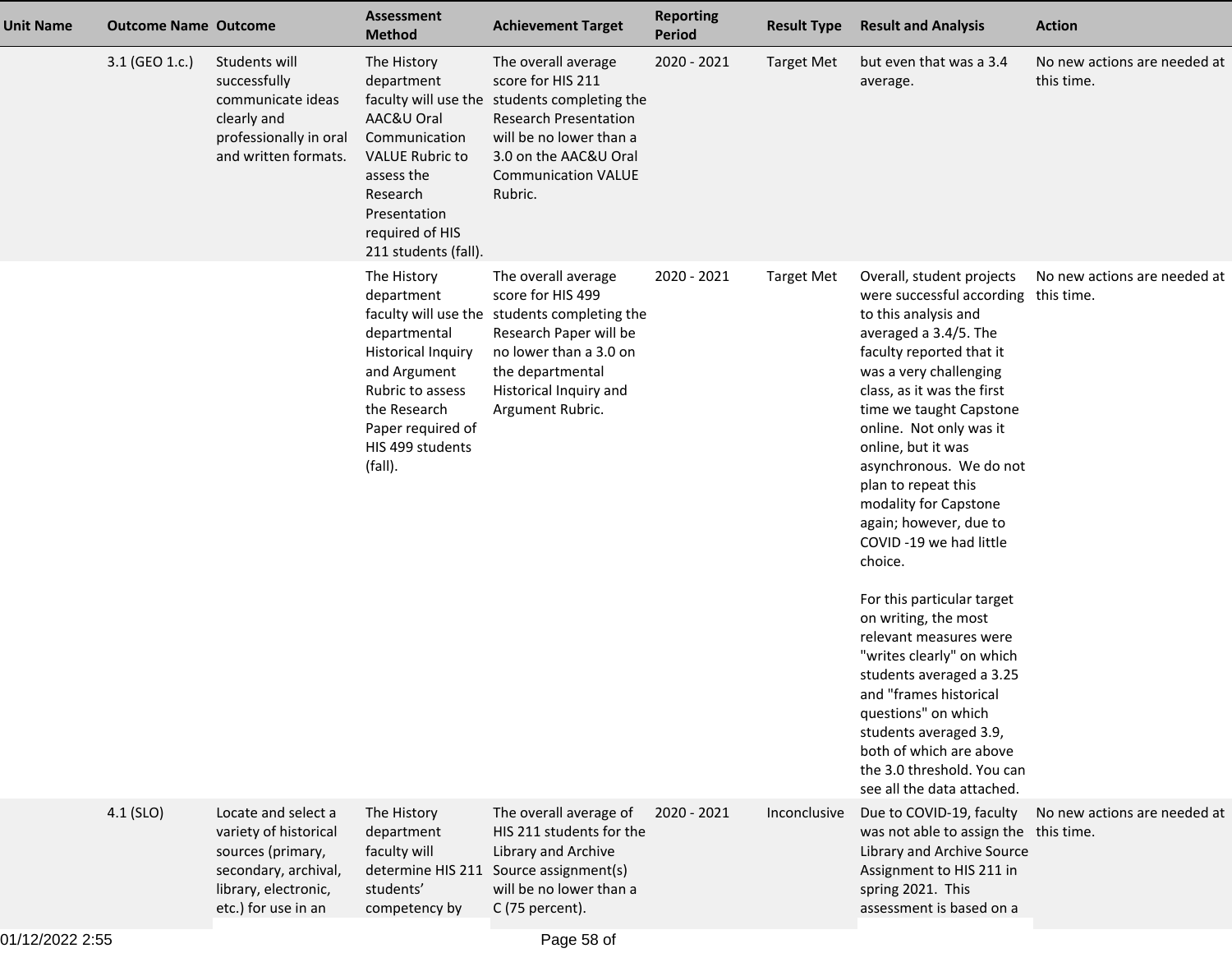| Unit Name | Outcome Name | Outcome | Assessment Method | Achievement Target | Reporting Period | Result Type | Result and Analysis | Action |
|---|---|---|---|---|---|---|---|---|
| | 3.1 (GEO 1.c.) | Students will successfully communicate ideas clearly and professionally in oral and written formats. | The History department faculty will use the AAC&U Oral Communication VALUE Rubric to assess the Research Presentation required of HIS 211 students (fall). | The overall average score for HIS 211 students completing the Research Presentation will be no lower than a 3.0 on the AAC&U Oral Communication VALUE Rubric. | 2020 - 2021 | Target Met | but even that was a 3.4 average. | No new actions are needed at this time. |
| | | | The History department faculty will use the departmental Historical Inquiry and Argument Rubric to assess the Research Paper required of HIS 499 students (fall). | The overall average score for HIS 499 students completing the Research Paper will be no lower than a 3.0 on the departmental Historical Inquiry and Argument Rubric. | 2020 - 2021 | Target Met | Overall, student projects were successful according to this analysis and averaged a 3.4/5. The faculty reported that it was a very challenging class, as it was the first time we taught Capstone online. Not only was it online, but it was asynchronous. We do not plan to repeat this modality for Capstone again; however, due to COVID -19 we had little choice.<br><br>For this particular target on writing, the most relevant measures were "writes clearly" on which students averaged a 3.25 and "frames historical questions" on which students averaged 3.9, both of which are above the 3.0 threshold. You can see all the data attached. | No new actions are needed at this time. |
| | 4.1 (SLO) | Locate and select a variety of historical sources (primary, secondary, archival, library, electronic, etc.) for use in an | The History department faculty will determine HIS 211 students' competency by | The overall average of HIS 211 students for the Library and Archive Source assignment(s) will be no lower than a C (75 percent). | 2020 - 2021 | Inconclusive | Due to COVID-19, faculty was not able to assign the Library and Archive Source Assignment to HIS 211 in spring 2021. This assessment is based on a | No new actions are needed at this time. |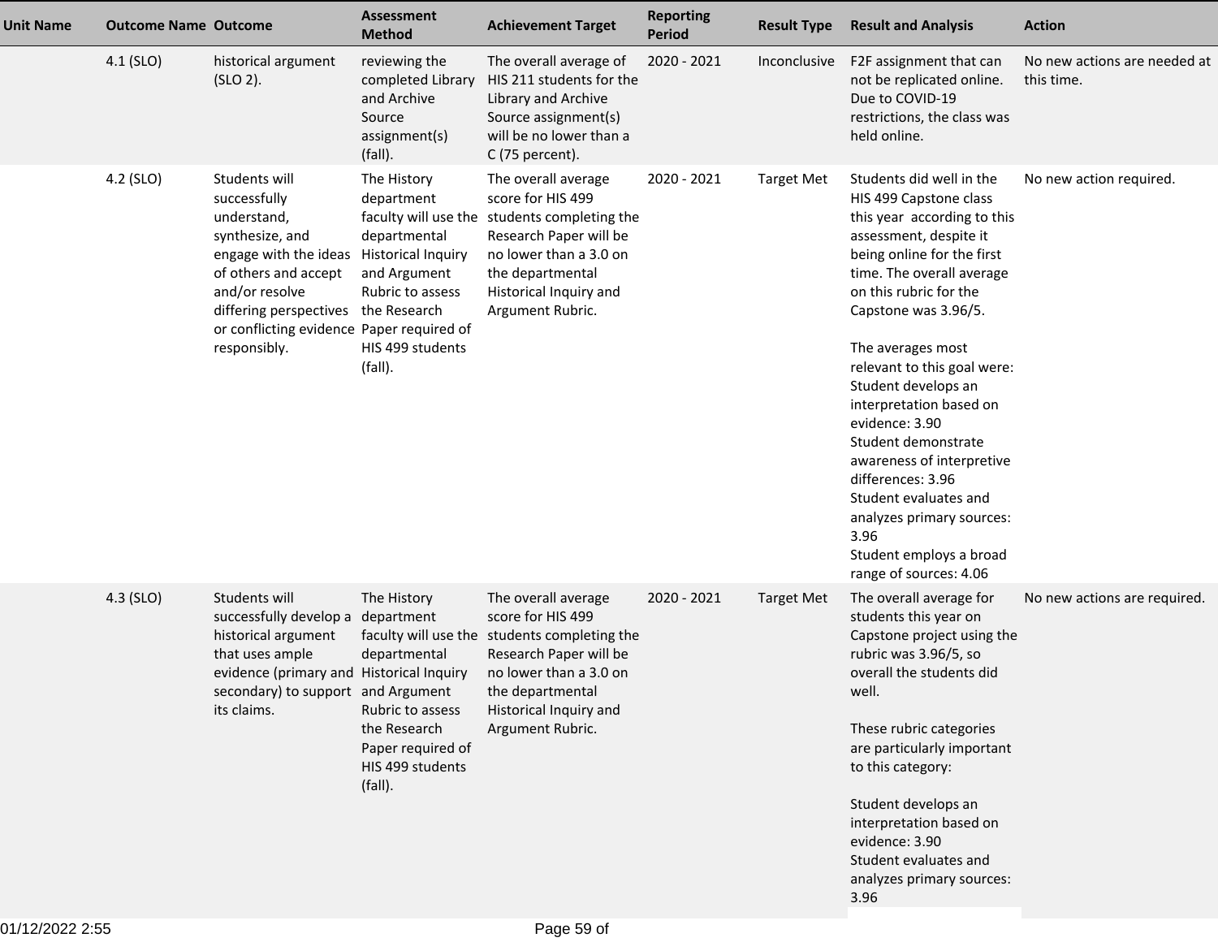| Unit Name | Outcome Name | Outcome | Assessment Method | Achievement Target | Reporting Period | Result Type | Result and Analysis | Action |
|---|---|---|---|---|---|---|---|---|
| | 4.1 (SLO) | historical argument (SLO 2). | reviewing the completed Library and Archive Source assignment(s) (fall). | The overall average of HIS 211 students for the Library and Archive Source assignment(s) will be no lower than a C (75 percent). | 2020 - 2021 | Inconclusive | F2F assignment that can not be replicated online. Due to COVID-19 restrictions, the class was held online. | No new actions are needed at this time. |
| | 4.2 (SLO) | Students will successfully understand, synthesize, and engage with the ideas of others and accept and/or resolve differing perspectives or conflicting evidence responsibly. | The History department faculty will use the departmental Historical Inquiry and Argument Rubric to assess the Research Paper required of HIS 499 students (fall). | The overall average score for HIS 499 students completing the Research Paper will be no lower than a 3.0 on the departmental Historical Inquiry and Argument Rubric. | 2020 - 2021 | Target Met | Students did well in the HIS 499 Capstone class this year according to this assessment, despite it being online for the first time. The overall average on this rubric for the Capstone was 3.96/5.<br><br>The averages most relevant to this goal were:<br>Student develops an interpretation based on evidence: 3.90<br>Student demonstrate awareness of interpretive differences: 3.96<br>Student evaluates and analyzes primary sources: 3.96<br>Student employs a broad range of sources: 4.06 | No new action required. |
| | 4.3 (SLO) | Students will successfully develop a historical argument that uses ample evidence (primary and secondary) to support its claims. | The History department faculty will use the departmental Historical Inquiry and Argument Rubric to assess the Research Paper required of HIS 499 students (fall). | The overall average score for HIS 499 students completing the Research Paper will be no lower than a 3.0 on the departmental Historical Inquiry and Argument Rubric. | 2020 - 2021 | Target Met | The overall average for students this year on Capstone project using the rubric was 3.96/5, so overall the students did well.<br><br>These rubric categories are particularly important to this category:<br><br>Student develops an interpretation based on evidence: 3.90<br>Student evaluates and analyzes primary sources: 3.96 | No new actions are required. |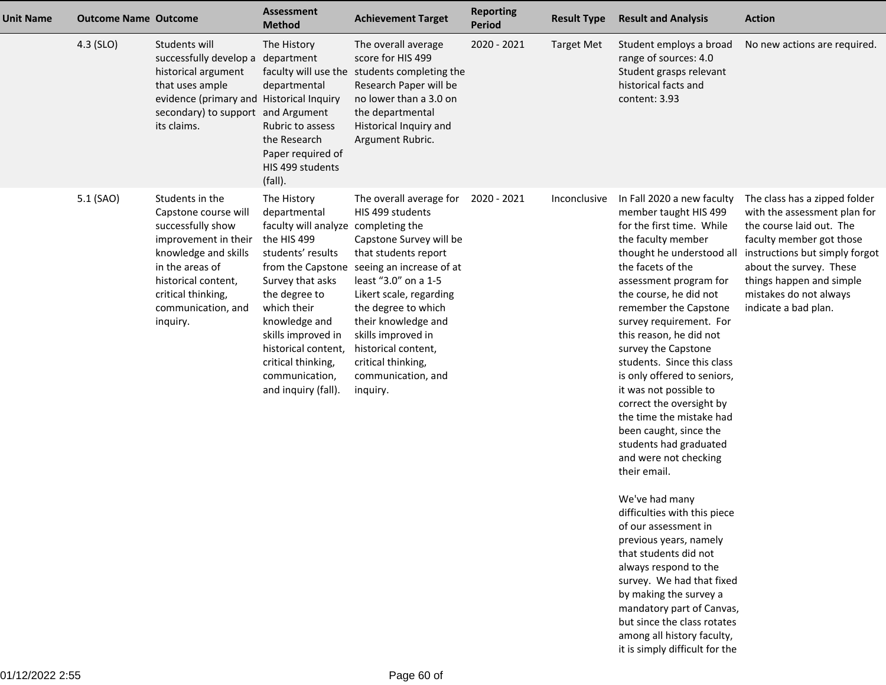| Unit Name | Outcome Name | Outcome | Assessment Method | Achievement Target | Reporting Period | Result Type | Result and Analysis | Action |
|---|---|---|---|---|---|---|---|---|
| | 4.3 (SLO) | Students will successfully develop a historical argument that uses ample evidence (primary and secondary) to support its claims. | The History department faculty will use the departmental Historical Inquiry and Argument Rubric to assess the Research Paper required of HIS 499 students (fall). | The overall average score for HIS 499 students completing the Research Paper will be no lower than a 3.0 on the departmental Historical Inquiry and Argument Rubric. | 2020 - 2021 | Target Met | Student employs a broad range of sources: 4.0 Student grasps relevant historical facts and content: 3.93 | No new actions are required. |
| | 5.1 (SAO) | Students in the Capstone course will successfully show improvement in their knowledge and skills in the areas of historical content, critical thinking, communication, and inquiry. | The History departmental faculty will analyze the HIS 499 students' results from the Capstone Survey that asks the degree to which their knowledge and skills improved in historical content, critical thinking, communication, and inquiry (fall). | The overall average for HIS 499 students completing the Capstone Survey will be that students report seeing an increase of at least "3.0" on a 1-5 Likert scale, regarding the degree to which their knowledge and skills improved in historical content, critical thinking, communication, and inquiry. | 2020 - 2021 | Inconclusive | In Fall 2020 a new faculty member taught HIS 499 for the first time. While the faculty member thought he understood all the facets of the assessment program for the course, he did not remember the Capstone survey requirement. For this reason, he did not survey the Capstone students. Since this class is only offered to seniors, it was not possible to correct the oversight by the time the mistake had been caught, since the students had graduated and were not checking their email.<br><br>We've had many difficulties with this piece of our assessment in previous years, namely that students did not always respond to the survey. We had that fixed by making the survey a mandatory part of Canvas, but since the class rotates among all history faculty, it is simply difficult for the | The class has a zipped folder with the assessment plan for the course laid out. The faculty member got those instructions but simply forgot about the survey. These things happen and simple mistakes do not always indicate a bad plan. |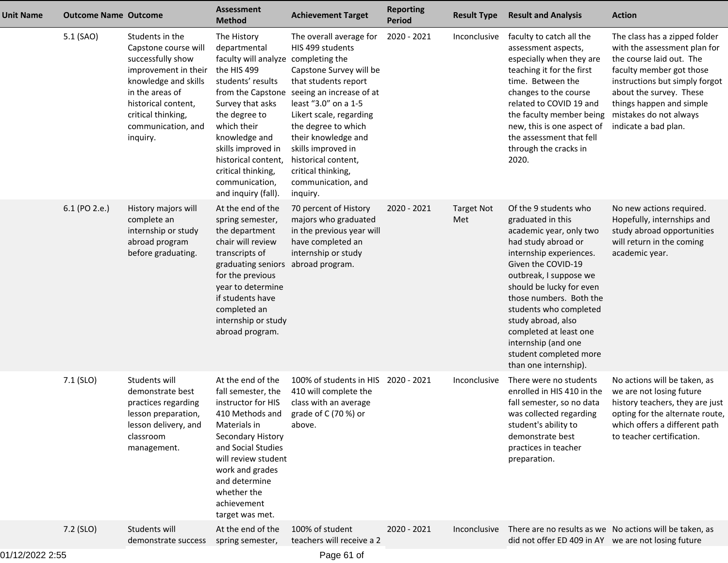| Unit Name | Outcome Name | Outcome | Assessment Method | Achievement Target | Reporting Period | Result Type | Result and Analysis | Action |
|---|---|---|---|---|---|---|---|---|
| | 5.1 (SAO) | Students in the Capstone course will successfully show improvement in their knowledge and skills in the areas of historical content, critical thinking, communication, and inquiry. | The History departmental faculty will analyze the HIS 499 students' results from the Capstone Survey that asks the degree to which their knowledge and skills improved in historical content, critical thinking, communication, and inquiry (fall). | The overall average for HIS 499 students completing the Capstone Survey will be that students report seeing an increase of at least "3.0" on a 1-5 Likert scale, regarding the degree to which their knowledge and skills improved in historical content, critical thinking, communication, and inquiry. | 2020 - 2021 | Inconclusive | faculty to catch all the assessment aspects, especially when they are teaching it for the first time. Between the changes to the course related to COVID 19 and the faculty member being new, this is one aspect of the assessment that fell through the cracks in 2020. | The class has a zipped folder with the assessment plan for the course laid out. The faculty member got those instructions but simply forgot about the survey. These things happen and simple mistakes do not always indicate a bad plan. |
| | 6.1 (PO 2.e.) | History majors will complete an internship or study abroad program before graduating. | At the end of the spring semester, the department chair will review transcripts of graduating seniors for the previous year to determine if students have completed an internship or study abroad program. | 70 percent of History majors who graduated in the previous year will have completed an internship or study abroad program. | 2020 - 2021 | Target Not Met | Of the 9 students who graduated in this academic year, only two had study abroad or internship experiences. Given the COVID-19 outbreak, I suppose we should be lucky for even those numbers. Both the students who completed study abroad, also completed at least one internship (and one student completed more than one internship). | No new actions required. Hopefully, internships and study abroad opportunities will return in the coming academic year. |
| | 7.1 (SLO) | Students will demonstrate best practices regarding lesson preparation, lesson delivery, and classroom management. | At the end of the fall semester, the instructor for HIS 410 Methods and Materials in Secondary History and Social Studies will review student work and grades and determine whether the achievement target was met. | 100% of students in HIS 410 will complete the class with an average grade of C (70 %) or above. | 2020 - 2021 | Inconclusive | There were no students enrolled in HIS 410 in the fall semester, so no data was collected regarding student's ability to demonstrate best practices in teacher preparation. | No actions will be taken, as we are not losing future history teachers, they are just opting for the alternate route, which offers a different path to teacher certification. |
| | 7.2 (SLO) | Students will demonstrate success | At the end of the spring semester, | 100% of student teachers will receive a 2 | 2020 - 2021 | Inconclusive | There are no results as we did not offer ED 409 in AY | No actions will be taken, as we are not losing future |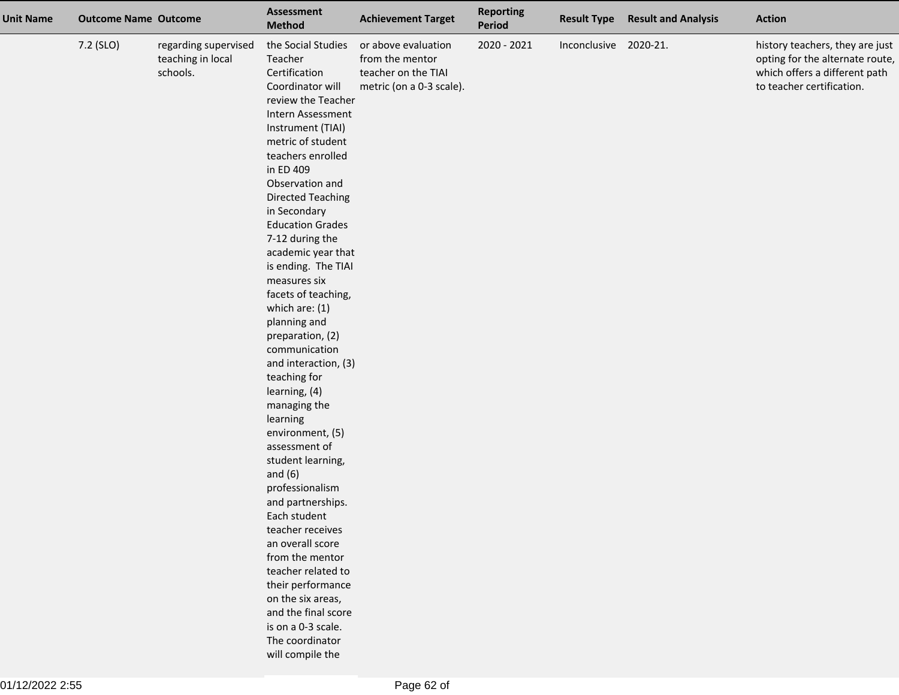| Unit Name | Outcome Name | Outcome | Assessment Method | Achievement Target | Reporting Period | Result Type | Result and Analysis | Action |
|---|---|---|---|---|---|---|---|---|
| | 7.2 (SLO) | regarding supervised teaching in local schools. | the Social Studies Teacher Certification Coordinator will review the Teacher Intern Assessment Instrument (TIAI) metric of student teachers enrolled in ED 409 Observation and Directed Teaching in Secondary Education Grades 7-12 during the academic year that is ending. The TIAI measures six facets of teaching, which are: (1) planning and preparation, (2) communication and interaction, (3) teaching for learning, (4) managing the learning environment, (5) assessment of student learning, and (6) professionalism and partnerships. Each student teacher receives an overall score from the mentor teacher related to their performance on the six areas, and the final score is on a 0-3 scale. The coordinator will compile the | or above evaluation from the mentor teacher on the TIAI metric (on a 0-3 scale). | 2020 - 2021 | Inconclusive | 2020-21. | history teachers, they are just opting for the alternate route, which offers a different path to teacher certification. |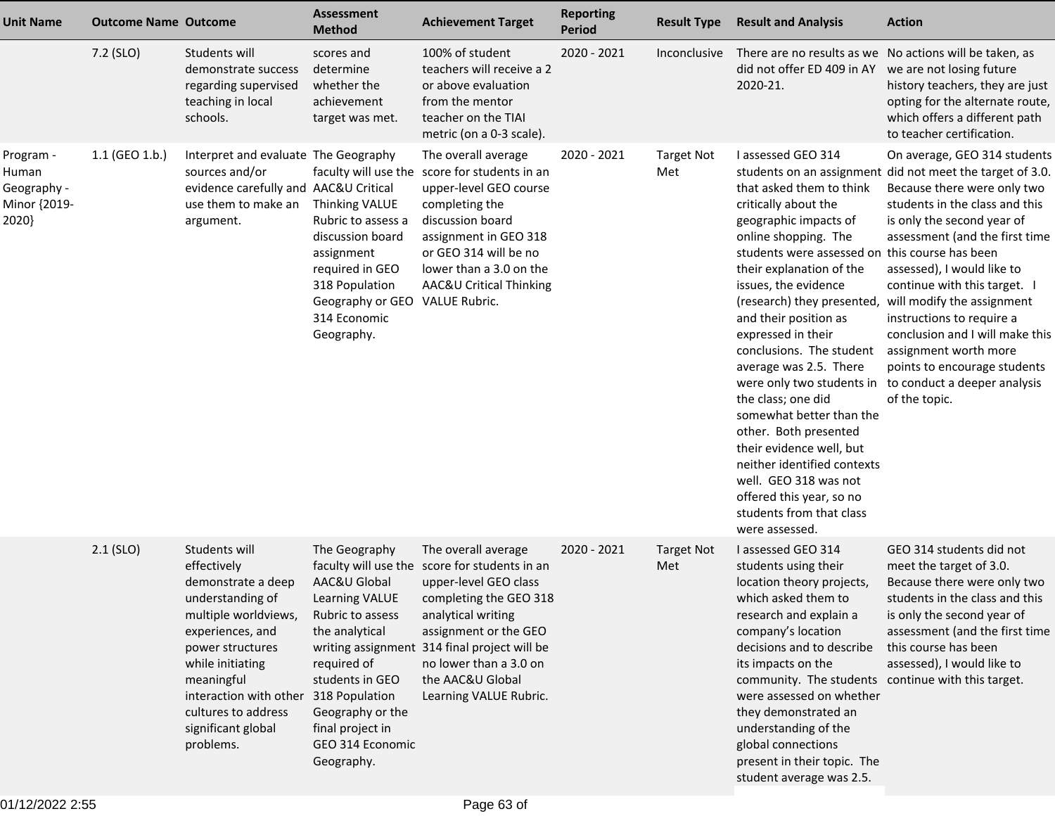| Unit Name | Outcome Name | Outcome | Assessment Method | Achievement Target | Reporting Period | Result Type | Result and Analysis | Action |
|---|---|---|---|---|---|---|---|---|
| | 7.2 (SLO) | Students will demonstrate success regarding supervised teaching in local schools. | scores and determine whether the achievement target was met. | 100% of student teachers will receive a 2 or above evaluation from the mentor teacher on the TIAI metric (on a 0-3 scale). | 2020 - 2021 | Inconclusive | There are no results as we did not offer ED 409 in AY 2020-21. | No actions will be taken, as we are not losing future history teachers, they are just opting for the alternate route, which offers a different path to teacher certification. |
| Program - Human Geography - Minor {2019-2020} | 1.1 (GEO 1.b.) | Interpret and evaluate sources and/or evidence carefully and use them to make an argument. | The Geography faculty will use the AAC&U Critical Thinking VALUE Rubric to assess a discussion board assignment required in GEO 318 Population Geography or GEO 314 Economic Geography. | The overall average score for students in an upper-level GEO course completing the discussion board assignment in GEO 318 or GEO 314 will be no lower than a 3.0 on the AAC&U Critical Thinking VALUE Rubric. | 2020 - 2021 | Target Not Met | I assessed GEO 314 students on an assignment that asked them to think critically about the geographic impacts of online shopping. The students were assessed on their explanation of the issues, the evidence (research) they presented, and their position as expressed in their conclusions. The student average was 2.5. There were only two students in the class; one did somewhat better than the other. Both presented their evidence well, but neither identified contexts well. GEO 318 was not offered this year, so no students from that class were assessed. | On average, GEO 314 students did not meet the target of 3.0. Because there were only two students in the class and this is only the second year of assessment (and the first time this course has been assessed), I would like to continue with this target. I will modify the assignment instructions to require a conclusion and I will make this assignment worth more points to encourage students to conduct a deeper analysis of the topic. |
| | 2.1 (SLO) | Students will effectively demonstrate a deep understanding of multiple worldviews, experiences, and power structures while initiating meaningful interaction with other cultures to address significant global problems. | The Geography faculty will use the AAC&U Global Learning VALUE Rubric to assess the analytical writing assignment required of students in GEO 318 Population Geography or the final project in GEO 314 Economic Geography. | The overall average score for students in an upper-level GEO class completing the GEO 318 analytical writing assignment or the GEO 314 final project will be no lower than a 3.0 on the AAC&U Global Learning VALUE Rubric. | 2020 - 2021 | Target Not Met | I assessed GEO 314 students using their location theory projects, which asked them to research and explain a company's location decisions and to describe its impacts on the community. The students were assessed on whether they demonstrated an understanding of the global connections present in their topic. The student average was 2.5. | GEO 314 students did not meet the target of 3.0. Because there were only two students in the class and this is only the second year of assessment (and the first time this course has been assessed), I would like to continue with this target. |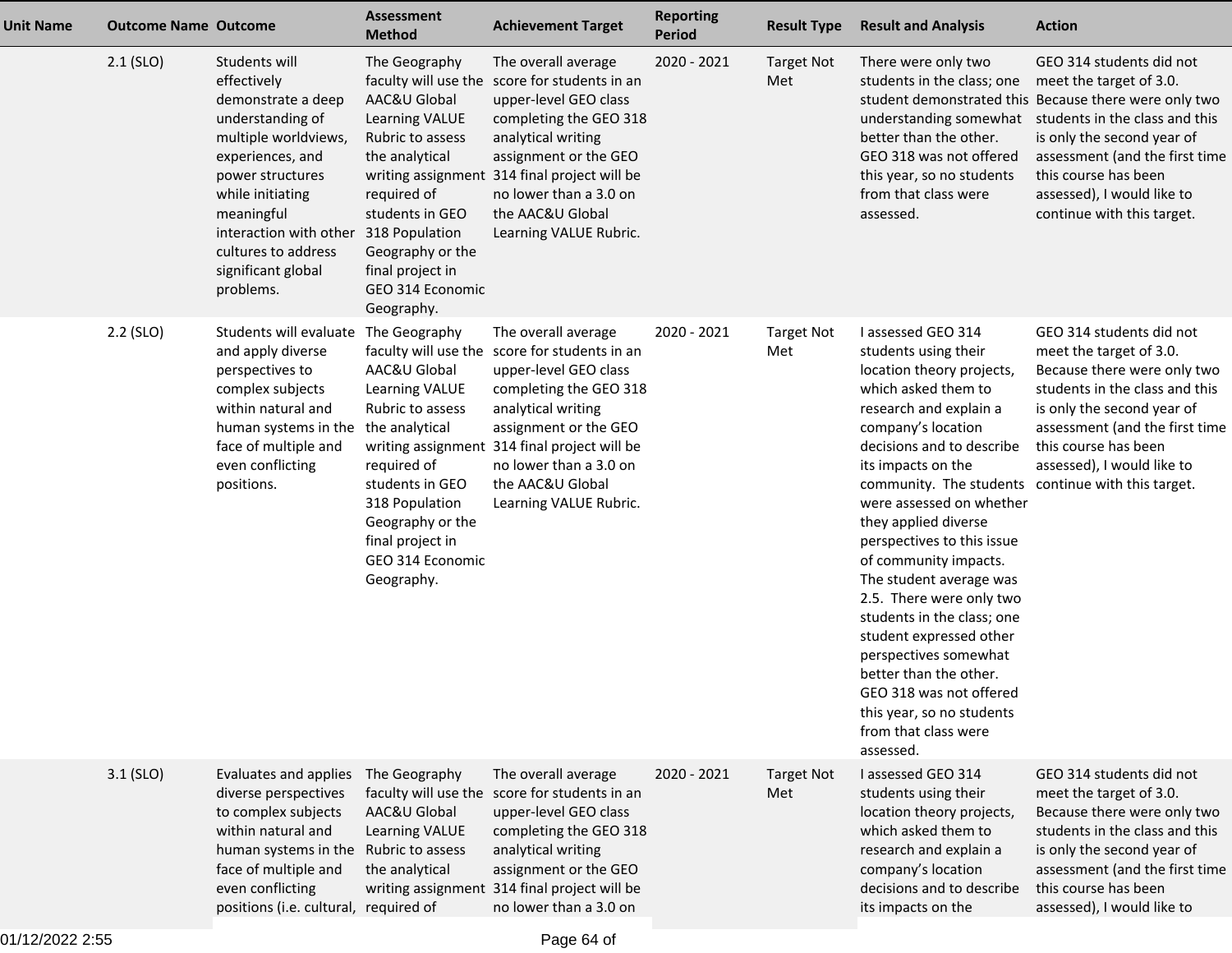| Unit Name | Outcome Name | Outcome | Assessment Method | Achievement Target | Reporting Period | Result Type | Result and Analysis | Action |
|---|---|---|---|---|---|---|---|---|
| | 2.1 (SLO) | Students will effectively demonstrate a deep understanding of multiple worldviews, experiences, and power structures while initiating meaningful interaction with other cultures to address significant global problems. | The Geography faculty will use the AAC&U Global Learning VALUE Rubric to assess the analytical writing assignment required of students in GEO 318 Population Geography or the final project in GEO 314 Economic Geography. | The overall average score for students in an upper-level GEO class completing the GEO 318 analytical writing assignment or the GEO 314 final project will be no lower than a 3.0 on the AAC&U Global Learning VALUE Rubric. | 2020 - 2021 | Target Not Met | There were only two students in the class; one student demonstrated this understanding somewhat better than the other. GEO 318 was not offered this year, so no students from that class were assessed. | GEO 314 students did not meet the target of 3.0. Because there were only two students in the class and this is only the second year of assessment (and the first time this course has been assessed), I would like to continue with this target. |
| | 2.2 (SLO) | Students will evaluate and apply diverse perspectives to complex subjects within natural and human systems in the face of multiple and even conflicting positions. | The Geography faculty will use the AAC&U Global Learning VALUE Rubric to assess the analytical writing assignment required of students in GEO 318 Population Geography or the final project in GEO 314 Economic Geography. | The overall average score for students in an upper-level GEO class completing the GEO 318 analytical writing assignment or the GEO 314 final project will be no lower than a 3.0 on the AAC&U Global Learning VALUE Rubric. | 2020 - 2021 | Target Not Met | I assessed GEO 314 students using their location theory projects, which asked them to research and explain a company's location decisions and to describe its impacts on the community. The students were assessed on whether they applied diverse perspectives to this issue of community impacts. The student average was 2.5. There were only two students in the class; one student expressed other perspectives somewhat better than the other. GEO 318 was not offered this year, so no students from that class were assessed. | GEO 314 students did not meet the target of 3.0. Because there were only two students in the class and this is only the second year of assessment (and the first time this course has been assessed), I would like to continue with this target. |
| | 3.1 (SLO) | Evaluates and applies diverse perspectives to complex subjects within natural and human systems in the face of multiple and even conflicting positions (i.e. cultural, | The Geography faculty will use the AAC&U Global Learning VALUE Rubric to assess the analytical writing assignment required of | The overall average score for students in an upper-level GEO class completing the GEO 318 analytical writing assignment or the GEO 314 final project will be no lower than a 3.0 on | 2020 - 2021 | Target Not Met | I assessed GEO 314 students using their location theory projects, which asked them to research and explain a company's location decisions and to describe its impacts on the | GEO 314 students did not meet the target of 3.0. Because there were only two students in the class and this is only the second year of assessment (and the first time this course has been assessed), I would like to |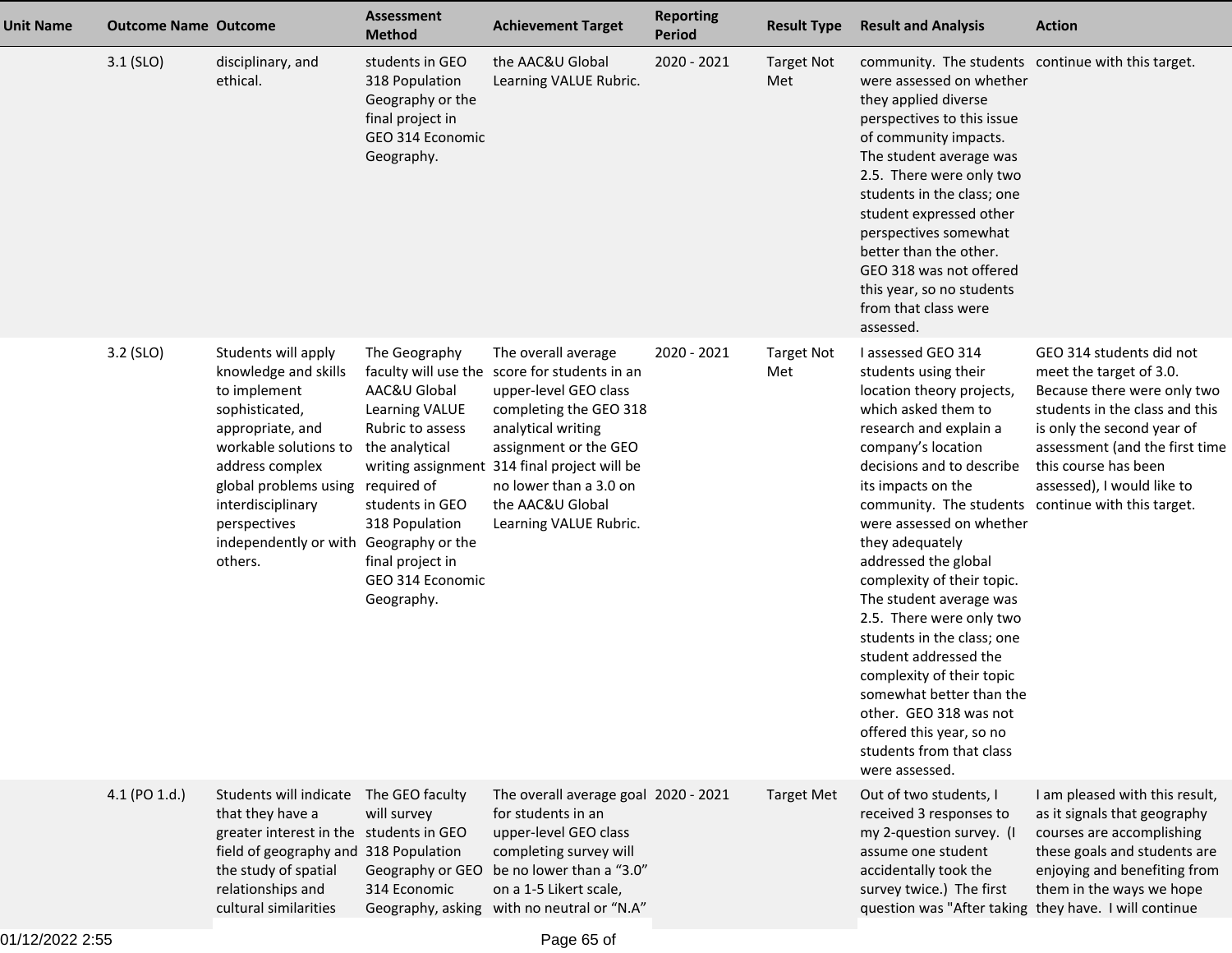| Unit Name | Outcome Name | Outcome | Assessment Method | Achievement Target | Reporting Period | Result Type | Result and Analysis | Action |
|---|---|---|---|---|---|---|---|---|
| | 3.1 (SLO) | disciplinary, and ethical. | students in GEO 318 Population Geography or the final project in GEO 314 Economic Geography. | the AAC&U Global Learning VALUE Rubric. | 2020 - 2021 | Target Not Met | community. The students were assessed on whether they applied diverse perspectives to this issue of community impacts. The student average was 2.5. There were only two students in the class; one student expressed other perspectives somewhat better than the other. GEO 318 was not offered this year, so no students from that class were assessed. | continue with this target. |
| | 3.2 (SLO) | Students will apply knowledge and skills to implement sophisticated, appropriate, and workable solutions to address complex global problems using interdisciplinary perspectives independently or with others. | The Geography faculty will use the AAC&U Global Learning VALUE Rubric to assess the analytical writing assignment required of students in GEO 318 Population Geography or the final project in GEO 314 Economic Geography. | The overall average score for students in an upper-level GEO class completing the GEO 318 analytical writing assignment or the GEO 314 final project will be no lower than a 3.0 on the AAC&U Global Learning VALUE Rubric. | 2020 - 2021 | Target Not Met | I assessed GEO 314 students using their location theory projects, which asked them to research and explain a company's location decisions and to describe its impacts on the community. The students were assessed on whether they adequately addressed the global complexity of their topic. The student average was 2.5. There were only two students in the class; one student addressed the complexity of their topic somewhat better than the other. GEO 318 was not offered this year, so no students from that class were assessed. | GEO 314 students did not meet the target of 3.0. Because there were only two students in the class and this is only the second year of assessment (and the first time this course has been assessed), I would like to continue with this target. |
| | 4.1 (PO 1.d.) | Students will indicate that they have a greater interest in the field of geography and the study of spatial relationships and cultural similarities | The GEO faculty will survey students in GEO 318 Population Geography or GEO 314 Economic Geography, asking | The overall average goal for students in an upper-level GEO class completing survey will be no lower than a "3.0" on a 1-5 Likert scale, with no neutral or "N.A" | 2020 - 2021 | Target Met | Out of two students, I received 3 responses to my 2-question survey. (I assume one student accidentally took the survey twice.) The first question was "After taking | I am pleased with this result, as it signals that geography courses are accomplishing these goals and students are enjoying and benefiting from them in the ways we hope they have. I will continue |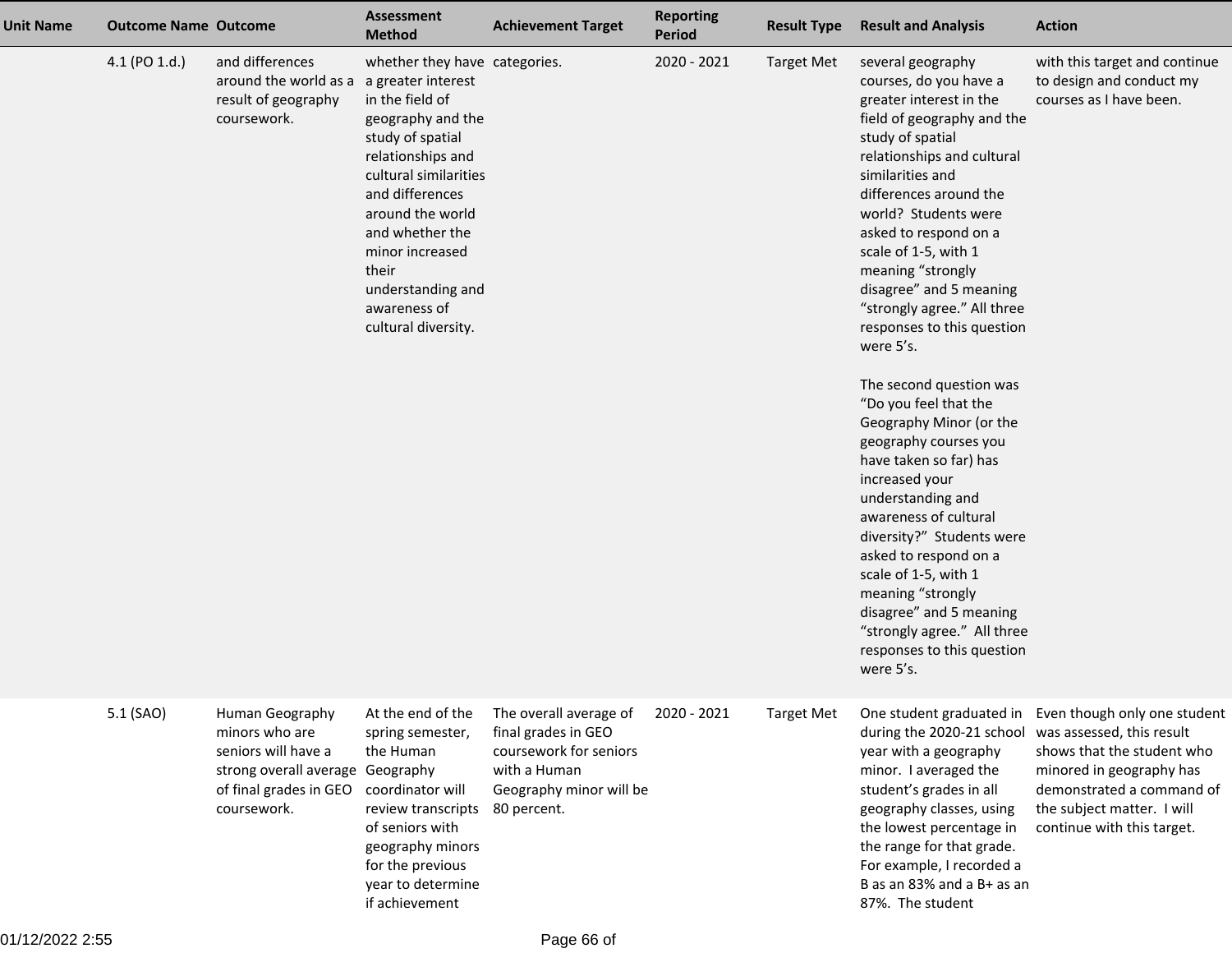| Unit Name | Outcome Name | Outcome | Assessment Method | Achievement Target | Reporting Period | Result Type | Result and Analysis | Action |
|---|---|---|---|---|---|---|---|---|
| | 4.1 (PO 1.d.) | and differences around the world as a result of geography coursework. | whether they have a greater interest in the field of geography and the study of spatial relationships and cultural similarities and differences around the world and whether the minor increased their understanding and awareness of cultural diversity. | categories. | 2020 - 2021 | Target Met | several geography courses, do you have a greater interest in the field of geography and the study of spatial relationships and cultural similarities and differences around the world? Students were asked to respond on a scale of 1-5, with 1 meaning "strongly disagree" and 5 meaning "strongly agree." All three responses to this question were 5's.<br><br>The second question was "Do you feel that the Geography Minor (or the geography courses you have taken so far) has increased your understanding and awareness of cultural diversity?" Students were asked to respond on a scale of 1-5, with 1 meaning "strongly disagree" and 5 meaning "strongly agree." All three responses to this question were 5's. | with this target and continue to design and conduct my courses as I have been. |
| | 5.1 (SAO) | Human Geography minors who are seniors will have a strong overall average of final grades in GEO coursework. | At the end of the spring semester, the Human Geography coordinator will review transcripts of seniors with geography minors for the previous year to determine if achievement | The overall average of final grades in GEO coursework for seniors with a Human Geography minor will be 80 percent. | 2020 - 2021 | Target Met | One student graduated in during the 2020-21 school year with a geography minor. I averaged the student's grades in all geography classes, using the lowest percentage in the range for that grade. For example, I recorded a B as an 83% and a B+ as an 87%. The student | Even though only one student was assessed, this result shows that the student who minored in geography has demonstrated a command of the subject matter. I will continue with this target. |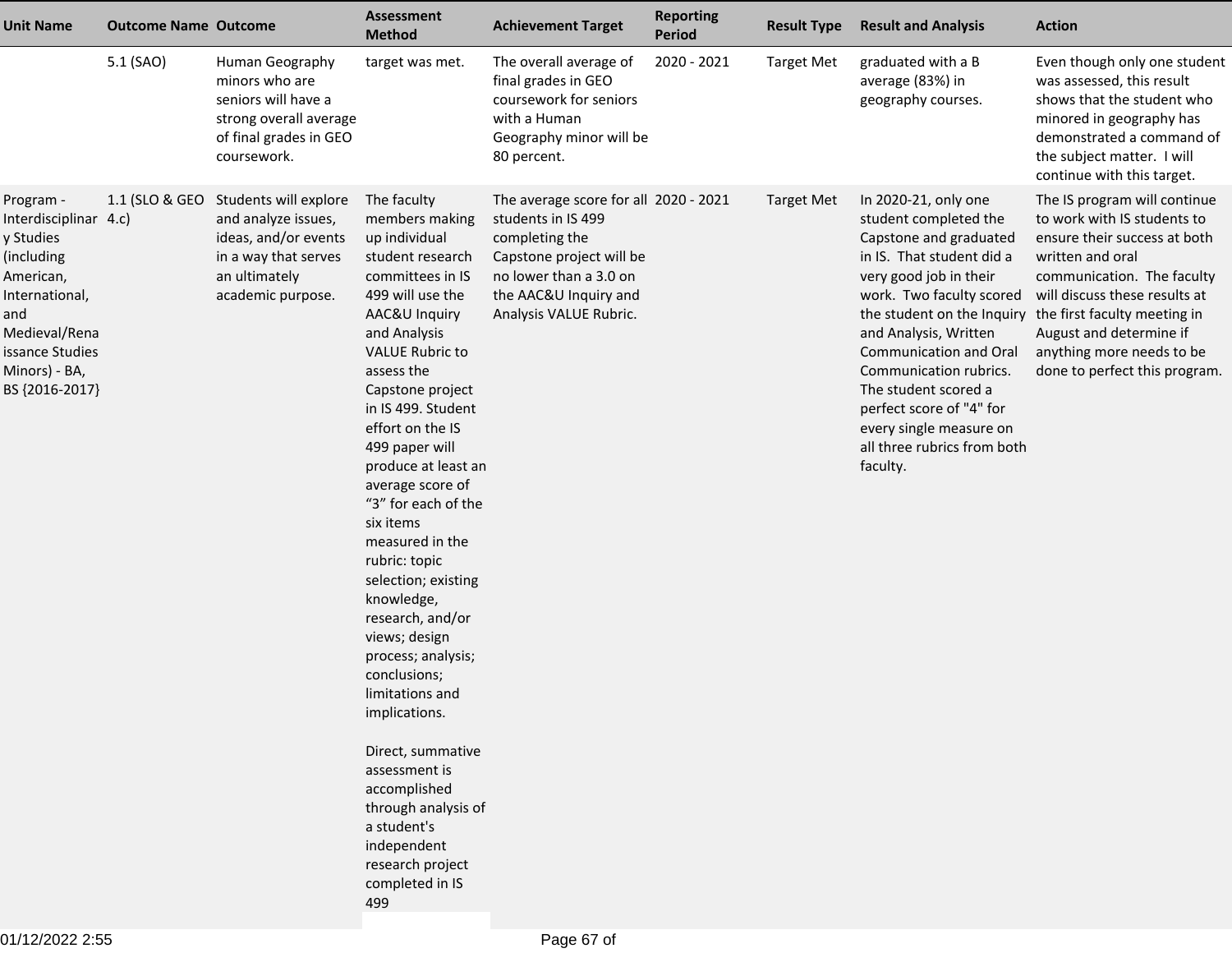| Unit Name | Outcome Name | Outcome | Assessment Method | Achievement Target | Reporting Period | Result Type | Result and Analysis | Action |
|---|---|---|---|---|---|---|---|---|
| | 5.1 (SAO) | Human Geography minors who are seniors will have a strong overall average of final grades in GEO coursework. | target was met. | The overall average of final grades in GEO coursework for seniors with a Human Geography minor will be 80 percent. | 2020 - 2021 | Target Met | graduated with a B average (83%) in geography courses. | Even though only one student was assessed, this result shows that the student who minored in geography has demonstrated a command of the subject matter. I will continue with this target. |
| Program - Interdisciplinary Studies (including American, International, and Medieval/Renaissance Studies Minors) - BA, BS {2016-2017} | 1.1 (SLO & GEO 4.c) | Students will explore and analyze issues, ideas, and/or events in a way that serves an ultimately academic purpose. | The faculty members making up individual student research committees in IS 499 will use the AAC&U Inquiry and Analysis VALUE Rubric to assess the Capstone project in IS 499. Student effort on the IS 499 paper will produce at least an average score of "3" for each of the six items measured in the rubric: topic selection; existing knowledge, research, and/or views; design process; analysis; conclusions; limitations and implications.<br><br>Direct, summative assessment is accomplished through analysis of a student's independent research project completed in IS 499 | The average score for all students in IS 499 completing the Capstone project will be no lower than a 3.0 on the AAC&U Inquiry and Analysis VALUE Rubric. | 2020 - 2021 | Target Met | In 2020-21, only one student completed the Capstone and graduated in IS. That student did a very good job in their work. Two faculty scored the student on the Inquiry and Analysis, Written Communication and Oral Communication rubrics. The student scored a perfect score of "4" for every single measure on all three rubrics from both faculty. | The IS program will continue to work with IS students to ensure their success at both written and oral communication. The faculty will discuss these results at the first faculty meeting in August and determine if anything more needs to be done to perfect this program. |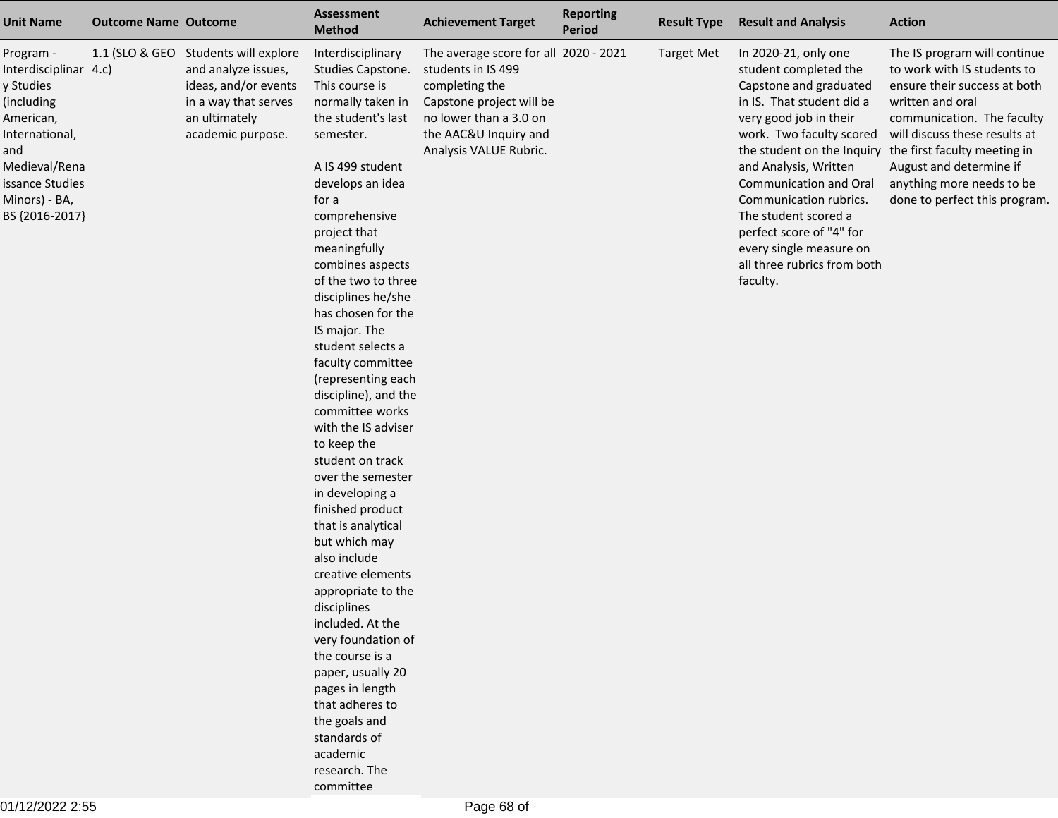| Unit Name | Outcome Name | Outcome | Assessment Method | Achievement Target | Reporting Period | Result Type | Result and Analysis | Action |
|---|---|---|---|---|---|---|---|---|
| Program - Interdisciplinary Studies (including American, International, and Medieval/Renaissance Studies Minors) - BA, BS {2016-2017} | 1.1 (SLO & GEO 4.c) | Students will explore and analyze issues, ideas, and/or events in a way that serves an ultimately academic purpose. | Interdisciplinary Studies Capstone. This course is normally taken in the student's last semester.<br><br>A IS 499 student develops an idea for a comprehensive project that meaningfully combines aspects of the two to three disciplines he/she has chosen for the IS major. The student selects a faculty committee (representing each discipline), and the committee works with the IS adviser to keep the student on track over the semester in developing a finished product that is analytical but which may also include creative elements appropriate to the disciplines included. At the very foundation of the course is a paper, usually 20 pages in length that adheres to the goals and standards of academic research. The committee | The average score for all students in IS 499 completing the Capstone project will be no lower than a 3.0 on the AAC&U Inquiry and Analysis VALUE Rubric. | 2020 - 2021 | Target Met | In 2020-21, only one student completed the Capstone and graduated in IS. That student did a very good job in their work. Two faculty scored the student on the Inquiry and Analysis, Written Communication and Oral Communication rubrics. The student scored a perfect score of "4" for every single measure on all three rubrics from both faculty. | The IS program will continue to work with IS students to ensure their success at both written and oral communication. The faculty will discuss these results at the first faculty meeting in August and determine if anything more needs to be done to perfect this program. |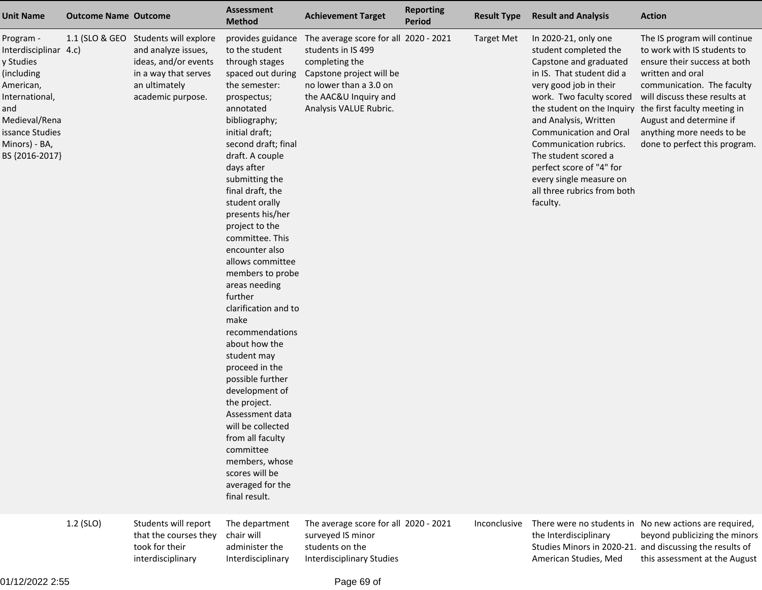| Unit Name | Outcome Name | Outcome | Assessment Method | Achievement Target | Reporting Period | Result Type | Result and Analysis | Action |
|---|---|---|---|---|---|---|---|---|
| Program - Interdisciplinary Studies (including American, International, and Medieval/Renaissance Studies Minors) - BA, BS {2016-2017} | 1.1 (SLO & GEO 4.c) | Students will explore and analyze issues, ideas, and/or events in a way that serves an ultimately academic purpose. | provides guidance to the student through stages spaced out during the semester: prospectus; annotated bibliography; initial draft; second draft; final draft. A couple days after submitting the final draft, the student orally presents his/her project to the committee. This encounter also allows committee members to probe areas needing further clarification and to make recommendations about how the student may proceed in the possible further development of the project. Assessment data will be collected from all faculty committee members, whose scores will be averaged for the final result. | The average score for all students in IS 499 completing the Capstone project will be no lower than a 3.0 on the AAC&U Inquiry and Analysis VALUE Rubric. | 2020 - 2021 | Target Met | In 2020-21, only one student completed the Capstone and graduated in IS. That student did a very good job in their work. Two faculty scored the student on the Inquiry and Analysis, Written Communication and Oral Communication rubrics. The student scored a perfect score of "4" for every single measure on all three rubrics from both faculty. | The IS program will continue to work with IS students to ensure their success at both written and oral communication. The faculty will discuss these results at the first faculty meeting in August and determine if anything more needs to be done to perfect this program. |
| | 1.2 (SLO) | Students will report that the courses they took for their interdisciplinary | The department chair will administer the Interdisciplinary | The average score for all surveyed IS minor students on the Interdisciplinary Studies | 2020 - 2021 | Inconclusive | There were no students in the Interdisciplinary Studies Minors in 2020-21. American Studies, Med | No new actions are required, beyond publicizing the minors and discussing the results of this assessment at the August |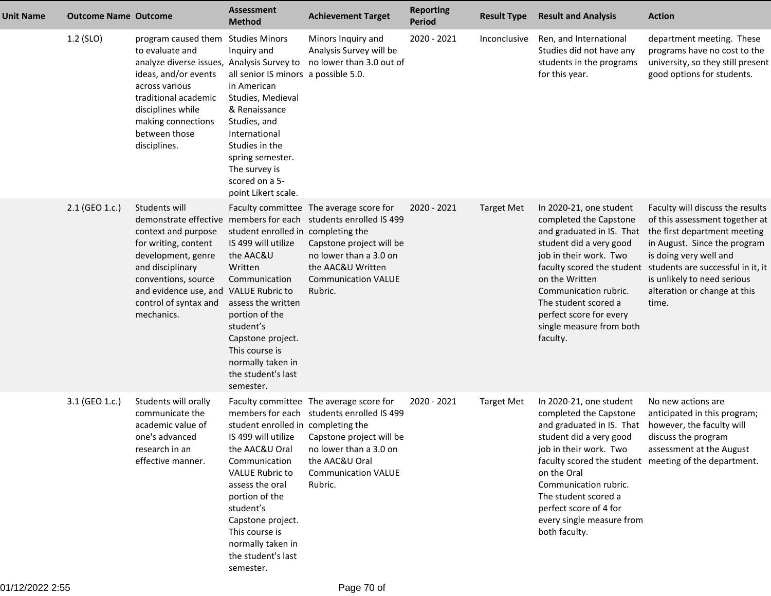| Unit Name | Outcome Name | Outcome | Assessment Method | Achievement Target | Reporting Period | Result Type | Result and Analysis | Action |
|---|---|---|---|---|---|---|---|---|
| | 1.2 (SLO) | program caused them to evaluate and analyze diverse issues, ideas, and/or events across various traditional academic disciplines while making connections between those disciplines. | Studies Minors Inquiry and Analysis Survey to all senior IS minors in American Studies, Medieval & Renaissance Studies, and International Studies in the spring semester. The survey is scored on a 5-point Likert scale. | Minors Inquiry and Analysis Survey will be no lower than 3.0 out of a possible 5.0. | 2020 - 2021 | Inconclusive | Ren, and International Studies did not have any students in the programs for this year. | department meeting. These programs have no cost to the university, so they still present good options for students. |
| | 2.1 (GEO 1.c.) | Students will demonstrate effective context and purpose for writing, content development, genre and disciplinary conventions, source and evidence use, and control of syntax and mechanics. | Faculty committee members for each student enrolled in IS 499 will utilize the AAC&U Written Communication VALUE Rubric to assess the written portion of the student’s Capstone project. This course is normally taken in the student's last semester. | The average score for students enrolled IS 499 completing the Capstone project will be no lower than a 3.0 on the AAC&U Written Communication VALUE Rubric. | 2020 - 2021 | Target Met | In 2020-21, one student completed the Capstone and graduated in IS. That student did a very good job in their work. Two faculty scored the student on the Written Communication rubric. The student scored a perfect score for every single measure from both faculty. | Faculty will discuss the results of this assessment together at the first department meeting in August. Since the program is doing very well and students are successful in it, it is unlikely to need serious alteration or change at this time. |
| | 3.1 (GEO 1.c.) | Students will orally communicate the academic value of one's advanced research in an effective manner. | Faculty committee members for each student enrolled in IS 499 will utilize the AAC&U Oral Communication VALUE Rubric to assess the oral portion of the student’s Capstone project. This course is normally taken in the student's last semester. | The average score for students enrolled IS 499 completing the Capstone project will be no lower than a 3.0 on the AAC&U Oral Communication VALUE Rubric. | 2020 - 2021 | Target Met | In 2020-21, one student completed the Capstone and graduated in IS. That student did a very good job in their work. Two faculty scored the student on the Oral Communication rubric. The student scored a perfect score of 4 for every single measure from both faculty. | No new actions are anticipated in this program; however, the faculty will discuss the program assessment at the August meeting of the department. |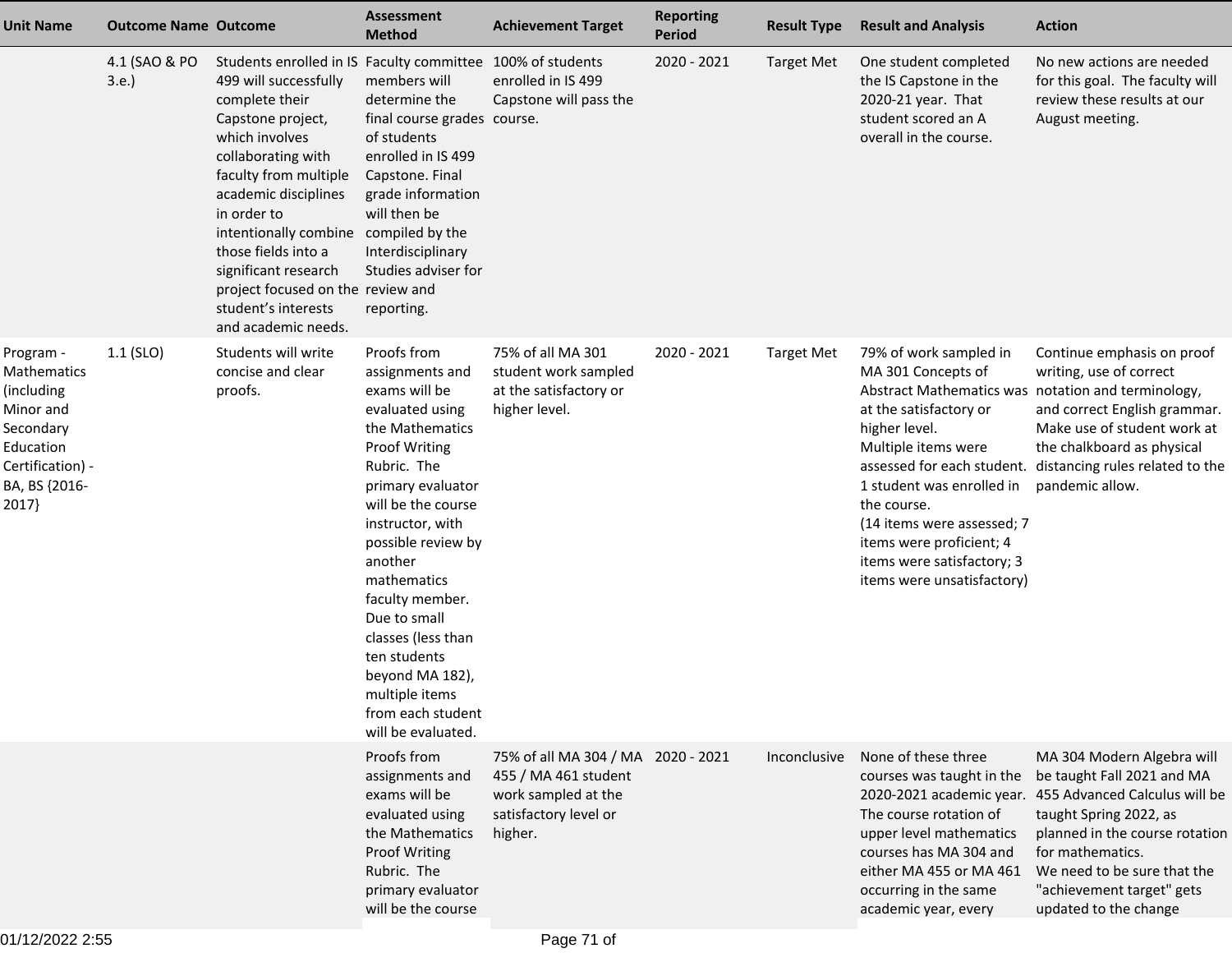| Unit Name | Outcome Name | Outcome | Assessment Method | Achievement Target | Reporting Period | Result Type | Result and Analysis | Action |
|---|---|---|---|---|---|---|---|---|
| | 4.1 (SAO & PO 3.e.) | Students enrolled in IS 499 will successfully complete their Capstone project, which involves collaborating with faculty from multiple academic disciplines in order to intentionally combine those fields into a significant research project focused on the student's interests and academic needs. | Faculty committee members will determine the final course grades of students enrolled in IS 499 Capstone. Final grade information will then be compiled by the Interdisciplinary Studies adviser for review and reporting. | 100% of students enrolled in IS 499 Capstone will pass the course. | 2020 - 2021 | Target Met | One student completed the IS Capstone in the 2020-21 year. That student scored an A overall in the course. | No new actions are needed for this goal. The faculty will review these results at our August meeting. |
| Program - Mathematics (including Minor and Secondary Education Certification) - BA, BS {2016-2017} | 1.1 (SLO) | Students will write concise and clear proofs. | Proofs from assignments and exams will be evaluated using the Mathematics Proof Writing Rubric. The primary evaluator will be the course instructor, with possible review by another mathematics faculty member. Due to small classes (less than ten students beyond MA 182), multiple items from each student will be evaluated. | 75% of all MA 301 student work sampled at the satisfactory or higher level. | 2020 - 2021 | Target Met | 79% of work sampled in MA 301 Concepts of Abstract Mathematics was at the satisfactory or higher level.<br>Multiple items were assessed for each student. 1 student was enrolled in the course.<br>(14 items were assessed; 7 items were proficient; 4 items were satisfactory; 3 items were unsatisfactory) | Continue emphasis on proof writing, use of correct notation and terminology, and correct English grammar. Make use of student work at the chalkboard as physical distancing rules related to the pandemic allow. |
| | | | Proofs from assignments and exams will be evaluated using the Mathematics Proof Writing Rubric. The primary evaluator will be the course | 75% of all MA 304 / MA 455 / MA 461 student work sampled at the satisfactory level or higher. | 2020 - 2021 | Inconclusive | None of these three courses was taught in the 2020-2021 academic year. The course rotation of upper level mathematics courses has MA 304 and either MA 455 or MA 461 occurring in the same academic year, every | MA 304 Modern Algebra will be taught Fall 2021 and MA 455 Advanced Calculus will be taught Spring 2022, as planned in the course rotation for mathematics.<br>We need to be sure that the "achievement target" gets updated to the change |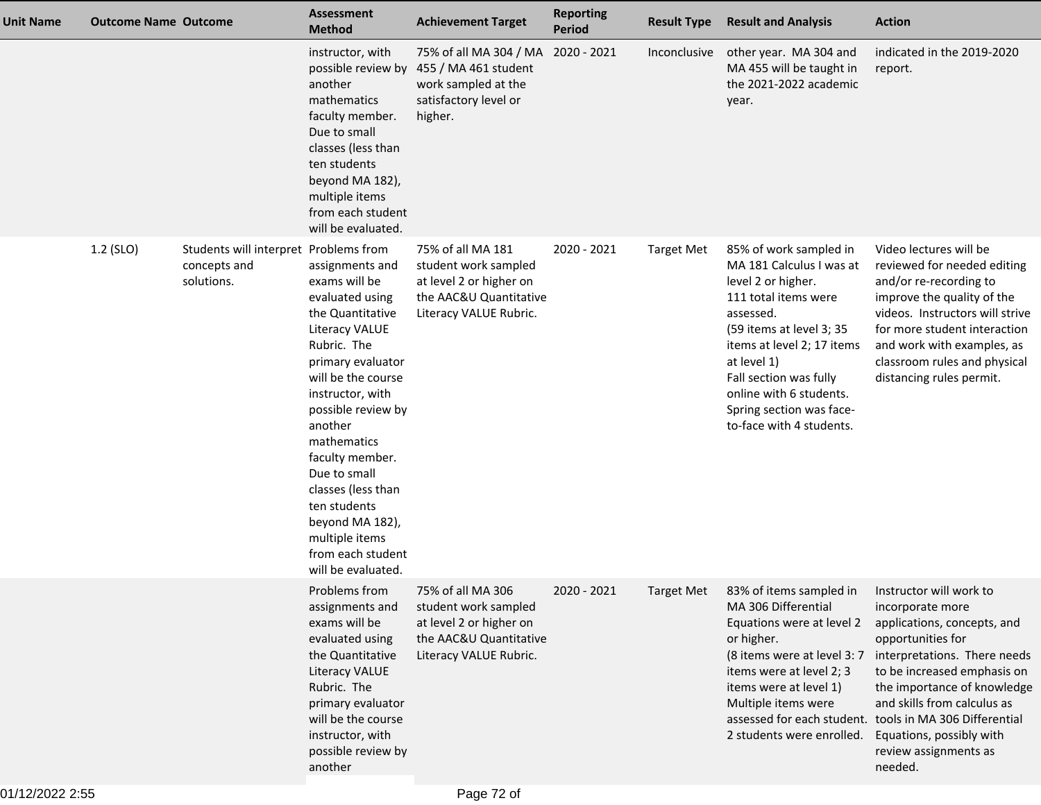| Unit Name | Outcome Name | Outcome | Assessment Method | Achievement Target | Reporting Period | Result Type | Result and Analysis | Action |
|---|---|---|---|---|---|---|---|---|
| | | | instructor, with possible review by another mathematics faculty member. Due to small classes (less than ten students beyond MA 182), multiple items from each student will be evaluated. | 75% of all MA 304 / MA 455 / MA 461 student work sampled at the satisfactory level or higher. | 2020 - 2021 | Inconclusive | other year. MA 304 and MA 455 will be taught in the 2021-2022 academic year. | indicated in the 2019-2020 report. |
| | 1.2 (SLO) | Students will interpret concepts and solutions. | Problems from assignments and exams will be evaluated using the Quantitative Literacy VALUE Rubric. The primary evaluator will be the course instructor, with possible review by another mathematics faculty member. Due to small classes (less than ten students beyond MA 182), multiple items from each student will be evaluated. | 75% of all MA 181 student work sampled at level 2 or higher on the AAC&U Quantitative Literacy VALUE Rubric. | 2020 - 2021 | Target Met | 85% of work sampled in MA 181 Calculus I was at level 2 or higher.<br>111 total items were assessed.<br>(59 items at level 3; 35 items at level 2; 17 items at level 1)<br>Fall section was fully online with 6 students. Spring section was face-to-face with 4 students. | Video lectures will be reviewed for needed editing and/or re-recording to improve the quality of the videos. Instructors will strive for more student interaction and work with examples, as classroom rules and physical distancing rules permit. |
| | | | Problems from assignments and exams will be evaluated using the Quantitative Literacy VALUE Rubric. The primary evaluator will be the course instructor, with possible review by another | 75% of all MA 306 student work sampled at level 2 or higher on the AAC&U Quantitative Literacy VALUE Rubric. | 2020 - 2021 | Target Met | 83% of items sampled in MA 306 Differential Equations were at level 2 or higher.<br>(8 items were at level 3: 7 items were at level 2; 3 items were at level 1)<br>Multiple items were assessed for each student.<br>2 students were enrolled. | Instructor will work to incorporate more applications, concepts, and opportunities for interpretations. There needs to be increased emphasis on the importance of knowledge and skills from calculus as tools in MA 306 Differential Equations, possibly with review assignments as needed. |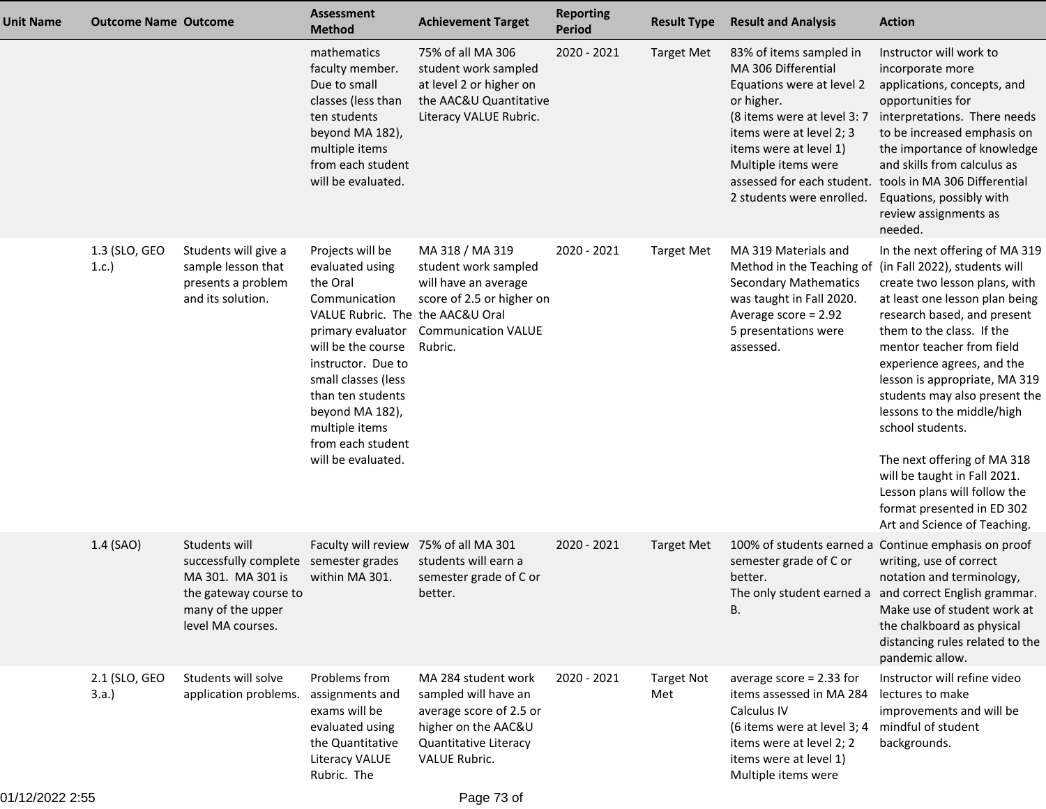| Unit Name | Outcome Name | Outcome | Assessment Method | Achievement Target | Reporting Period | Result Type | Result and Analysis | Action |
|---|---|---|---|---|---|---|---|---|
| | | | mathematics faculty member. Due to small classes (less than ten students beyond MA 182), multiple items from each student will be evaluated. | 75% of all MA 306 student work sampled at level 2 or higher on the AAC&U Quantitative Literacy VALUE Rubric. | 2020 - 2021 | Target Met | 83% of items sampled in MA 306 Differential Equations were at level 2 or higher.<br>(8 items were at level 3: 7 items were at level 2; 3 items were at level 1)<br>Multiple items were assessed for each student. 2 students were enrolled. | Instructor will work to incorporate more applications, concepts, and opportunities for interpretations. There needs to be increased emphasis on the importance of knowledge and skills from calculus as tools in MA 306 Differential Equations, possibly with review assignments as needed. |
| | 1.3 (SLO, GEO 1.c.) | Students will give a sample lesson that presents a problem and its solution. | Projects will be evaluated using the Oral Communication VALUE Rubric. The primary evaluator will be the course instructor. Due to small classes (less than ten students beyond MA 182), multiple items from each student will be evaluated. | MA 318 / MA 319 student work sampled will have an average score of 2.5 or higher on the AAC&U Oral Communication VALUE Rubric. | 2020 - 2021 | Target Met | MA 319 Materials and Method in the Teaching of Secondary Mathematics was taught in Fall 2020.<br>Average score = 2.92<br>5 presentations were assessed. | In the next offering of MA 319 (in Fall 2022), students will create two lesson plans, with at least one lesson plan being research based, and present them to the class. If the mentor teacher from field experience agrees, and the lesson is appropriate, MA 319 students may also present the lessons to the middle/high school students.<br><br>The next offering of MA 318 will be taught in Fall 2021. Lesson plans will follow the format presented in ED 302 Art and Science of Teaching. |
| | 1.4 (SAO) | Students will successfully complete MA 301. MA 301 is the gateway course to many of the upper level MA courses. | Faculty will review semester grades within MA 301. | 75% of all MA 301 students will earn a semester grade of C or better. | 2020 - 2021 | Target Met | 100% of students earned a semester grade of C or better.<br>The only student earned a B. | Continue emphasis on proof writing, use of correct notation and terminology, and correct English grammar. Make use of student work at the chalkboard as physical distancing rules related to the pandemic allow. |
| | 2.1 (SLO, GEO 3.a.) | Students will solve application problems. | Problems from assignments and exams will be evaluated using the Quantitative Literacy VALUE Rubric. The | MA 284 student work sampled will have an average score of 2.5 or higher on the AAC&U Quantitative Literacy VALUE Rubric. | 2020 - 2021 | Target Not Met | average score = 2.33 for items assessed in MA 284 Calculus IV<br>(6 items were at level 3; 4 items were at level 2; 2 items were at level 1)<br>Multiple items were | Instructor will refine video lectures to make improvements and will be mindful of student backgrounds. |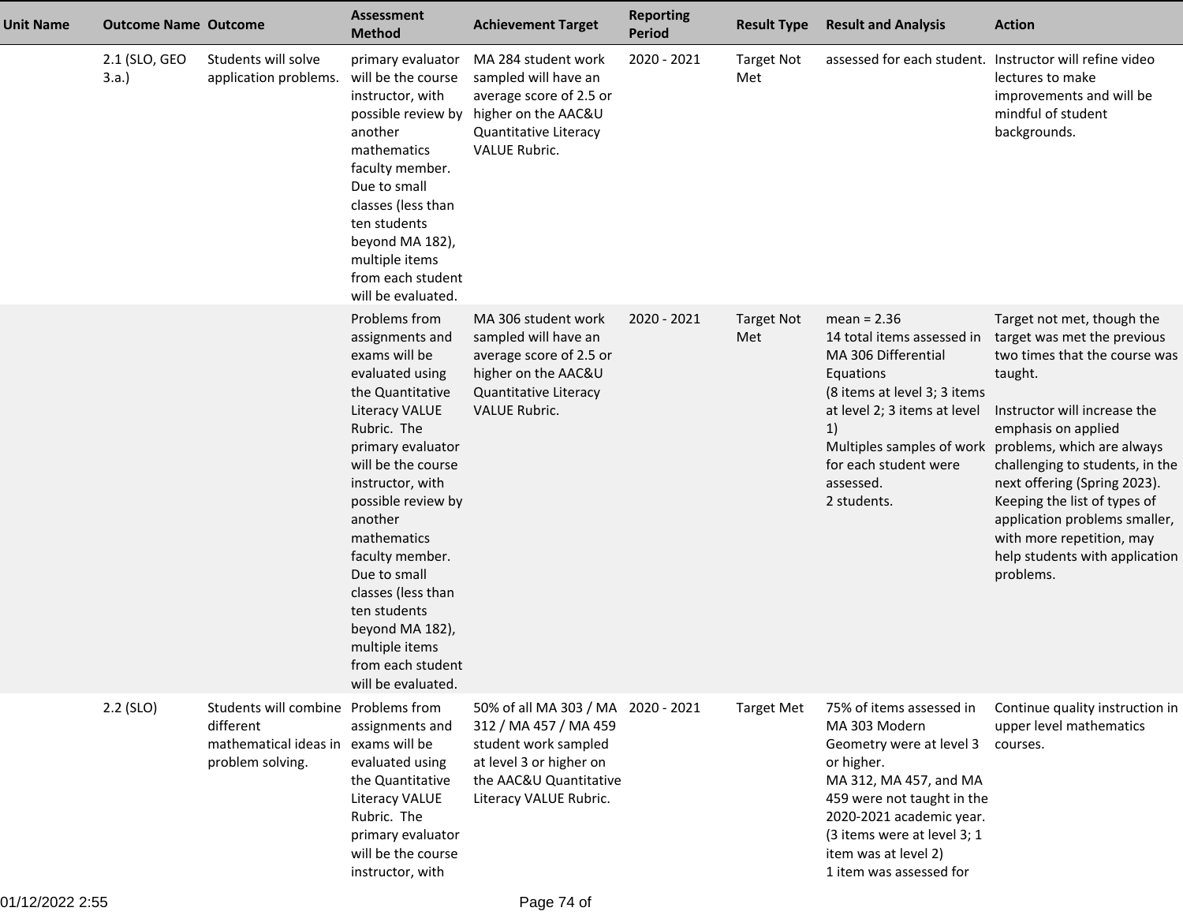| Unit Name | Outcome Name | Outcome | Assessment Method | Achievement Target | Reporting Period | Result Type | Result and Analysis | Action |
|---|---|---|---|---|---|---|---|---|
| | 2.1 (SLO, GEO 3.a.) | Students will solve application problems. | primary evaluator will be the course instructor, with possible review by another mathematics faculty member. Due to small classes (less than ten students beyond MA 182), multiple items from each student will be evaluated. | MA 284 student work sampled will have an average score of 2.5 or higher on the AAC&U Quantitative Literacy VALUE Rubric. | 2020 - 2021 | Target Not Met | assessed for each student. | Instructor will refine video lectures to make improvements and will be mindful of student backgrounds. |
| | | | Problems from assignments and exams will be evaluated using the Quantitative Literacy VALUE Rubric. The primary evaluator will be the course instructor, with possible review by another mathematics faculty member. Due to small classes (less than ten students beyond MA 182), multiple items from each student will be evaluated. | MA 306 student work sampled will have an average score of 2.5 or higher on the AAC&U Quantitative Literacy VALUE Rubric. | 2020 - 2021 | Target Not Met | mean = 2.36<br>14 total items assessed in MA 306 Differential Equations<br>(8 items at level 3; 3 items at level 2; 3 items at level 1)<br>Multiples samples of work for each student were assessed.<br>2 students. | Target not met, though the target was met the previous two times that the course was taught.<br><br>Instructor will increase the emphasis on applied problems, which are always challenging to students, in the next offering (Spring 2023). Keeping the list of types of application problems smaller, with more repetition, may help students with application problems. |
| | 2.2 (SLO) | Students will combine different mathematical ideas in problem solving. | Problems from assignments and exams will be evaluated using the Quantitative Literacy VALUE Rubric. The primary evaluator will be the course instructor, with | 50% of all MA 303 / MA 312 / MA 457 / MA 459 student work sampled at level 3 or higher on the AAC&U Quantitative Literacy VALUE Rubric. | 2020 - 2021 | Target Met | 75% of items assessed in MA 303 Modern Geometry were at level 3 or higher.<br>MA 312, MA 457, and MA 459 were not taught in the 2020-2021 academic year.<br>(3 items were at level 3; 1 item was at level 2)<br>1 item was assessed for | Continue quality instruction in upper level mathematics courses. |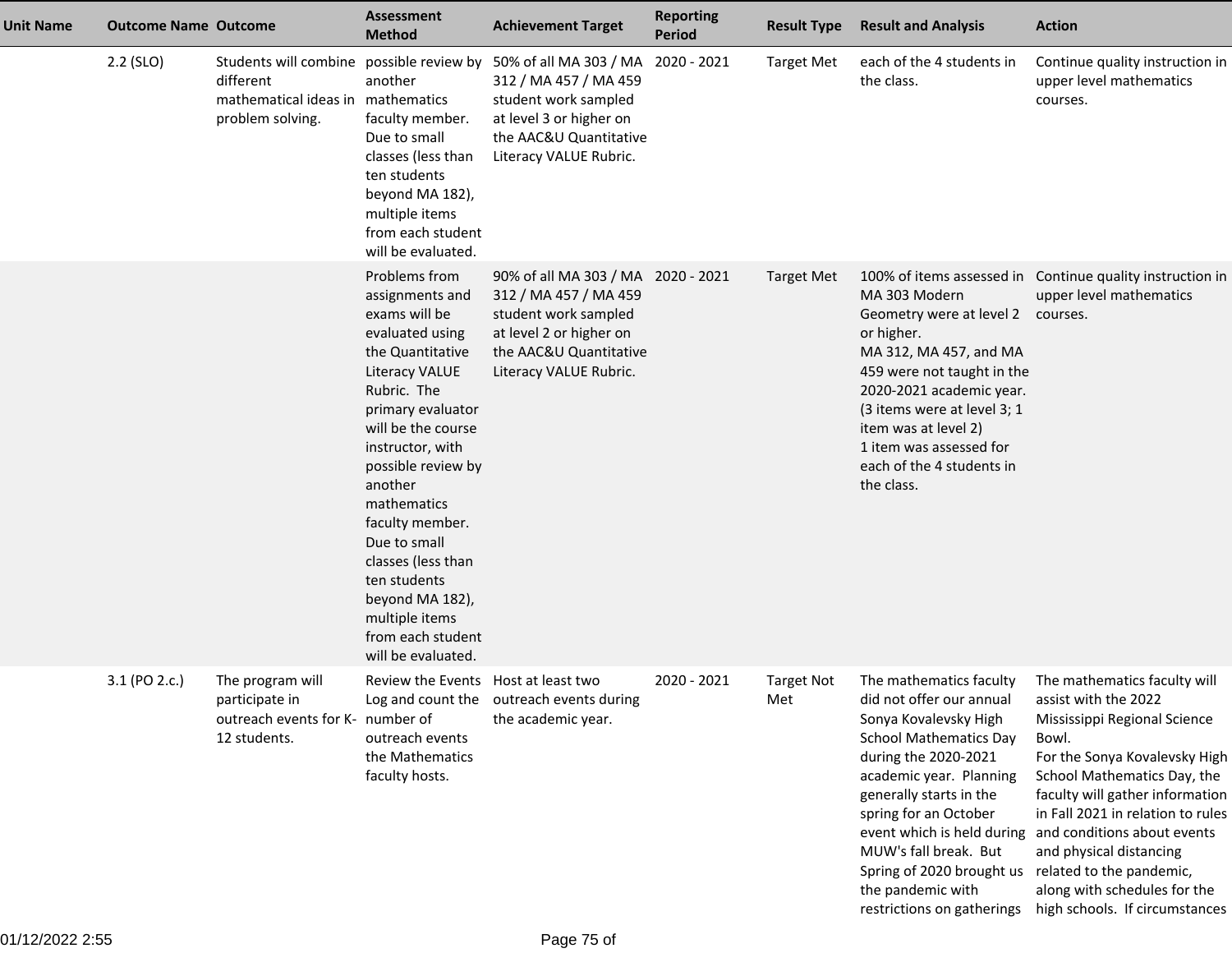| Unit Name | Outcome Name | Outcome | Assessment Method | Achievement Target | Reporting Period | Result Type | Result and Analysis | Action |
|---|---|---|---|---|---|---|---|---|
| | 2.2 (SLO) | Students will combine different mathematical ideas in problem solving. | possible review by another mathematics faculty member. Due to small classes (less than ten students beyond MA 182), multiple items from each student will be evaluated. | 50% of all MA 303 / MA 312 / MA 457 / MA 459 student work sampled at level 3 or higher on the AAC&U Quantitative Literacy VALUE Rubric. | 2020 - 2021 | Target Met | each of the 4 students in the class. | Continue quality instruction in upper level mathematics courses. |
| | | | Problems from assignments and exams will be evaluated using the Quantitative Literacy VALUE Rubric. The primary evaluator will be the course instructor, with possible review by another mathematics faculty member. Due to small classes (less than ten students beyond MA 182), multiple items from each student will be evaluated. | 90% of all MA 303 / MA 312 / MA 457 / MA 459 student work sampled at level 2 or higher on the AAC&U Quantitative Literacy VALUE Rubric. | 2020 - 2021 | Target Met | 100% of items assessed in MA 303 Modern Geometry were at level 2 or higher.<br>MA 312, MA 457, and MA 459 were not taught in the 2020-2021 academic year.<br>(3 items were at level 3; 1 item was at level 2)<br>1 item was assessed for each of the 4 students in the class. | Continue quality instruction in upper level mathematics courses. |
| | 3.1 (PO 2.c.) | The program will participate in outreach events for K-12 students. | Review the Events Log and count the number of outreach events the Mathematics faculty hosts. | Host at least two outreach events during the academic year. | 2020 - 2021 | Target Not Met | The mathematics faculty did not offer our annual Sonya Kovalevsky High School Mathematics Day during the 2020-2021 academic year. Planning generally starts in the spring for an October event which is held during MUW's fall break. But Spring of 2020 brought us the pandemic with restrictions on gatherings | The mathematics faculty will assist with the 2022 Mississippi Regional Science Bowl.<br>For the Sonya Kovalevsky High School Mathematics Day, the faculty will gather information in Fall 2021 in relation to rules and conditions about events and physical distancing related to the pandemic, along with schedules for the high schools. If circumstances |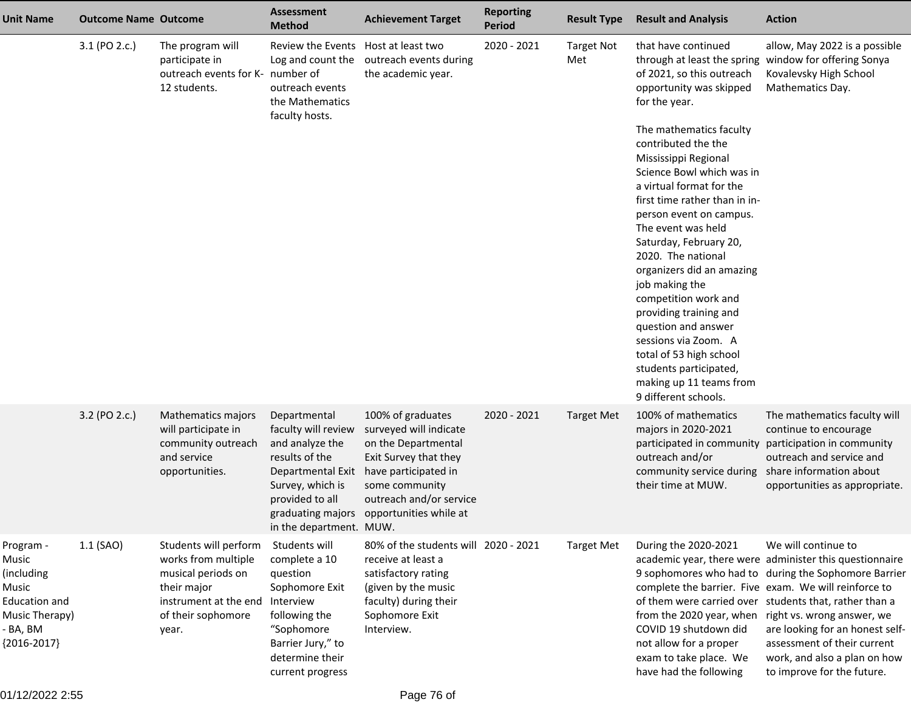| Unit Name | Outcome Name | Outcome | Assessment Method | Achievement Target | Reporting Period | Result Type | Result and Analysis | Action |
|---|---|---|---|---|---|---|---|---|
| | 3.1 (PO 2.c.) | The program will participate in outreach events for K-12 students. | Review the Events Log and count the number of outreach events the Mathematics faculty hosts. | Host at least two outreach events during the academic year. | 2020 - 2021 | Target Not Met | that have continued through at least the spring of 2021, so this outreach opportunity was skipped for the year.<br><br>The mathematics faculty contributed the the Mississippi Regional Science Bowl which was in a virtual format for the first time rather than in in-person event on campus. The event was held Saturday, February 20, 2020. The national organizers did an amazing job making the competition work and providing training and question and answer sessions via Zoom. A total of 53 high school students participated, making up 11 teams from 9 different schools. | allow, May 2022 is a possible window for offering Sonya Kovalevsky High School Mathematics Day. |
| | 3.2 (PO 2.c.) | Mathematics majors will participate in community outreach and service opportunities. | Departmental faculty will review and analyze the results of the Departmental Exit Survey, which is provided to all graduating majors in the department. | 100% of graduates surveyed will indicate on the Departmental Exit Survey that they have participated in some community outreach and/or service opportunities while at MUW. | 2020 - 2021 | Target Met | 100% of mathematics majors in 2020-2021 participated in community outreach and/or community service during their time at MUW. | The mathematics faculty will continue to encourage participation in community outreach and service and share information about opportunities as appropriate. |
| Program - Music (including Music Education and Music Therapy) - BA, BM {2016-2017} | 1.1 (SAO) | Students will perform works from multiple musical periods on their major instrument at the end of their sophomore year. | Students will complete a 10 question Sophomore Exit Interview following the "Sophomore Barrier Jury," to determine their current progress | 80% of the students will receive at least a satisfactory rating (given by the music faculty) during their Sophomore Exit Interview. | 2020 - 2021 | Target Met | During the 2020-2021 academic year, there were 9 sophomores who had to complete the barrier. Five of them were carried over from the 2020 year, when COVID 19 shutdown did not allow for a proper exam to take place. We have had the following | We will continue to administer this questionnaire during the Sophomore Barrier exam. We will reinforce to students that, rather than a right vs. wrong answer, we are looking for an honest self-assessment of their current work, and also a plan on how to improve for the future. |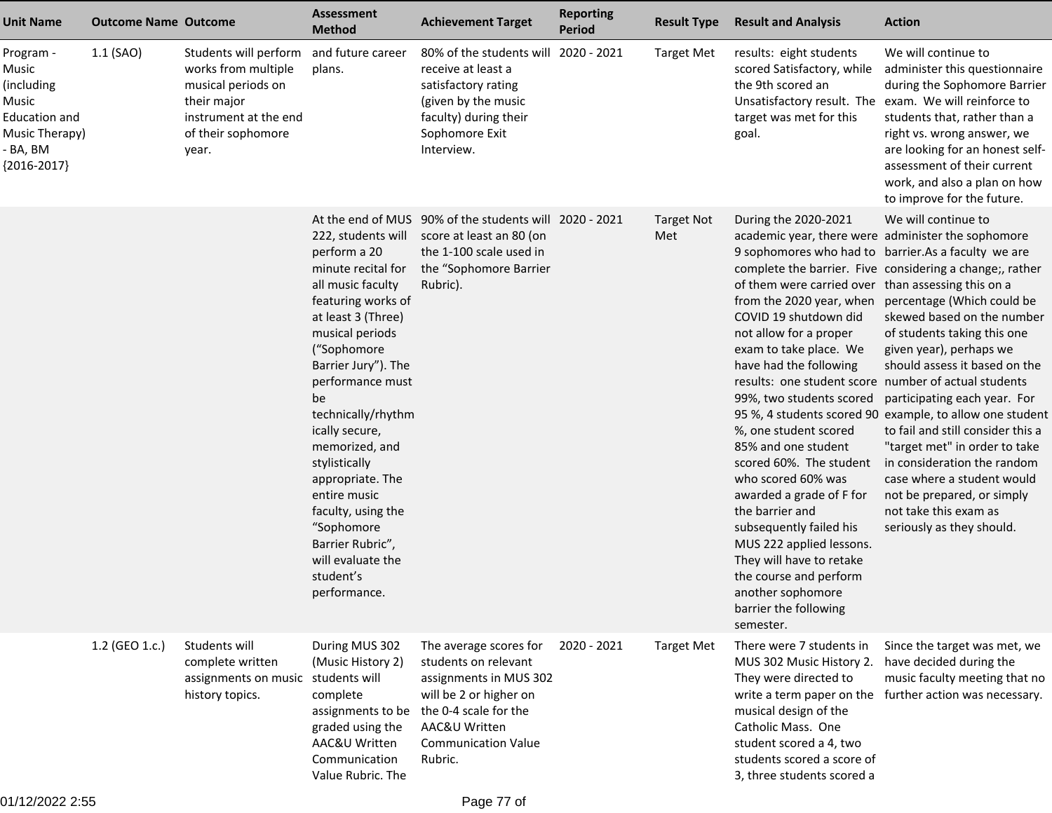| Unit Name | Outcome Name | Outcome | Assessment Method | Achievement Target | Reporting Period | Result Type | Result and Analysis | Action |
|---|---|---|---|---|---|---|---|---|
| Program - Music (including Music Education and Music Therapy) - BA, BM {2016-2017} | 1.1 (SAO) | Students will perform works from multiple musical periods on their major instrument at the end of their sophomore year. | and future career plans. | 80% of the students will receive at least a satisfactory rating (given by the music faculty) during their Sophomore Exit Interview. | 2020 - 2021 | Target Met | results: eight students scored Satisfactory, while the 9th scored an Unsatisfactory result. The target was met for this goal. | We will continue to administer this questionnaire during the Sophomore Barrier exam. We will reinforce to students that, rather than a right vs. wrong answer, we are looking for an honest self-assessment of their current work, and also a plan on how to improve for the future. |
| | | | At the end of MUS 222, students will perform a 20 minute recital for all music faculty featuring works of at least 3 (Three) musical periods ("Sophomore Barrier Jury"). The performance must be technically/rhythmically secure, memorized, and stylistically appropriate. The entire music faculty, using the "Sophomore Barrier Rubric", will evaluate the student's performance. | 90% of the students will score at least an 80 (on the 1-100 scale used in the "Sophomore Barrier Rubric). | 2020 - 2021 | Target Not Met | During the 2020-2021 academic year, there were 9 sophomores who had to complete the barrier. Five of them were carried over from the 2020 year, when COVID 19 shutdown did not allow for a proper exam to take place. We have had the following results: one student score 99%, two students scored 95 %, 4 students scored 90 %, one student scored 85% and one student scored 60%. The student who scored 60% was awarded a grade of F for the barrier and subsequently failed his MUS 222 applied lessons. They will have to retake the course and perform another sophomore barrier the following semester. | We will continue to administer the sophomore barrier.As a faculty we are considering a change;, rather than assessing this on a percentage (Which could be skewed based on the number of students taking this one given year), perhaps we should assess it based on the number of actual students participating each year. For example, to allow one student to fail and still consider this a "target met" in order to take in consideration the random case where a student would not be prepared, or simply not take this exam as seriously as they should. |
| | 1.2 (GEO 1.c.) | Students will complete written assignments on music history topics. | During MUS 302 (Music History 2) students will complete assignments to be graded using the AAC&U Written Communication Value Rubric. The | The average scores for students on relevant assignments in MUS 302 will be 2 or higher on the 0-4 scale for the AAC&U Written Communication Value Rubric. | 2020 - 2021 | Target Met | There were 7 students in MUS 302 Music History 2. They were directed to write a term paper on the musical design of the Catholic Mass. One student scored a 4, two students scored a score of 3, three students scored a | Since the target was met, we have decided during the music faculty meeting that no further action was necessary. |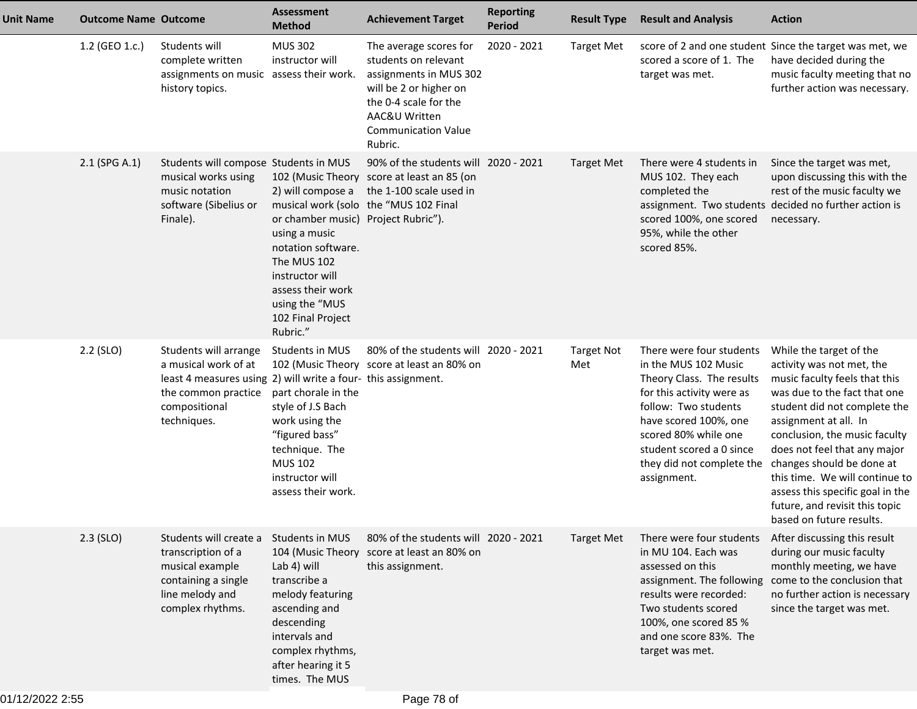| Unit Name | Outcome Name | Outcome | Assessment Method | Achievement Target | Reporting Period | Result Type | Result and Analysis | Action |
|---|---|---|---|---|---|---|---|---|
| | 1.2 (GEO 1.c.) | Students will complete written assignments on music history topics. | MUS 302 instructor will assess their work. | The average scores for students on relevant assignments in MUS 302 will be 2 or higher on the 0-4 scale for the AAC&U Written Communication Value Rubric. | 2020 - 2021 | Target Met | score of 2 and one student scored a score of 1. The target was met. | Since the target was met, we have decided during the music faculty meeting that no further action was necessary. |
| | 2.1 (SPG A.1) | Students will compose musical works using music notation software (Sibelius or Finale). | Students in MUS 102 (Music Theory 2) will compose a musical work (solo or chamber music) using a music notation software. The MUS 102 instructor will assess their work using the "MUS 102 Final Project Rubric." | 90% of the students will score at least an 85 (on the 1-100 scale used in the "MUS 102 Final Project Rubric"). | 2020 - 2021 | Target Met | There were 4 students in MUS 102. They each completed the assignment. Two students scored 100%, one scored 95%, while the other scored 85%. | Since the target was met, upon discussing this with the rest of the music faculty we decided no further action is necessary. |
| | 2.2 (SLO) | Students will arrange a musical work of at least 4 measures using the common practice compositional techniques. | Students in MUS 102 (Music Theory 2) will write a four-part chorale in the style of J.S Bach work using the "figured bass" technique. The MUS 102 instructor will assess their work. | 80% of the students will score at least an 80% on this assignment. | 2020 - 2021 | Target Not Met | There were four students in the MUS 102 Music Theory Class. The results for this activity were as follow: Two students have scored 100%, one scored 80% while one student scored a 0 since they did not complete the assignment. | While the target of the activity was not met, the music faculty feels that this was due to the fact that one student did not complete the assignment at all. In conclusion, the music faculty does not feel that any major changes should be done at this time. We will continue to assess this specific goal in the future, and revisit this topic based on future results. |
| | 2.3 (SLO) | Students will create a transcription of a musical example containing a single line melody and complex rhythms. | Students in MUS 104 (Music Theory Lab 4) will transcribe a melody featuring ascending and descending intervals and complex rhythms, after hearing it 5 times. The MUS | 80% of the students will score at least an 80% on this assignment. | 2020 - 2021 | Target Met | There were four students in MU 104. Each was assessed on this assignment. The following results were recorded: Two students scored 100%, one scored 85 % and one score 83%. The target was met. | After discussing this result during our music faculty monthly meeting, we have come to the conclusion that no further action is necessary since the target was met. |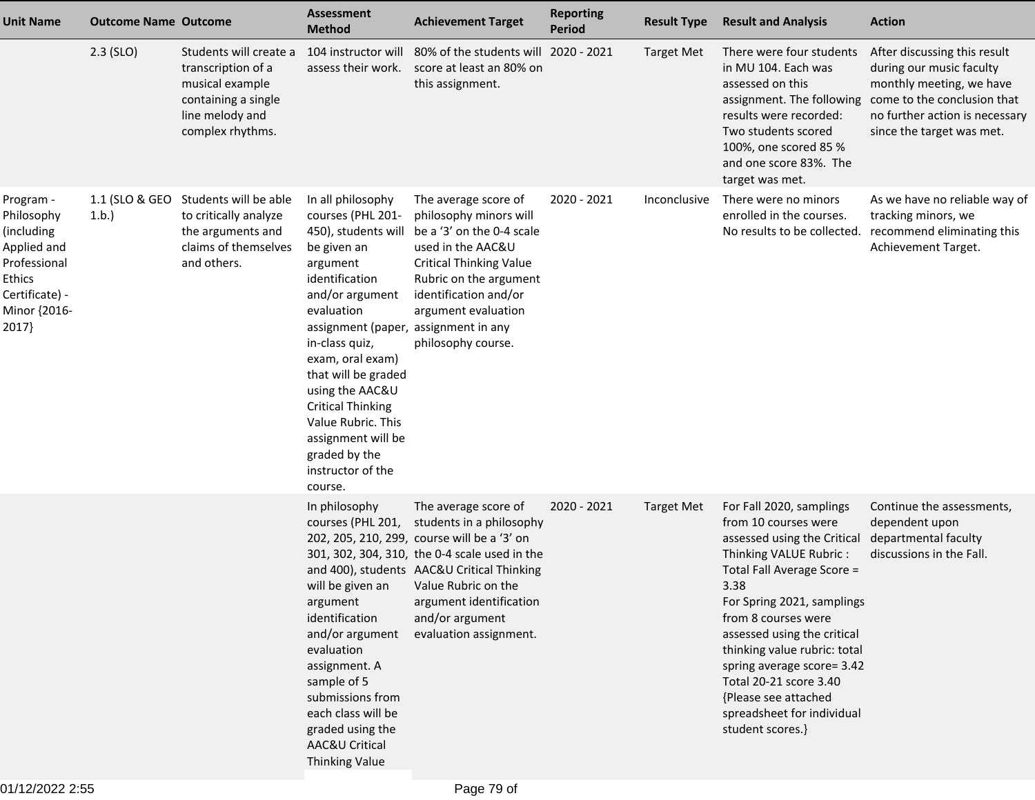| Unit Name | Outcome Name | Outcome | Assessment Method | Achievement Target | Reporting Period | Result Type | Result and Analysis | Action |
|---|---|---|---|---|---|---|---|---|
| | 2.3 (SLO) | Students will create a transcription of a musical example containing a single line melody and complex rhythms. | 104 instructor will assess their work. | 80% of the students will score at least an 80% on this assignment. | 2020 - 2021 | Target Met | There were four students in MU 104. Each was assessed on this assignment. The following results were recorded: Two students scored 100%, one scored 85 % and one score 83%. The target was met. | After discussing this result during our music faculty monthly meeting, we have come to the conclusion that no further action is necessary since the target was met. |
| Program - Philosophy (including Applied and Professional Ethics Certificate) - Minor {2016-2017} | 1.1 (SLO & GEO 1.b.) | Students will be able to critically analyze the arguments and claims of themselves and others. | In all philosophy courses (PHL 201-450), students will be given an argument identification and/or argument evaluation assignment (paper, in-class quiz, exam, oral exam) that will be graded using the AAC&U Critical Thinking Value Rubric. This assignment will be graded by the instructor of the course. | The average score of philosophy minors will be a '3' on the 0-4 scale used in the AAC&U Critical Thinking Value Rubric on the argument identification and/or argument evaluation assignment in any philosophy course. | 2020 - 2021 | Inconclusive | There were no minors enrolled in the courses. No results to be collected. | As we have no reliable way of tracking minors, we recommend eliminating this Achievement Target. |
| | | | In philosophy courses (PHL 201, 202, 205, 210, 299, 301, 302, 304, 310, and 400), students will be given an argument identification and/or argument evaluation assignment. A sample of 5 submissions from each class will be graded using the AAC&U Critical Thinking Value | The average score of students in a philosophy course will be a '3' on the 0-4 scale used in the AAC&U Critical Thinking Value Rubric on the argument identification and/or argument evaluation assignment. | 2020 - 2021 | Target Met | For Fall 2020, samplings from 10 courses were assessed using the Critical Thinking VALUE Rubric : Total Fall Average Score = 3.38<br>For Spring 2021, samplings from 8 courses were assessed using the critical thinking value rubric: total spring average score= 3.42<br>Total 20-21 score 3.40<br>{Please see attached spreadsheet for individual student scores.} | Continue the assessments, dependent upon departmental faculty discussions in the Fall. |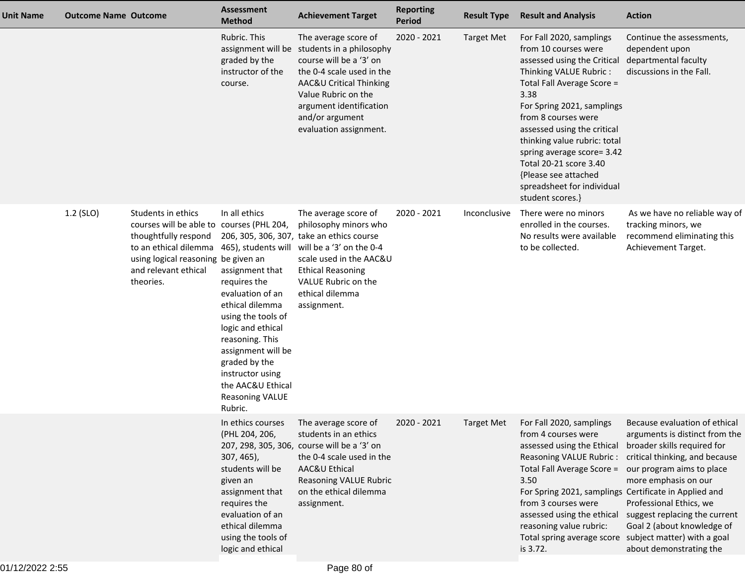| Unit Name | Outcome Name | Outcome | Assessment Method | Achievement Target | Reporting Period | Result Type | Result and Analysis | Action |
|---|---|---|---|---|---|---|---|---|
| | | | Rubric. This assignment will be graded by the instructor of the course. | The average score of students in a philosophy course will be a '3' on the 0-4 scale used in the AAC&U Critical Thinking Value Rubric on the argument identification and/or argument evaluation assignment. | 2020 - 2021 | Target Met | For Fall 2020, samplings from 10 courses were assessed using the Critical Thinking VALUE Rubric : Total Fall Average Score = 3.38<br>For Spring 2021, samplings from 8 courses were assessed using the critical thinking value rubric: total spring average score= 3.42<br>Total 20-21 score 3.40<br>{Please see attached spreadsheet for individual student scores.} | Continue the assessments, dependent upon departmental faculty discussions in the Fall. |
| | 1.2 (SLO) | Students in ethics courses will be able to thoughtfully respond to an ethical dilemma using logical reasoning and relevant ethical theories. | In all ethics courses (PHL 204, 206, 305, 306, 307, 465), students will be given an assignment that requires the evaluation of an ethical dilemma using the tools of logic and ethical reasoning. This assignment will be graded by the instructor using the AAC&U Ethical Reasoning VALUE Rubric. | The average score of philosophy minors who take an ethics course will be a '3' on the 0-4 scale used in the AAC&U Ethical Reasoning VALUE Rubric on the ethical dilemma assignment. | 2020 - 2021 | Inconclusive | There were no minors enrolled in the courses. No results were available to be collected. | As we have no reliable way of tracking minors, we recommend eliminating this Achievement Target. |
| | | | In ethics courses (PHL 204, 206, 207, 298, 305, 306, 307, 465), students will be given an assignment that requires the evaluation of an ethical dilemma using the tools of logic and ethical | The average score of students in an ethics course will be a '3' on the 0-4 scale used in the AAC&U Ethical Reasoning VALUE Rubric on the ethical dilemma assignment. | 2020 - 2021 | Target Met | For Fall 2020, samplings from 4 courses were assessed using the Ethical Reasoning VALUE Rubric : Total Fall Average Score = 3.50<br>For Spring 2021, samplings from 3 courses were assessed using the ethical reasoning value rubric: Total spring average score is 3.72. | Because evaluation of ethical arguments is distinct from the broader skills required for critical thinking, and because our program aims to place more emphasis on our Certificate in Applied and Professional Ethics, we suggest replacing the current Goal 2 (about knowledge of subject matter) with a goal about demonstrating the |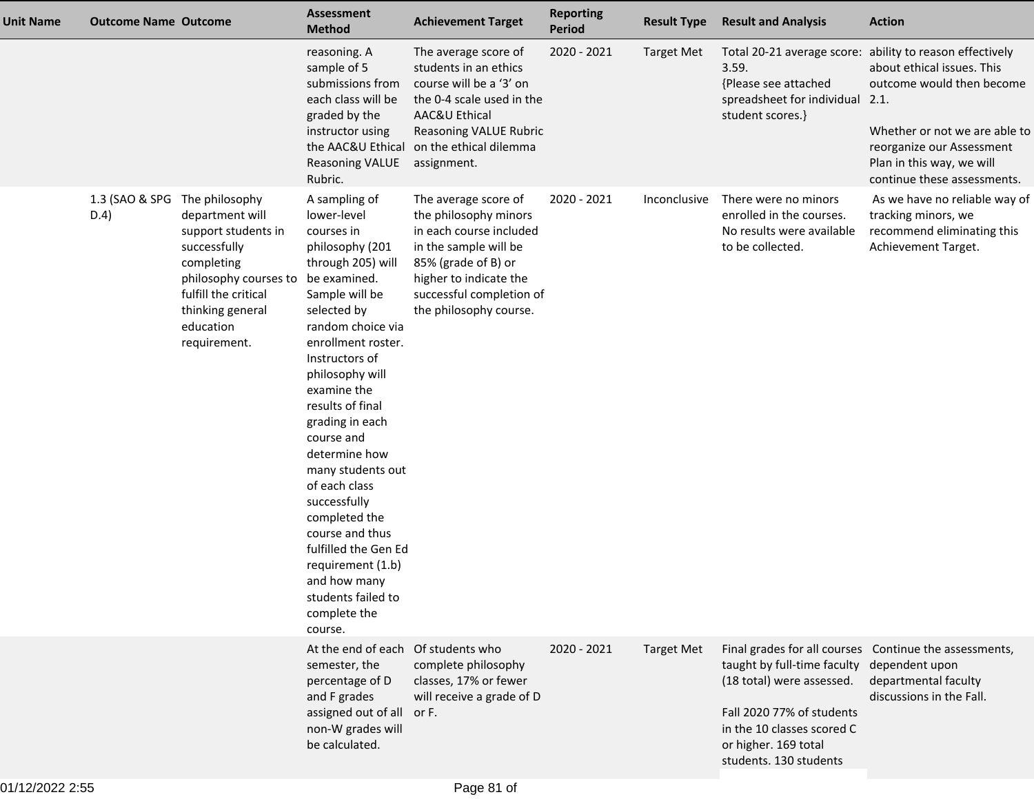| Unit Name | Outcome Name | Outcome | Assessment Method | Achievement Target | Reporting Period | Result Type | Result and Analysis | Action |
|---|---|---|---|---|---|---|---|---|
| | | | reasoning. A sample of 5 submissions from each class will be graded by the instructor using the AAC&U Ethical Reasoning VALUE Rubric. | The average score of students in an ethics course will be a '3' on the 0-4 scale used in the AAC&U Ethical Reasoning VALUE Rubric on the ethical dilemma assignment. | 2020 - 2021 | Target Met | Total 20-21 average score: 3.59. {Please see attached spreadsheet for individual student scores.} | ability to reason effectively about ethical issues. This outcome would then become 2.1. Whether or not we are able to reorganize our Assessment Plan in this way, we will continue these assessments. |
| | 1.3 (SAO & SPG D.4) | The philosophy department will support students in successfully completing philosophy courses to fulfill the critical thinking general education requirement. | A sampling of lower-level courses in philosophy (201 through 205) will be examined. Sample will be selected by random choice via enrollment roster. Instructors of philosophy will examine the results of final grading in each course and determine how many students out of each class successfully completed the course and thus fulfilled the Gen Ed requirement (1.b) and how many students failed to complete the course. | The average score of the philosophy minors in each course included in the sample will be 85% (grade of B) or higher to indicate the successful completion of the philosophy course. | 2020 - 2021 | Inconclusive | There were no minors enrolled in the courses. No results were available to be collected. | As we have no reliable way of tracking minors, we recommend eliminating this Achievement Target. |
| | | | At the end of each semester, the percentage of D and F grades assigned out of all non-W grades will be calculated. | Of students who complete philosophy classes, 17% or fewer will receive a grade of D or F. | 2020 - 2021 | Target Met | Final grades for all courses taught by full-time faculty (18 total) were assessed. Fall 2020 77% of students in the 10 classes scored C or higher. 169 total students. 130 students | Continue the assessments, dependent upon departmental faculty discussions in the Fall. |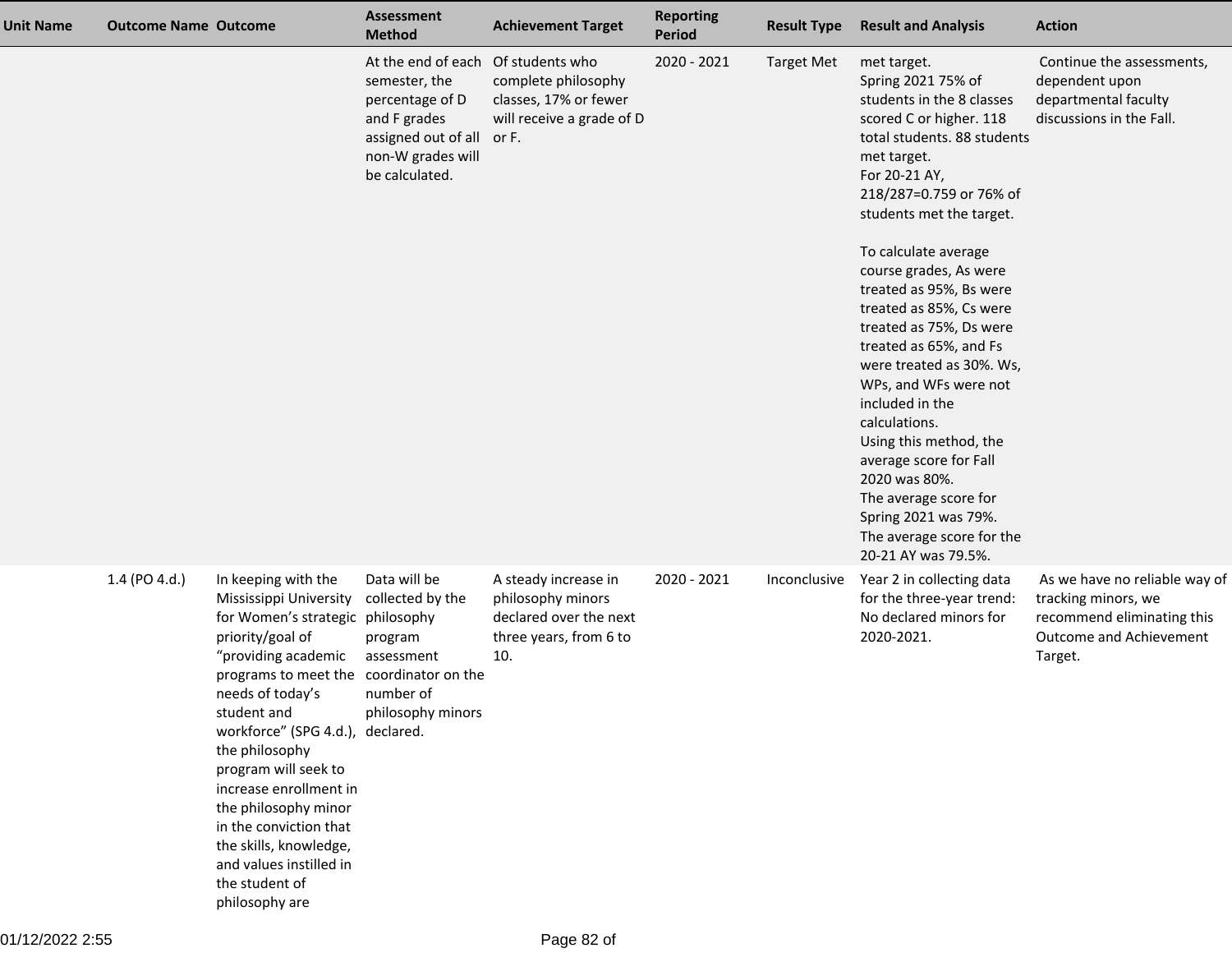| Unit Name | Outcome Name | Outcome | Assessment Method | Achievement Target | Reporting Period | Result Type | Result and Analysis | Action |
|---|---|---|---|---|---|---|---|---|
| | | | At the end of each semester, the percentage of D and F grades assigned out of all non-W grades will be calculated. | Of students who complete philosophy classes, 17% or fewer will receive a grade of D or F. | 2020 - 2021 | Target Met | met target.<br>Spring 2021 75% of students in the 8 classes scored C or higher. 118 total students. 88 students met target.<br>For 20-21 AY, 218/287=0.759 or 76% of students met the target.<br><br>To calculate average course grades, As were treated as 95%, Bs were treated as 85%, Cs were treated as 75%, Ds were treated as 65%, and Fs were treated as 30%. Ws, WPs, and WFs were not included in the calculations.<br>Using this method, the average score for Fall 2020 was 80%.<br>The average score for Spring 2021 was 79%.<br>The average score for the 20-21 AY was 79.5%. | Continue the assessments, dependent upon departmental faculty discussions in the Fall. |
| | 1.4 (PO 4.d.) | In keeping with the Mississippi University for Women's strategic priority/goal of "providing academic programs to meet the needs of today's student and workforce" (SPG 4.d.), the philosophy program will seek to increase enrollment in the philosophy minor in the conviction that the skills, knowledge, and values instilled in the student of philosophy are | Data will be collected by the philosophy program assessment coordinator on the number of philosophy minors declared. | A steady increase in philosophy minors declared over the next three years, from 6 to 10. | 2020 - 2021 | Inconclusive | Year 2 in collecting data for the three-year trend: No declared minors for 2020-2021. | As we have no reliable way of tracking minors, we recommend eliminating this Outcome and Achievement Target. |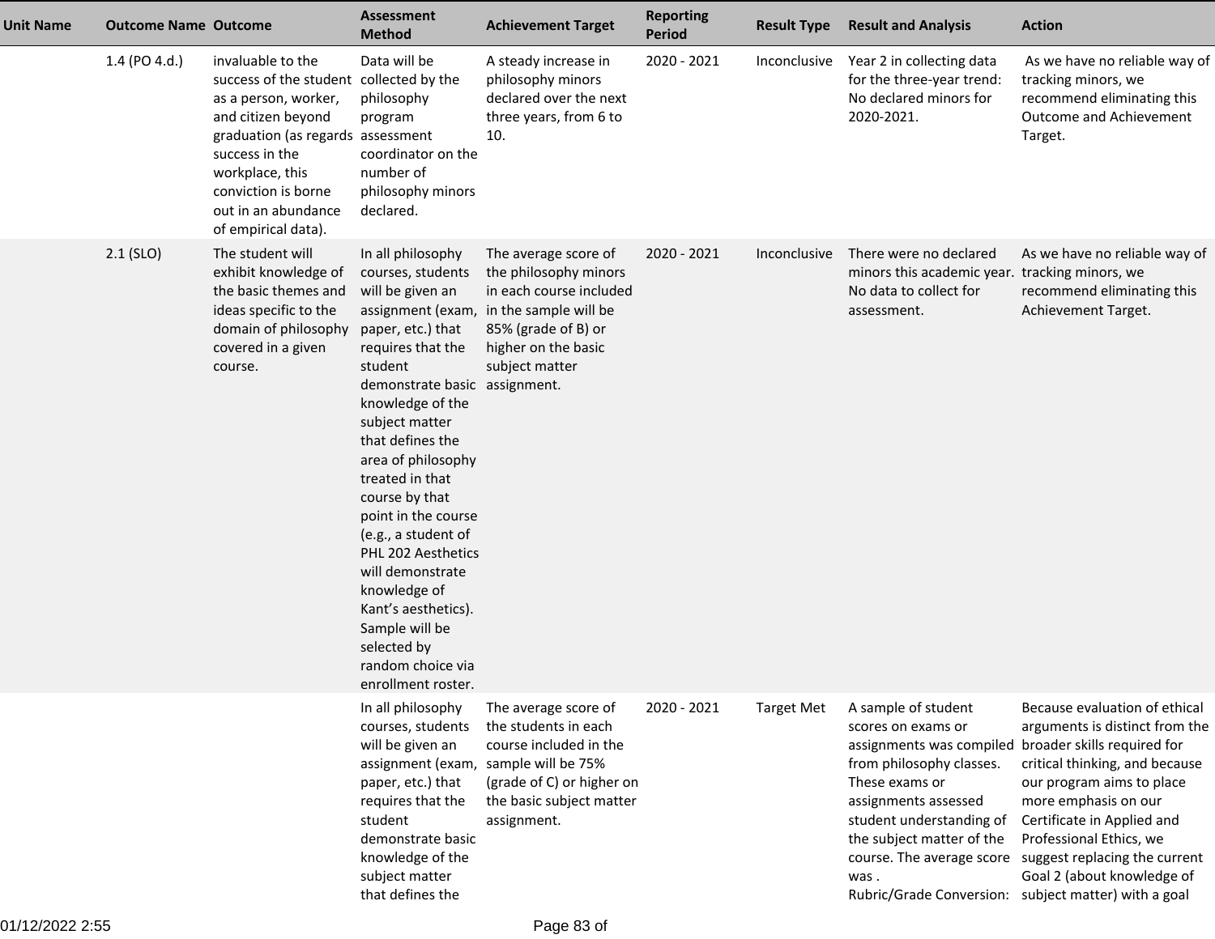| Unit Name | Outcome Name | Outcome | Assessment Method | Achievement Target | Reporting Period | Result Type | Result and Analysis | Action |
|---|---|---|---|---|---|---|---|---|
| | 1.4 (PO 4.d.) | invaluable to the success of the student as a person, worker, and citizen beyond graduation (as regards success in the workplace, this conviction is borne out in an abundance of empirical data). | Data will be collected by the philosophy program assessment coordinator on the number of philosophy minors declared. | A steady increase in philosophy minors declared over the next three years, from 6 to 10. | 2020 - 2021 | Inconclusive | Year 2 in collecting data for the three-year trend: No declared minors for 2020-2021. | As we have no reliable way of tracking minors, we recommend eliminating this Outcome and Achievement Target. |
| | 2.1 (SLO) | The student will exhibit knowledge of the basic themes and ideas specific to the domain of philosophy covered in a given course. | In all philosophy courses, students will be given an assignment (exam, paper, etc.) that requires that the student demonstrate basic knowledge of the subject matter that defines the area of philosophy treated in that course by that point in the course (e.g., a student of PHL 202 Aesthetics will demonstrate knowledge of Kant's aesthetics). Sample will be selected by random choice via enrollment roster. | The average score of the philosophy minors in each course included in the sample will be 85% (grade of B) or higher on the basic subject matter assignment. | 2020 - 2021 | Inconclusive | There were no declared minors this academic year. No data to collect for assessment. | As we have no reliable way of tracking minors, we recommend eliminating this Achievement Target. |
| | | | In all philosophy courses, students will be given an assignment (exam, paper, etc.) that requires that the student demonstrate basic knowledge of the subject matter that defines the | The average score of the students in each course included in the sample will be 75% (grade of C) or higher on the basic subject matter assignment. | 2020 - 2021 | Target Met | A sample of student scores on exams or assignments was compiled from philosophy classes. These exams or assignments assessed student understanding of the subject matter of the course. The average score was .<br>Rubric/Grade Conversion: | Because evaluation of ethical arguments is distinct from the broader skills required for critical thinking, and because our program aims to place more emphasis on our Certificate in Applied and Professional Ethics, we suggest replacing the current Goal 2 (about knowledge of subject matter) with a goal |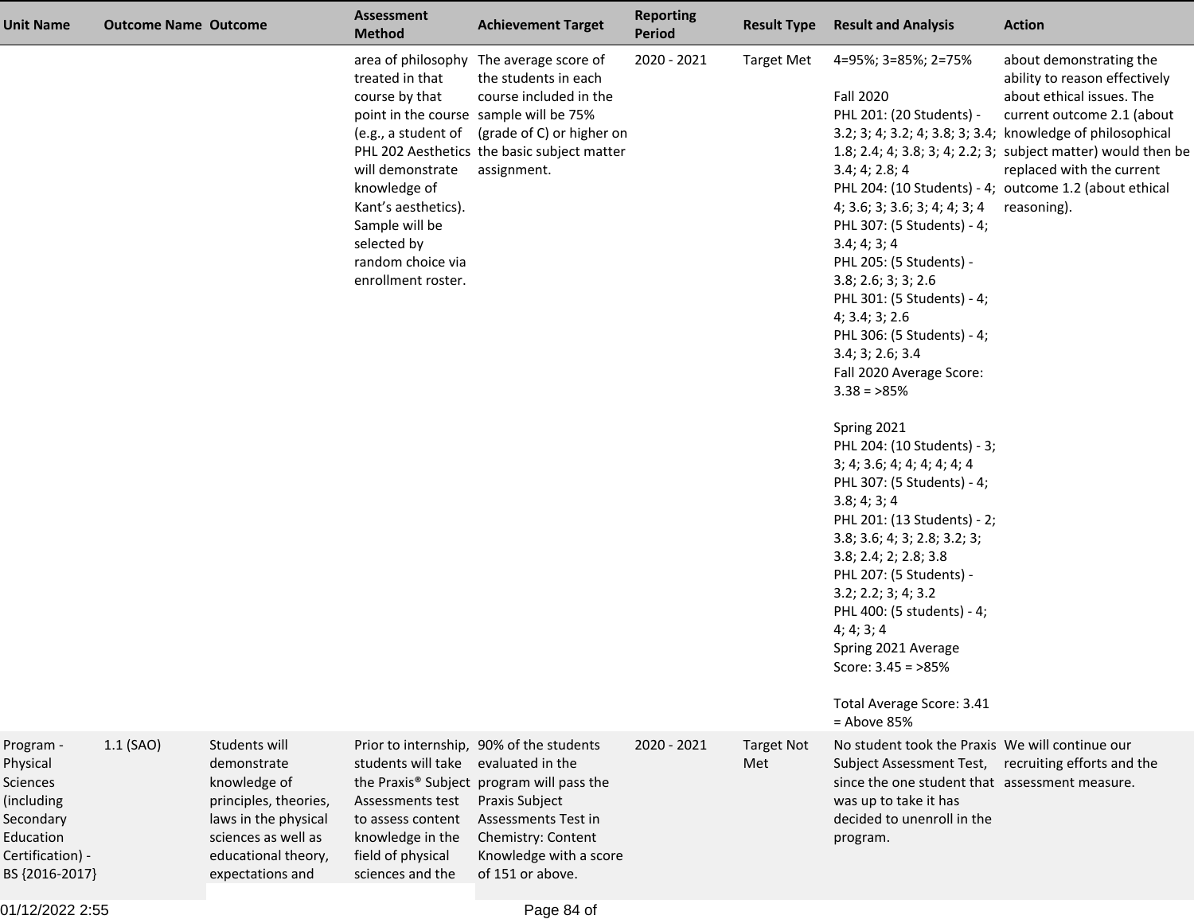| Unit Name | Outcome Name | Outcome | Assessment Method | Achievement Target | Reporting Period | Result Type | Result and Analysis | Action |
|---|---|---|---|---|---|---|---|---|
| | | | area of philosophy treated in that course by that point in the course (e.g., a student of PHL 202 Aesthetics will demonstrate knowledge of Kant's aesthetics). Sample will be selected by random choice via enrollment roster. | The average score of the students in each course included in the sample will be 75% (grade of C) or higher on the basic subject matter assignment. | 2020 - 2021 | Target Met | 4=95%; 3=85%; 2=75%<br><br>Fall 2020<br>PHL 201: (20 Students) - 3.2; 3; 4; 3.2; 4; 3.8; 3; 3.4; 1.8; 2.4; 4; 3.8; 3; 4; 2.2; 3; 3.4; 4; 2.8; 4<br>PHL 204: (10 Students) - 4; 4; 3.6; 3; 3.6; 3; 4; 4; 3; 4<br>PHL 307: (5 Students) - 4; 3.4; 4; 3; 4<br>PHL 205: (5 Students) - 3.8; 2.6; 3; 3; 2.6<br>PHL 301: (5 Students) - 4; 4; 3.4; 3; 2.6<br>PHL 306: (5 Students) - 4; 3.4; 3; 2.6; 3.4<br>Fall 2020 Average Score: 3.38 = >85%<br><br>Spring 2021<br>PHL 204: (10 Students) - 3; 3; 4; 3.6; 4; 4; 4; 4; 4; 4<br>PHL 307: (5 Students) - 4; 3.8; 4; 3; 4<br>PHL 201: (13 Students) - 2; 3.8; 3.6; 4; 3; 2.8; 3.2; 3; 3.8; 2.4; 2; 2.8; 3.8<br>PHL 207: (5 Students) - 3.2; 2.2; 3; 4; 3.2<br>PHL 400: (5 students) - 4; 4; 4; 3; 4<br>Spring 2021 Average Score: 3.45 = >85%<br><br>Total Average Score: 3.41 = Above 85% | about demonstrating the ability to reason effectively about ethical issues. The current outcome 2.1 (about knowledge of philosophical subject matter) would then be replaced with the current outcome 1.2 (about ethical reasoning). |
| Program - Physical Sciences (including Secondary Education Certification) - BS {2016-2017} | 1.1 (SAO) | Students will demonstrate knowledge of principles, theories, laws in the physical sciences as well as educational theory, expectations and | Prior to internship, students will take the Praxis® Subject Assessments test to assess content knowledge in the field of physical sciences and the | 90% of the students evaluated in the program will pass the Praxis Subject Assessments Test in Chemistry: Content Knowledge with a score of 151 or above. | 2020 - 2021 | Target Not Met | No student took the Praxis Subject Assessment Test, since the one student that was up to take it has decided to unenroll in the program. | We will continue our recruiting efforts and the assessment measure. |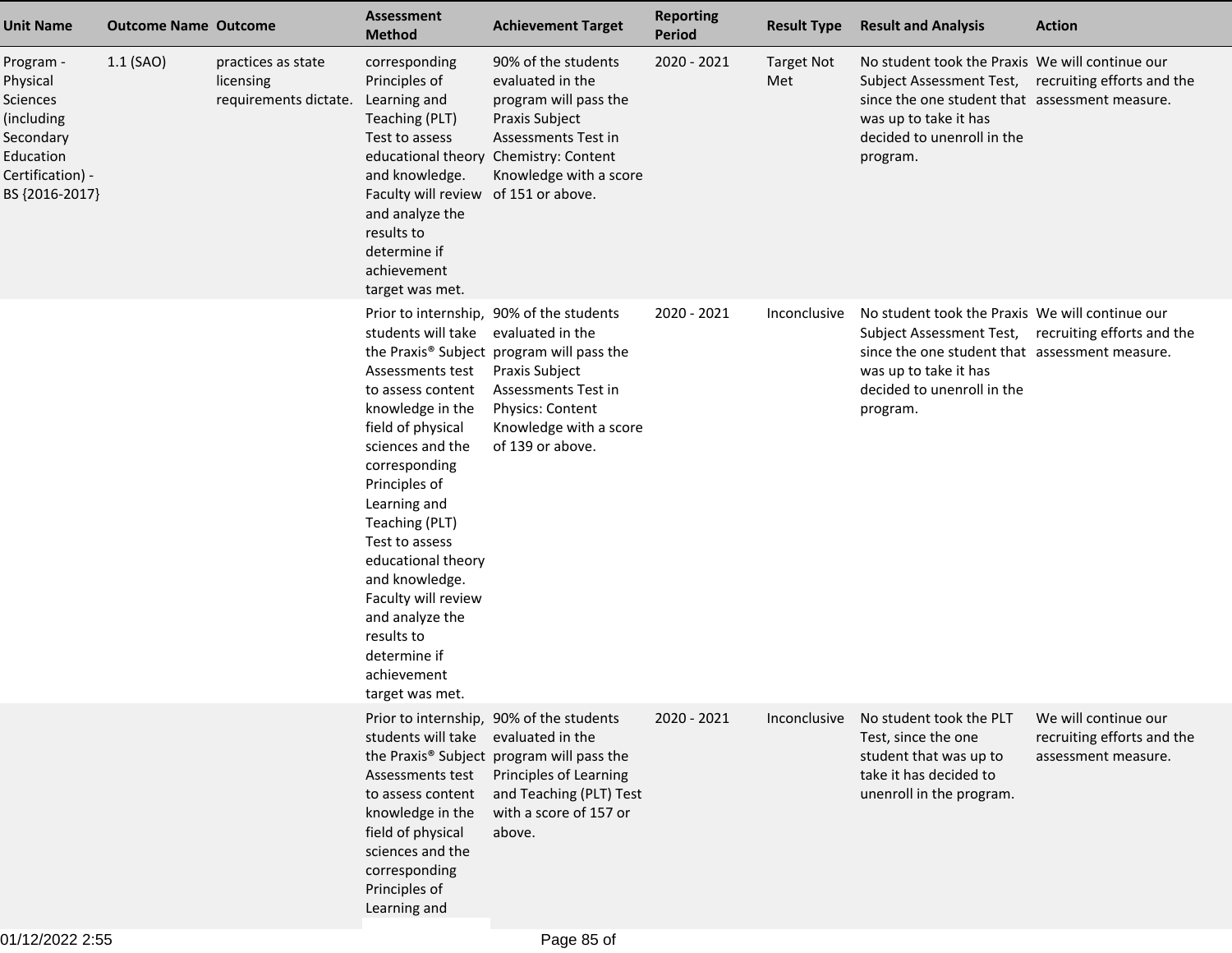| Unit Name | Outcome Name | Outcome | Assessment Method | Achievement Target | Reporting Period | Result Type | Result and Analysis | Action |
|---|---|---|---|---|---|---|---|---|
| Program - Physical Sciences (including Secondary Education Certification) - BS {2016-2017} | 1.1 (SAO) | practices as state licensing requirements dictate. | corresponding Principles of Learning and Teaching (PLT) Test to assess educational theory and knowledge. Faculty will review and analyze the results to determine if achievement target was met. | 90% of the students evaluated in the program will pass the Praxis Subject Assessments Test in Chemistry: Content Knowledge with a score of 151 or above. | 2020 - 2021 | Target Not Met | No student took the Praxis Subject Assessment Test, since the one student that was up to take it has decided to unenroll in the program. | We will continue our recruiting efforts and the assessment measure. |
| | | | Prior to internship, students will take the Praxis® Subject Assessments test to assess content knowledge in the field of physical sciences and the corresponding Principles of Learning and Teaching (PLT) Test to assess educational theory and knowledge. Faculty will review and analyze the results to determine if achievement target was met. | 90% of the students evaluated in the program will pass the Praxis Subject Assessments Test in Physics: Content Knowledge with a score of 139 or above. | 2020 - 2021 | Inconclusive | No student took the Praxis Subject Assessment Test, since the one student that was up to take it has decided to unenroll in the program. | We will continue our recruiting efforts and the assessment measure. |
| | | | Prior to internship, students will take the Praxis® Subject Assessments test to assess content knowledge in the field of physical sciences and the corresponding Principles of Learning and | 90% of the students evaluated in the program will pass the Principles of Learning and Teaching (PLT) Test with a score of 157 or above. | 2020 - 2021 | Inconclusive | No student took the PLT Test, since the one student that was up to take it has decided to unenroll in the program. | We will continue our recruiting efforts and the assessment measure. |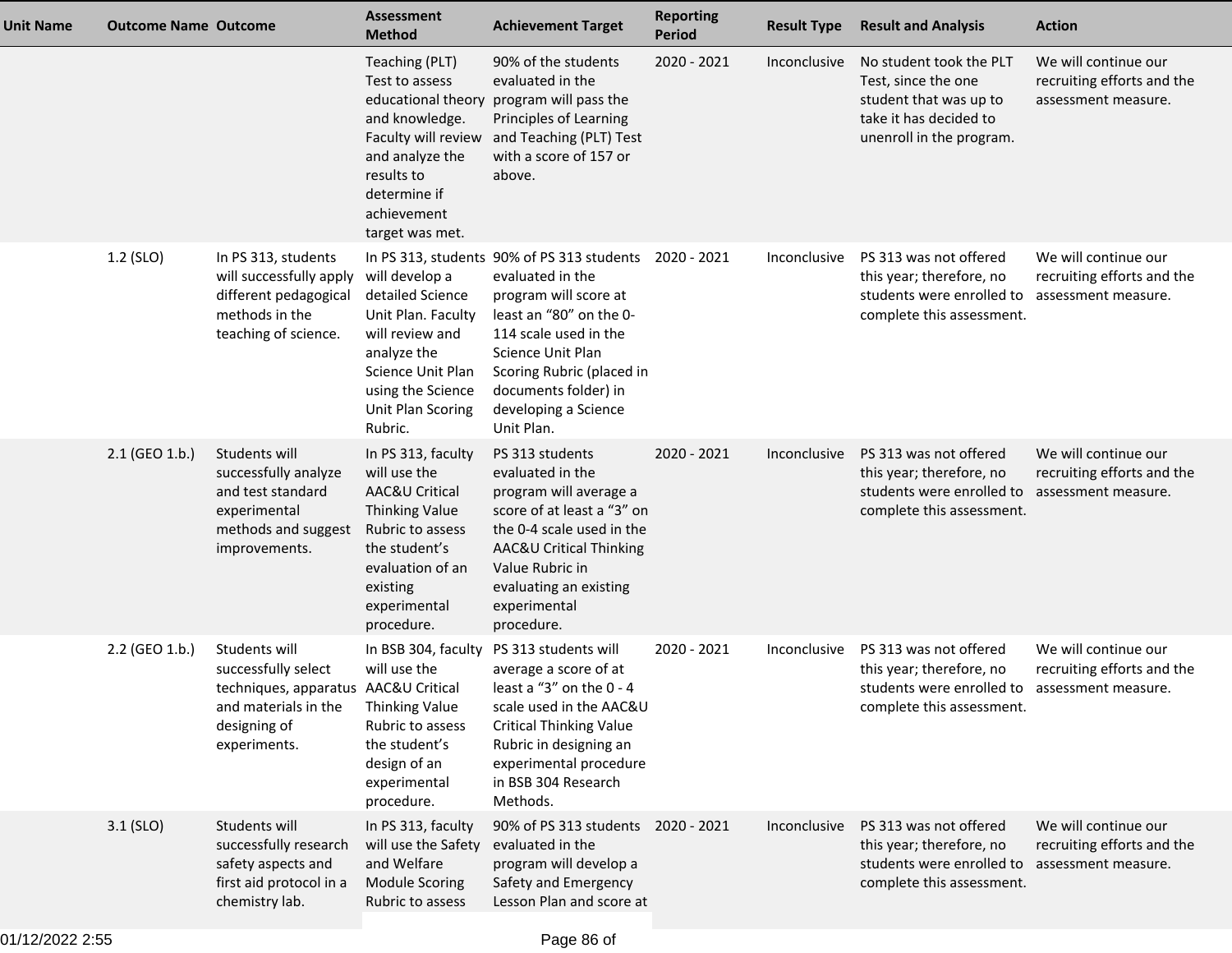| Unit Name | Outcome Name | Outcome | Assessment Method | Achievement Target | Reporting Period | Result Type | Result and Analysis | Action |
|---|---|---|---|---|---|---|---|---|
| | | | Teaching (PLT) Test to assess educational theory and knowledge. Faculty will review and analyze the results to determine if achievement target was met. | 90% of the students evaluated in the program will pass the Principles of Learning and Teaching (PLT) Test with a score of 157 or above. | 2020 - 2021 | Inconclusive | No student took the PLT Test, since the one student that was up to take it has decided to unenroll in the program. | We will continue our recruiting efforts and the assessment measure. |
| | 1.2 (SLO) | In PS 313, students will successfully apply different pedagogical methods in the teaching of science. | In PS 313, students will develop a detailed Science Unit Plan. Faculty will review and analyze the Science Unit Plan using the Science Unit Plan Scoring Rubric. | 90% of PS 313 students evaluated in the program will score at least an "80" on the 0-114 scale used in the Science Unit Plan Scoring Rubric (placed in documents folder) in developing a Science Unit Plan. | 2020 - 2021 | Inconclusive | PS 313 was not offered this year; therefore, no students were enrolled to complete this assessment. | We will continue our recruiting efforts and the assessment measure. |
| | 2.1 (GEO 1.b.) | Students will successfully analyze and test standard experimental methods and suggest improvements. | In PS 313, faculty will use the AAC&U Critical Thinking Value Rubric to assess the student's evaluation of an existing experimental procedure. | PS 313 students evaluated in the program will average a score of at least a "3" on the 0-4 scale used in the AAC&U Critical Thinking Value Rubric in evaluating an existing experimental procedure. | 2020 - 2021 | Inconclusive | PS 313 was not offered this year; therefore, no students were enrolled to complete this assessment. | We will continue our recruiting efforts and the assessment measure. |
| | 2.2 (GEO 1.b.) | Students will successfully select techniques, apparatus and materials in the designing of experiments. | In BSB 304, faculty will use the AAC&U Critical Thinking Value Rubric to assess the student's design of an experimental procedure. | PS 313 students will average a score of at least a "3" on the 0 - 4 scale used in the AAC&U Critical Thinking Value Rubric in designing an experimental procedure in BSB 304 Research Methods. | 2020 - 2021 | Inconclusive | PS 313 was not offered this year; therefore, no students were enrolled to complete this assessment. | We will continue our recruiting efforts and the assessment measure. |
| | 3.1 (SLO) | Students will successfully research safety aspects and first aid protocol in a chemistry lab. | In PS 313, faculty will use the Safety and Welfare Module Scoring Rubric to assess | 90% of PS 313 students evaluated in the program will develop a Safety and Emergency Lesson Plan and score at | 2020 - 2021 | Inconclusive | PS 313 was not offered this year; therefore, no students were enrolled to complete this assessment. | We will continue our recruiting efforts and the assessment measure. |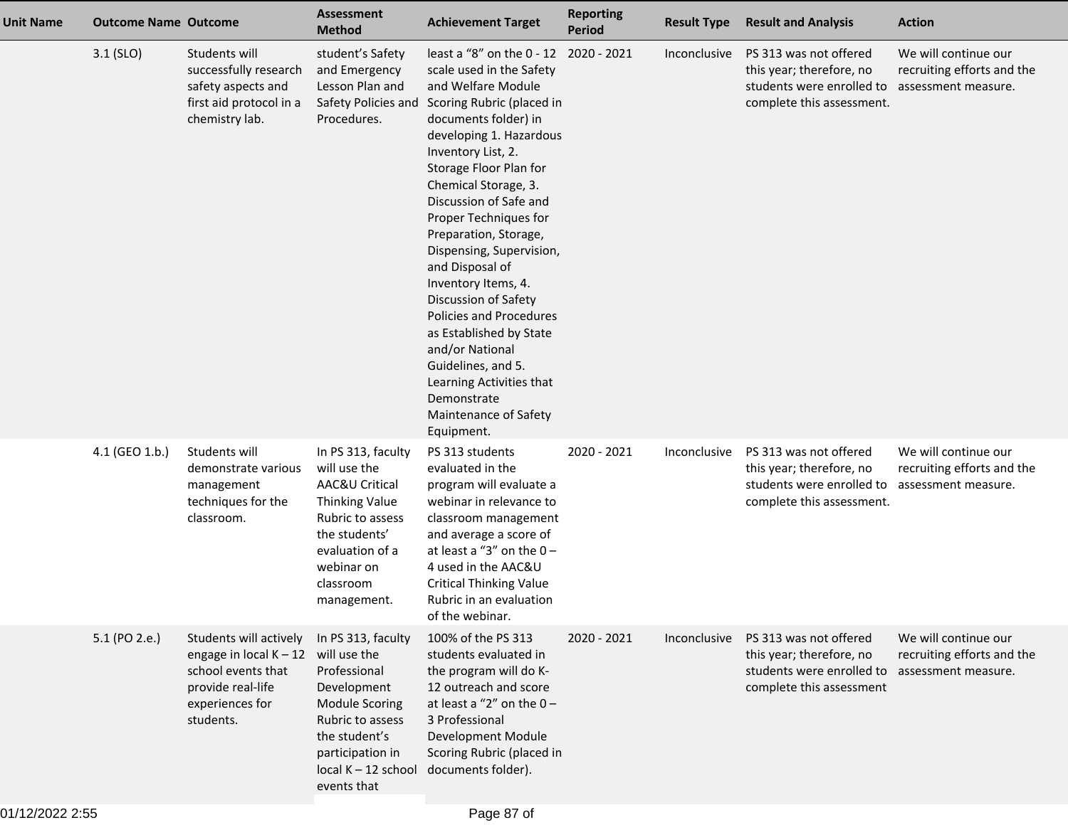| Unit Name | Outcome Name | Outcome | Assessment Method | Achievement Target | Reporting Period | Result Type | Result and Analysis | Action |
|---|---|---|---|---|---|---|---|---|
| | 3.1 (SLO) | Students will successfully research safety aspects and first aid protocol in a chemistry lab. | student's Safety and Emergency Lesson Plan and Safety Policies and Procedures. | least a "8" on the 0 - 12 scale used in the Safety and Welfare Module Scoring Rubric (placed in documents folder) in developing 1. Hazardous Inventory List, 2. Storage Floor Plan for Chemical Storage, 3. Discussion of Safe and Proper Techniques for Preparation, Storage, Dispensing, Supervision, and Disposal of Inventory Items, 4. Discussion of Safety Policies and Procedures as Established by State and/or National Guidelines, and 5. Learning Activities that Demonstrate Maintenance of Safety Equipment. | 2020 - 2021 | Inconclusive | PS 313 was not offered this year; therefore, no students were enrolled to complete this assessment. | We will continue our recruiting efforts and the assessment measure. |
| | 4.1 (GEO 1.b.) | Students will demonstrate various management techniques for the classroom. | In PS 313, faculty will use the AAC&U Critical Thinking Value Rubric to assess the students' evaluation of a webinar on classroom management. | PS 313 students evaluated in the program will evaluate a webinar in relevance to classroom management and average a score of at least a "3" on the 0 – 4 used in the AAC&U Critical Thinking Value Rubric in an evaluation of the webinar. | 2020 - 2021 | Inconclusive | PS 313 was not offered this year; therefore, no students were enrolled to complete this assessment. | We will continue our recruiting efforts and the assessment measure. |
| | 5.1 (PO 2.e.) | Students will actively engage in local K – 12 school events that provide real-life experiences for students. | In PS 313, faculty will use the Professional Development Module Scoring Rubric to assess the student's participation in local K – 12 school events that | 100% of the PS 313 students evaluated in the program will do K-12 outreach and score at least a "2" on the 0 – 3 Professional Development Module Scoring Rubric (placed in documents folder). | 2020 - 2021 | Inconclusive | PS 313 was not offered this year; therefore, no students were enrolled to complete this assessment | We will continue our recruiting efforts and the assessment measure. |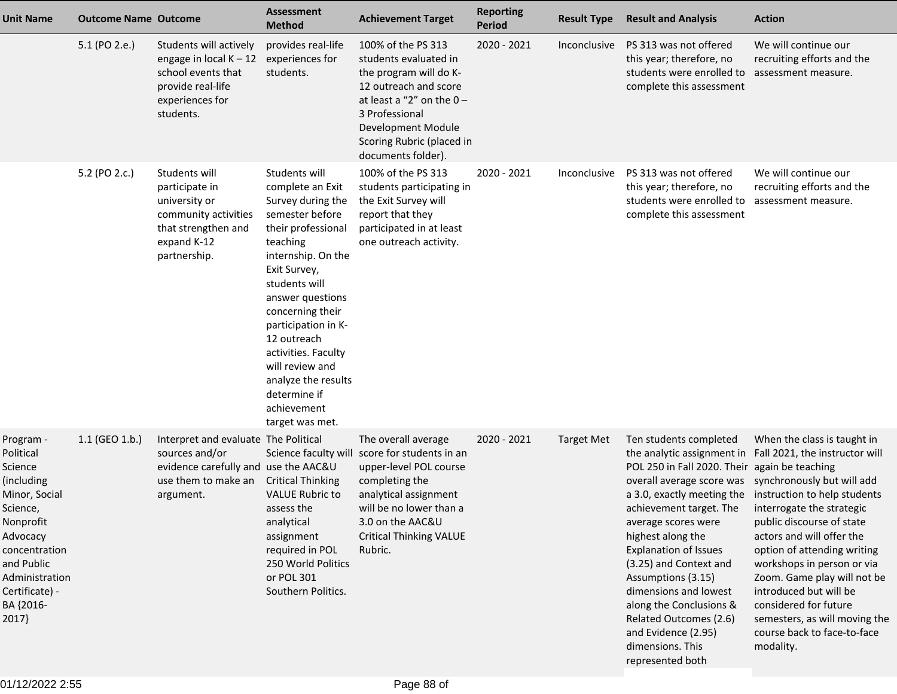| Unit Name | Outcome Name | Outcome | Assessment Method | Achievement Target | Reporting Period | Result Type | Result and Analysis | Action |
|---|---|---|---|---|---|---|---|---|
| | 5.1 (PO 2.e.) | Students will actively engage in local K – 12 school events that provide real-life experiences for students. | provides real-life experiences for students. | 100% of the PS 313 students evaluated in the program will do K-12 outreach and score at least a "2" on the 0 – 3 Professional Development Module Scoring Rubric (placed in documents folder). | 2020 - 2021 | Inconclusive | PS 313 was not offered this year; therefore, no students were enrolled to complete this assessment | We will continue our recruiting efforts and the assessment measure. |
| | 5.2 (PO 2.c.) | Students will participate in university or community activities that strengthen and expand K-12 partnership. | Students will complete an Exit Survey during the semester before their professional teaching internship. On the Exit Survey, students will answer questions concerning their participation in K-12 outreach activities. Faculty will review and analyze the results determine if achievement target was met. | 100% of the PS 313 students participating in the Exit Survey will report that they participated in at least one outreach activity. | 2020 - 2021 | Inconclusive | PS 313 was not offered this year; therefore, no students were enrolled to complete this assessment | We will continue our recruiting efforts and the assessment measure. |
| Program - Political Science (including Minor, Social Science, Nonprofit Advocacy concentration and Public Administration Certificate) - BA {2016-2017} | 1.1 (GEO 1.b.) | Interpret and evaluate sources and/or evidence carefully and use them to make an argument. | The Political Science faculty will use the AAC&U Critical Thinking VALUE Rubric to assess the analytical assignment required in POL 250 World Politics or POL 301 Southern Politics. | The overall average score for students in an upper-level POL course completing the analytical assignment will be no lower than a 3.0 on the AAC&U Critical Thinking VALUE Rubric. | 2020 - 2021 | Target Met | Ten students completed the analytic assignment in POL 250 in Fall 2020. Their overall average score was a 3.0, exactly meeting the achievement target. The average scores were highest along the Explanation of Issues (3.25) and Context and Assumptions (3.15) dimensions and lowest along the Conclusions & Related Outcomes (2.6) and Evidence (2.95) dimensions. This represented both | When the class is taught in Fall 2021, the instructor will again be teaching synchronously but will add instruction to help students interrogate the strategic public discourse of state actors and will offer the option of attending writing workshops in person or via Zoom. Game play will not be introduced but will be considered for future semesters, as will moving the course back to face-to-face modality. |

01/12/2022 2:55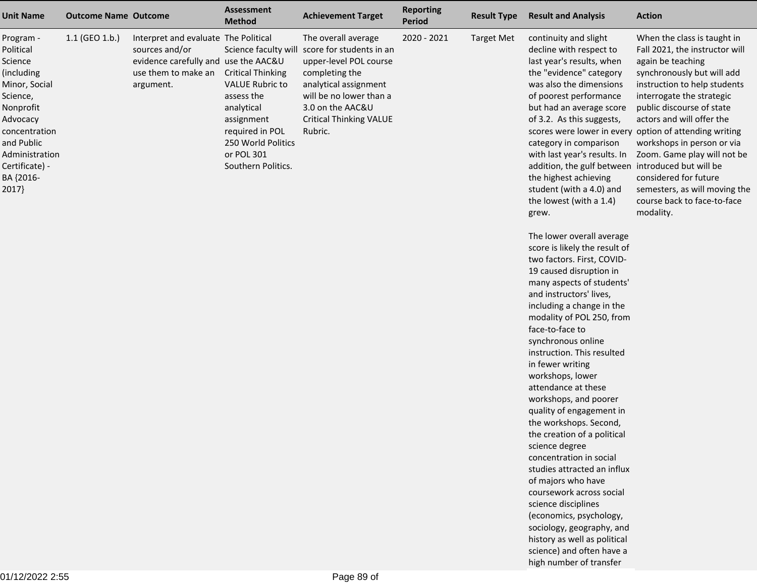| Unit Name | Outcome Name | Outcome | Assessment Method | Achievement Target | Reporting Period | Result Type | Result and Analysis | Action |
|---|---|---|---|---|---|---|---|---|
| Program - Political Science (including Minor, Social Science, Nonprofit Advocacy concentration and Public Administration Certificate) - BA {2016-2017} | 1.1 (GEO 1.b.) | Interpret and evaluate sources and/or evidence carefully and use them to make an argument. | The Political Science faculty will use the AAC&U Critical Thinking VALUE Rubric to assess the analytical assignment required in POL 250 World Politics or POL 301 Southern Politics. | The overall average score for students in an upper-level POL course completing the analytical assignment will be no lower than a 3.0 on the AAC&U Critical Thinking VALUE Rubric. | 2020 - 2021 | Target Met | continuity and slight decline with respect to last year's results, when the "evidence" category was also the dimensions of poorest performance but had an average score of 3.2. As this suggests, scores were lower in every category in comparison with last year's results. In addition, the gulf between the highest achieving student (with a 4.0) and the lowest (with a 1.4) grew.<br><br>The lower overall average score is likely the result of two factors. First, COVID-19 caused disruption in many aspects of students' and instructors' lives, including a change in the modality of POL 250, from face-to-face to synchronous online instruction. This resulted in fewer writing workshops, lower attendance at these workshops, and poorer quality of engagement in the workshops. Second, the creation of a political science degree concentration in social studies attracted an influx of majors who have coursework across social science disciplines (economics, psychology, sociology, geography, and history as well as political science) and often have a high number of transfer | When the class is taught in Fall 2021, the instructor will again be teaching synchronously but will add instruction to help students interrogate the strategic public discourse of state actors and will offer the option of attending writing workshops in person or via Zoom. Game play will not be introduced but will be considered for future semesters, as will moving the course back to face-to-face modality. |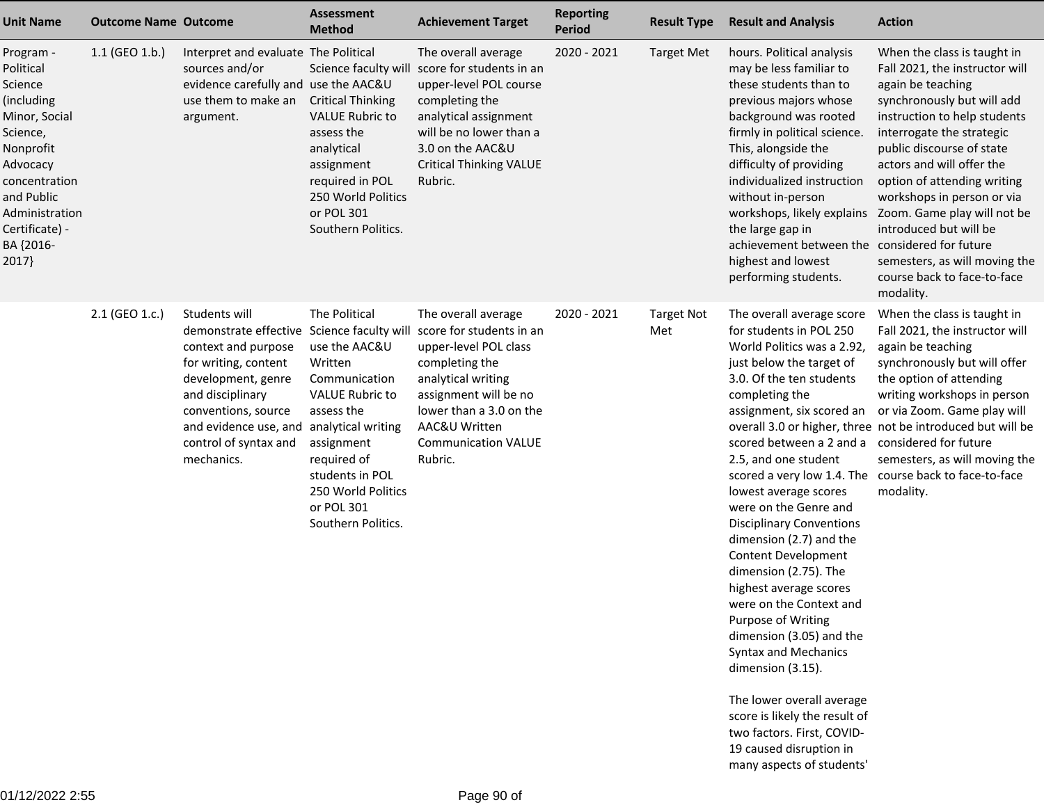| Unit Name | Outcome Name | Outcome | Assessment Method | Achievement Target | Reporting Period | Result Type | Result and Analysis | Action |
|---|---|---|---|---|---|---|---|---|
| Program - Political Science (including Minor, Social Science, Nonprofit Advocacy concentration and Public Administration Certificate) - BA {2016-2017} | 1.1 (GEO 1.b.) | Interpret and evaluate sources and/or evidence carefully and use them to make an argument. | The Political Science faculty will use the AAC&U Critical Thinking VALUE Rubric to assess the analytical assignment required in POL 250 World Politics or POL 301 Southern Politics. | The overall average score for students in an upper-level POL course completing the analytical assignment will be no lower than a 3.0 on the AAC&U Critical Thinking VALUE Rubric. | 2020 - 2021 | Target Met | hours. Political analysis may be less familiar to these students than to previous majors whose background was rooted firmly in political science. This, alongside the difficulty of providing individualized instruction without in-person workshops, likely explains the large gap in achievement between the highest and lowest performing students. | When the class is taught in Fall 2021, the instructor will again be teaching synchronously but will add instruction to help students interrogate the strategic public discourse of state actors and will offer the option of attending writing workshops in person or via Zoom. Game play will not be introduced but will be considered for future semesters, as will moving the course back to face-to-face modality. |
| | 2.1 (GEO 1.c.) | Students will demonstrate effective context and purpose for writing, content development, genre and disciplinary conventions, source and evidence use, and control of syntax and mechanics. | The Political Science faculty will use the AAC&U Written Communication VALUE Rubric to assess the analytical writing assignment required of students in POL 250 World Politics or POL 301 Southern Politics. | The overall average score for students in an upper-level POL class completing the analytical writing assignment will be no lower than a 3.0 on the AAC&U Written Communication VALUE Rubric. | 2020 - 2021 | Target Not Met | The overall average score for students in POL 250 World Politics was a 2.92, just below the target of 3.0. Of the ten students completing the assignment, six scored an overall 3.0 or higher, three scored between a 2 and a 2.5, and one student scored a very low 1.4. The lowest average scores were on the Genre and Disciplinary Conventions dimension (2.7) and the Content Development dimension (2.75). The highest average scores were on the Context and Purpose of Writing dimension (3.05) and the Syntax and Mechanics dimension (3.15).<br><br>The lower overall average score is likely the result of two factors. First, COVID-19 caused disruption in many aspects of students' | When the class is taught in Fall 2021, the instructor will again be teaching synchronously but will offer the option of attending writing workshops in person or via Zoom. Game play will not be introduced but will be considered for future semesters, as will moving the course back to face-to-face modality. |

01/12/2022 2:55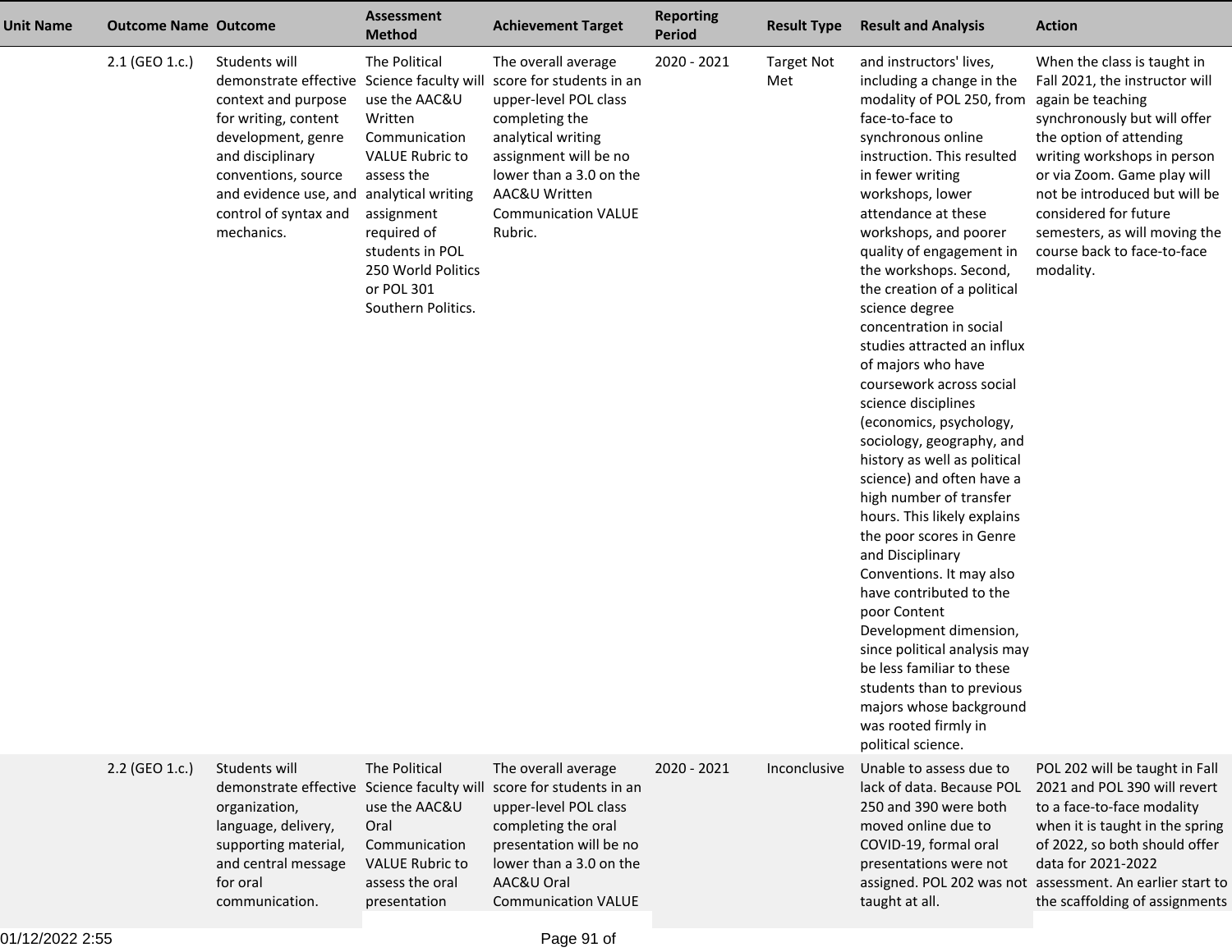| Unit Name | Outcome Name | Outcome | Assessment Method | Achievement Target | Reporting Period | Result Type | Result and Analysis | Action |
|---|---|---|---|---|---|---|---|---|
| | 2.1 (GEO 1.c.) | Students will demonstrate effective context and purpose for writing, content development, genre and disciplinary conventions, source and evidence use, and control of syntax and mechanics. | The Political Science faculty will use the AAC&U Written Communication VALUE Rubric to assess the analytical writing assignment required of students in POL 250 World Politics or POL 301 Southern Politics. | The overall average score for students in an upper-level POL class completing the analytical writing assignment will be no lower than a 3.0 on the AAC&U Written Communication VALUE Rubric. | 2020 - 2021 | Target Not Met | and instructors' lives, including a change in the modality of POL 250, from face-to-face to synchronous online instruction. This resulted in fewer writing workshops, lower attendance at these workshops, and poorer quality of engagement in the workshops. Second, the creation of a political science degree concentration in social studies attracted an influx of majors who have coursework across social science disciplines (economics, psychology, sociology, geography, and history as well as political science) and often have a high number of transfer hours. This likely explains the poor scores in Genre and Disciplinary Conventions. It may also have contributed to the poor Content Development dimension, since political analysis may be less familiar to these students than to previous majors whose background was rooted firmly in political science. | When the class is taught in Fall 2021, the instructor will again be teaching synchronously but will offer the option of attending writing workshops in person or via Zoom. Game play will not be introduced but will be considered for future semesters, as will moving the course back to face-to-face modality. |
| | 2.2 (GEO 1.c.) | Students will demonstrate effective organization, language, delivery, supporting material, and central message for oral communication. | The Political Science faculty will use the AAC&U Oral Communication VALUE Rubric to assess the oral presentation | The overall average score for students in an upper-level POL class completing the oral presentation will be no lower than a 3.0 on the AAC&U Oral Communication VALUE | 2020 - 2021 | Inconclusive | Unable to assess due to lack of data. Because POL 250 and 390 were both moved online due to COVID-19, formal oral presentations were not assigned. POL 202 was not taught at all. | POL 202 will be taught in Fall 2021 and POL 390 will revert to a face-to-face modality when it is taught in the spring of 2022, so both should offer data for 2021-2022 assessment. An earlier start to the scaffolding of assignments |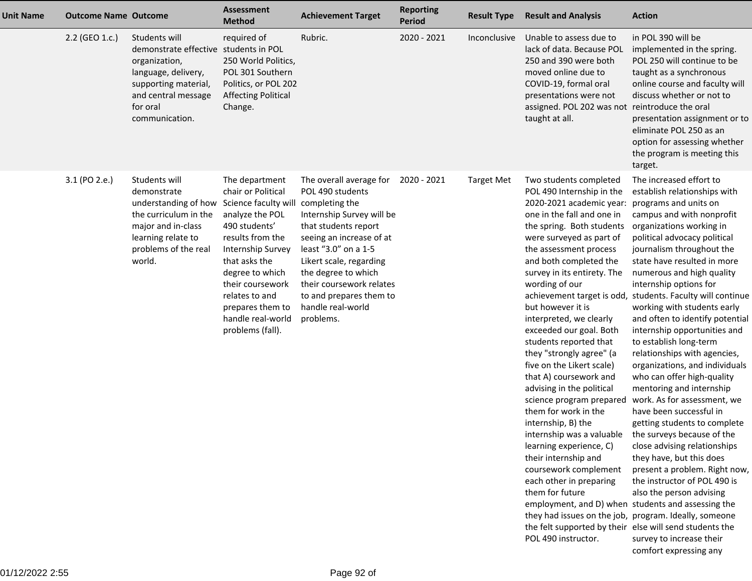| Unit Name | Outcome Name | Outcome | Assessment Method | Achievement Target | Reporting Period | Result Type | Result and Analysis | Action |
|---|---|---|---|---|---|---|---|---|
| | 2.2 (GEO 1.c.) | Students will demonstrate effective organization, language, delivery, supporting material, and central message for oral communication. | required of students in POL 250 World Politics, POL 301 Southern Politics, or POL 202 Affecting Political Change. | Rubric. | 2020 - 2021 | Inconclusive | Unable to assess due to lack of data. Because POL 250 and 390 were both moved online due to COVID-19, formal oral presentations were not assigned. POL 202 was not taught at all. | in POL 390 will be implemented in the spring. POL 250 will continue to be taught as a synchronous online course and faculty will discuss whether or not to reintroduce the oral presentation assignment or to eliminate POL 250 as an option for assessing whether the program is meeting this target. |
| | 3.1 (PO 2.e.) | Students will demonstrate understanding of how the curriculum in the major and in-class learning relate to problems of the real world. | The department chair or Political Science faculty will analyze the POL 490 students' results from the Internship Survey that asks the degree to which their coursework relates to and prepares them to handle real-world problems (fall). | The overall average for POL 490 students completing the Internship Survey will be that students report seeing an increase of at least "3.0" on a 1-5 Likert scale, regarding the degree to which their coursework relates to and prepares them to handle real-world problems. | 2020 - 2021 | Target Met | Two students completed POL 490 Internship in the 2020-2021 academic year: one in the fall and one in the spring. Both students were surveyed as part of the assessment process and both completed the survey in its entirety. The wording of our achievement target is odd, but however it is interpreted, we clearly exceeded our goal. Both students reported that they "strongly agree" (a five on the Likert scale) that A) coursework and advising in the political science program prepared them for work in the internship, B) the internship was a valuable learning experience, C) their internship and coursework complement each other in preparing them for future employment, and D) when they had issues on the job, the felt supported by their POL 490 instructor. | The increased effort to establish relationships with programs and units on campus and with nonprofit organizations working in political advocacy political journalism throughout the state have resulted in more numerous and high quality internship options for students. Faculty will continue working with students early and often to identify potential internship opportunities and to establish long-term relationships with agencies, organizations, and individuals who can offer high-quality mentoring and internship work. As for assessment, we have been successful in getting students to complete the surveys because of the close advising relationships they have, but this does present a problem. Right now, the instructor of POL 490 is also the person advising students and assessing the program. Ideally, someone else will send students the survey to increase their comfort expressing any |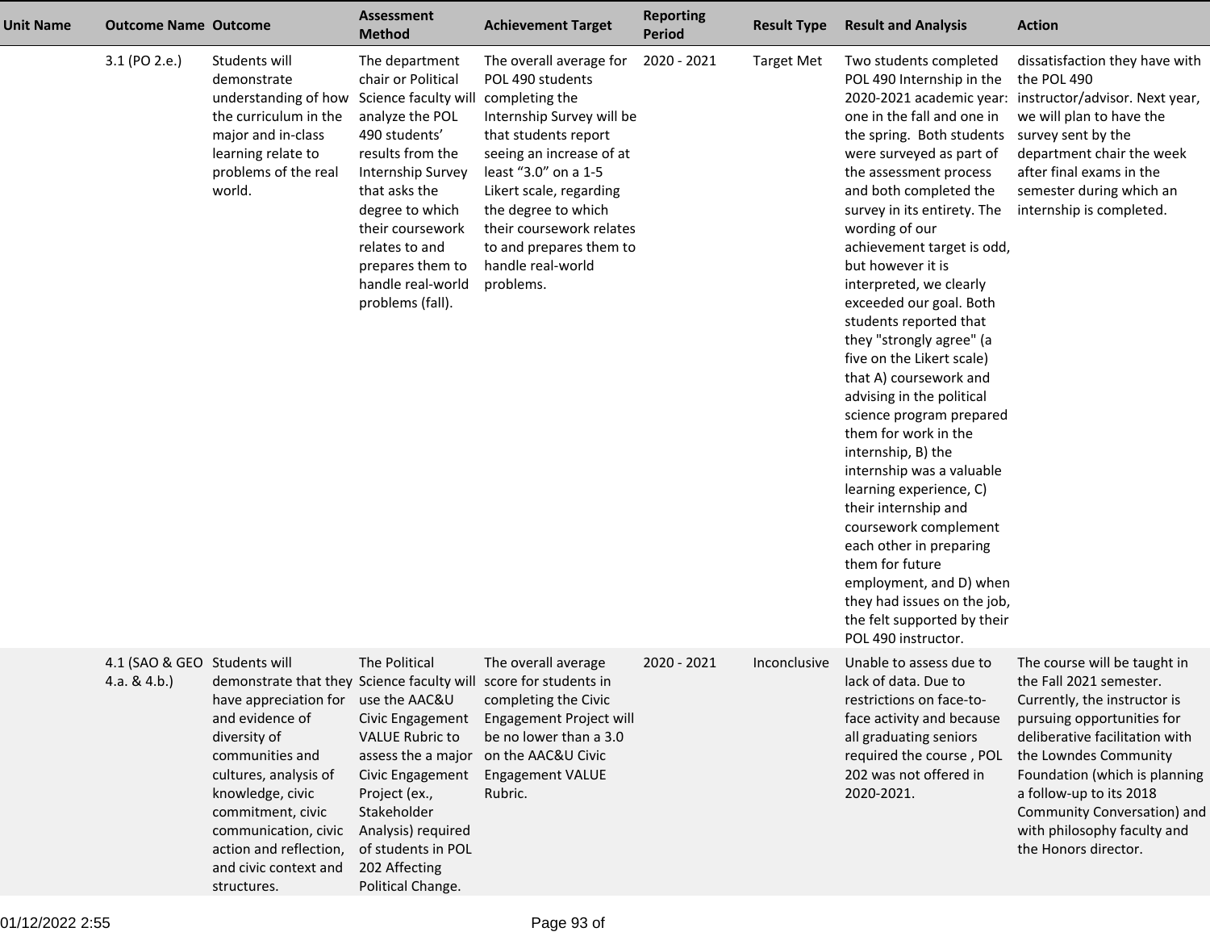| Unit Name | Outcome Name | Outcome | Assessment Method | Achievement Target | Reporting Period | Result Type | Result and Analysis | Action |
|---|---|---|---|---|---|---|---|---|
| | 3.1 (PO 2.e.) | Students will demonstrate understanding of how the curriculum in the major and in-class learning relate to problems of the real world. | The department chair or Political Science faculty will analyze the POL 490 students' results from the Internship Survey that asks the degree to which their coursework relates to and prepares them to handle real-world problems (fall). | The overall average for POL 490 students completing the Internship Survey will be that students report seeing an increase of at least "3.0" on a 1-5 Likert scale, regarding the degree to which their coursework relates to and prepares them to handle real-world problems. | 2020 - 2021 | Target Met | Two students completed POL 490 Internship in the 2020-2021 academic year: one in the fall and one in the spring. Both students were surveyed as part of the assessment process and both completed the survey in its entirety. The wording of our achievement target is odd, but however it is interpreted, we clearly exceeded our goal. Both students reported that they "strongly agree" (a five on the Likert scale) that A) coursework and advising in the political science program prepared them for work in the internship, B) the internship was a valuable learning experience, C) their internship and coursework complement each other in preparing them for future employment, and D) when they had issues on the job, the felt supported by their POL 490 instructor. | dissatisfaction they have with the POL 490 instructor/advisor. Next year, we will plan to have the survey sent by the department chair the week after final exams in the semester during which an internship is completed. |
| | 4.1 (SAO & GEO 4.a. & 4.b.) | Students will demonstrate that they have appreciation for and evidence of diversity of communities and cultures, analysis of knowledge, civic commitment, civic communication, civic action and reflection, and civic context and structures. | The Political Science faculty will use the AAC&U Civic Engagement VALUE Rubric to assess the a major Civic Engagement Project (ex., Stakeholder Analysis) required of students in POL 202 Affecting Political Change. | The overall average score for students in completing the Civic Engagement Project will be no lower than a 3.0 on the AAC&U Civic Engagement VALUE Rubric. | 2020 - 2021 | Inconclusive | Unable to assess due to lack of data. Due to restrictions on face-to-face activity and because all graduating seniors required the course , POL 202 was not offered in 2020-2021. | The course will be taught in the Fall 2021 semester. Currently, the instructor is pursuing opportunities for deliberative facilitation with the Lowndes Community Foundation (which is planning a follow-up to its 2018 Community Conversation) and with philosophy faculty and the Honors director. |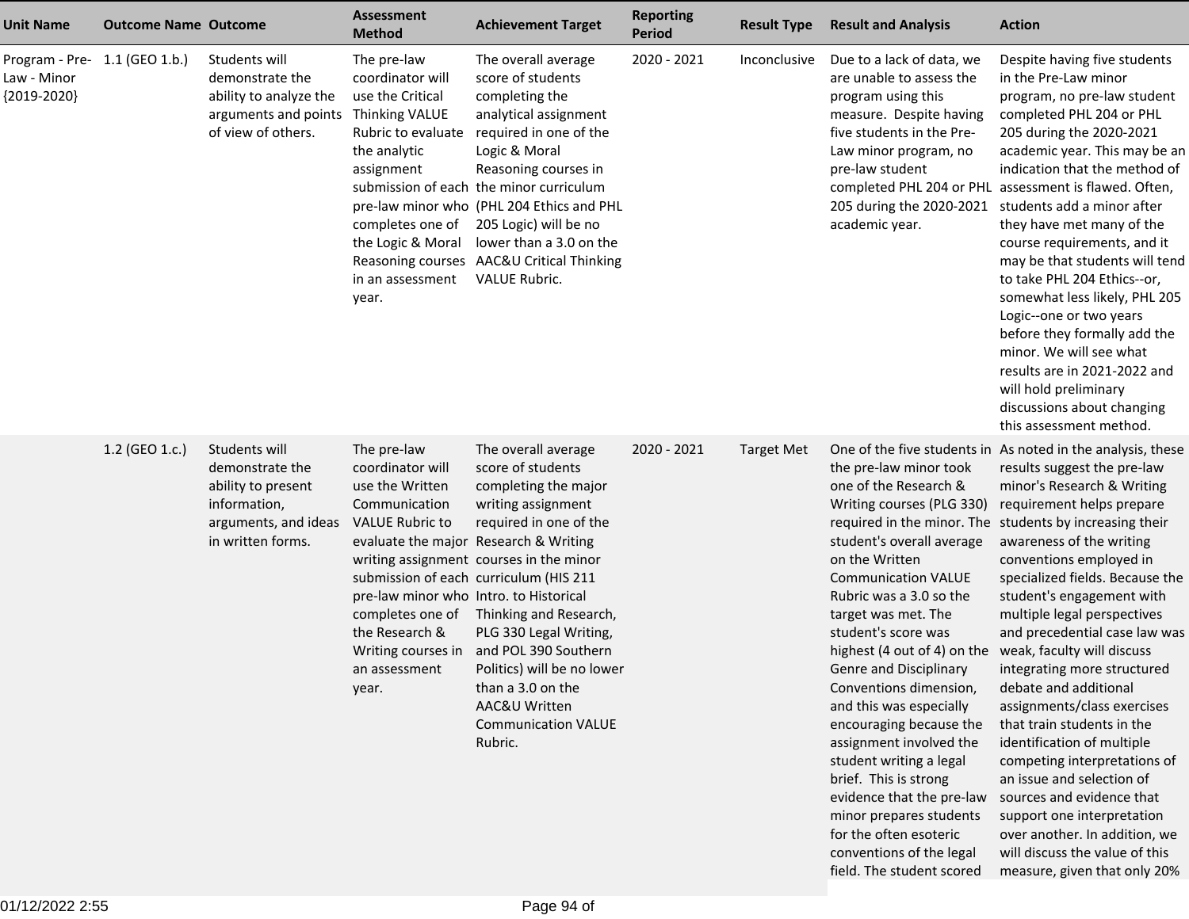| Unit Name | Outcome Name | Outcome | Assessment Method | Achievement Target | Reporting Period | Result Type | Result and Analysis | Action |
|---|---|---|---|---|---|---|---|---|
| Program - Pre-Law - Minor {2019-2020} | 1.1 (GEO 1.b.) | Students will demonstrate the ability to analyze the arguments and points of view of others. | The pre-law coordinator will use the Critical Thinking VALUE Rubric to evaluate the analytic assignment submission of each pre-law minor who completes one of the Logic & Moral Reasoning courses in an assessment year. | The overall average score of students completing the analytical assignment required in one of the Logic & Moral Reasoning courses in the minor curriculum (PHL 204 Ethics and PHL 205 Logic) will be no lower than a 3.0 on the AAC&U Critical Thinking VALUE Rubric. | 2020 - 2021 | Inconclusive | Due to a lack of data, we are unable to assess the program using this measure. Despite having five students in the Pre-Law minor program, no pre-law student completed PHL 204 or PHL 205 during the 2020-2021 academic year. | Despite having five students in the Pre-Law minor program, no pre-law student completed PHL 204 or PHL 205 during the 2020-2021 academic year. This may be an indication that the method of assessment is flawed. Often, students add a minor after they have met many of the course requirements, and it may be that students will tend to take PHL 204 Ethics--or, somewhat less likely, PHL 205 Logic--one or two years before they formally add the minor. We will see what results are in 2021-2022 and will hold preliminary discussions about changing this assessment method. |
| | 1.2 (GEO 1.c.) | Students will demonstrate the ability to present information, arguments, and ideas in written forms. | The pre-law coordinator will use the Written Communication VALUE Rubric to evaluate the major writing assignment submission of each pre-law minor who completes one of the Research & Writing courses in an assessment year. | The overall average score of students completing the major writing assignment required in one of the Research & Writing courses in the minor curriculum (HIS 211 Intro. to Historical Thinking and Research, PLG 330 Legal Writing, and POL 390 Southern Politics) will be no lower than a 3.0 on the AAC&U Written Communication VALUE Rubric. | 2020 - 2021 | Target Met | One of the five students in the pre-law minor took one of the Research & Writing courses (PLG 330) required in the minor. The student's overall average on the Written Communication VALUE Rubric was a 3.0 so the target was met. The student's score was highest (4 out of 4) on the Genre and Disciplinary Conventions dimension, and this was especially encouraging because the assignment involved the student writing a legal brief. This is strong evidence that the pre-law minor prepares students for the often esoteric conventions of the legal field. The student scored | As noted in the analysis, these results suggest the pre-law minor's Research & Writing requirement helps prepare students by increasing their awareness of the writing conventions employed in specialized fields. Because the student's engagement with multiple legal perspectives and precedential case law was weak, faculty will discuss integrating more structured debate and additional assignments/class exercises that train students in the identification of multiple competing interpretations of an issue and selection of sources and evidence that support one interpretation over another. In addition, we will discuss the value of this measure, given that only 20% |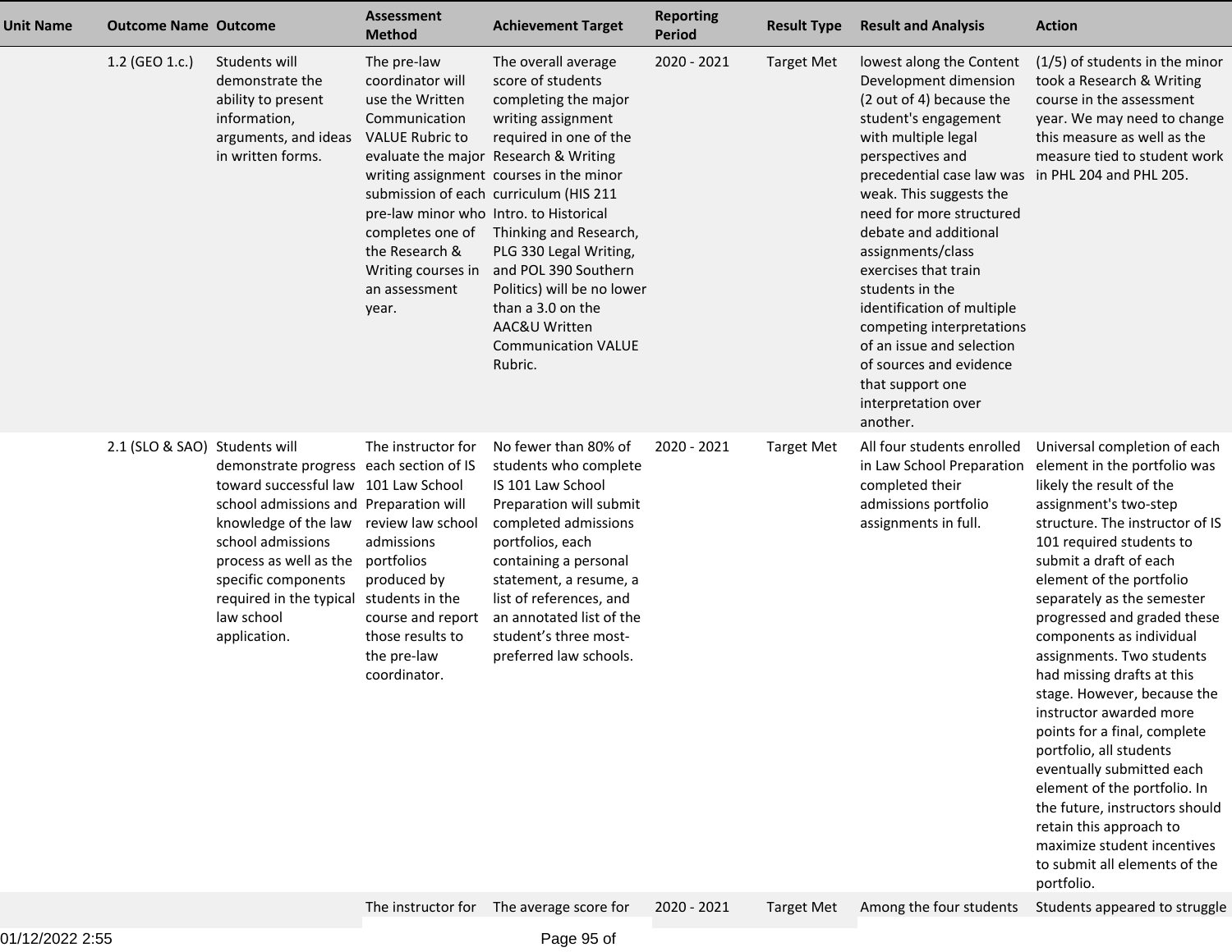| Unit Name | Outcome Name | Outcome | Assessment Method | Achievement Target | Reporting Period | Result Type | Result and Analysis | Action |
|---|---|---|---|---|---|---|---|---|
| | 1.2 (GEO 1.c.) | Students will demonstrate the ability to present information, arguments, and ideas in written forms. | The pre-law coordinator will use the Written Communication VALUE Rubric to evaluate the major writing assignment submission of each pre-law minor who completes one of the Research & Writing courses in an assessment year. | The overall average score of students completing the major writing assignment required in one of the Research & Writing courses in the minor curriculum (HIS 211 Intro. to Historical Thinking and Research, PLG 330 Legal Writing, and POL 390 Southern Politics) will be no lower than a 3.0 on the AAC&U Written Communication VALUE Rubric. | 2020 - 2021 | Target Met | lowest along the Content Development dimension (2 out of 4) because the student's engagement with multiple legal perspectives and precedential case law was weak. This suggests the need for more structured debate and additional assignments/class exercises that train students in the identification of multiple competing interpretations of an issue and selection of sources and evidence that support one interpretation over another. | (1/5) of students in the minor took a Research & Writing course in the assessment year. We may need to change this measure as well as the measure tied to student work in PHL 204 and PHL 205. |
| | 2.1 (SLO & SAO) | Students will demonstrate progress toward successful law school admissions and knowledge of the law school admissions process as well as the specific components required in the typical law school application. | The instructor for each section of IS 101 Law School Preparation will review law school admissions portfolios produced by students in the course and report those results to the pre-law coordinator. | No fewer than 80% of students who complete IS 101 Law School Preparation will submit completed admissions portfolios, each containing a personal statement, a resume, a list of references, and an annotated list of the student's three most-preferred law schools. | 2020 - 2021 | Target Met | All four students enrolled in Law School Preparation completed their admissions portfolio assignments in full. | Universal completion of each element in the portfolio was likely the result of the assignment's two-step structure. The instructor of IS 101 required students to submit a draft of each element of the portfolio separately as the semester progressed and graded these components as individual assignments. Two students had missing drafts at this stage. However, because the instructor awarded more points for a final, complete portfolio, all students eventually submitted each element of the portfolio. In the future, instructors should retain this approach to maximize student incentives to submit all elements of the portfolio. |
| | | | The instructor for | The average score for | 2020 - 2021 | Target Met | Among the four students | Students appeared to struggle |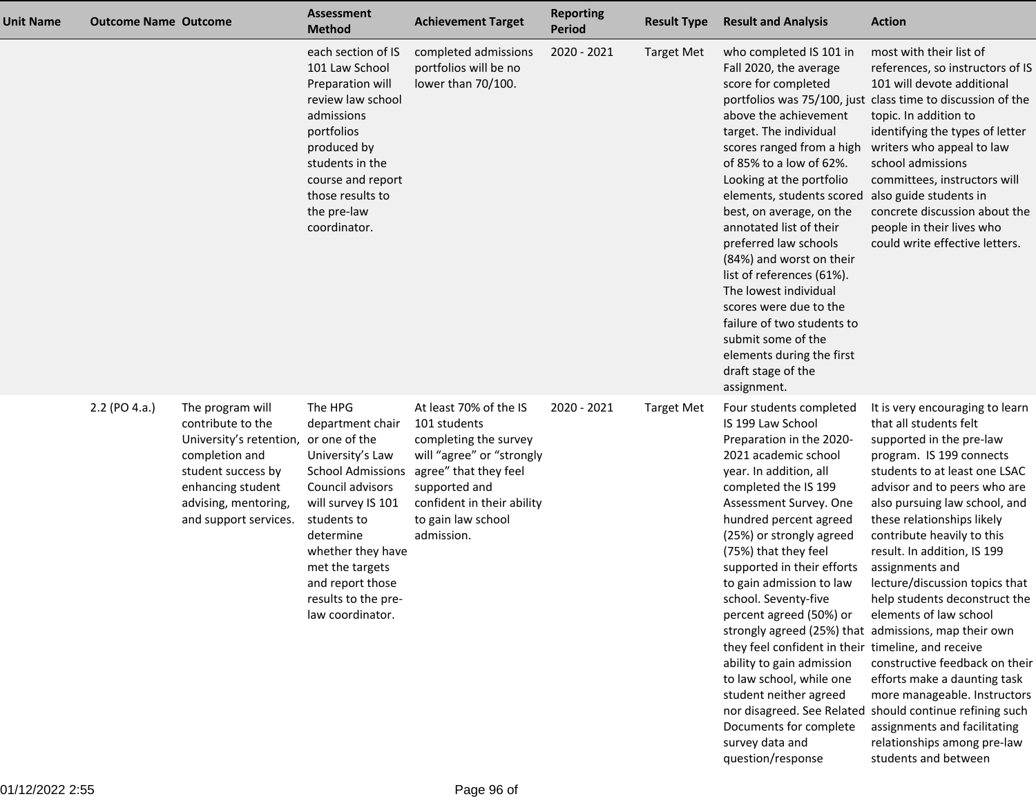| Unit Name | Outcome Name | Outcome | Assessment Method | Achievement Target | Reporting Period | Result Type | Result and Analysis | Action |
|---|---|---|---|---|---|---|---|---|
| | | | each section of IS 101 Law School Preparation will review law school admissions portfolios produced by students in the course and report those results to the pre-law coordinator. | completed admissions portfolios will be no lower than 70/100. | 2020 - 2021 | Target Met | who completed IS 101 in Fall 2020, the average score for completed portfolios was 75/100, just above the achievement target. The individual scores ranged from a high of 85% to a low of 62%. Looking at the portfolio elements, students scored best, on average, on the annotated list of their preferred law schools (84%) and worst on their list of references (61%). The lowest individual scores were due to the failure of two students to submit some of the elements during the first draft stage of the assignment. | most with their list of references, so instructors of IS 101 will devote additional class time to discussion of the topic. In addition to identifying the types of letter writers who appeal to law school admissions committees, instructors will also guide students in concrete discussion about the people in their lives who could write effective letters. |
| | 2.2 (PO 4.a.) | The program will contribute to the University's retention, completion and student success by enhancing student advising, mentoring, and support services. | The HPG department chair or one of the University's Law School Admissions Council advisors will survey IS 101 students to determine whether they have met the targets and report those results to the pre-law coordinator. | At least 70% of the IS 101 students completing the survey will "agree" or "strongly agree" that they feel supported and confident in their ability to gain law school admission. | 2020 - 2021 | Target Met | Four students completed IS 199 Law School Preparation in the 2020-2021 academic school year. In addition, all completed the IS 199 Assessment Survey. One hundred percent agreed (25%) or strongly agreed (75%) that they feel supported in their efforts to gain admission to law school. Seventy-five percent agreed (50%) or strongly agreed (25%) that they feel confident in their ability to gain admission to law school, while one student neither agreed nor disagreed. See Related Documents for complete survey data and question/response | It is very encouraging to learn that all students felt supported in the pre-law program. IS 199 connects students to at least one LSAC advisor and to peers who are also pursuing law school, and these relationships likely contribute heavily to this result. In addition, IS 199 assignments and lecture/discussion topics that help students deconstruct the elements of law school admissions, map their own timeline, and receive constructive feedback on their efforts make a daunting task more manageable. Instructors should continue refining such assignments and facilitating relationships among pre-law students and between |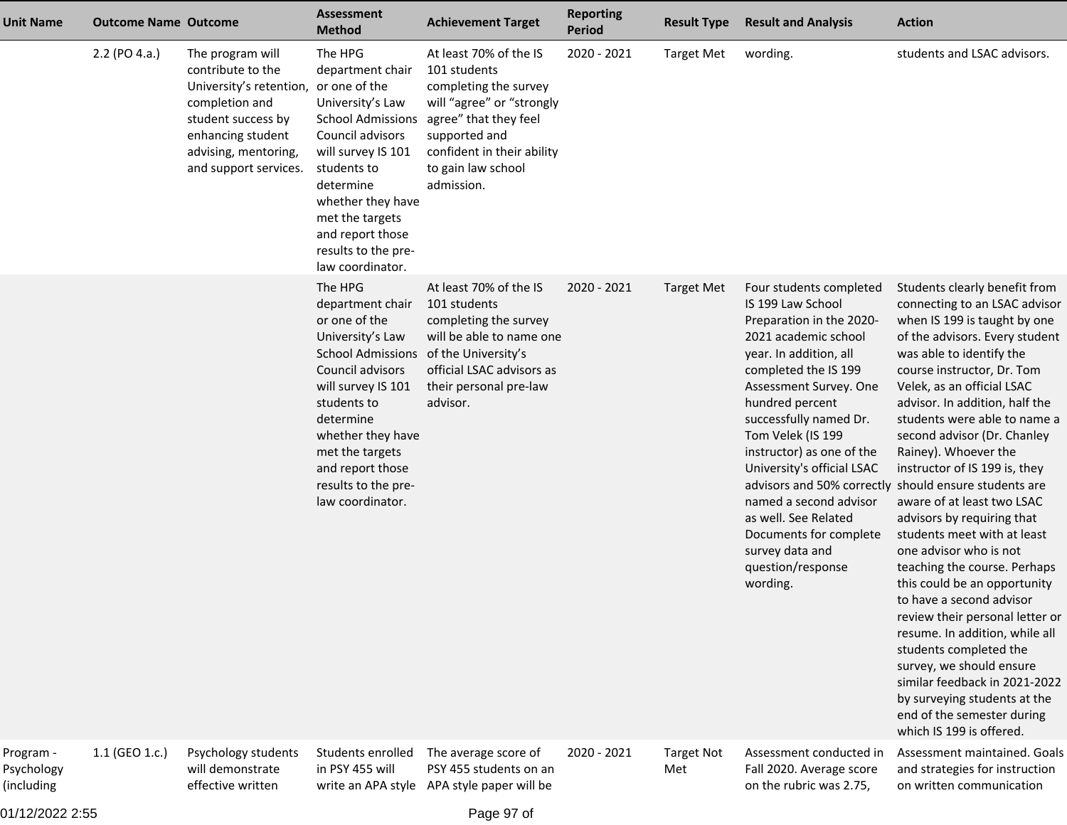| Unit Name | Outcome Name | Outcome | Assessment Method | Achievement Target | Reporting Period | Result Type | Result and Analysis | Action |
|---|---|---|---|---|---|---|---|---|
| | 2.2 (PO 4.a.) | The program will contribute to the University's retention, completion and student success by enhancing student advising, mentoring, and support services. | The HPG department chair or one of the University's Law School Admissions Council advisors will survey IS 101 students to determine whether they have met the targets and report those results to the pre-law coordinator. | At least 70% of the IS 101 students completing the survey will "agree" or "strongly agree" that they feel supported and confident in their ability to gain law school admission. | 2020 - 2021 | Target Met | wording. | students and LSAC advisors. |
| | | | The HPG department chair or one of the University's Law School Admissions Council advisors will survey IS 101 students to determine whether they have met the targets and report those results to the pre-law coordinator. | At least 70% of the IS 101 students completing the survey will be able to name one of the University's official LSAC advisors as their personal pre-law advisor. | 2020 - 2021 | Target Met | Four students completed IS 199 Law School Preparation in the 2020-2021 academic school year. In addition, all completed the IS 199 Assessment Survey. One hundred percent successfully named Dr. Tom Velek (IS 199 instructor) as one of the University's official LSAC advisors and 50% correctly named a second advisor as well. See Related Documents for complete survey data and question/response wording. | Students clearly benefit from connecting to an LSAC advisor when IS 199 is taught by one of the advisors. Every student was able to identify the course instructor, Dr. Tom Velek, as an official LSAC advisor. In addition, half the students were able to name a second advisor (Dr. Chanley Rainey). Whoever the instructor of IS 199 is, they should ensure students are aware of at least two LSAC advisors by requiring that students meet with at least one advisor who is not teaching the course. Perhaps this could be an opportunity to have a second advisor review their personal letter or resume. In addition, while all students completed the survey, we should ensure similar feedback in 2021-2022 by surveying students at the end of the semester during which IS 199 is offered. |
| Program - Psychology (including | 1.1 (GEO 1.c.) | Psychology students will demonstrate effective written | Students enrolled in PSY 455 will write an APA style | The average score of PSY 455 students on an APA style paper will be | 2020 - 2021 | Target Not Met | Assessment conducted in Fall 2020. Average score on the rubric was 2.75, | Assessment maintained. Goals and strategies for instruction on written communication |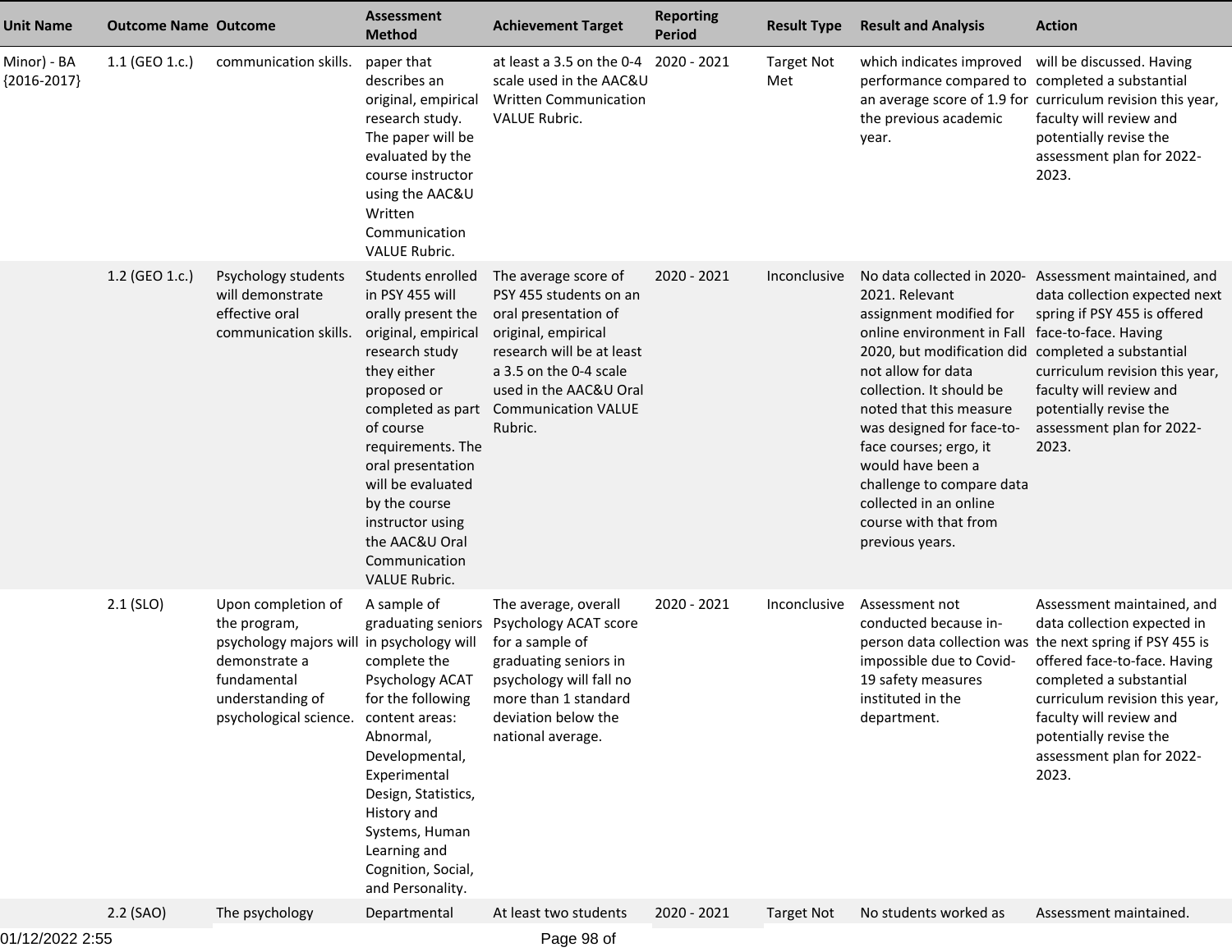| Unit Name | Outcome Name | Outcome | Assessment Method | Achievement Target | Reporting Period | Result Type | Result and Analysis | Action |
|---|---|---|---|---|---|---|---|---|
| Minor) - BA {2016-2017} | 1.1 (GEO 1.c.) | communication skills. | paper that describes an original, empirical research study. The paper will be evaluated by the course instructor using the AAC&U Written Communication VALUE Rubric. | at least a 3.5 on the 0-4 scale used in the AAC&U Written Communication VALUE Rubric. | 2020 - 2021 | Target Not Met | which indicates improved performance compared to an average score of 1.9 for the previous academic year. | will be discussed. Having completed a substantial curriculum revision this year, faculty will review and potentially revise the assessment plan for 2022-2023. |
| | 1.2 (GEO 1.c.) | Psychology students will demonstrate effective oral communication skills. | Students enrolled in PSY 455 will orally present the original, empirical research study they either proposed or completed as part of course requirements. The oral presentation will be evaluated by the course instructor using the AAC&U Oral Communication VALUE Rubric. | The average score of PSY 455 students on an oral presentation of original, empirical research will be at least a 3.5 on the 0-4 scale used in the AAC&U Oral Communication VALUE Rubric. | 2020 - 2021 | Inconclusive | No data collected in 2020-2021. Relevant assignment modified for online environment in Fall 2020, but modification did not allow for data collection. It should be noted that this measure was designed for face-to-face courses; ergo, it would have been a challenge to compare data collected in an online course with that from previous years. | Assessment maintained, and data collection expected next spring if PSY 455 is offered face-to-face. Having completed a substantial curriculum revision this year, faculty will review and potentially revise the assessment plan for 2022-2023. |
| | 2.1 (SLO) | Upon completion of the program, psychology majors will demonstrate a fundamental understanding of psychological science. | A sample of graduating seniors in psychology will complete the Psychology ACAT for the following content areas: Abnormal, Developmental, Experimental Design, Statistics, History and Systems, Human Learning and Cognition, Social, and Personality. | The average, overall Psychology ACAT score for a sample of graduating seniors in psychology will fall no more than 1 standard deviation below the national average. | 2020 - 2021 | Inconclusive | Assessment not conducted because in-person data collection was impossible due to Covid-19 safety measures instituted in the department. | Assessment maintained, and data collection expected in the next spring if PSY 455 is offered face-to-face. Having completed a substantial curriculum revision this year, faculty will review and potentially revise the assessment plan for 2022-2023. |
| | 2.2 (SAO) | The psychology | Departmental | At least two students | 2020 - 2021 | Target Not | No students worked as | Assessment maintained. |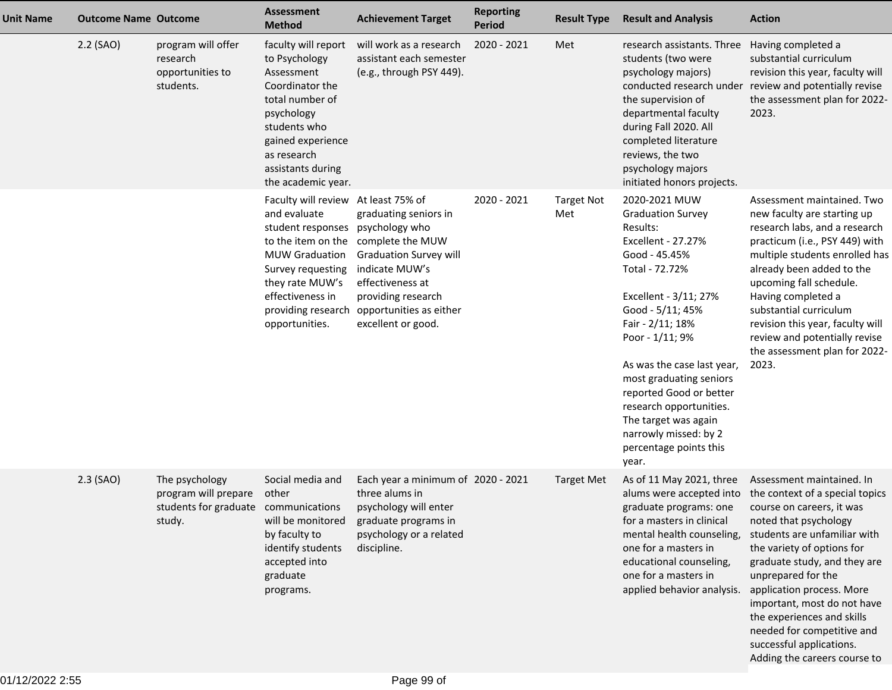| Unit Name | Outcome Name | Outcome | Assessment Method | Achievement Target | Reporting Period | Result Type | Result and Analysis | Action |
|---|---|---|---|---|---|---|---|---|
| | 2.2 (SAO) | program will offer research opportunities to students. | faculty will report to Psychology Assessment Coordinator the total number of psychology students who gained experience as research assistants during the academic year. | will work as a research assistant each semester (e.g., through PSY 449). | 2020 - 2021 | Met | research assistants. Three students (two were psychology majors) conducted research under the supervision of departmental faculty during Fall 2020. All completed literature reviews, the two psychology majors initiated honors projects. | Having completed a substantial curriculum revision this year, faculty will review and potentially revise the assessment plan for 2022-2023. |
| | | | Faculty will review and evaluate student responses to the item on the MUW Graduation Survey requesting they rate MUW's effectiveness in providing research opportunities. | At least 75% of graduating seniors in psychology who complete the MUW Graduation Survey will indicate MUW's effectiveness at providing research opportunities as either excellent or good. | 2020 - 2021 | Target Not Met | 2020-2021 MUW Graduation Survey Results:<br>Excellent - 27.27%<br>Good - 45.45%<br>Total - 72.72%<br><br>Excellent - 3/11; 27%<br>Good - 5/11; 45%<br>Fair - 2/11; 18%<br>Poor - 1/11; 9%<br><br>As was the case last year, most graduating seniors reported Good or better research opportunities. The target was again narrowly missed: by 2 percentage points this year. | Assessment maintained. Two new faculty are starting up research labs, and a research practicum (i.e., PSY 449) with multiple students enrolled has already been added to the upcoming fall schedule. Having completed a substantial curriculum revision this year, faculty will review and potentially revise the assessment plan for 2022-2023. |
| | 2.3 (SAO) | The psychology program will prepare students for graduate study. | Social media and other communications will be monitored by faculty to identify students accepted into graduate programs. | Each year a minimum of three alums in psychology will enter graduate programs in psychology or a related discipline. | 2020 - 2021 | Target Met | As of 11 May 2021, three alums were accepted into graduate programs: one for a masters in clinical mental health counseling, one for a masters in educational counseling, one for a masters in applied behavior analysis. | Assessment maintained. In the context of a special topics course on careers, it was noted that psychology students are unfamiliar with the variety of options for graduate study, and they are unprepared for the application process. More important, most do not have the experiences and skills needed for competitive and successful applications. Adding the careers course to |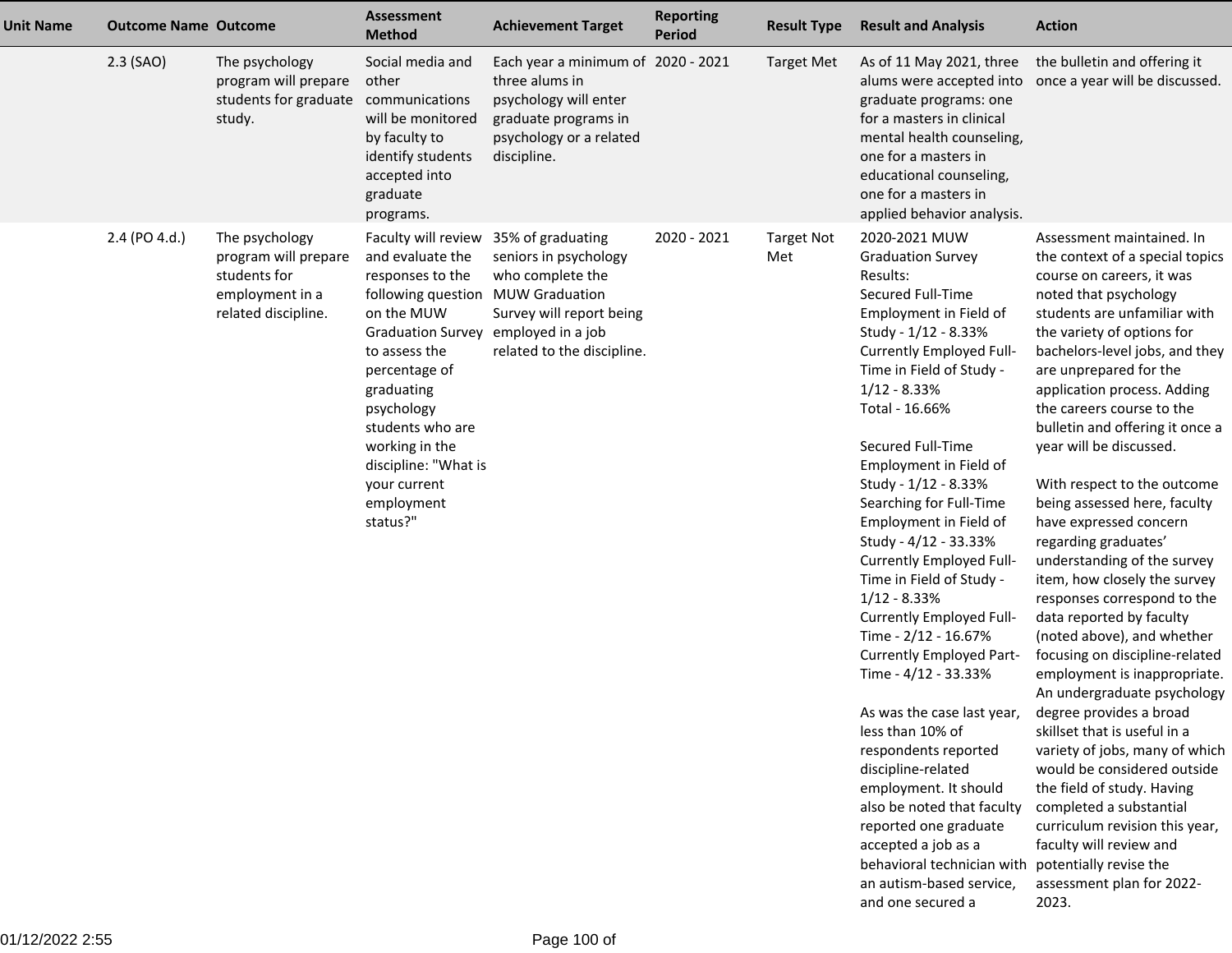| Unit Name | Outcome Name | Outcome | Assessment Method | Achievement Target | Reporting Period | Result Type | Result and Analysis | Action |
|---|---|---|---|---|---|---|---|---|
| | 2.3 (SAO) | The psychology program will prepare students for graduate study. | Social media and other communications will be monitored by faculty to identify students accepted into graduate programs. | Each year a minimum of three alums in psychology will enter graduate programs in psychology or a related discipline. | 2020 - 2021 | Target Met | As of 11 May 2021, three alums were accepted into graduate programs: one for a masters in clinical mental health counseling, one for a masters in educational counseling, one for a masters in applied behavior analysis. | the bulletin and offering it once a year will be discussed. |
| | 2.4 (PO 4.d.) | The psychology program will prepare students for employment in a related discipline. | Faculty will review and evaluate the responses to the following question on the MUW Graduation Survey to assess the percentage of graduating psychology students who are working in the discipline: "What is your current employment status?" | 35% of graduating seniors in psychology who complete the MUW Graduation Survey will report being employed in a job related to the discipline. | 2020 - 2021 | Target Not Met | 2020-2021 MUW Graduation Survey Results:<br>Secured Full-Time Employment in Field of Study - 1/12 - 8.33%<br>Currently Employed Full-Time in Field of Study - 1/12 - 8.33%<br>Total - 16.66%<br><br>Secured Full-Time Employment in Field of Study - 1/12 - 8.33%<br>Searching for Full-Time Employment in Field of Study - 4/12 - 33.33%<br>Currently Employed Full-Time in Field of Study - 1/12 - 8.33%<br>Currently Employed Full-Time - 2/12 - 16.67%<br>Currently Employed Part-Time - 4/12 - 33.33%<br><br>As was the case last year, less than 10% of respondents reported discipline-related employment. It should also be noted that faculty reported one graduate accepted a job as a behavioral technician with an autism-based service, and one secured a | Assessment maintained. In the context of a special topics course on careers, it was noted that psychology students are unfamiliar with the variety of options for bachelors-level jobs, and they are unprepared for the application process. Adding the careers course to the bulletin and offering it once a year will be discussed.<br><br>With respect to the outcome being assessed here, faculty have expressed concern regarding graduates' understanding of the survey item, how closely the survey responses correspond to the data reported by faculty (noted above), and whether focusing on discipline-related employment is inappropriate. An undergraduate psychology degree provides a broad skillset that is useful in a variety of jobs, many of which would be considered outside the field of study. Having completed a substantial curriculum revision this year, faculty will review and potentially revise the assessment plan for 2022-2023. |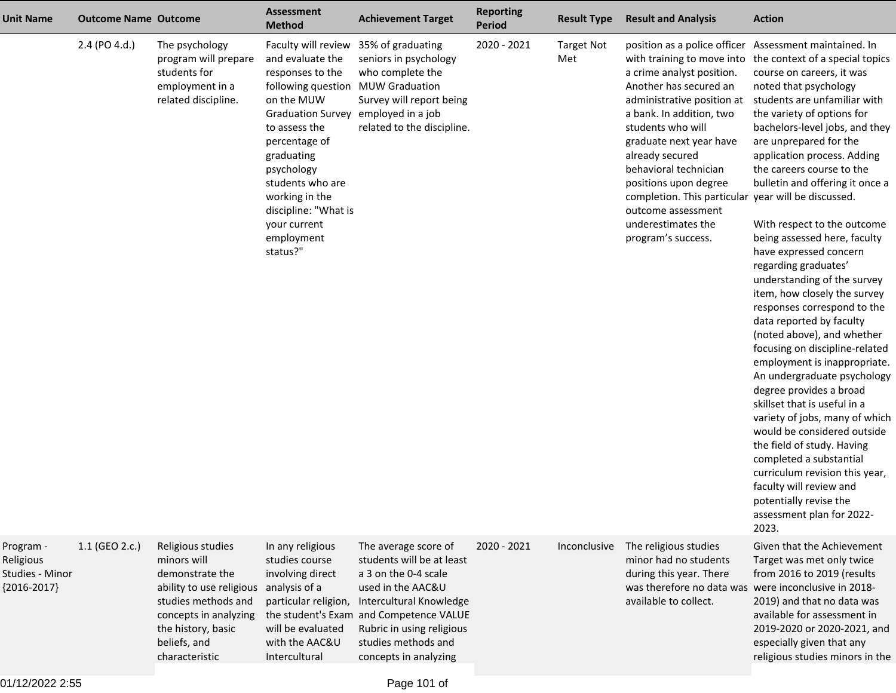| Unit Name | Outcome Name | Outcome | Assessment Method | Achievement Target | Reporting Period | Result Type | Result and Analysis | Action |
|---|---|---|---|---|---|---|---|---|
| | 2.4 (PO 4.d.) | The psychology program will prepare students for employment in a related discipline. | Faculty will review and evaluate the responses to the following question on the MUW Graduation Survey to assess the percentage of graduating psychology students who are working in the discipline: "What is your current employment status?" | 35% of graduating seniors in psychology who complete the MUW Graduation Survey will report being employed in a job related to the discipline. | 2020 - 2021 | Target Not Met | position as a police officer with training to move into a crime analyst position. Another has secured an administrative position at a bank. In addition, two students who will graduate next year have already secured behavioral technician positions upon degree completion. This particular outcome assessment underestimates the program's success. | Assessment maintained. In the context of a special topics course on careers, it was noted that psychology students are unfamiliar with the variety of options for bachelors-level jobs, and they are unprepared for the application process. Adding the careers course to the bulletin and offering it once a year will be discussed.<br><br>With respect to the outcome being assessed here, faculty have expressed concern regarding graduates' understanding of the survey item, how closely the survey responses correspond to the data reported by faculty (noted above), and whether focusing on discipline-related employment is inappropriate. An undergraduate psychology degree provides a broad skillset that is useful in a variety of jobs, many of which would be considered outside the field of study. Having completed a substantial curriculum revision this year, faculty will review and potentially revise the assessment plan for 2022-2023. |
| Program - Religious Studies - Minor {2016-2017} | 1.1 (GEO 2.c.) | Religious studies minors will demonstrate the ability to use religious studies methods and concepts in analyzing the history, basic beliefs, and characteristic | In any religious studies course involving direct analysis of a particular religion, the student's Exam will be evaluated with the AAC&U Intercultural | The average score of students will be at least a 3 on the 0-4 scale used in the AAC&U Intercultural Knowledge and Competence VALUE Rubric in using religious studies methods and concepts in analyzing | 2020 - 2021 | Inconclusive | The religious studies minor had no students during this year. There was therefore no data was available to collect. | Given that the Achievement Target was met only twice from 2016 to 2019 (results were inconclusive in 2018-2019) and that no data was available for assessment in 2019-2020 or 2020-2021, and especially given that any religious studies minors in the |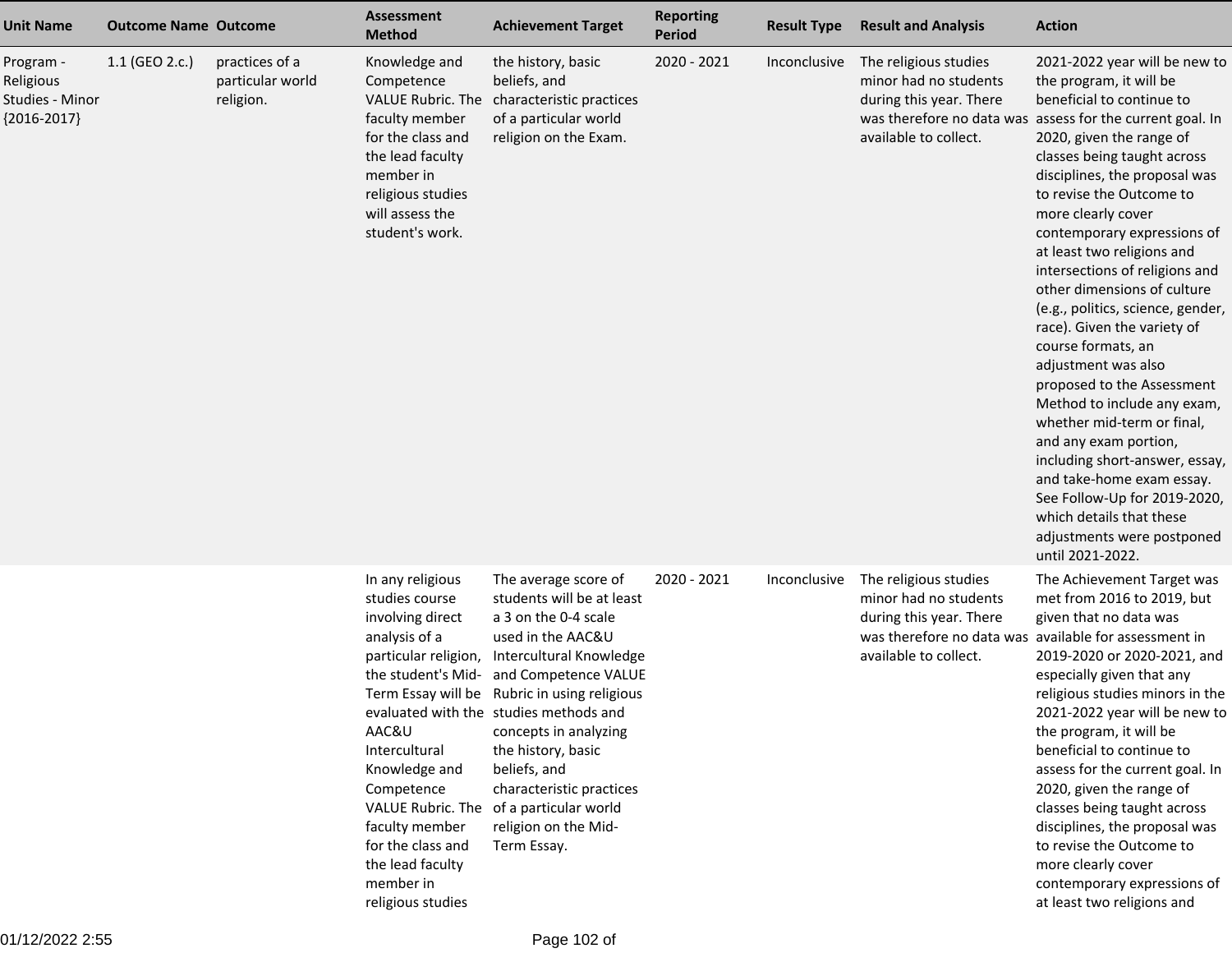| Unit Name | Outcome Name | Outcome | Assessment Method | Achievement Target | Reporting Period | Result Type | Result and Analysis | Action |
|---|---|---|---|---|---|---|---|---|
| Program - Religious Studies - Minor {2016-2017} | 1.1 (GEO 2.c.) | practices of a particular world religion. | Knowledge and Competence VALUE Rubric. The faculty member for the class and the lead faculty member in religious studies will assess the student's work. | the history, basic beliefs, and characteristic practices of a particular world religion on the Exam. | 2020 - 2021 | Inconclusive | The religious studies minor had no students during this year. There was therefore no data was available to collect. | 2021-2022 year will be new to the program, it will be beneficial to continue to assess for the current goal. In 2020, given the range of classes being taught across disciplines, the proposal was to revise the Outcome to more clearly cover contemporary expressions of at least two religions and intersections of religions and other dimensions of culture (e.g., politics, science, gender, race). Given the variety of course formats, an adjustment was also proposed to the Assessment Method to include any exam, whether mid-term or final, and any exam portion, including short-answer, essay, and take-home exam essay. See Follow-Up for 2019-2020, which details that these adjustments were postponed until 2021-2022. |
| | | | In any religious studies course involving direct analysis of a particular religion, the student's Mid-Term Essay will be evaluated with the AAC&U Intercultural Knowledge and Competence VALUE Rubric. The faculty member for the class and the lead faculty member in religious studies | The average score of students will be at least a 3 on the 0-4 scale used in the AAC&U Intercultural Knowledge and Competence VALUE Rubric in using religious studies methods and concepts in analyzing the history, basic beliefs, and characteristic practices of a particular world religion on the Mid-Term Essay. | 2020 - 2021 | Inconclusive | The religious studies minor had no students during this year. There was therefore no data was available to collect. | The Achievement Target was met from 2016 to 2019, but given that no data was available for assessment in 2019-2020 or 2020-2021, and especially given that any religious studies minors in the 2021-2022 year will be new to the program, it will be beneficial to continue to assess for the current goal. In 2020, given the range of classes being taught across disciplines, the proposal was to revise the Outcome to more clearly cover contemporary expressions of at least two religions and |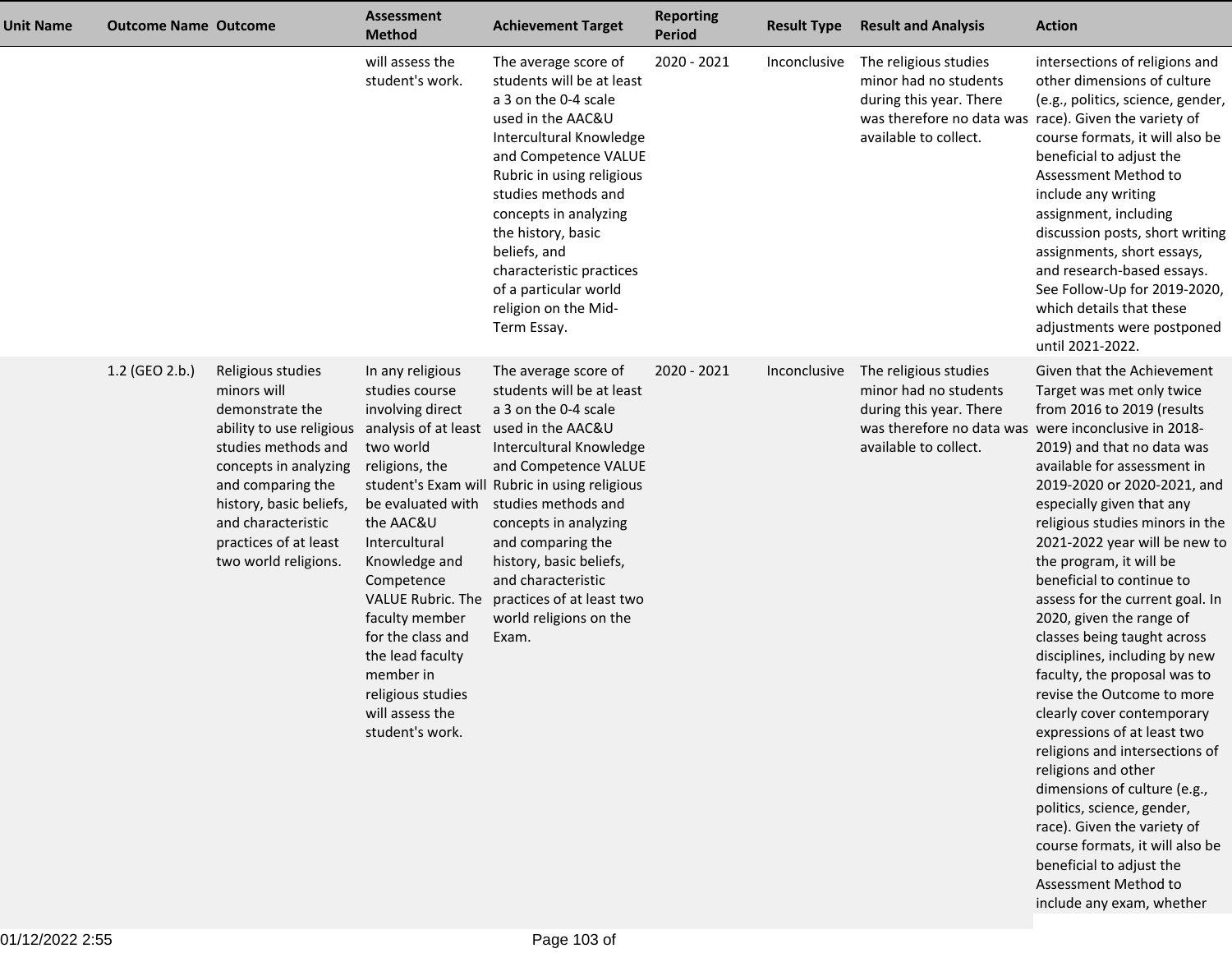| Unit Name | Outcome Name | Outcome | Assessment Method | Achievement Target | Reporting Period | Result Type | Result and Analysis | Action |
|---|---|---|---|---|---|---|---|---|
| | | | will assess the student's work. | The average score of students will be at least a 3 on the 0-4 scale used in the AAC&U Intercultural Knowledge and Competence VALUE Rubric in using religious studies methods and concepts in analyzing the history, basic beliefs, and characteristic practices of a particular world religion on the Mid-Term Essay. | 2020 - 2021 | Inconclusive | The religious studies minor had no students during this year. There was therefore no data was available to collect. | intersections of religions and other dimensions of culture (e.g., politics, science, gender, race). Given the variety of course formats, it will also be beneficial to adjust the Assessment Method to include any writing assignment, including discussion posts, short writing assignments, short essays, and research-based essays. See Follow-Up for 2019-2020, which details that these adjustments were postponed until 2021-2022. |
| | 1.2 (GEO 2.b.) | Religious studies minors will demonstrate the ability to use religious studies methods and concepts in analyzing and comparing the history, basic beliefs, and characteristic practices of at least two world religions. | In any religious studies course involving direct analysis of at least two world religions, the student's Exam will be evaluated with the AAC&U Intercultural Knowledge and Competence VALUE Rubric. The faculty member for the class and the lead faculty member in religious studies will assess the student's work. | The average score of students will be at least a 3 on the 0-4 scale used in the AAC&U Intercultural Knowledge and Competence VALUE Rubric in using religious studies methods and concepts in analyzing and comparing the history, basic beliefs, and characteristic practices of at least two world religions on the Exam. | 2020 - 2021 | Inconclusive | The religious studies minor had no students during this year. There was therefore no data was available to collect. | Given that the Achievement Target was met only twice from 2016 to 2019 (results were inconclusive in 2018-2019) and that no data was available for assessment in 2019-2020 or 2020-2021, and especially given that any religious studies minors in the 2021-2022 year will be new to the program, it will be beneficial to continue to assess for the current goal. In 2020, given the range of classes being taught across disciplines, including by new faculty, the proposal was to revise the Outcome to more clearly cover contemporary expressions of at least two religions and intersections of religions and other dimensions of culture (e.g., politics, science, gender, race). Given the variety of course formats, it will also be beneficial to adjust the Assessment Method to include any exam, whether |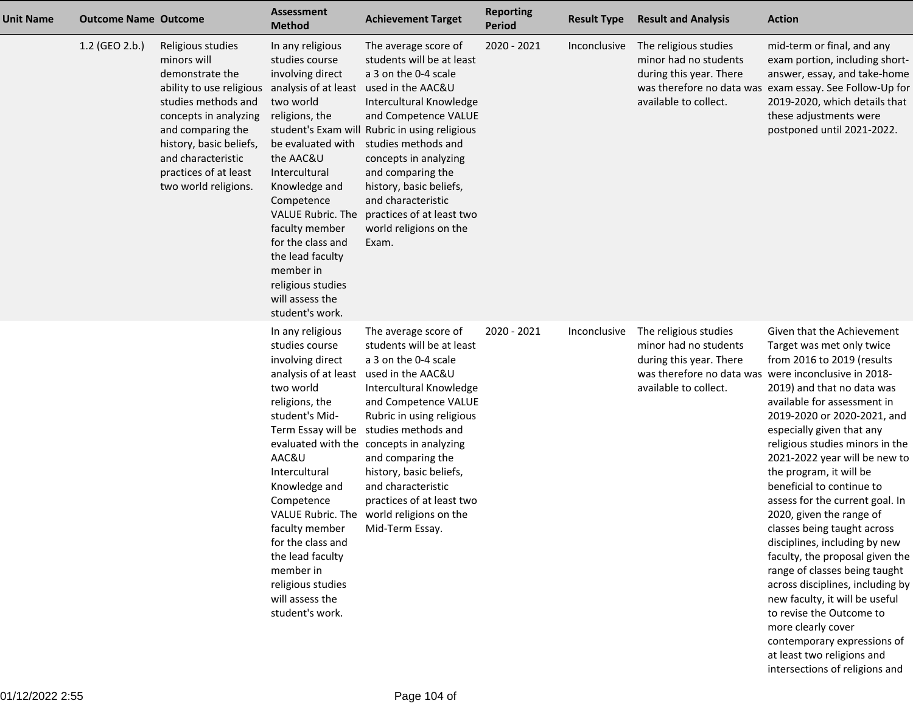| Unit Name | Outcome Name | Outcome | Assessment Method | Achievement Target | Reporting Period | Result Type | Result and Analysis | Action |
|---|---|---|---|---|---|---|---|---|
| | 1.2 (GEO 2.b.) | Religious studies minors will demonstrate the ability to use religious studies methods and concepts in analyzing and comparing the history, basic beliefs, and characteristic practices of at least two world religions. | In any religious studies course involving direct analysis of at least two world religions, the student's Exam will be evaluated with the AAC&U Intercultural Knowledge and Competence VALUE Rubric. The faculty member for the class and the lead faculty member in religious studies will assess the student's work. | The average score of students will be at least a 3 on the 0-4 scale used in the AAC&U Intercultural Knowledge and Competence VALUE Rubric in using religious studies methods and concepts in analyzing and comparing the history, basic beliefs, and characteristic practices of at least two world religions on the Exam. | 2020 - 2021 | Inconclusive | The religious studies minor had no students during this year. There was therefore no data was available to collect. | mid-term or final, and any exam portion, including short-answer, essay, and take-home exam essay. See Follow-Up for 2019-2020, which details that these adjustments were postponed until 2021-2022. |
| | | | In any religious studies course involving direct analysis of at least two world religions, the student's Mid-Term Essay will be evaluated with the AAC&U Intercultural Knowledge and Competence VALUE Rubric. The faculty member for the class and the lead faculty member in religious studies will assess the student's work. | The average score of students will be at least a 3 on the 0-4 scale used in the AAC&U Intercultural Knowledge and Competence VALUE Rubric in using religious studies methods and concepts in analyzing and comparing the history, basic beliefs, and characteristic practices of at least two world religions on the Mid-Term Essay. | 2020 - 2021 | Inconclusive | The religious studies minor had no students during this year. There was therefore no data was available to collect. | Given that the Achievement Target was met only twice from 2016 to 2019 (results were inconclusive in 2018-2019) and that no data was available for assessment in 2019-2020 or 2020-2021, and especially given that any religious studies minors in the 2021-2022 year will be new to the program, it will be beneficial to continue to assess for the current goal. In 2020, given the range of classes being taught across disciplines, including by new faculty, the proposal given the range of classes being taught across disciplines, including by new faculty, it will be useful to revise the Outcome to more clearly cover contemporary expressions of at least two religions and intersections of religions and |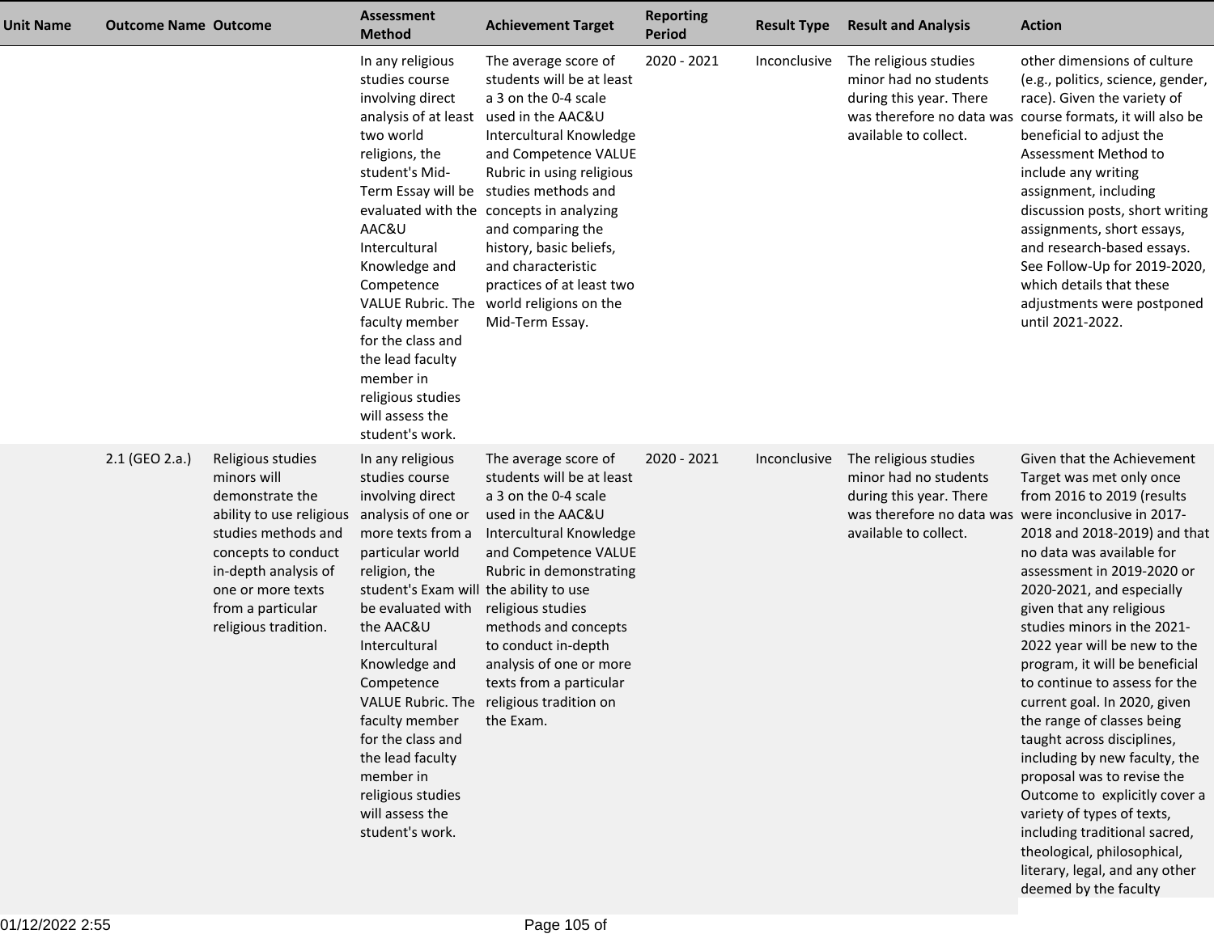| Unit Name | Outcome Name | Outcome | Assessment Method | Achievement Target | Reporting Period | Result Type | Result and Analysis | Action |
|---|---|---|---|---|---|---|---|---|
| | | | In any religious studies course involving direct analysis of at least two world religions, the student's Mid-Term Essay will be evaluated with the AAC&U Intercultural Knowledge and Competence VALUE Rubric. The faculty member for the class and the lead faculty member in religious studies will assess the student's work. | The average score of students will be at least a 3 on the 0-4 scale used in the AAC&U Intercultural Knowledge and Competence VALUE Rubric in using religious studies methods and concepts in analyzing and comparing the history, basic beliefs, and characteristic practices of at least two world religions on the Mid-Term Essay. | 2020 - 2021 | Inconclusive | The religious studies minor had no students during this year. There was therefore no data was available to collect. | other dimensions of culture (e.g., politics, science, gender, race). Given the variety of course formats, it will also be beneficial to adjust the Assessment Method to include any writing assignment, including discussion posts, short writing assignments, short essays, and research-based essays. See Follow-Up for 2019-2020, which details that these adjustments were postponed until 2021-2022. |
| | 2.1 (GEO 2.a.) | Religious studies minors will demonstrate the ability to use religious studies methods and concepts to conduct in-depth analysis of one or more texts from a particular religious tradition. | In any religious studies course involving direct analysis of one or more texts from a particular world religion, the student's Exam will be evaluated with the AAC&U Intercultural Knowledge and Competence VALUE Rubric. The faculty member for the class and the lead faculty member in religious studies will assess the student's work. | The average score of students will be at least a 3 on the 0-4 scale used in the AAC&U Intercultural Knowledge and Competence VALUE Rubric in demonstrating the ability to use religious studies methods and concepts to conduct in-depth analysis of one or more texts from a particular religious tradition on the Exam. | 2020 - 2021 | Inconclusive | The religious studies minor had no students during this year. There was therefore no data was available to collect. | Given that the Achievement Target was met only once from 2016 to 2019 (results were inconclusive in 2017-2018 and 2018-2019) and that no data was available for assessment in 2019-2020 or 2020-2021, and especially given that any religious studies minors in the 2021-2022 year will be new to the program, it will be beneficial to continue to assess for the current goal. In 2020, given the range of classes being taught across disciplines, including by new faculty, the proposal was to revise the Outcome to explicitly cover a variety of types of texts, including traditional sacred, theological, philosophical, literary, legal, and any other deemed by the faculty |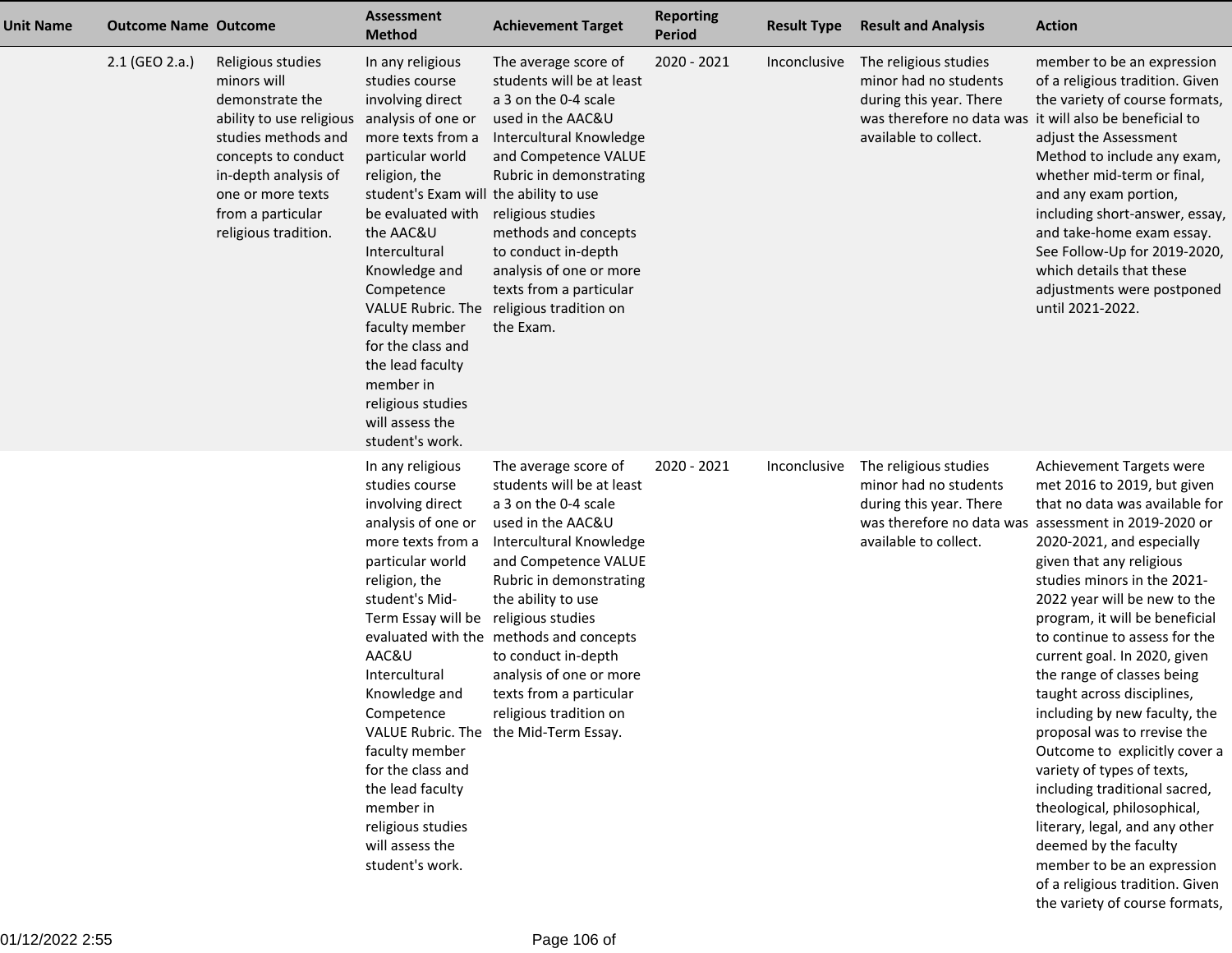| Unit Name | Outcome Name | Outcome | Assessment Method | Achievement Target | Reporting Period | Result Type | Result and Analysis | Action |
|---|---|---|---|---|---|---|---|---|
| | 2.1 (GEO 2.a.) | Religious studies minors will demonstrate the ability to use religious studies methods and concepts to conduct in-depth analysis of one or more texts from a particular religious tradition. | In any religious studies course involving direct analysis of one or more texts from a particular world religion, the student's Exam will be evaluated with the AAC&U Intercultural Knowledge and Competence VALUE Rubric. The faculty member for the class and the lead faculty member in religious studies will assess the student's work. | The average score of students will be at least a 3 on the 0-4 scale used in the AAC&U Intercultural Knowledge and Competence VALUE Rubric in demonstrating the ability to use religious studies methods and concepts to conduct in-depth analysis of one or more texts from a particular religious tradition on the Exam. | 2020 - 2021 | Inconclusive | The religious studies minor had no students during this year. There was therefore no data was available to collect. | member to be an expression of a religious tradition. Given the variety of course formats, it will also be beneficial to adjust the Assessment Method to include any exam, whether mid-term or final, and any exam portion, including short-answer, essay, and take-home exam essay. See Follow-Up for 2019-2020, which details that these adjustments were postponed until 2021-2022. |
| | | | In any religious studies course involving direct analysis of one or more texts from a particular world religion, the student's Mid-Term Essay will be evaluated with the AAC&U Intercultural Knowledge and Competence VALUE Rubric. The faculty member for the class and the lead faculty member in religious studies will assess the student's work. | The average score of students will be at least a 3 on the 0-4 scale used in the AAC&U Intercultural Knowledge and Competence VALUE Rubric in demonstrating the ability to use religious studies methods and concepts to conduct in-depth analysis of one or more texts from a particular religious tradition on the Mid-Term Essay. | 2020 - 2021 | Inconclusive | The religious studies minor had no students during this year. There was therefore no data was available to collect. | Achievement Targets were met 2016 to 2019, but given that no data was available for assessment in 2019-2020 or 2020-2021, and especially given that any religious studies minors in the 2021-2022 year will be new to the program, it will be beneficial to continue to assess for the current goal. In 2020, given the range of classes being taught across disciplines, including by new faculty, the proposal was to rrevise the Outcome to explicitly cover a variety of types of texts, including traditional sacred, theological, philosophical, literary, legal, and any other deemed by the faculty member to be an expression of a religious tradition. Given the variety of course formats, |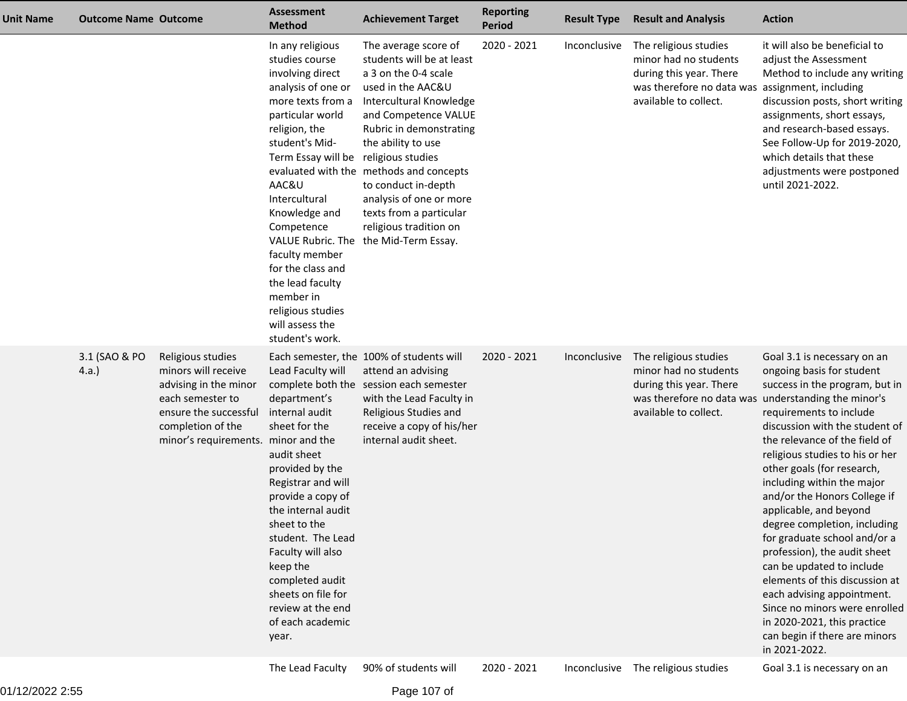| Unit Name | Outcome Name | Outcome | Assessment Method | Achievement Target | Reporting Period | Result Type | Result and Analysis | Action |
|---|---|---|---|---|---|---|---|---|
| | | | In any religious studies course involving direct analysis of one or more texts from a particular world religion, the student's Mid-Term Essay will be evaluated with the AAC&U Intercultural Knowledge and Competence VALUE Rubric. The faculty member for the class and the lead faculty member in religious studies will assess the student's work. | The average score of students will be at least a 3 on the 0-4 scale used in the AAC&U Intercultural Knowledge and Competence VALUE Rubric in demonstrating the ability to use religious studies methods and concepts to conduct in-depth analysis of one or more texts from a particular religious tradition on the Mid-Term Essay. | 2020 - 2021 | Inconclusive | The religious studies minor had no students during this year. There was therefore no data was available to collect. | it will also be beneficial to adjust the Assessment Method to include any writing assignment, including discussion posts, short writing assignments, short essays, and research-based essays. See Follow-Up for 2019-2020, which details that these adjustments were postponed until 2021-2022. |
| | 3.1 (SAO & PO 4.a.) | Religious studies minors will receive advising in the minor each semester to ensure the successful completion of the minor's requirements. | Each semester, the Lead Faculty will complete both the department's internal audit sheet for the minor and the audit sheet provided by the Registrar and will provide a copy of the internal audit sheet to the student. The Lead Faculty will also keep the completed audit sheets on file for review at the end of each academic year. | 100% of students will attend an advising session each semester with the Lead Faculty in Religious Studies and receive a copy of his/her internal audit sheet. | 2020 - 2021 | Inconclusive | The religious studies minor had no students during this year. There was therefore no data was available to collect. | Goal 3.1 is necessary on an ongoing basis for student success in the program, but in understanding the minor's requirements to include discussion with the student of the relevance of the field of religious studies to his or her other goals (for research, including within the major and/or the Honors College if applicable, and beyond degree completion, including for graduate school and/or a profession), the audit sheet can be updated to include elements of this discussion at each advising appointment. Since no minors were enrolled in 2020-2021, this practice can begin if there are minors in 2021-2022. |
| | | | The Lead Faculty | 90% of students will | 2020 - 2021 | Inconclusive | The religious studies | Goal 3.1 is necessary on an |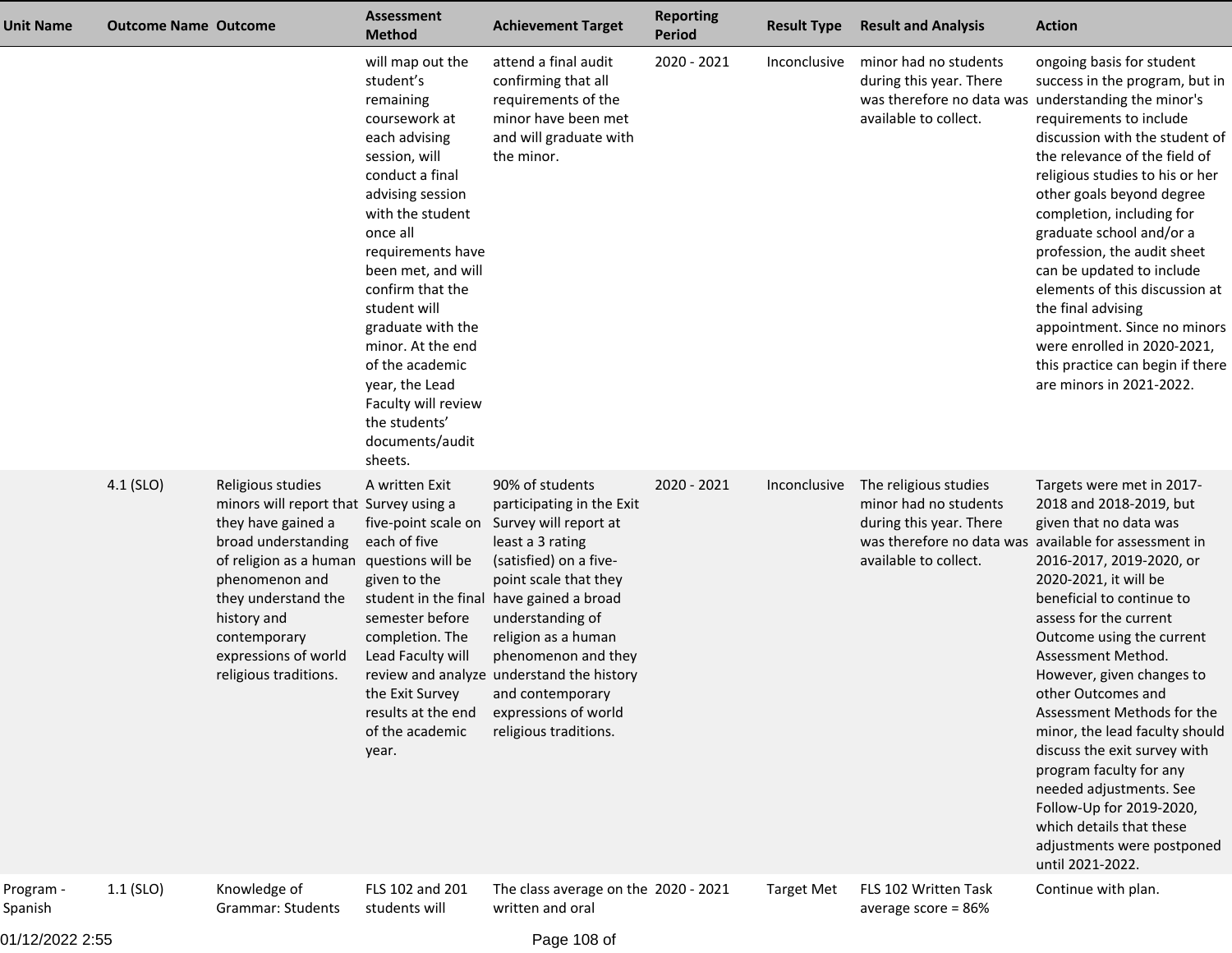| Unit Name | Outcome Name | Outcome | Assessment Method | Achievement Target | Reporting Period | Result Type | Result and Analysis | Action |
|---|---|---|---|---|---|---|---|---|
| | | | will map out the student's remaining coursework at each advising session, will conduct a final advising session with the student once all requirements have been met, and will confirm that the student will graduate with the minor. At the end of the academic year, the Lead Faculty will review the students' documents/audit sheets. | attend a final audit confirming that all requirements of the minor have been met and will graduate with the minor. | 2020 - 2021 | Inconclusive | minor had no students during this year. There was therefore no data was available to collect. | ongoing basis for student success in the program, but in understanding the minor's requirements to include discussion with the student of the relevance of the field of religious studies to his or her other goals beyond degree completion, including for graduate school and/or a profession, the audit sheet can be updated to include elements of this discussion at the final advising appointment. Since no minors were enrolled in 2020-2021, this practice can begin if there are minors in 2021-2022. |
| | 4.1 (SLO) | Religious studies minors will report that they have gained a broad understanding of religion as a human phenomenon and they understand the history and contemporary expressions of world religious traditions. | A written Exit Survey using a five-point scale on each of five questions will be given to the student in the final semester before completion. The Lead Faculty will review and analyze the Exit Survey results at the end of the academic year. | 90% of students participating in the Exit Survey will report at least a 3 rating (satisfied) on a five-point scale that they have gained a broad understanding of religion as a human phenomenon and they understand the history and contemporary expressions of world religious traditions. | 2020 - 2021 | Inconclusive | The religious studies minor had no students during this year. There was therefore no data was available to collect. | Targets were met in 2017-2018 and 2018-2019, but given that no data was available for assessment in 2016-2017, 2019-2020, or 2020-2021, it will be beneficial to continue to assess for the current Outcome using the current Assessment Method. However, given changes to other Outcomes and Assessment Methods for the minor, the lead faculty should discuss the exit survey with program faculty for any needed adjustments. See Follow-Up for 2019-2020, which details that these adjustments were postponed until 2021-2022. |
| Program - Spanish | 1.1 (SLO) | Knowledge of Grammar: Students | FLS 102 and 201 students will | The class average on the written and oral | 2020 - 2021 | Target Met | FLS 102 Written Task average score = 86% | Continue with plan. |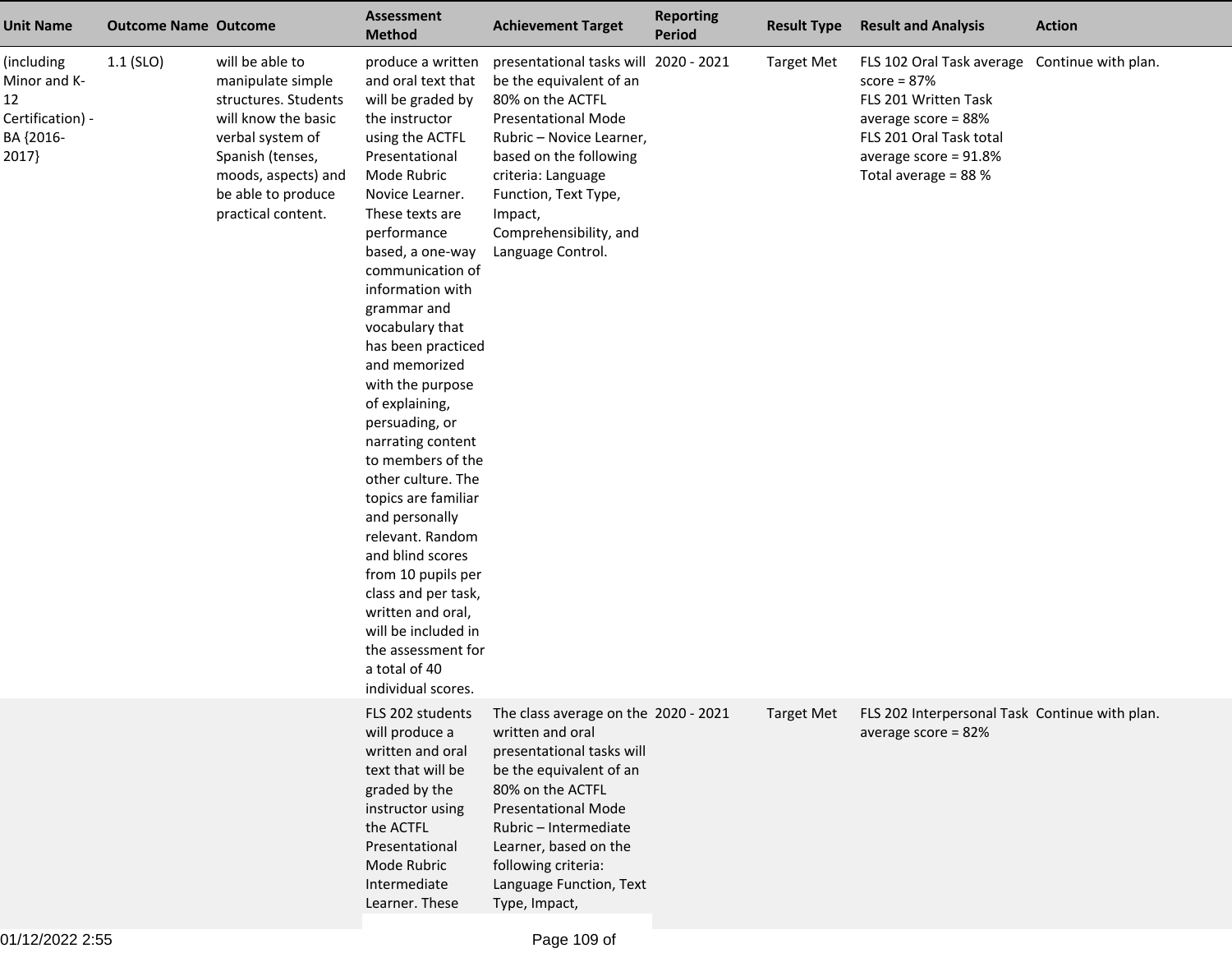| Unit Name | Outcome Name | Outcome | Assessment Method | Achievement Target | Reporting Period | Result Type | Result and Analysis | Action |
|---|---|---|---|---|---|---|---|---|
| (including Minor and K-12 Certification) - BA {2016-2017} | 1.1 (SLO) | will be able to manipulate simple structures. Students will know the basic verbal system of Spanish (tenses, moods, aspects) and be able to produce practical content. | produce a written and oral text that will be graded by the instructor using the ACTFL Presentational Mode Rubric Novice Learner. These texts are performance based, a one-way communication of information with grammar and vocabulary that has been practiced and memorized with the purpose of explaining, persuading, or narrating content to members of the other culture. The topics are familiar and personally relevant. Random and blind scores from 10 pupils per class and per task, written and oral, will be included in the assessment for a total of 40 individual scores. | presentational tasks will be the equivalent of an 80% on the ACTFL Presentational Mode Rubric – Novice Learner, based on the following criteria: Language Function, Text Type, Impact, Comprehensibility, and Language Control. | 2020 - 2021 | Target Met | FLS 102 Oral Task average score = 87%<br>FLS 201 Written Task average score = 88%<br>FLS 201 Oral Task total average score = 91.8%<br>Total average = 88 % | Continue with plan. |
| | | | FLS 202 students will produce a written and oral text that will be graded by the instructor using the ACTFL Presentational Mode Rubric Intermediate Learner. These | The class average on the written and oral presentational tasks will be the equivalent of an 80% on the ACTFL Presentational Mode Rubric – Intermediate Learner, based on the following criteria: Language Function, Text Type, Impact, | 2020 - 2021 | Target Met | FLS 202 Interpersonal Task average score = 82% | Continue with plan. |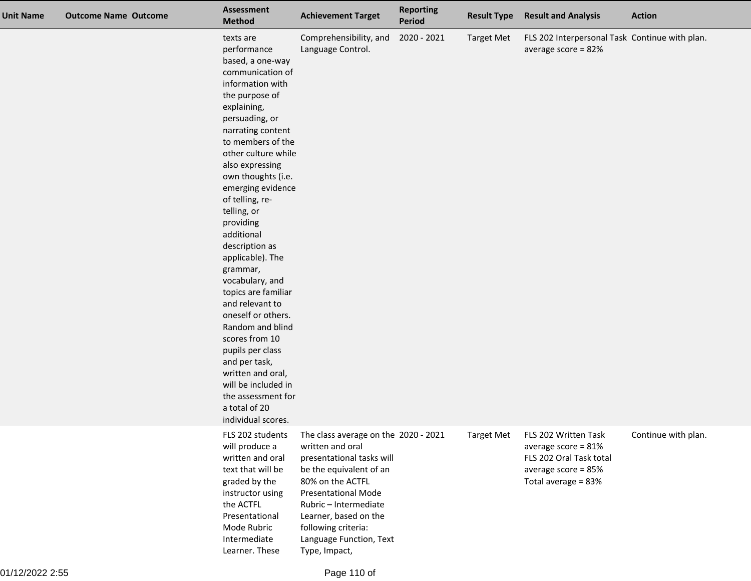| Unit Name | Outcome Name | Outcome | Assessment Method | Achievement Target | Reporting Period | Result Type | Result and Analysis | Action |
|---|---|---|---|---|---|---|---|---|
| | | | texts are performance based, a one-way communication of information with the purpose of explaining, persuading, or narrating content to members of the other culture while also expressing own thoughts (i.e. emerging evidence of telling, re-telling, or providing additional description as applicable). The grammar, vocabulary, and topics are familiar and relevant to oneself or others. Random and blind scores from 10 pupils per class and per task, written and oral, will be included in the assessment for a total of 20 individual scores. | Comprehensibility, and Language Control. | 2020 - 2021 | Target Met | FLS 202 Interpersonal Task average score = 82% | Continue with plan. |
| | | | FLS 202 students will produce a written and oral text that will be graded by the instructor using the ACTFL Presentational Mode Rubric Intermediate Learner. These | The class average on the written and oral presentational tasks will be the equivalent of an 80% on the ACTFL Presentational Mode Rubric – Intermediate Learner, based on the following criteria: Language Function, Text Type, Impact, | 2020 - 2021 | Target Met | FLS 202 Written Task average score = 81%<br>FLS 202 Oral Task total average score = 85%<br>Total average = 83% | Continue with plan. |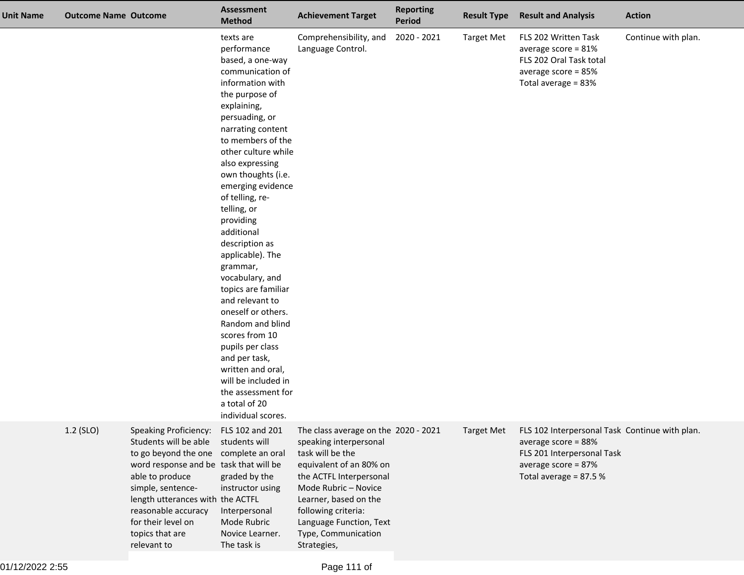| Unit Name | Outcome Name | Outcome | Assessment Method | Achievement Target | Reporting Period | Result Type | Result and Analysis | Action |
|---|---|---|---|---|---|---|---|---|
| | | | texts are performance based, a one-way communication of information with the purpose of explaining, persuading, or narrating content to members of the other culture while also expressing own thoughts (i.e. emerging evidence of telling, re-telling, or providing additional description as applicable). The grammar, vocabulary, and topics are familiar and relevant to oneself or others. Random and blind scores from 10 pupils per class and per task, written and oral, will be included in the assessment for a total of 20 individual scores. | Comprehensibility, and Language Control. | 2020 - 2021 | Target Met | FLS 202 Written Task average score = 81%<br>FLS 202 Oral Task total average score = 85%<br>Total average = 83% | Continue with plan. |
| | 1.2 (SLO) | Speaking Proficiency: Students will be able to go beyond the one word response and be able to produce simple, sentence-length utterances with reasonable accuracy for their level on topics that are relevant to | FLS 102 and 201 students will complete an oral task that will be graded by the instructor using the ACTFL Interpersonal Mode Rubric Novice Learner. The task is | The class average on the speaking interpersonal task will be the equivalent of an 80% on the ACTFL Interpersonal Mode Rubric – Novice Learner, based on the following criteria: Language Function, Text Type, Communication Strategies, | 2020 - 2021 | Target Met | FLS 102 Interpersonal Task average score = 88%<br>FLS 201 Interpersonal Task average score = 87%<br>Total average = 87.5 % | Continue with plan. |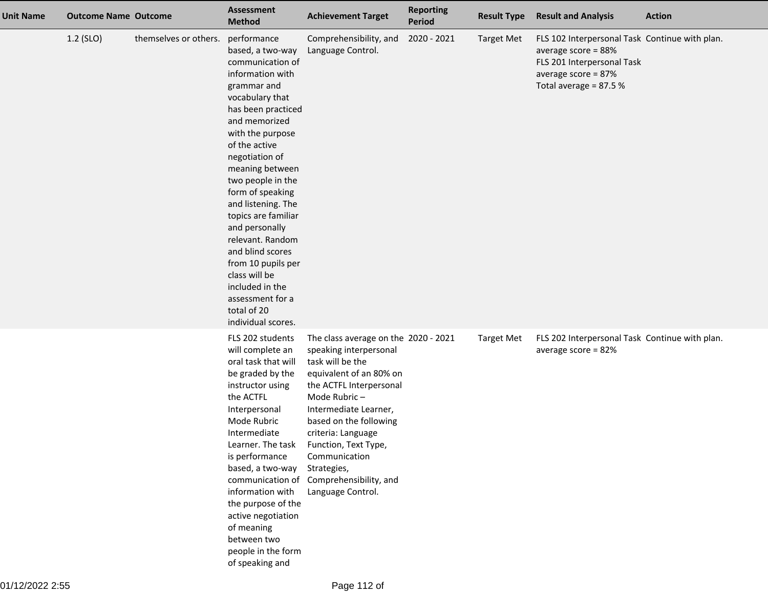| Unit Name | Outcome Name | Outcome | Assessment Method | Achievement Target | Reporting Period | Result Type | Result and Analysis | Action |
|---|---|---|---|---|---|---|---|---|
| | 1.2 (SLO) | themselves or others. | performance based, a two-way communication of information with grammar and vocabulary that has been practiced and memorized with the purpose of the active negotiation of meaning between two people in the form of speaking and listening. The topics are familiar and personally relevant. Random and blind scores from 10 pupils per class will be included in the assessment for a total of 20 individual scores. | Comprehensibility, and Language Control. | 2020 - 2021 | Target Met | FLS 102 Interpersonal Task average score = 88%<br>FLS 201 Interpersonal Task average score = 87%<br>Total average = 87.5 % | Continue with plan. |
| | | | FLS 202 students will complete an oral task that will be graded by the instructor using the ACTFL Interpersonal Mode Rubric Intermediate Learner. The task is performance based, a two-way communication of information with the purpose of the active negotiation of meaning between two people in the form of speaking and | The class average on the speaking interpersonal task will be the equivalent of an 80% on the ACTFL Interpersonal Mode Rubric – Intermediate Learner, based on the following criteria: Language Function, Text Type, Communication Strategies, Comprehensibility, and Language Control. | 2020 - 2021 | Target Met | FLS 202 Interpersonal Task average score = 82% | Continue with plan. |

01/12/2022 2:55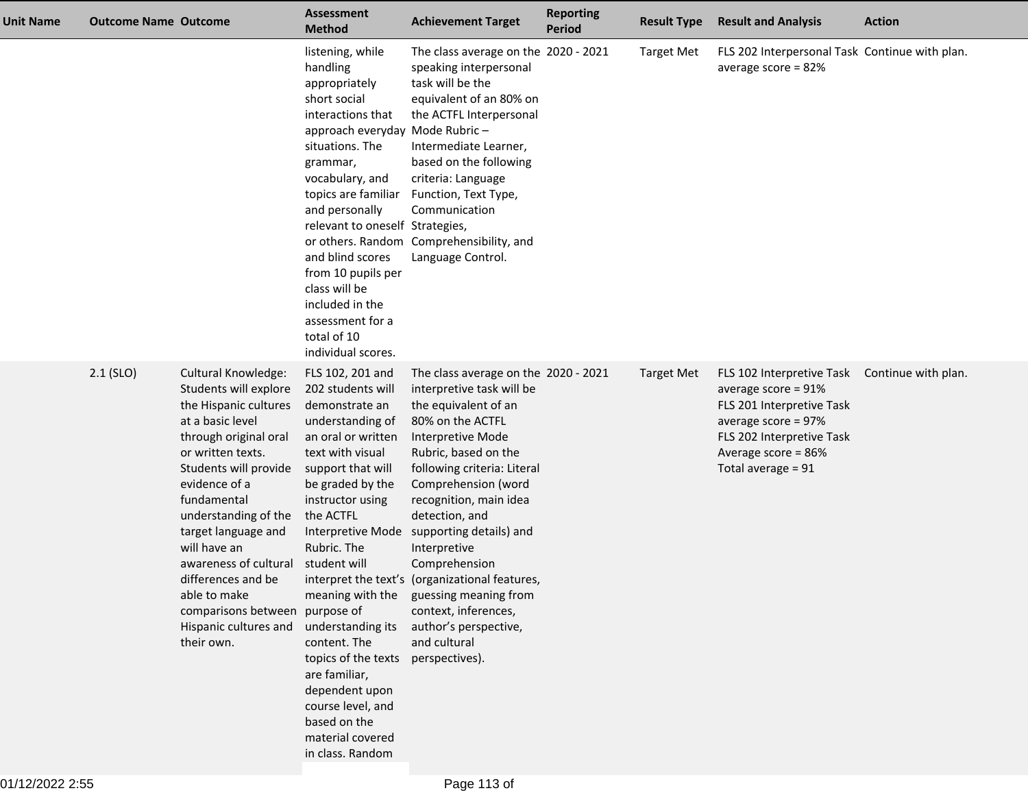| Unit Name | Outcome Name | Outcome | Assessment Method | Achievement Target | Reporting Period | Result Type | Result and Analysis | Action |
|---|---|---|---|---|---|---|---|---|
| | | | listening, while handling appropriately short social interactions that approach everyday situations. The grammar, vocabulary, and topics are familiar and personally relevant to oneself or others. Random and blind scores from 10 pupils per class will be included in the assessment for a total of 10 individual scores. | The class average on the speaking interpersonal task will be the equivalent of an 80% on the ACTFL Interpersonal Mode Rubric – Intermediate Learner, based on the following criteria: Language Function, Text Type, Communication Strategies, Comprehensibility, and Language Control. | 2020 - 2021 | Target Met | FLS 202 Interpersonal Task average score = 82% | Continue with plan. |
| | 2.1 (SLO) | Cultural Knowledge: Students will explore the Hispanic cultures at a basic level through original oral or written texts. Students will provide evidence of a fundamental understanding of the target language and will have an awareness of cultural differences and be able to make comparisons between Hispanic cultures and their own. | FLS 102, 201 and 202 students will demonstrate an understanding of an oral or written text with visual support that will be graded by the instructor using the ACTFL Interpretive Mode Rubric. The student will interpret the text's meaning with the purpose of understanding its content. The topics of the texts are familiar, dependent upon course level, and based on the material covered in class. Random | The class average on the interpretive task will be the equivalent of an 80% on the ACTFL Interpretive Mode Rubric, based on the following criteria: Literal Comprehension (word recognition, main idea detection, and supporting details) and Interpretive Comprehension (organizational features, guessing meaning from context, inferences, author's perspective, and cultural perspectives). | 2020 - 2021 | Target Met | FLS 102 Interpretive Task average score = 91%<br>FLS 201 Interpretive Task average score = 97%<br>FLS 202 Interpretive Task Average score = 86%<br>Total average = 91 | Continue with plan. |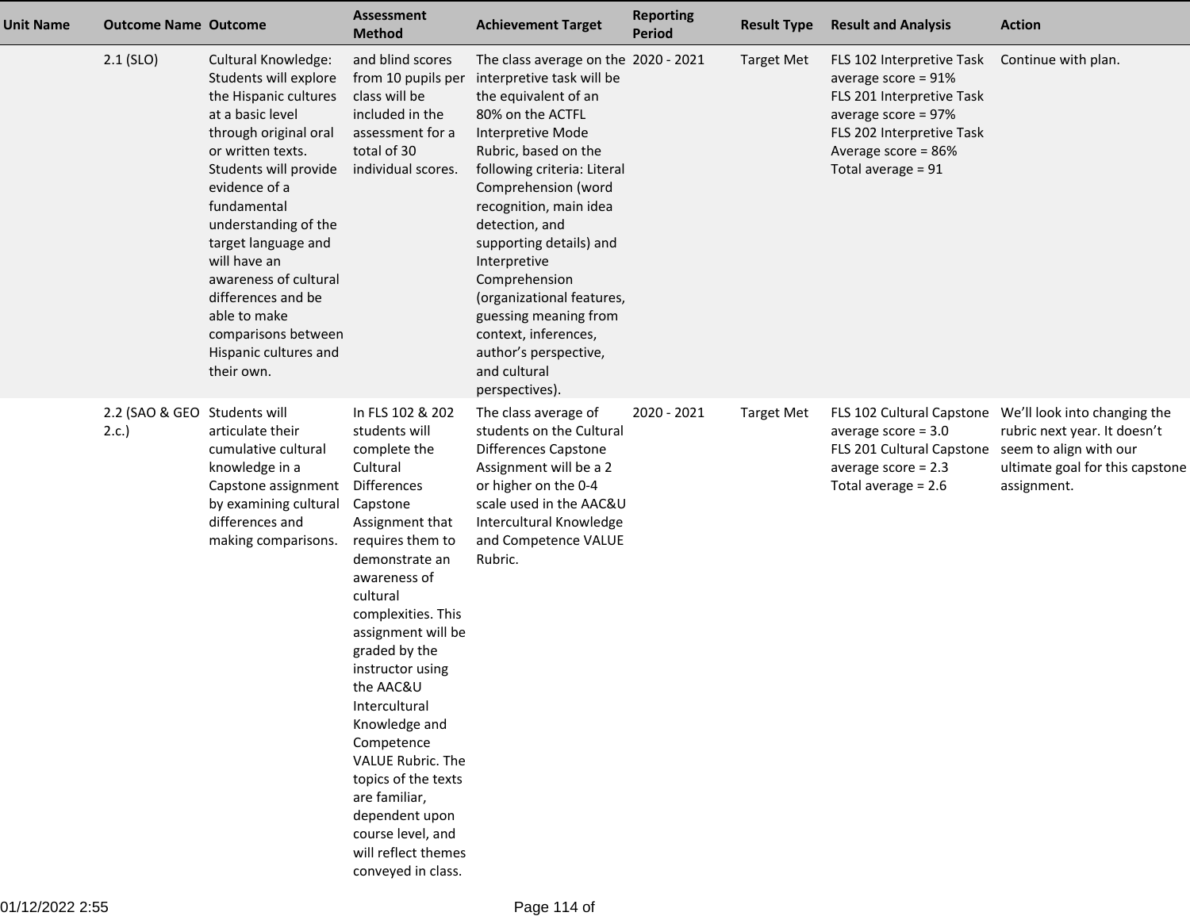| Unit Name | Outcome Name | Outcome | Assessment Method | Achievement Target | Reporting Period | Result Type | Result and Analysis | Action |
|---|---|---|---|---|---|---|---|---|
| | 2.1 (SLO) | Cultural Knowledge: Students will explore the Hispanic cultures at a basic level through original oral or written texts. Students will provide evidence of a fundamental understanding of the target language and will have an awareness of cultural differences and be able to make comparisons between Hispanic cultures and their own. | and blind scores from 10 pupils per class will be included in the assessment for a total of 30 individual scores. | The class average on the interpretive task will be the equivalent of an 80% on the ACTFL Interpretive Mode Rubric, based on the following criteria: Literal Comprehension (word recognition, main idea detection, and supporting details) and Interpretive Comprehension (organizational features, guessing meaning from context, inferences, author's perspective, and cultural perspectives). | 2020 - 2021 | Target Met | FLS 102 Interpretive Task average score = 91%<br>FLS 201 Interpretive Task average score = 97%<br>FLS 202 Interpretive Task Average score = 86%<br>Total average = 91 | Continue with plan. |
| | 2.2 (SAO & GEO 2.c.) | Students will articulate their cumulative cultural knowledge in a Capstone assignment by examining cultural differences and making comparisons. | In FLS 102 & 202 students will complete the Cultural Differences Capstone Assignment that requires them to demonstrate an awareness of cultural complexities. This assignment will be graded by the instructor using the AAC&U Intercultural Knowledge and Competence VALUE Rubric. The topics of the texts are familiar, dependent upon course level, and will reflect themes conveyed in class. | The class average of students on the Cultural Differences Capstone Assignment will be a 2 or higher on the 0-4 scale used in the AAC&U Intercultural Knowledge and Competence VALUE Rubric. | 2020 - 2021 | Target Met | FLS 102 Cultural Capstone average score = 3.0<br>FLS 201 Cultural Capstone average score = 2.3<br>Total average = 2.6 | We'll look into changing the rubric next year. It doesn't seem to align with our ultimate goal for this capstone assignment. |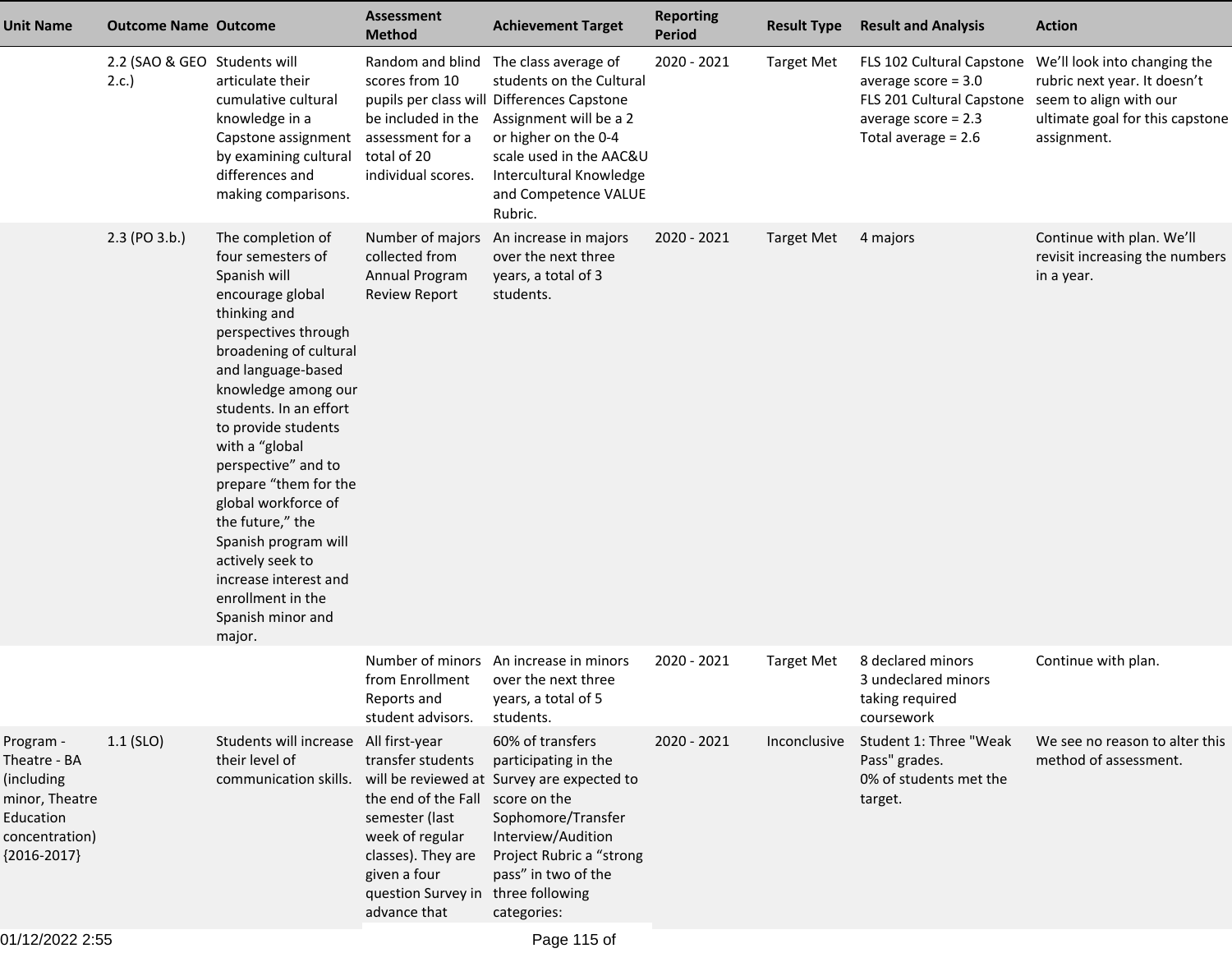| Unit Name | Outcome Name | Outcome | Assessment Method | Achievement Target | Reporting Period | Result Type | Result and Analysis | Action |
|---|---|---|---|---|---|---|---|---|
| | 2.2 (SAO & GEO 2.c.) | Students will articulate their cumulative cultural knowledge in a Capstone assignment by examining cultural differences and making comparisons. | Random and blind scores from 10 pupils per class will be included in the assessment for a total of 20 individual scores. | The class average of students on the Cultural Differences Capstone Assignment will be a 2 or higher on the 0-4 scale used in the AAC&U Intercultural Knowledge and Competence VALUE Rubric. | 2020 - 2021 | Target Met | FLS 102 Cultural Capstone average score = 3.0<br>FLS 201 Cultural Capstone average score = 2.3<br>Total average = 2.6 | We'll look into changing the rubric next year. It doesn't seem to align with our ultimate goal for this capstone assignment. |
| | 2.3 (PO 3.b.) | The completion of four semesters of Spanish will encourage global thinking and perspectives through broadening of cultural and language-based knowledge among our students. In an effort to provide students with a "global perspective" and to prepare "them for the global workforce of the future," the Spanish program will actively seek to increase interest and enrollment in the Spanish minor and major. | Number of majors collected from Annual Program Review Report | An increase in majors over the next three years, a total of 3 students. | 2020 - 2021 | Target Met | 4 majors | Continue with plan. We'll revisit increasing the numbers in a year. |
| | | | Number of minors from Enrollment Reports and student advisors. | An increase in minors over the next three years, a total of 5 students. | 2020 - 2021 | Target Met | 8 declared minors<br>3 undeclared minors taking required coursework | Continue with plan. |
| Program - Theatre - BA (including minor, Theatre Education concentration) {2016-2017} | 1.1 (SLO) | Students will increase their level of communication skills. | All first-year transfer students will be reviewed at the end of the Fall semester (last week of regular classes). They are given a four question Survey in advance that | 60% of transfers participating in the Survey are expected to score on the Sophomore/Transfer Interview/Audition Project Rubric a "strong pass" in two of the three following categories: | 2020 - 2021 | Inconclusive | Student 1: Three "Weak Pass" grades.<br>0% of students met the target. | We see no reason to alter this method of assessment. |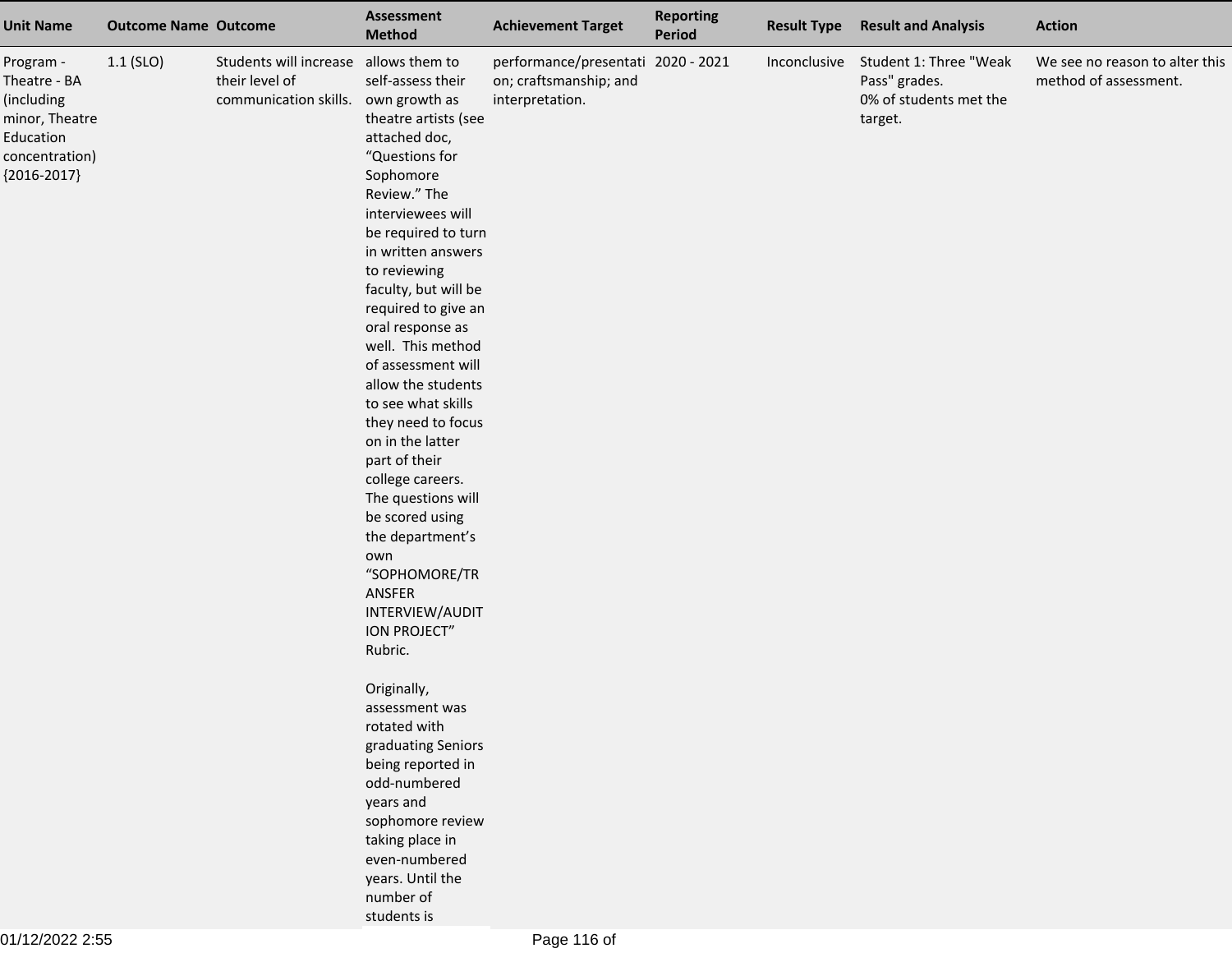| Unit Name | Outcome Name | Outcome | Assessment Method | Achievement Target | Reporting Period | Result Type | Result and Analysis | Action |
|---|---|---|---|---|---|---|---|---|
| Program - Theatre - BA (including minor, Theatre Education concentration) {2016-2017} | 1.1 (SLO) | Students will increase their level of communication skills. | allows them to self-assess their own growth as theatre artists (see attached doc, “Questions for Sophomore Review.” The interviewees will be required to turn in written answers to reviewing faculty, but will be required to give an oral response as well. This method of assessment will allow the students to see what skills they need to focus on in the latter part of their college careers. The questions will be scored using the department’s own “SOPHOMORE/TRANSFER INTERVIEW/AUDITION PROJECT” Rubric.<br><br>Originally, assessment was rotated with graduating Seniors being reported in odd-numbered years and sophomore review taking place in even-numbered years. Until the number of students is | performance/presentation; craftsmanship; and interpretation. | 2020 - 2021 | Inconclusive | Student 1: Three "Weak Pass" grades.<br>0% of students met the target. | We see no reason to alter this method of assessment. |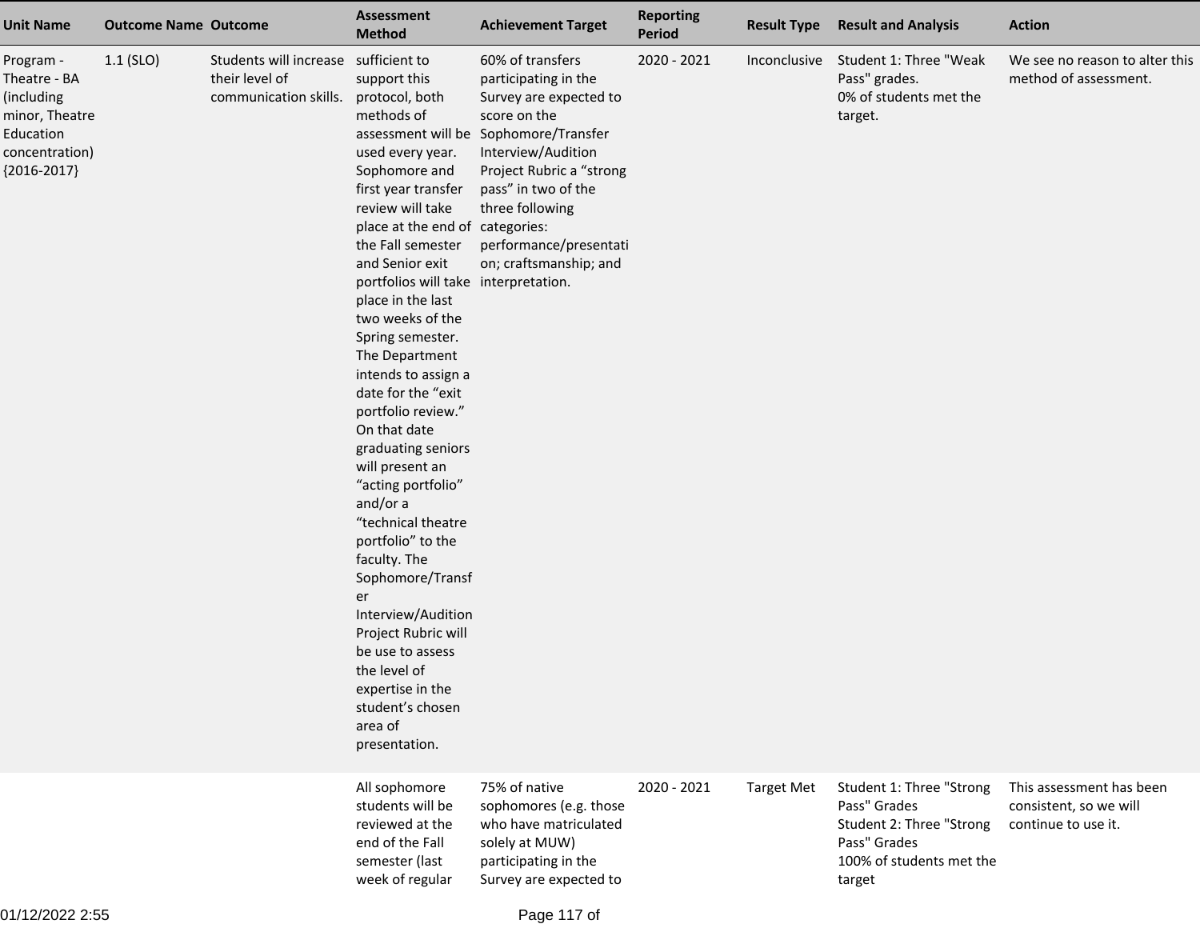| Unit Name | Outcome Name | Outcome | Assessment Method | Achievement Target | Reporting Period | Result Type | Result and Analysis | Action |
|---|---|---|---|---|---|---|---|---|
| Program - Theatre - BA (including minor, Theatre Education concentration) {2016-2017} | 1.1 (SLO) | Students will increase their level of communication skills. | sufficient to support this protocol, both methods of assessment will be used every year. Sophomore and first year transfer review will take place at the end of the Fall semester and Senior exit portfolios will take place in the last two weeks of the Spring semester. The Department intends to assign a date for the "exit portfolio review." On that date graduating seniors will present an "acting portfolio" and/or a "technical theatre portfolio" to the faculty. The Sophomore/Transfer Interview/Audition Project Rubric will be use to assess the level of expertise in the student's chosen area of presentation. | 60% of transfers participating in the Survey are expected to score on the Sophomore/Transfer Interview/Audition Project Rubric a "strong pass" in two of the three following categories: performance/presentation; craftsmanship; and interpretation. | 2020 - 2021 | Inconclusive | Student 1: Three "Weak Pass" grades.<br>0% of students met the target. | We see no reason to alter this method of assessment. |
| | | | All sophomore students will be reviewed at the end of the Fall semester (last week of regular | 75% of native sophomores (e.g. those who have matriculated solely at MUW) participating in the Survey are expected to | 2020 - 2021 | Target Met | Student 1: Three "Strong Pass" Grades<br>Student 2: Three "Strong Pass" Grades<br>100% of students met the target | This assessment has been consistent, so we will continue to use it. |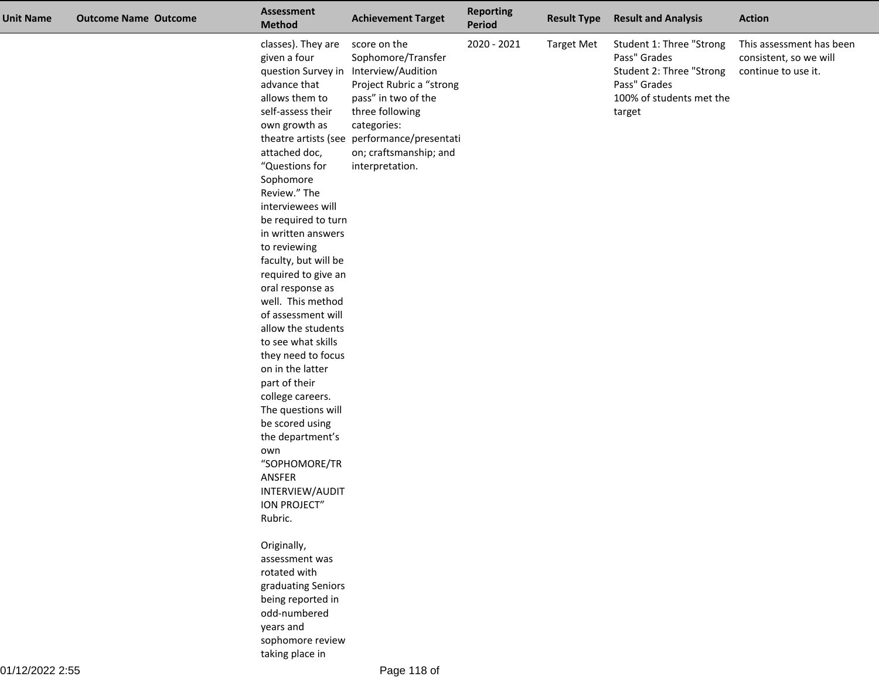| Unit Name | Outcome Name | Outcome | Assessment Method | Achievement Target | Reporting Period | Result Type | Result and Analysis | Action |
|---|---|---|---|---|---|---|---|---|
| | | | classes). They are given a four question Survey in advance that allows them to self-assess their own growth as theatre artists (see attached doc, "Questions for Sophomore Review." The interviewees will be required to turn in written answers to reviewing faculty, but will be required to give an oral response as well. This method of assessment will allow the students to see what skills they need to focus on in the latter part of their college careers. The questions will be scored using the department's own "SOPHOMORE/TRANSFER INTERVIEW/AUDITION PROJECT" Rubric.<br><br>Originally, assessment was rotated with graduating Seniors being reported in odd-numbered years and sophomore review taking place in | score on the Sophomore/Transfer Interview/Audition Project Rubric a "strong pass" in two of the three following categories: performance/presentation; craftsmanship; and interpretation. | 2020 - 2021 | Target Met | Student 1: Three "Strong Pass" Grades<br>Student 2: Three "Strong Pass" Grades<br>100% of students met the target | This assessment has been consistent, so we will continue to use it. |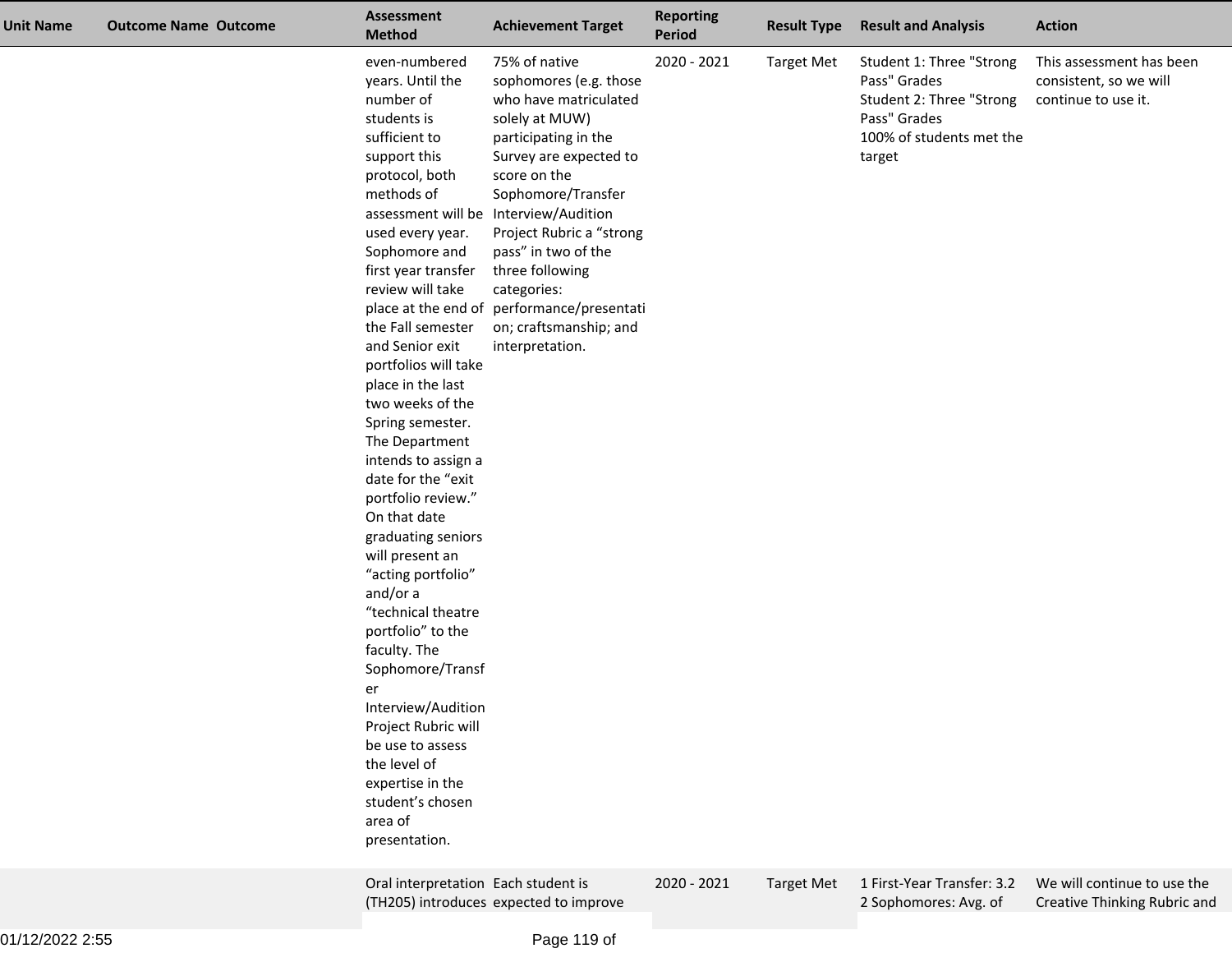| Unit Name | Outcome Name | Outcome | Assessment Method | Achievement Target | Reporting Period | Result Type | Result and Analysis | Action |
|---|---|---|---|---|---|---|---|---|
| | | | even-numbered years. Until the number of students is sufficient to support this protocol, both methods of assessment will be used every year. Sophomore and first year transfer review will take place at the end of the Fall semester and Senior exit portfolios will take place in the last two weeks of the Spring semester. The Department intends to assign a date for the "exit portfolio review." On that date graduating seniors will present an "acting portfolio" and/or a "technical theatre portfolio" to the faculty. The Sophomore/Transfer Interview/Audition Project Rubric will be use to assess the level of expertise in the student's chosen area of presentation. | 75% of native sophomores (e.g. those who have matriculated solely at MUW) participating in the Survey are expected to score on the Sophomore/Transfer Interview/Audition Project Rubric a "strong pass" in two of the three following categories: performance/presentation; craftsmanship; and interpretation. | 2020 - 2021 | Target Met | Student 1: Three "Strong Pass" Grades<br>Student 2: Three "Strong Pass" Grades<br>100% of students met the target | This assessment has been consistent, so we will continue to use it. |
| | | | Oral interpretation (TH205) introduces | Each student is expected to improve | 2020 - 2021 | Target Met | 1 First-Year Transfer: 3.2<br>2 Sophomores: Avg. of | We will continue to use the Creative Thinking Rubric and |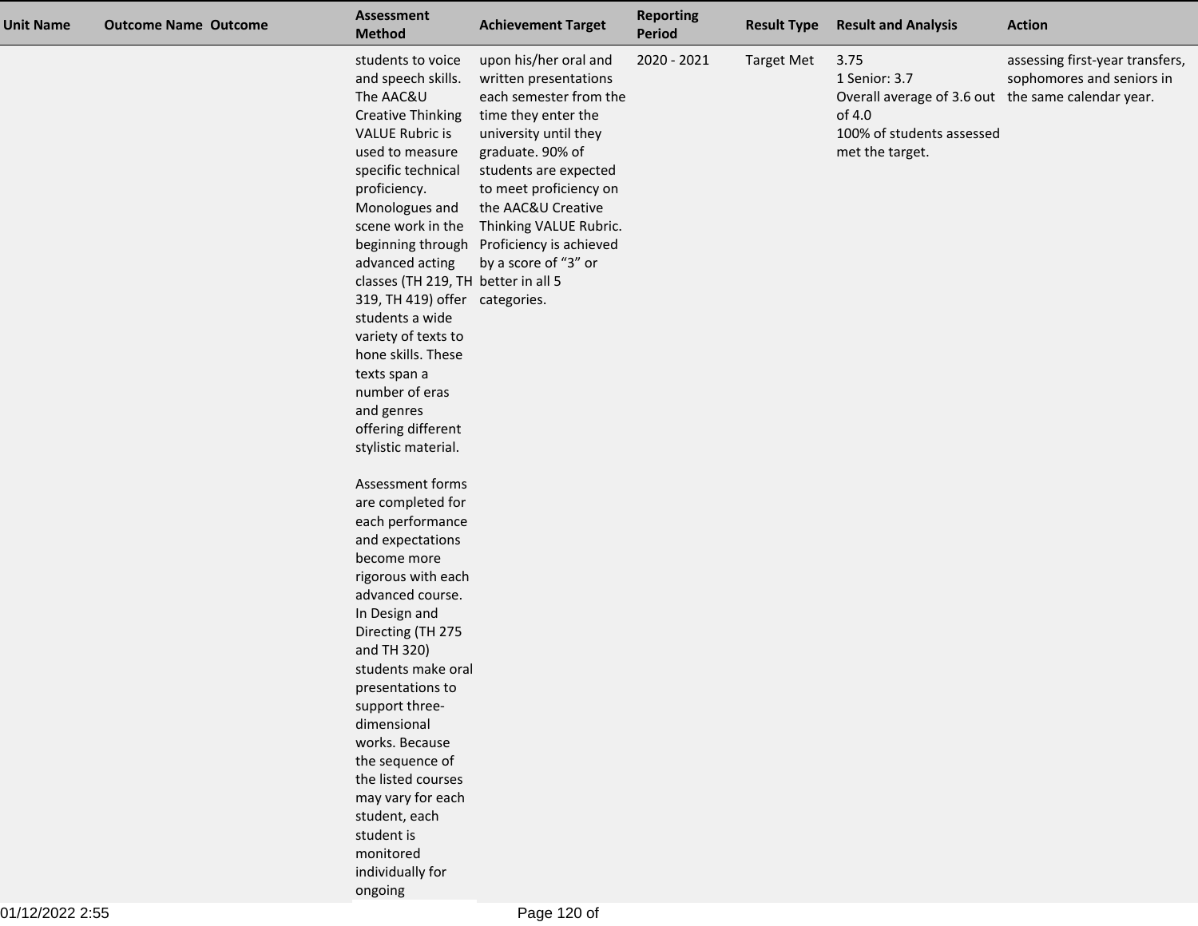| Unit Name | Outcome Name | Outcome | Assessment Method | Achievement Target | Reporting Period | Result Type | Result and Analysis | Action |
|---|---|---|---|---|---|---|---|---|
| | | | students to voice and speech skills. The AAC&U Creative Thinking VALUE Rubric is used to measure specific technical proficiency. Monologues and scene work in the beginning through advanced acting classes (TH 219, TH 319, TH 419) offer students a wide variety of texts to hone skills. These texts span a number of eras and genres offering different stylistic material.<br><br>Assessment forms are completed for each performance and expectations become more rigorous with each advanced course. In Design and Directing (TH 275 and TH 320) students make oral presentations to support three-dimensional works. Because the sequence of the listed courses may vary for each student, each student is monitored individually for ongoing | upon his/her oral and written presentations each semester from the time they enter the university until they graduate. 90% of students are expected to meet proficiency on the AAC&U Creative Thinking VALUE Rubric. Proficiency is achieved by a score of "3" or better in all 5 categories. | 2020 - 2021 | Target Met | 3.75<br>1 Senior: 3.7<br>Overall average of 3.6 out of 4.0<br>100% of students assessed met the target. | assessing first-year transfers, sophomores and seniors in the same calendar year. |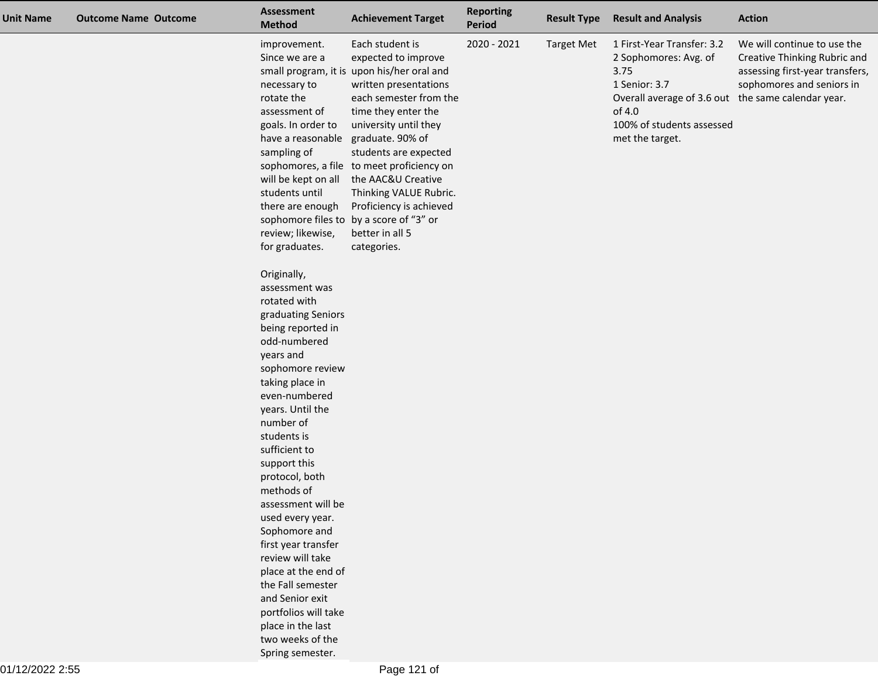| Unit Name | Outcome Name | Outcome | Assessment Method | Achievement Target | Reporting Period | Result Type | Result and Analysis | Action |
|---|---|---|---|---|---|---|---|---|
| | | | improvement. Since we are a small program, it is necessary to rotate the assessment of goals. In order to have a reasonable sampling of sophomores, a file will be kept on all students until there are enough sophomore files to review; likewise, for graduates.<br><br>Originally, assessment was rotated with graduating Seniors being reported in odd-numbered years and sophomore review taking place in even-numbered years. Until the number of students is sufficient to support this protocol, both methods of assessment will be used every year. Sophomore and first year transfer review will take place at the end of the Fall semester and Senior exit portfolios will take place in the last two weeks of the Spring semester. | Each student is expected to improve upon his/her oral and written presentations each semester from the time they enter the university until they graduate. 90% of students are expected to meet proficiency on the AAC&U Creative Thinking VALUE Rubric. Proficiency is achieved by a score of "3" or better in all 5 categories. | 2020 - 2021 | Target Met | 1 First-Year Transfer: 3.2<br>2 Sophomores: Avg. of 3.75<br>1 Senior: 3.7<br>Overall average of 3.6 out of 4.0<br>100% of students assessed met the target. | We will continue to use the Creative Thinking Rubric and assessing first-year transfers, sophomores and seniors in the same calendar year. |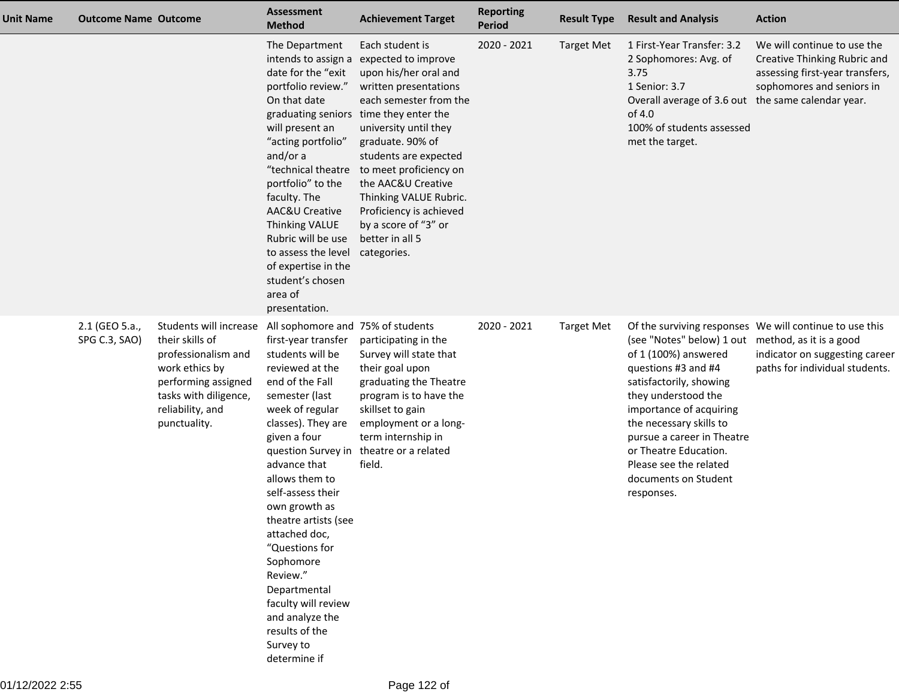| Unit Name | Outcome Name | Outcome | Assessment Method | Achievement Target | Reporting Period | Result Type | Result and Analysis | Action |
|---|---|---|---|---|---|---|---|---|
| | | | The Department intends to assign a date for the "exit portfolio review." On that date graduating seniors will present an "acting portfolio" and/or a "technical theatre portfolio" to the faculty. The AAC&U Creative Thinking VALUE Rubric will be use to assess the level of expertise in the student's chosen area of presentation. | Each student is expected to improve upon his/her oral and written presentations each semester from the time they enter the university until they graduate. 90% of students are expected to meet proficiency on the AAC&U Creative Thinking VALUE Rubric. Proficiency is achieved by a score of "3" or better in all 5 categories. | 2020 - 2021 | Target Met | 1 First-Year Transfer: 3.2<br>2 Sophomores: Avg. of 3.75<br>1 Senior: 3.7<br>Overall average of 3.6 out of 4.0<br>100% of students assessed met the target. | We will continue to use the Creative Thinking Rubric and assessing first-year transfers, sophomores and seniors in the same calendar year. |
| | 2.1 (GEO 5.a., SPG C.3, SAO) | Students will increase their skills of professionalism and work ethics by performing assigned tasks with diligence, reliability, and punctuality. | All sophomore and first-year transfer students will be reviewed at the end of the Fall semester (last week of regular classes). They are given a four question Survey in advance that allows them to self-assess their own growth as theatre artists (see attached doc, "Questions for Sophomore Review." Departmental faculty will review and analyze the results of the Survey to determine if | 75% of students participating in the Survey will state that their goal upon graduating the Theatre program is to have the skillset to gain employment or a long-term internship in theatre or a related field. | 2020 - 2021 | Target Met | Of the surviving responses (see "Notes" below) 1 out of 1 (100%) answered questions #3 and #4 satisfactorily, showing they understood the importance of acquiring the necessary skills to pursue a career in Theatre or Theatre Education. Please see the related documents on Student responses. | We will continue to use this method, as it is a good indicator on suggesting career paths for individual students. |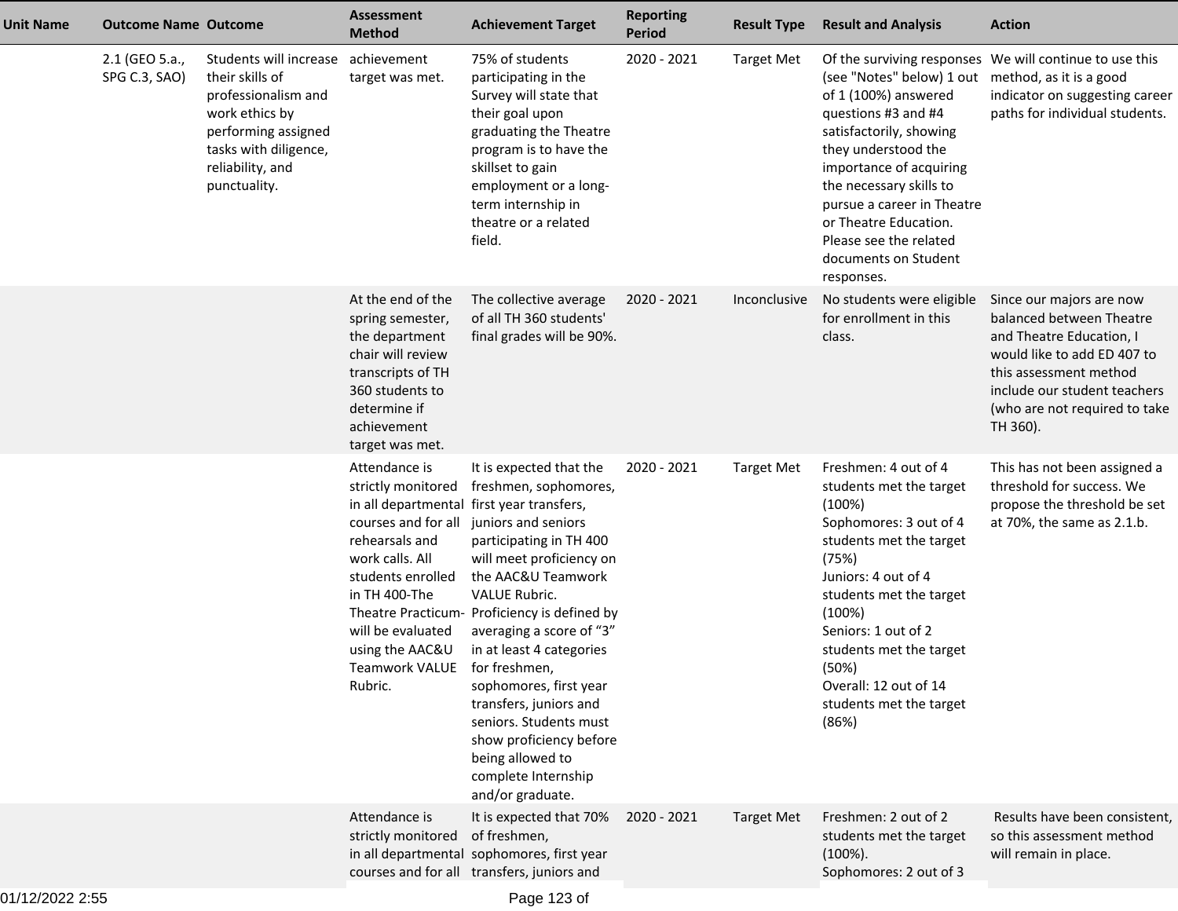| Unit Name | Outcome Name | Outcome | Assessment Method | Achievement Target | Reporting Period | Result Type | Result and Analysis | Action |
|---|---|---|---|---|---|---|---|---|
| | 2.1 (GEO 5.a., SPG C.3, SAO) | Students will increase their skills of professionalism and work ethics by performing assigned tasks with diligence, reliability, and punctuality. | achievement target was met. | 75% of students participating in the Survey will state that their goal upon graduating the Theatre program is to have the skillset to gain employment or a long-term internship in theatre or a related field. | 2020 - 2021 | Target Met | Of the surviving responses (see "Notes" below) 1 out of 1 (100%) answered questions #3 and #4 satisfactorily, showing they understood the importance of acquiring the necessary skills to pursue a career in Theatre or Theatre Education. Please see the related documents on Student responses. | We will continue to use this method, as it is a good indicator on suggesting career paths for individual students. |
| | | | At the end of the spring semester, the department chair will review transcripts of TH 360 students to determine if achievement target was met. | The collective average of all TH 360 students' final grades will be 90%. | 2020 - 2021 | Inconclusive | No students were eligible for enrollment in this class. | Since our majors are now balanced between Theatre and Theatre Education, I would like to add ED 407 to this assessment method include our student teachers (who are not required to take TH 360). |
| | | | Attendance is strictly monitored in all departmental courses and for all rehearsals and work calls. All students enrolled in TH 400-The Theatre Practicum- will be evaluated using the AAC&U Teamwork VALUE Rubric. | It is expected that the freshmen, sophomores, first year transfers, juniors and seniors participating in TH 400 will meet proficiency on the AAC&U Teamwork VALUE Rubric. Proficiency is defined by averaging a score of "3" in at least 4 categories for freshmen, sophomores, first year transfers, juniors and seniors. Students must show proficiency before being allowed to complete Internship and/or graduate. | 2020 - 2021 | Target Met | Freshmen: 4 out of 4 students met the target (100%)<br>Sophomores: 3 out of 4 students met the target (75%)<br>Juniors: 4 out of 4 students met the target (100%)<br>Seniors: 1 out of 2 students met the target (50%)<br>Overall: 12 out of 14 students met the target (86%) | This has not been assigned a threshold for success. We propose the threshold be set at 70%, the same as 2.1.b. |
| | | | Attendance is strictly monitored in all departmental courses and for all | It is expected that 70% of freshmen, sophomores, first year transfers, juniors and | 2020 - 2021 | Target Met | Freshmen: 2 out of 2 students met the target (100%).<br>Sophomores: 2 out of 3 | Results have been consistent, so this assessment method will remain in place. |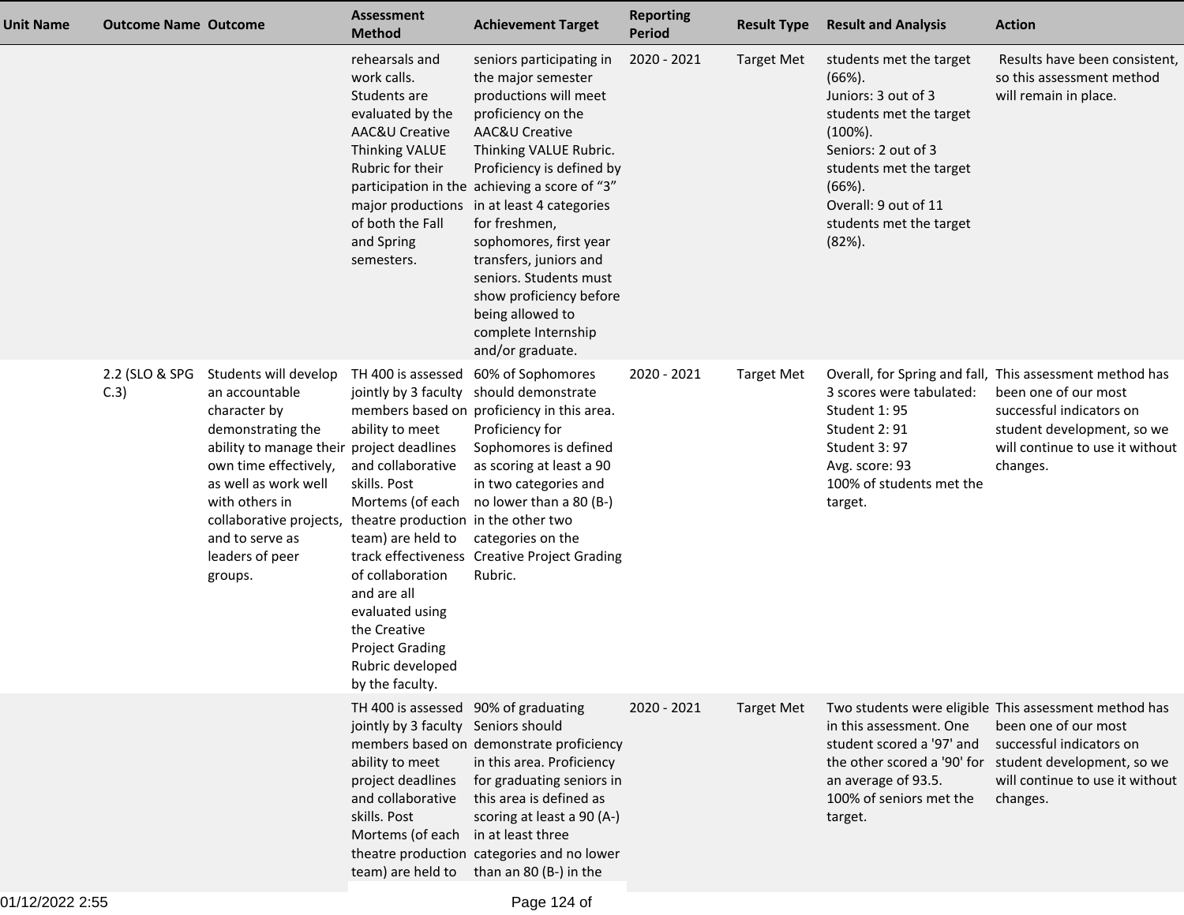| Unit Name | Outcome Name | Outcome | Assessment Method | Achievement Target | Reporting Period | Result Type | Result and Analysis | Action |
|---|---|---|---|---|---|---|---|---|
| | | | rehearsals and work calls. Students are evaluated by the AAC&U Creative Thinking VALUE Rubric for their participation in the major productions of both the Fall and Spring semesters. | seniors participating in the major semester productions will meet proficiency on the AAC&U Creative Thinking VALUE Rubric. Proficiency is defined by achieving a score of "3" in at least 4 categories for freshmen, sophomores, first year transfers, juniors and seniors. Students must show proficiency before being allowed to complete Internship and/or graduate. | 2020 - 2021 | Target Met | students met the target (66%).<br>Juniors: 3 out of 3 students met the target (100%).<br>Seniors: 2 out of 3 students met the target (66%).<br>Overall: 9 out of 11 students met the target (82%). | Results have been consistent, so this assessment method will remain in place. |
| | 2.2 (SLO & SPG C.3) | Students will develop an accountable character by demonstrating the ability to manage their own time effectively, as well as work well with others in collaborative projects, and to serve as leaders of peer groups. | TH 400 is assessed jointly by 3 faculty members based on ability to meet project deadlines and collaborative skills. Post Mortems (of each theatre production team) are held to track effectiveness of collaboration and are all evaluated using the Creative Project Grading Rubric developed by the faculty. | 60% of Sophomores should demonstrate proficiency in this area. Proficiency for Sophomores is defined as scoring at least a 90 in two categories and no lower than a 80 (B-) in the other two categories on the Creative Project Grading Rubric. | 2020 - 2021 | Target Met | Overall, for Spring and fall, 3 scores were tabulated:<br>Student 1: 95<br>Student 2: 91<br>Student 3: 97<br>Avg. score: 93<br>100% of students met the target. | This assessment method has been one of our most successful indicators on student development, so we will continue to use it without changes. |
| | | | TH 400 is assessed jointly by 3 faculty members based on ability to meet project deadlines and collaborative skills. Post Mortems (of each theatre production team) are held to | 90% of graduating Seniors should demonstrate proficiency in this area. Proficiency for graduating seniors in this area is defined as scoring at least a 90 (A-) in at least three categories and no lower than an 80 (B-) in the | 2020 - 2021 | Target Met | Two students were eligible in this assessment. One student scored a '97' and the other scored a '90' for an average of 93.5.<br>100% of seniors met the target. | This assessment method has been one of our most successful indicators on student development, so we will continue to use it without changes. |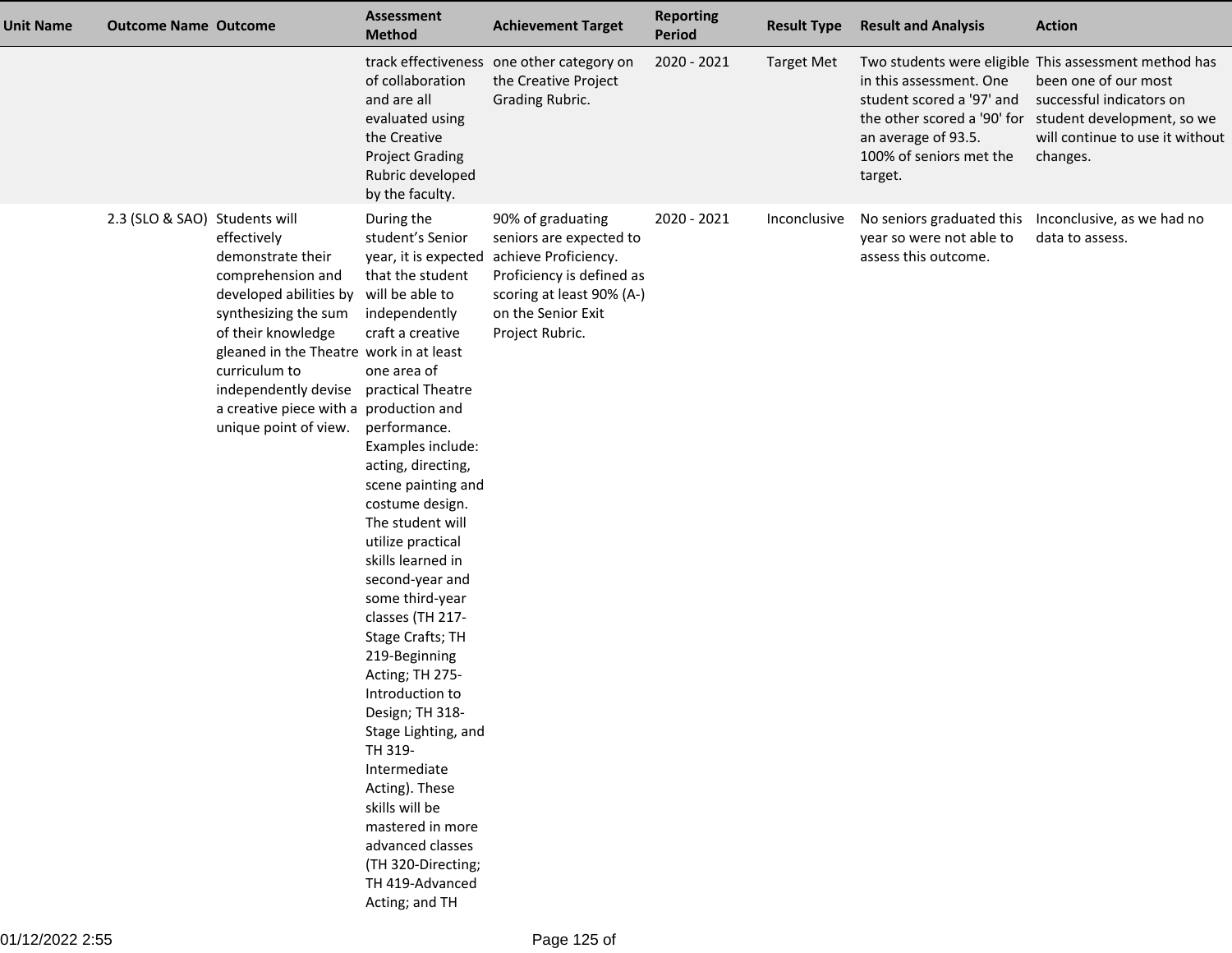| Unit Name | Outcome Name | Outcome | Assessment Method | Achievement Target | Reporting Period | Result Type | Result and Analysis | Action |
|---|---|---|---|---|---|---|---|---|
| | | | track effectiveness of collaboration and are all evaluated using the Creative Project Grading Rubric developed by the faculty. | one other category on the Creative Project Grading Rubric. | 2020 - 2021 | Target Met | Two students were eligible in this assessment. One student scored a '97' and the other scored a '90' for an average of 93.5. 100% of seniors met the target. | This assessment method has been one of our most successful indicators on student development, so we will continue to use it without changes. |
| | 2.3 (SLO & SAO) | Students will effectively demonstrate their comprehension and developed abilities by synthesizing the sum of their knowledge gleaned in the Theatre curriculum to independently devise a creative piece with a unique point of view. | During the student's Senior year, it is expected that the student will be able to independently craft a creative work in at least one area of practical Theatre production and performance. Examples include: acting, directing, scene painting and costume design. The student will utilize practical skills learned in second-year and some third-year classes (TH 217-Stage Crafts; TH 219-Beginning Acting; TH 275-Introduction to Design; TH 318-Stage Lighting, and TH 319-Intermediate Acting). These skills will be mastered in more advanced classes (TH 320-Directing; TH 419-Advanced Acting; and TH | 90% of graduating seniors are expected to achieve Proficiency. Proficiency is defined as scoring at least 90% (A-) on the Senior Exit Project Rubric. | 2020 - 2021 | Inconclusive | No seniors graduated this year so were not able to assess this outcome. | Inconclusive, as we had no data to assess. |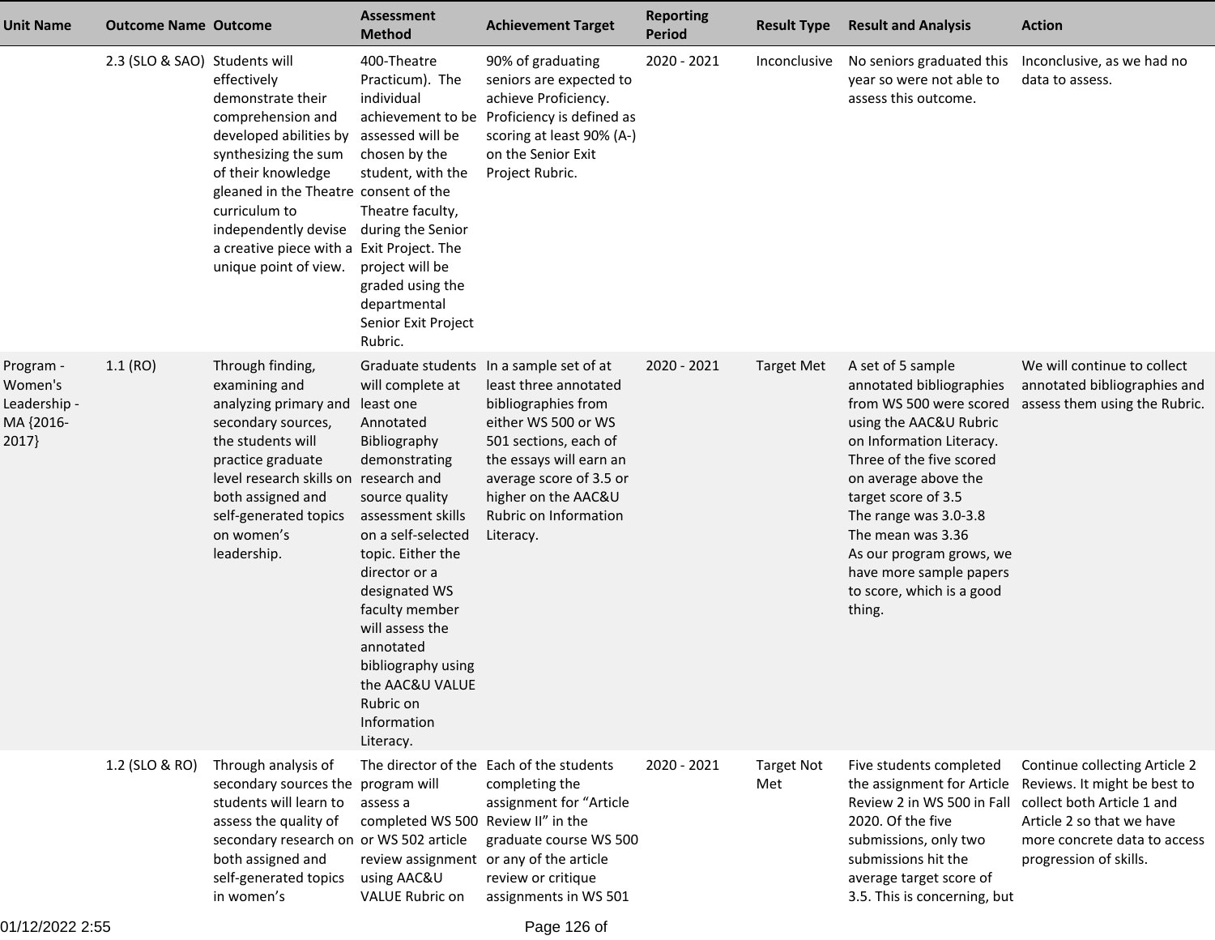| Unit Name | Outcome Name | Outcome | Assessment Method | Achievement Target | Reporting Period | Result Type | Result and Analysis | Action |
|---|---|---|---|---|---|---|---|---|
| | 2.3 (SLO & SAO) | Students will effectively demonstrate their comprehension and developed abilities by synthesizing the sum of their knowledge gleaned in the Theatre curriculum to independently devise a creative piece with a unique point of view. | 400-Theatre Practicum). The individual achievement to be assessed will be chosen by the student, with the consent of the Theatre faculty, during the Senior Exit Project. The project will be graded using the departmental Senior Exit Project Rubric. | 90% of graduating seniors are expected to achieve Proficiency. Proficiency is defined as scoring at least 90% (A-) on the Senior Exit Project Rubric. | 2020 - 2021 | Inconclusive | No seniors graduated this year so were not able to assess this outcome. | Inconclusive, as we had no data to assess. |
| Program - Women's Leadership - MA {2016-2017} | 1.1 (RO) | Through finding, examining and analyzing primary and secondary sources, the students will practice graduate level research skills on both assigned and self-generated topics on women's leadership. | Graduate students will complete at least one Annotated Bibliography demonstrating research and source quality assessment skills on a self-selected topic. Either the director or a designated WS faculty member will assess the annotated bibliography using the AAC&U VALUE Rubric on Information Literacy. | In a sample set of at least three annotated bibliographies from either WS 500 or WS 501 sections, each of the essays will earn an average score of 3.5 or higher on the AAC&U Rubric on Information Literacy. | 2020 - 2021 | Target Met | A set of 5 sample annotated bibliographies from WS 500 were scored using the AAC&U Rubric on Information Literacy. Three of the five scored on average above the target score of 3.5<br>The range was 3.0-3.8<br>The mean was 3.36<br>As our program grows, we have more sample papers to score, which is a good thing. | We will continue to collect annotated bibliographies and assess them using the Rubric. |
| | 1.2 (SLO & RO) | Through analysis of secondary sources the students will learn to assess the quality of secondary research on both assigned and self-generated topics in women's | The director of the program will assess a completed WS 500 or WS 502 article review assignment using AAC&U VALUE Rubric on | Each of the students completing the assignment for "Article Review II" in the graduate course WS 500 or any of the article review or critique assignments in WS 501 | 2020 - 2021 | Target Not Met | Five students completed the assignment for Article Review 2 in WS 500 in Fall 2020. Of the five submissions, only two submissions hit the average target score of 3.5. This is concerning, but | Continue collecting Article 2 Reviews. It might be best to collect both Article 1 and Article 2 so that we have more concrete data to access progression of skills. |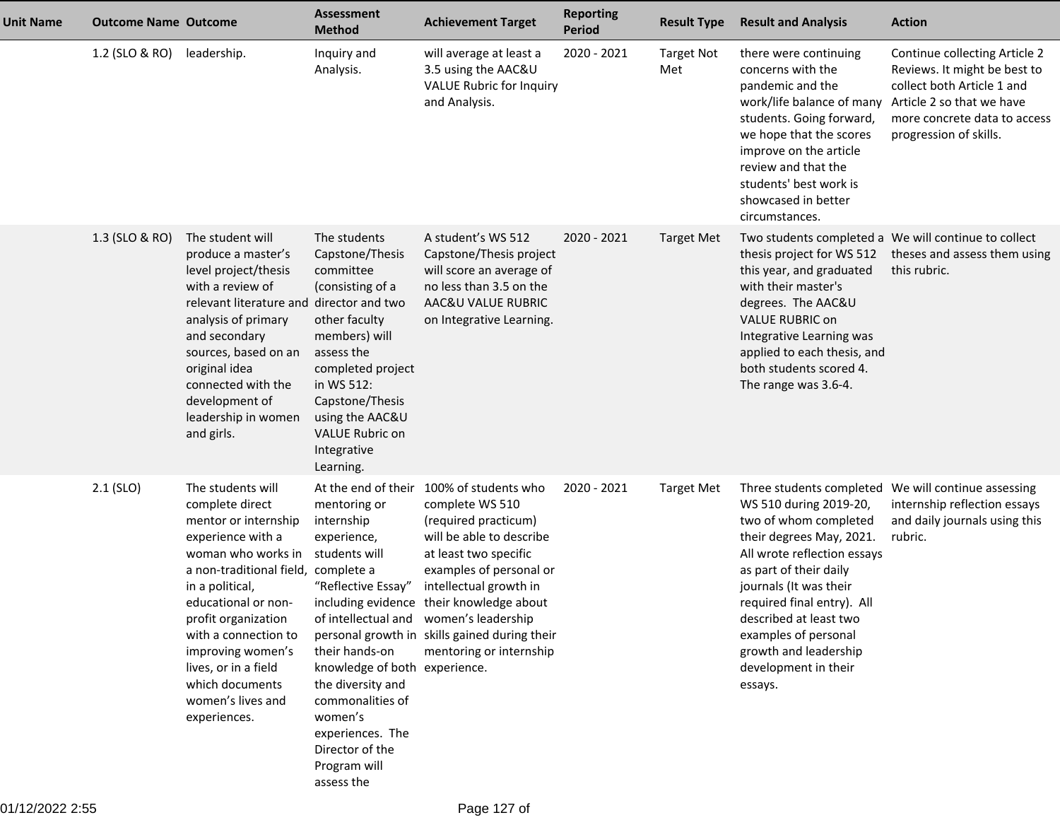| Unit Name | Outcome Name | Outcome | Assessment Method | Achievement Target | Reporting Period | Result Type | Result and Analysis | Action |
|---|---|---|---|---|---|---|---|---|
| | 1.2 (SLO & RO) | leadership. | Inquiry and Analysis. | will average at least a 3.5 using the AAC&U VALUE Rubric for Inquiry and Analysis. | 2020 - 2021 | Target Not Met | there were continuing concerns with the pandemic and the work/life balance of many students. Going forward, we hope that the scores improve on the article review and that the students' best work is showcased in better circumstances. | Continue collecting Article 2 Reviews. It might be best to collect both Article 1 and Article 2 so that we have more concrete data to access progression of skills. |
| | 1.3 (SLO & RO) | The student will produce a master's level project/thesis with a review of relevant literature and analysis of primary and secondary sources, based on an original idea connected with the development of leadership in women and girls. | The students Capstone/Thesis committee (consisting of a director and two other faculty members) will assess the completed project in WS 512: Capstone/Thesis using the AAC&U VALUE Rubric on Integrative Learning. | A student's WS 512 Capstone/Thesis project will score an average of no less than 3.5 on the AAC&U VALUE RUBRIC on Integrative Learning. | 2020 - 2021 | Target Met | Two students completed a thesis project for WS 512 this year, and graduated with their master's degrees. The AAC&U VALUE RUBRIC on Integrative Learning was applied to each thesis, and both students scored 4. The range was 3.6-4. | We will continue to collect theses and assess them using this rubric. |
| | 2.1 (SLO) | The students will complete direct mentor or internship experience with a woman who works in a non-traditional field, in a political, educational or non-profit organization with a connection to improving women's lives, or in a field which documents women's lives and experiences. | At the end of their mentoring or internship experience, students will complete a "Reflective Essay" including evidence of intellectual and personal growth in their hands-on knowledge of both the diversity and commonalities of women's experiences. The Director of the Program will assess the | 100% of students who complete WS 510 (required practicum) will be able to describe at least two specific examples of personal or intellectual growth in their knowledge about women's leadership skills gained during their mentoring or internship experience. | 2020 - 2021 | Target Met | Three students completed WS 510 during 2019-20, two of whom completed their degrees May, 2021. All wrote reflection essays as part of their daily journals (It was their required final entry). All described at least two examples of personal growth and leadership development in their essays. | We will continue assessing internship reflection essays and daily journals using this rubric. |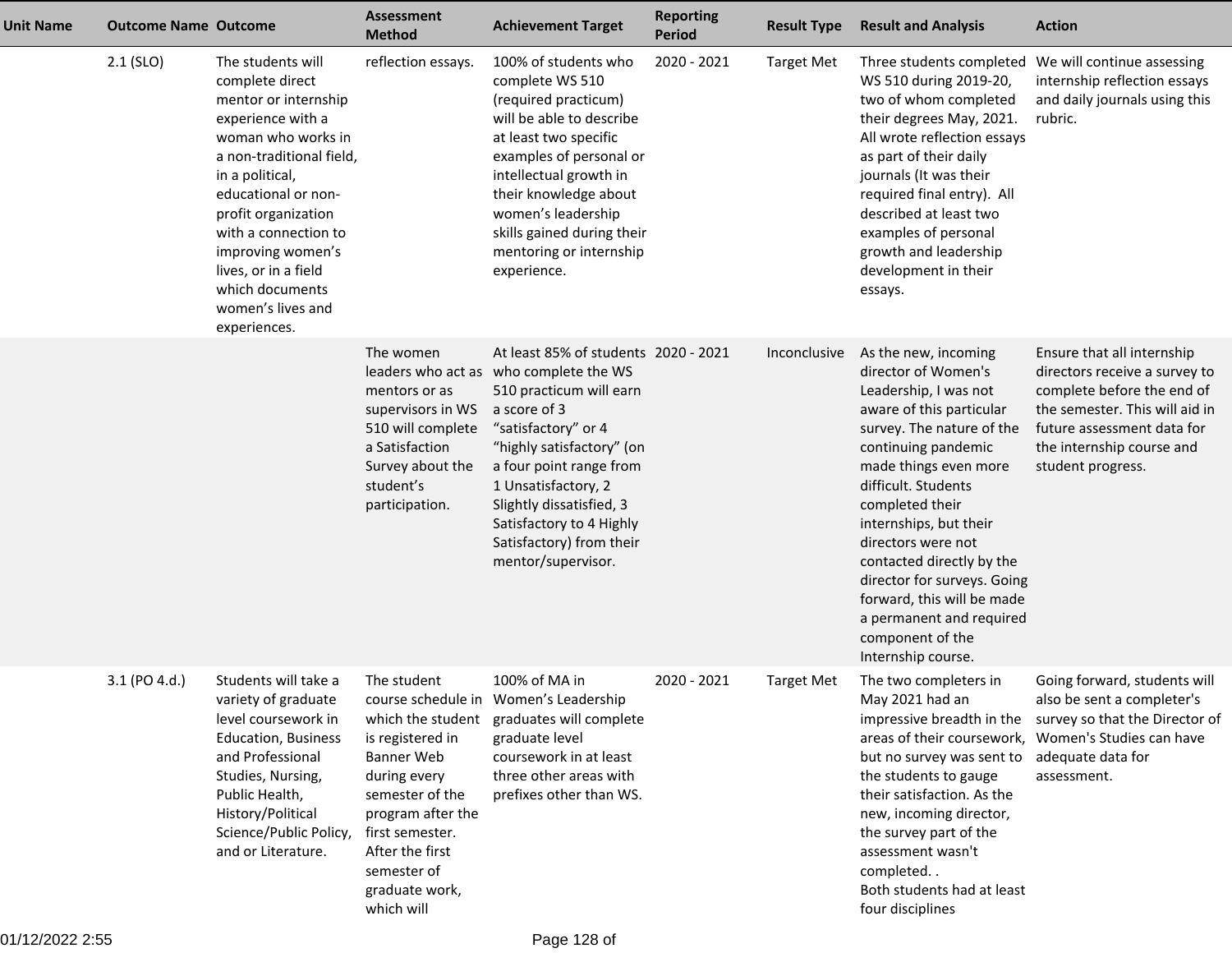| Unit Name | Outcome Name | Outcome | Assessment Method | Achievement Target | Reporting Period | Result Type | Result and Analysis | Action |
|---|---|---|---|---|---|---|---|---|
| | 2.1 (SLO) | The students will complete direct mentor or internship experience with a woman who works in a non-traditional field, in a political, educational or non-profit organization with a connection to improving women's lives, or in a field which documents women's lives and experiences. | reflection essays. | 100% of students who complete WS 510 (required practicum) will be able to describe at least two specific examples of personal or intellectual growth in their knowledge about women's leadership skills gained during their mentoring or internship experience. | 2020 - 2021 | Target Met | Three students completed WS 510 during 2019-20, two of whom completed their degrees May, 2021. All wrote reflection essays as part of their daily journals (It was their required final entry). All described at least two examples of personal growth and leadership development in their essays. | We will continue assessing internship reflection essays and daily journals using this rubric. |
| | | | The women leaders who act as mentors or as supervisors in WS 510 will complete a Satisfaction Survey about the student's participation. | At least 85% of students who complete the WS 510 practicum will earn a score of 3 "satisfactory" or 4 "highly satisfactory" (on a four point range from 1 Unsatisfactory, 2 Slightly dissatisfied, 3 Satisfactory to 4 Highly Satisfactory) from their mentor/supervisor. | 2020 - 2021 | Inconclusive | As the new, incoming director of Women's Leadership, I was not aware of this particular survey. The nature of the continuing pandemic made things even more difficult. Students completed their internships, but their directors were not contacted directly by the director for surveys. Going forward, this will be made a permanent and required component of the Internship course. | Ensure that all internship directors receive a survey to complete before the end of the semester. This will aid in future assessment data for the internship course and student progress. |
| | 3.1 (PO 4.d.) | Students will take a variety of graduate level coursework in Education, Business and Professional Studies, Nursing, Public Health, History/Political Science/Public Policy, and or Literature. | The student course schedule in which the student is registered in Banner Web during every semester of the program after the first semester. After the first semester of graduate work, which will | 100% of MA in Women's Leadership graduates will complete graduate level coursework in at least three other areas with prefixes other than WS. | 2020 - 2021 | Target Met | The two completers in May 2021 had an impressive breadth in the areas of their coursework, but no survey was sent to the students to gauge their satisfaction. As the new, incoming director, the survey part of the assessment wasn't completed. .<br>Both students had at least four disciplines | Going forward, students will also be sent a completer's survey so that the Director of Women's Studies can have adequate data for assessment. |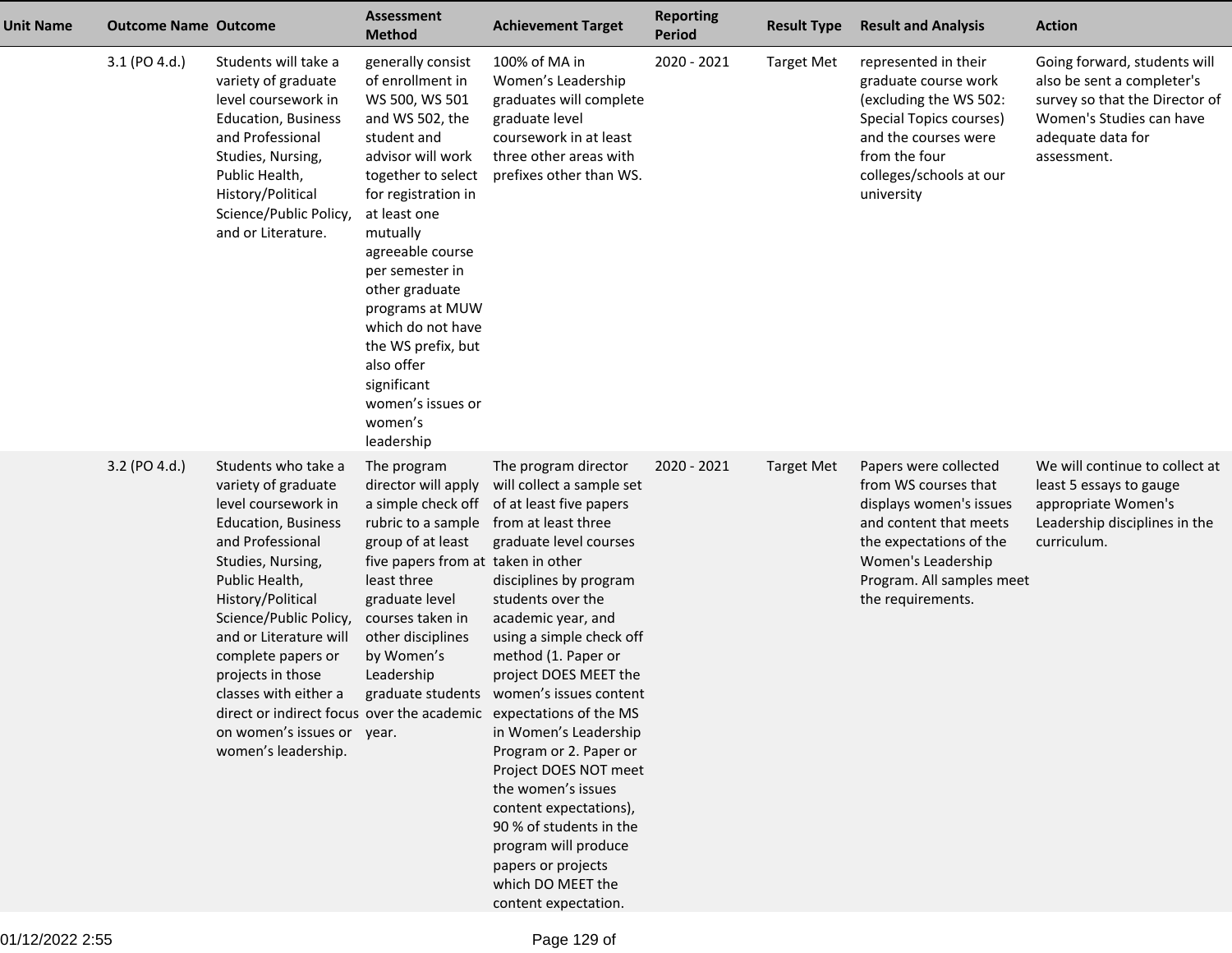| Unit Name | Outcome Name | Outcome | Assessment Method | Achievement Target | Reporting Period | Result Type | Result and Analysis | Action |
|---|---|---|---|---|---|---|---|---|
| | 3.1 (PO 4.d.) | Students will take a variety of graduate level coursework in Education, Business and Professional Studies, Nursing, Public Health, History/Political Science/Public Policy, and or Literature. | generally consist of enrollment in WS 500, WS 501 and WS 502, the student and advisor will work together to select for registration in at least one mutually agreeable course per semester in other graduate programs at MUW which do not have the WS prefix, but also offer significant women's issues or women's leadership | 100% of MA in Women's Leadership graduates will complete graduate level coursework in at least three other areas with prefixes other than WS. | 2020 - 2021 | Target Met | represented in their graduate course work (excluding the WS 502: Special Topics courses) and the courses were from the four colleges/schools at our university | Going forward, students will also be sent a completer's survey so that the Director of Women's Studies can have adequate data for assessment. |
| | 3.2 (PO 4.d.) | Students who take a variety of graduate level coursework in Education, Business and Professional Studies, Nursing, Public Health, History/Political Science/Public Policy, and or Literature will complete papers or projects in those classes with either a direct or indirect focus on women's issues or women's leadership. | The program director will apply a simple check off rubric to a sample group of at least five papers from at least three graduate level courses taken in other disciplines by Women's Leadership graduate students over the academic year. | The program director will collect a sample set of at least five papers from at least three graduate level courses taken in other disciplines by program students over the academic year, and using a simple check off method (1. Paper or project DOES MEET the women's issues content expectations of the MS in Women's Leadership Program or 2. Paper or Project DOES NOT meet the women's issues content expectations), 90 % of students in the program will produce papers or projects which DO MEET the content expectation. | 2020 - 2021 | Target Met | Papers were collected from WS courses that displays women's issues and content that meets the expectations of the Women's Leadership Program. All samples meet the requirements. | We will continue to collect at least 5 essays to gauge appropriate Women's Leadership disciplines in the curriculum. |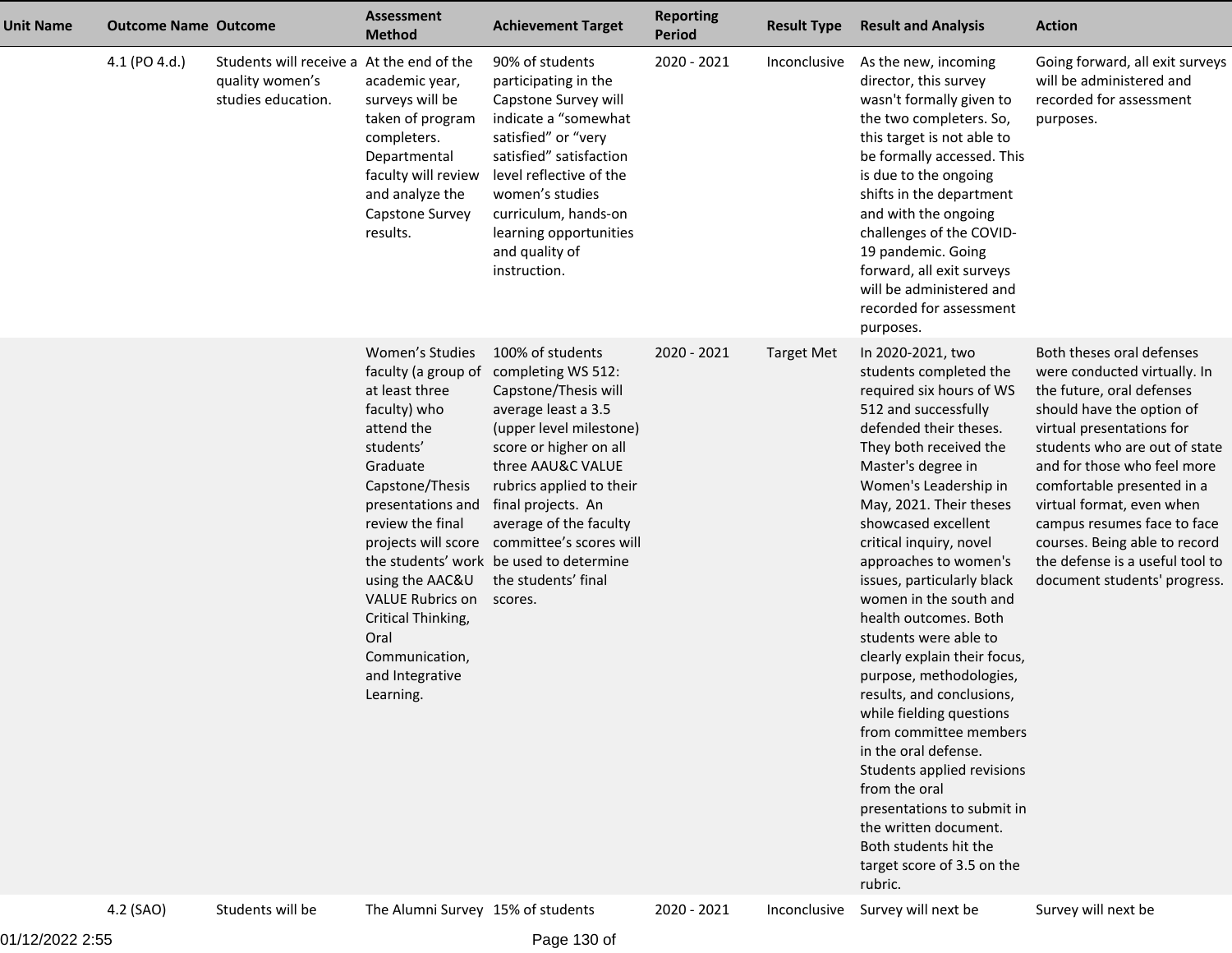| Unit Name | Outcome Name | Outcome | Assessment Method | Achievement Target | Reporting Period | Result Type | Result and Analysis | Action |
|---|---|---|---|---|---|---|---|---|
| | 4.1 (PO 4.d.) | Students will receive a quality women's studies education. | At the end of the academic year, surveys will be taken of program completers. Departmental faculty will review and analyze the Capstone Survey results. | 90% of students participating in the Capstone Survey will indicate a "somewhat satisfied" or "very satisfied" satisfaction level reflective of the women's studies curriculum, hands-on learning opportunities and quality of instruction. | 2020 - 2021 | Inconclusive | As the new, incoming director, this survey wasn't formally given to the two completers. So, this target is not able to be formally accessed. This is due to the ongoing shifts in the department and with the ongoing challenges of the COVID-19 pandemic. Going forward, all exit surveys will be administered and recorded for assessment purposes. | Going forward, all exit surveys will be administered and recorded for assessment purposes. |
| | | | Women's Studies faculty (a group of at least three faculty) who attend the students' Graduate Capstone/Thesis presentations and review the final projects will score the students' work using the AAC&U VALUE Rubrics on Critical Thinking, Oral Communication, and Integrative Learning. | 100% of students completing WS 512: Capstone/Thesis will average least a 3.5 (upper level milestone) score or higher on all three AAU&C VALUE rubrics applied to their final projects. An average of the faculty committee's scores will be used to determine the students' final scores. | 2020 - 2021 | Target Met | In 2020-2021, two students completed the required six hours of WS 512 and successfully defended their theses. They both received the Master's degree in Women's Leadership in May, 2021. Their theses showcased excellent critical inquiry, novel approaches to women's issues, particularly black women in the south and health outcomes. Both students were able to clearly explain their focus, purpose, methodologies, results, and conclusions, while fielding questions from committee members in the oral defense. Students applied revisions from the oral presentations to submit in the written document. Both students hit the target score of 3.5 on the rubric. | Both theses oral defenses were conducted virtually. In the future, oral defenses should have the option of virtual presentations for students who are out of state and for those who feel more comfortable presented in a virtual format, even when campus resumes face to face courses. Being able to record the defense is a useful tool to document students' progress. |
| | 4.2 (SAO) | Students will be | The Alumni Survey | 15% of students | 2020 - 2021 | Inconclusive | Survey will next be | Survey will next be |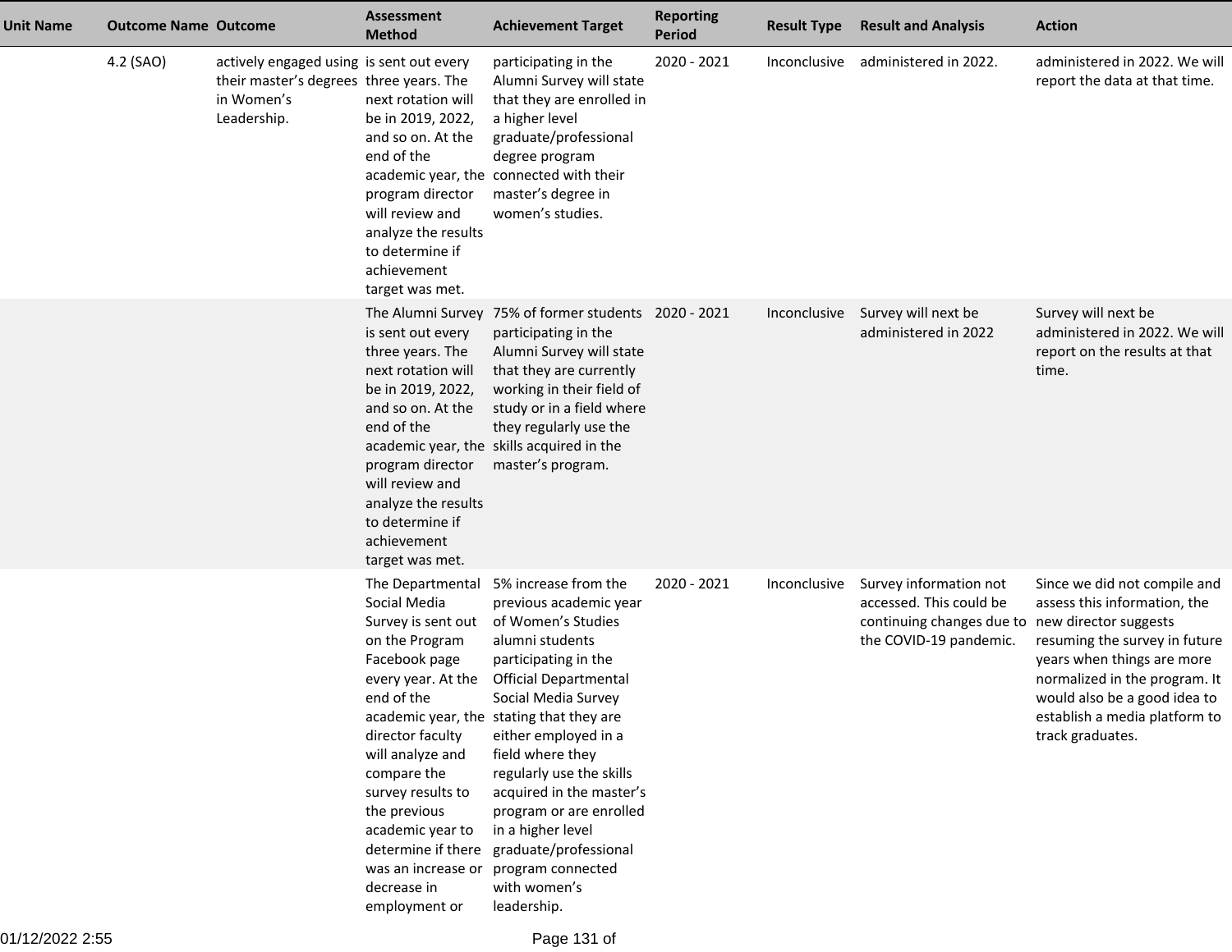| Unit Name | Outcome Name | Outcome | Assessment Method | Achievement Target | Reporting Period | Result Type | Result and Analysis | Action |
|---|---|---|---|---|---|---|---|---|
| | 4.2 (SAO) | actively engaged using their master's degrees in Women's Leadership. | is sent out every three years. The next rotation will be in 2019, 2022, and so on. At the end of the academic year, the program director will review and analyze the results to determine if achievement target was met. | participating in the Alumni Survey will state that they are enrolled in a higher level graduate/professional degree program connected with their master's degree in women's studies. | 2020 - 2021 | Inconclusive | administered in 2022. | administered in 2022. We will report the data at that time. |
| | | | The Alumni Survey is sent out every three years. The next rotation will be in 2019, 2022, and so on. At the end of the academic year, the program director will review and analyze the results to determine if achievement target was met. | 75% of former students participating in the Alumni Survey will state that they are currently working in their field of study or in a field where they regularly use the skills acquired in the master's program. | 2020 - 2021 | Inconclusive | Survey will next be administered in 2022 | Survey will next be administered in 2022. We will report on the results at that time. |
| | | | The Departmental Social Media Survey is sent out on the Program Facebook page every year. At the end of the academic year, the director faculty will analyze and compare the survey results to the previous academic year to determine if there was an increase or decrease in employment or | 5% increase from the previous academic year of Women's Studies alumni students participating in the Official Departmental Social Media Survey stating that they are either employed in a field where they regularly use the skills acquired in the master's program or are enrolled in a higher level graduate/professional program connected with women's leadership. | 2020 - 2021 | Inconclusive | Survey information not accessed. This could be continuing changes due to the COVID-19 pandemic. | Since we did not compile and assess this information, the new director suggests resuming the survey in future years when things are more normalized in the program. It would also be a good idea to establish a media platform to track graduates. |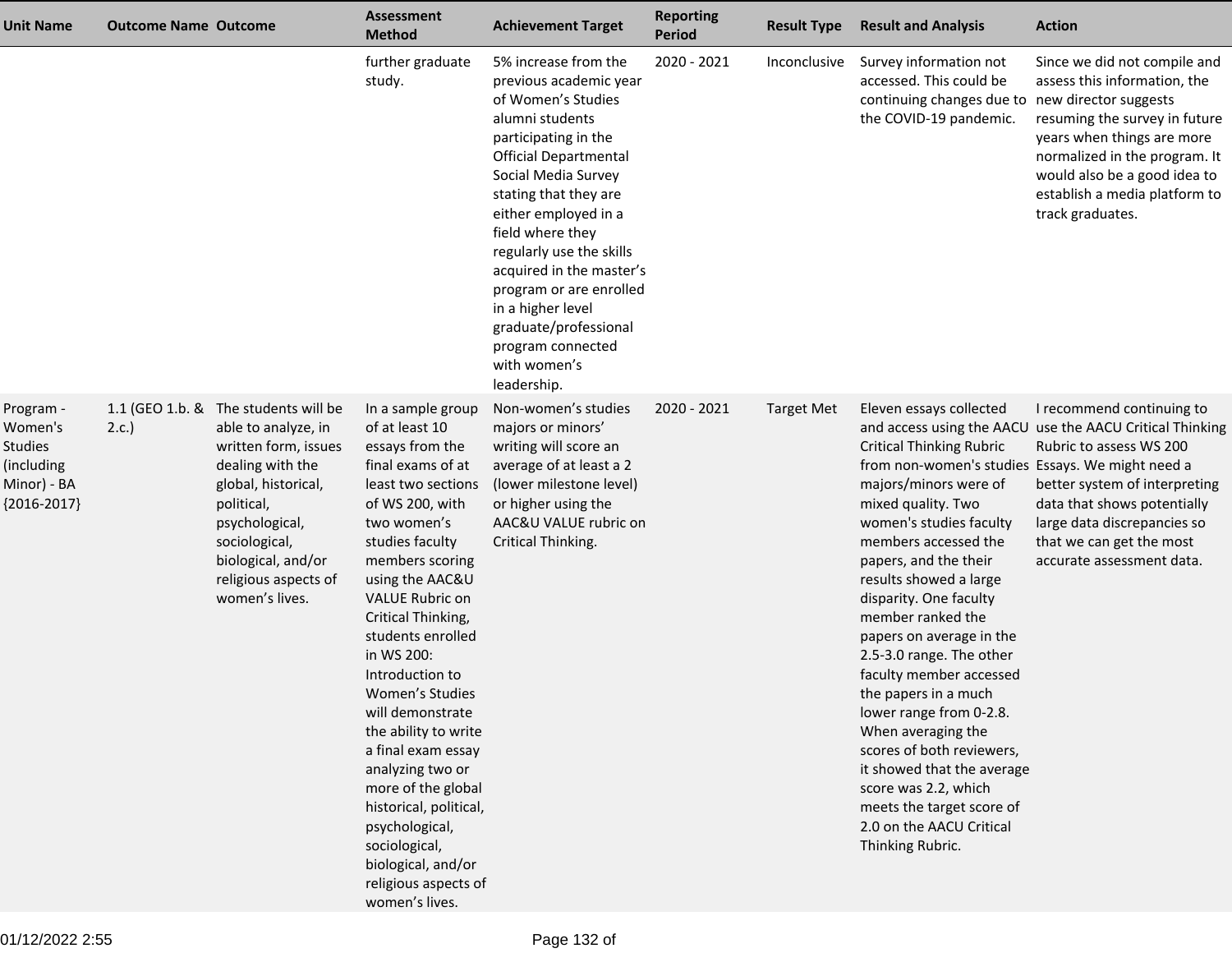| Unit Name | Outcome Name | Outcome | Assessment Method | Achievement Target | Reporting Period | Result Type | Result and Analysis | Action |
|---|---|---|---|---|---|---|---|---|
| | | | further graduate study. | 5% increase from the previous academic year of Women's Studies alumni students participating in the Official Departmental Social Media Survey stating that they are either employed in a field where they regularly use the skills acquired in the master's program or are enrolled in a higher level graduate/professional program connected with women's leadership. | 2020 - 2021 | Inconclusive | Survey information not accessed. This could be continuing changes due to the COVID-19 pandemic. | Since we did not compile and assess this information, the new director suggests resuming the survey in future years when things are more normalized in the program. It would also be a good idea to establish a media platform to track graduates. |
| Program - Women's Studies (including Minor) - BA {2016-2017} | 1.1 (GEO 1.b. & 2.c.) | The students will be able to analyze, in written form, issues dealing with the global, historical, political, psychological, sociological, biological, and/or religious aspects of women's lives. | In a sample group of at least 10 essays from the final exams of at least two sections of WS 200, with two women's studies faculty members scoring using the AAC&U VALUE Rubric on Critical Thinking, students enrolled in WS 200: Introduction to Women's Studies will demonstrate the ability to write a final exam essay analyzing two or more of the global historical, political, psychological, sociological, biological, and/or religious aspects of women's lives. | Non-women's studies majors or minors' writing will score an average of at least a 2 (lower milestone level) or higher using the AAC&U VALUE rubric on Critical Thinking. | 2020 - 2021 | Target Met | Eleven essays collected and access using the AACU Critical Thinking Rubric from non-women's studies majors/minors were of mixed quality. Two women's studies faculty members accessed the papers, and the their results showed a large disparity. One faculty member ranked the papers on average in the 2.5-3.0 range. The other faculty member accessed the papers in a much lower range from 0-2.8. When averaging the scores of both reviewers, it showed that the average score was 2.2, which meets the target score of 2.0 on the AACU Critical Thinking Rubric. | I recommend continuing to use the AACU Critical Thinking Rubric to assess WS 200 Essays. We might need a better system of interpreting data that shows potentially large data discrepancies so that we can get the most accurate assessment data. |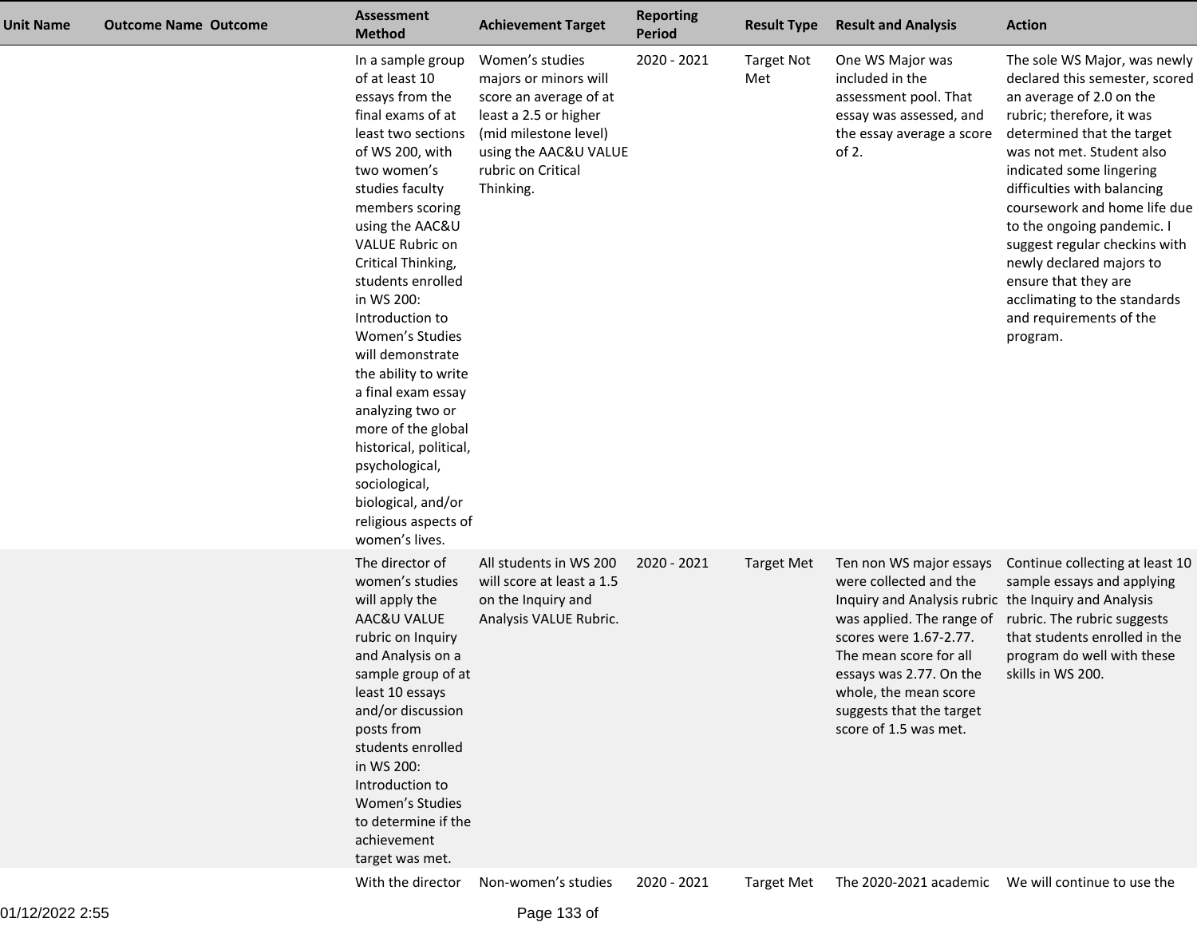| Unit Name | Outcome Name | Outcome | Assessment Method | Achievement Target | Reporting Period | Result Type | Result and Analysis | Action |
|---|---|---|---|---|---|---|---|---|
| | | | In a sample group of at least 10 essays from the final exams of at least two sections of WS 200, with two women's studies faculty members scoring using the AAC&U VALUE Rubric on Critical Thinking, students enrolled in WS 200: Introduction to Women's Studies will demonstrate the ability to write a final exam essay analyzing two or more of the global historical, political, psychological, sociological, biological, and/or religious aspects of women's lives. | Women's studies majors or minors will score an average of at least a 2.5 or higher (mid milestone level) using the AAC&U VALUE rubric on Critical Thinking. | 2020 - 2021 | Target Not Met | One WS Major was included in the assessment pool. That essay was assessed, and the essay average a score of 2. | The sole WS Major, was newly declared this semester, scored an average of 2.0 on the rubric; therefore, it was determined that the target was not met. Student also indicated some lingering difficulties with balancing coursework and home life due to the ongoing pandemic. I suggest regular checkins with newly declared majors to ensure that they are acclimating to the standards and requirements of the program. |
| | | | The director of women's studies will apply the AAC&U VALUE rubric on Inquiry and Analysis on a sample group of at least 10 essays and/or discussion posts from students enrolled in WS 200: Introduction to Women's Studies to determine if the achievement target was met. | All students in WS 200 will score at least a 1.5 on the Inquiry and Analysis VALUE Rubric. | 2020 - 2021 | Target Met | Ten non WS major essays were collected and the Inquiry and Analysis rubric was applied. The range of scores were 1.67-2.77. The mean score for all essays was 2.77. On the whole, the mean score suggests that the target score of 1.5 was met. | Continue collecting at least 10 sample essays and applying the Inquiry and Analysis rubric. The rubric suggests that students enrolled in the program do well with these skills in WS 200. |
| | | | With the director | Non-women's studies | 2020 - 2021 | Target Met | The 2020-2021 academic | We will continue to use the |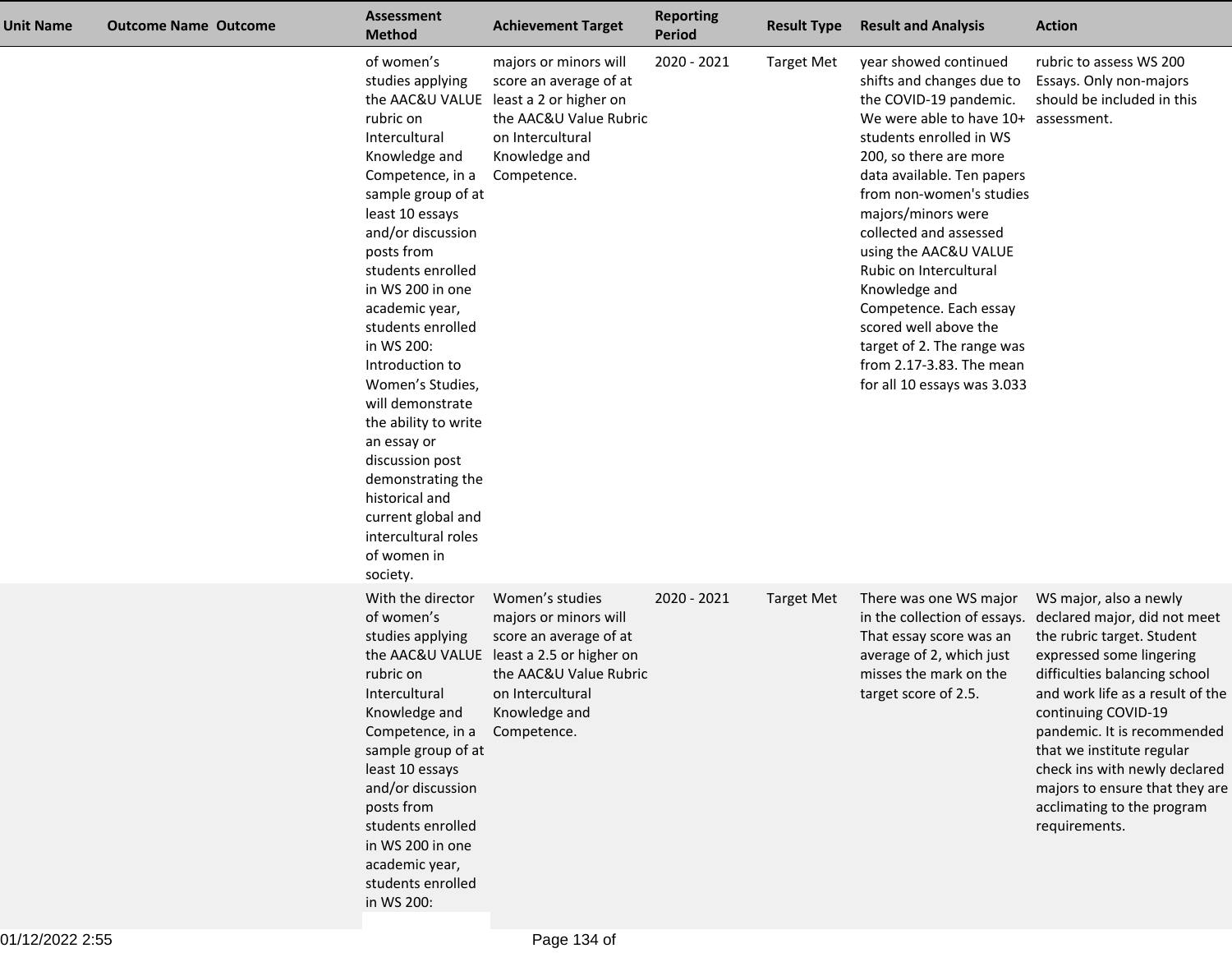| Unit Name | Outcome Name | Outcome | Assessment Method | Achievement Target | Reporting Period | Result Type | Result and Analysis | Action |
|---|---|---|---|---|---|---|---|---|
| | | | of women's studies applying the AAC&U VALUE rubric on Intercultural Knowledge and Competence, in a sample group of at least 10 essays and/or discussion posts from students enrolled in WS 200 in one academic year, students enrolled in WS 200: Introduction to Women's Studies, will demonstrate the ability to write an essay or discussion post demonstrating the historical and current global and intercultural roles of women in society. | majors or minors will score an average of at least a 2 or higher on the AAC&U Value Rubric on Intercultural Knowledge and Competence. | 2020 - 2021 | Target Met | year showed continued shifts and changes due to the COVID-19 pandemic. We were able to have 10+ students enrolled in WS 200, so there are more data available. Ten papers from non-women's studies majors/minors were collected and assessed using the AAC&U VALUE Rubric on Intercultural Knowledge and Competence. Each essay scored well above the target of 2. The range was from 2.17-3.83. The mean for all 10 essays was 3.033 | rubric to assess WS 200 Essays. Only non-majors should be included in this assessment. |
| | | | With the director of women's studies applying the AAC&U VALUE rubric on Intercultural Knowledge and Competence, in a sample group of at least 10 essays and/or discussion posts from students enrolled in WS 200 in one academic year, students enrolled in WS 200: | Women's studies majors or minors will score an average of at least a 2.5 or higher on the AAC&U Value Rubric on Intercultural Knowledge and Competence. | 2020 - 2021 | Target Met | There was one WS major in the collection of essays. That essay score was an average of 2, which just misses the mark on the target score of 2.5. | WS major, also a newly declared major, did not meet the rubric target. Student expressed some lingering difficulties balancing school and work life as a result of the continuing COVID-19 pandemic. It is recommended that we institute regular check ins with newly declared majors to ensure that they are acclimating to the program requirements. |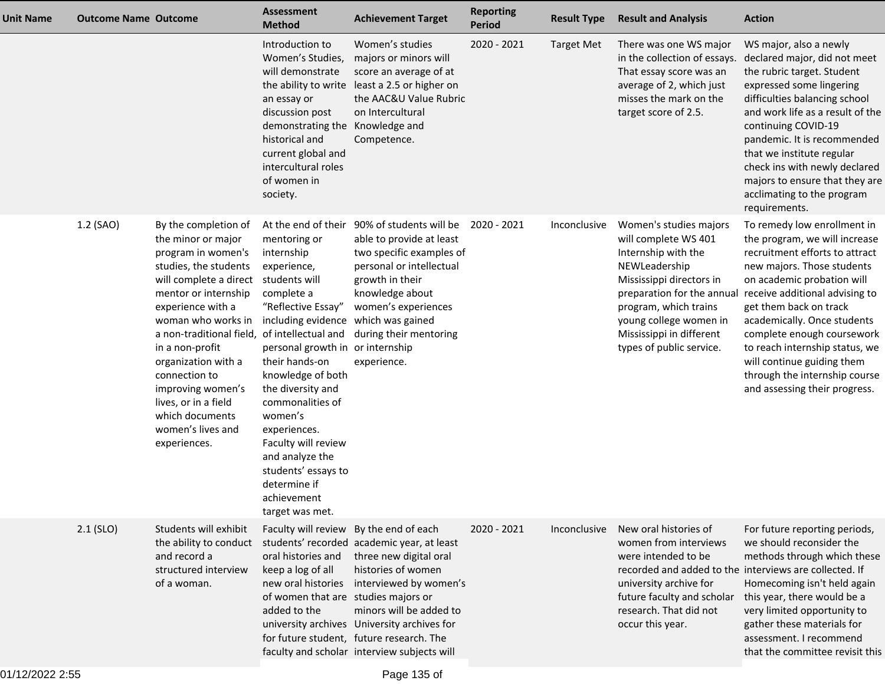| Unit Name | Outcome Name | Outcome | Assessment Method | Achievement Target | Reporting Period | Result Type | Result and Analysis | Action |
|---|---|---|---|---|---|---|---|---|
| | | | Introduction to Women's Studies, will demonstrate the ability to write an essay or discussion post demonstrating the historical and current global and intercultural roles of women in society. | Women's studies majors or minors will score an average of at least a 2.5 or higher on the AAC&U Value Rubric on Intercultural Knowledge and Competence. | 2020 - 2021 | Target Met | There was one WS major in the collection of essays. That essay score was an average of 2, which just misses the mark on the target score of 2.5. | WS major, also a newly declared major, did not meet the rubric target. Student expressed some lingering difficulties balancing school and work life as a result of the continuing COVID-19 pandemic. It is recommended that we institute regular check ins with newly declared majors to ensure that they are acclimating to the program requirements. |
| | 1.2 (SAO) | By the completion of the minor or major program in women's studies, the students will complete a direct mentor or internship experience with a woman who works in a non-traditional field, in a non-profit organization with a connection to improving women's lives, or in a field which documents women's lives and experiences. | At the end of their mentoring or internship experience, students will complete a "Reflective Essay" including evidence of intellectual and personal growth in their hands-on knowledge of both the diversity and commonalities of women's experiences. Faculty will review and analyze the students' essays to determine if achievement target was met. | 90% of students will be able to provide at least two specific examples of personal or intellectual growth in their knowledge about women's experiences which was gained during their mentoring or internship experience. | 2020 - 2021 | Inconclusive | Women's studies majors will complete WS 401 Internship with the NEWLeadership Mississippi directors in preparation for the annual program, which trains young college women in Mississippi in different types of public service. | To remedy low enrollment in the program, we will increase recruitment efforts to attract new majors. Those students on academic probation will receive additional advising to get them back on track academically. Once students complete enough coursework to reach internship status, we will continue guiding them through the internship course and assessing their progress. |
| | 2.1 (SLO) | Students will exhibit the ability to conduct and record a structured interview of a woman. | Faculty will review students' recorded oral histories and keep a log of all new oral histories of women that are added to the university archives for future student, faculty and scholar | By the end of each academic year, at least three new digital oral histories of women interviewed by women's studies majors or minors will be added to University archives for future research. The interview subjects will | 2020 - 2021 | Inconclusive | New oral histories of women from interviews were intended to be recorded and added to the university archive for future faculty and scholar research. That did not occur this year. | For future reporting periods, we should reconsider the methods through which these interviews are collected. If Homecoming isn't held again this year, there would be a very limited opportunity to gather these materials for assessment. I recommend that the committee revisit this |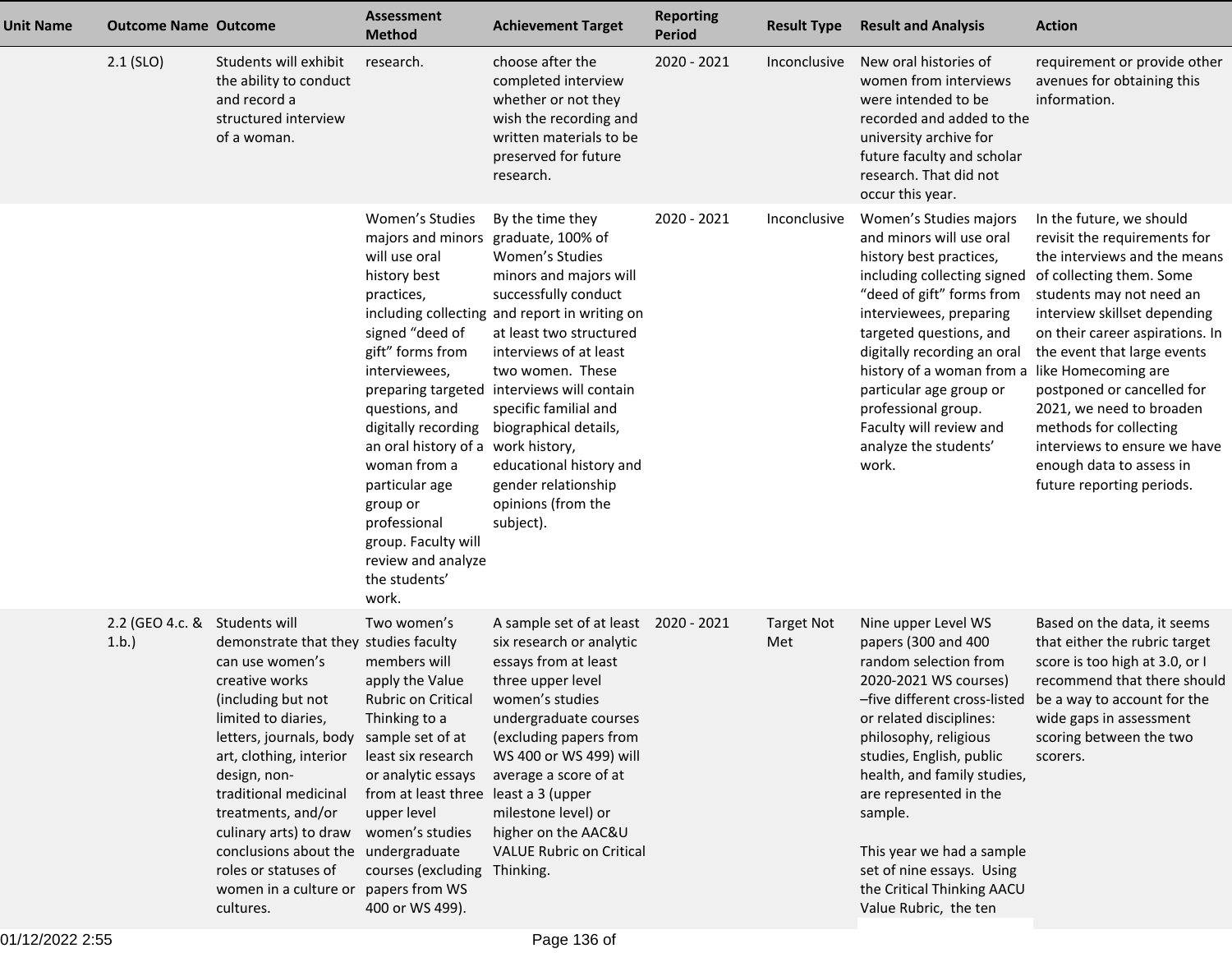| Unit Name | Outcome Name | Outcome | Assessment Method | Achievement Target | Reporting Period | Result Type | Result and Analysis | Action |
|---|---|---|---|---|---|---|---|---|
| | 2.1 (SLO) | Students will exhibit the ability to conduct and record a structured interview of a woman. | research. | choose after the completed interview whether or not they wish the recording and written materials to be preserved for future research. | 2020 - 2021 | Inconclusive | New oral histories of women from interviews were intended to be recorded and added to the university archive for future faculty and scholar research. That did not occur this year. | requirement or provide other avenues for obtaining this information. |
| | | | Women's Studies majors and minors will use oral history best practices, including collecting signed "deed of gift" forms from interviewees, preparing targeted questions, and digitally recording an oral history of a woman from a particular age group or professional group. Faculty will review and analyze the students' work. | By the time they graduate, 100% of Women's Studies minors and majors will successfully conduct and report in writing on at least two structured interviews of at least two women. These interviews will contain specific familial and biographical details, work history, educational history and gender relationship opinions (from the subject). | 2020 - 2021 | Inconclusive | Women's Studies majors and minors will use oral history best practices, including collecting signed "deed of gift" forms from interviewees, preparing targeted questions, and digitally recording an oral history of a woman from a particular age group or professional group. Faculty will review and analyze the students' work. | In the future, we should revisit the requirements for the interviews and the means of collecting them. Some students may not need an interview skillset depending on their career aspirations. In the event that large events like Homecoming are postponed or cancelled for 2021, we need to broaden methods for collecting interviews to ensure we have enough data to assess in future reporting periods. |
| | 2.2 (GEO 4.c. & 1.b.) | Students will demonstrate that they can use women's creative works (including but not limited to diaries, letters, journals, body art, clothing, interior design, non-traditional medicinal treatments, and/or culinary arts) to draw conclusions about the roles or statuses of women in a culture or cultures. | Two women's studies faculty members will apply the Value Rubric on Critical Thinking to a sample set of at least six research or analytic essays from at least three upper level women's studies undergraduate courses (excluding papers from WS 400 or WS 499). | A sample set of at least six research or analytic essays from at least three upper level women's studies undergraduate courses (excluding papers from WS 400 or WS 499) will average a score of at least a 3 (upper milestone level) or higher on the AAC&U VALUE Rubric on Critical Thinking. | 2020 - 2021 | Target Not Met | Nine upper Level WS papers (300 and 400 random selection from 2020-2021 WS courses) –five different cross-listed or related disciplines: philosophy, religious studies, English, public health, and family studies, are represented in the sample.<br><br>This year we had a sample set of nine essays. Using the Critical Thinking AACU Value Rubric, the ten | Based on the data, it seems that either the rubric target score is too high at 3.0, or I recommend that there should be a way to account for the wide gaps in assessment scoring between the two scorers. |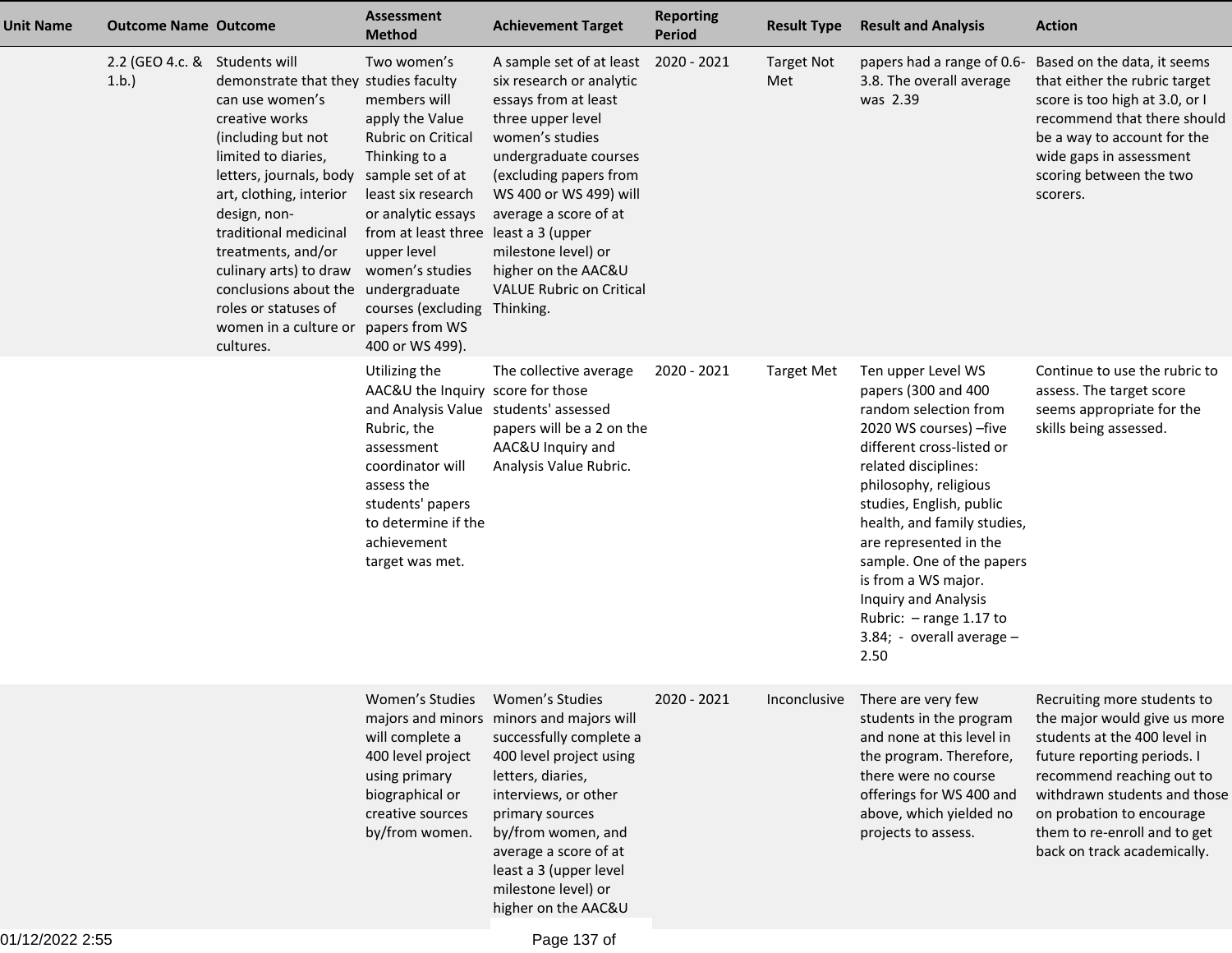| Unit Name | Outcome Name | Outcome | Assessment Method | Achievement Target | Reporting Period | Result Type | Result and Analysis | Action |
|---|---|---|---|---|---|---|---|---|
| | 2.2 (GEO 4.c. & 1.b.) | Students will demonstrate that they can use women's creative works (including but not limited to diaries, letters, journals, body art, clothing, interior design, non-traditional medicinal treatments, and/or culinary arts) to draw conclusions about the roles or statuses of women in a culture or cultures. | Two women's studies faculty members will apply the Value Rubric on Critical Thinking to a sample set of at least six research or analytic essays from at least three upper level women's studies undergraduate courses (excluding papers from WS 400 or WS 499). | A sample set of at least six research or analytic essays from at least three upper level women's studies undergraduate courses (excluding papers from WS 400 or WS 499) will average a score of at least a 3 (upper milestone level) or higher on the AAC&U VALUE Rubric on Critical Thinking. | 2020 - 2021 | Target Not Met | papers had a range of 0.6-3.8. The overall average was 2.39 | Based on the data, it seems that either the rubric target score is too high at 3.0, or I recommend that there should be a way to account for the wide gaps in assessment scoring between the two scorers. |
| | | | Utilizing the AAC&U the Inquiry and Analysis Value Rubric, the assessment coordinator will assess the students' papers to determine if the achievement target was met. | The collective average score for those students' assessed papers will be a 2 on the AAC&U Inquiry and Analysis Value Rubric. | 2020 - 2021 | Target Met | Ten upper Level WS papers (300 and 400 random selection from 2020 WS courses) –five different cross-listed or related disciplines: philosophy, religious studies, English, public health, and family studies, are represented in the sample. One of the papers is from a WS major. Inquiry and Analysis Rubric: – range 1.17 to 3.84; - overall average – 2.50 | Continue to use the rubric to assess. The target score seems appropriate for the skills being assessed. |
| | | | Women's Studies majors and minors will complete a 400 level project using primary biographical or creative sources by/from women. | Women's Studies minors and majors will successfully complete a 400 level project using letters, diaries, interviews, or other primary sources by/from women, and average a score of at least a 3 (upper level milestone level) or higher on the AAC&U | 2020 - 2021 | Inconclusive | There are very few students in the program and none at this level in the program. Therefore, there were no course offerings for WS 400 and above, which yielded no projects to assess. | Recruiting more students to the major would give us more students at the 400 level in future reporting periods. I recommend reaching out to withdrawn students and those on probation to encourage them to re-enroll and to get back on track academically. |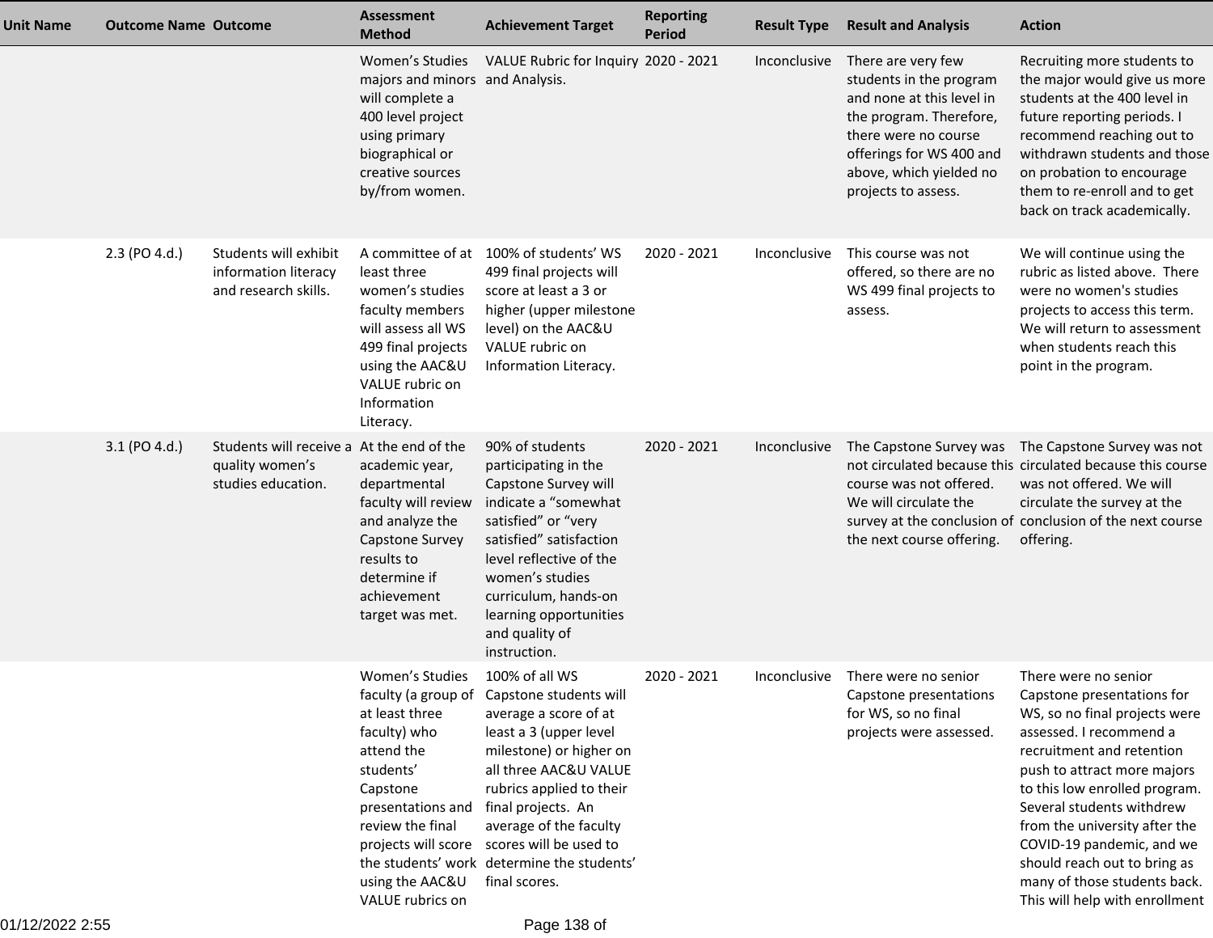| Unit Name | Outcome Name | Outcome | Assessment Method | Achievement Target | Reporting Period | Result Type | Result and Analysis | Action |
|---|---|---|---|---|---|---|---|---|
| | | | Women's Studies majors and minors will complete a 400 level project using primary biographical or creative sources by/from women. | VALUE Rubric for Inquiry and Analysis. | 2020 - 2021 | Inconclusive | There are very few students in the program and none at this level in the program. Therefore, there were no course offerings for WS 400 and above, which yielded no projects to assess. | Recruiting more students to the major would give us more students at the 400 level in future reporting periods. I recommend reaching out to withdrawn students and those on probation to encourage them to re-enroll and to get back on track academically. |
| | 2.3 (PO 4.d.) | Students will exhibit information literacy and research skills. | A committee of at least three women's studies faculty members will assess all WS 499 final projects using the AAC&U VALUE rubric on Information Literacy. | 100% of students' WS 499 final projects will score at least a 3 or higher (upper milestone level) on the AAC&U VALUE rubric on Information Literacy. | 2020 - 2021 | Inconclusive | This course was not offered, so there are no WS 499 final projects to assess. | We will continue using the rubric as listed above. There were no women's studies projects to access this term. We will return to assessment when students reach this point in the program. |
| | 3.1 (PO 4.d.) | Students will receive a quality women's studies education. | At the end of the academic year, departmental faculty will review and analyze the Capstone Survey results to determine if achievement target was met. | 90% of students participating in the Capstone Survey will indicate a "somewhat satisfied" or "very satisfied" satisfaction level reflective of the women's studies curriculum, hands-on learning opportunities and quality of instruction. | 2020 - 2021 | Inconclusive | The Capstone Survey was not circulated because this course was not offered. We will circulate the survey at the conclusion of the next course offering. | The Capstone Survey was not circulated because this course was not offered. We will circulate the survey at the conclusion of the next course offering. |
| | | | Women's Studies faculty (a group of at least three faculty) who attend the students' Capstone presentations and review the final projects will score the students' work using the AAC&U VALUE rubrics on | 100% of all WS Capstone students will average a score of at least a 3 (upper level milestone) or higher on all three AAC&U VALUE rubrics applied to their final projects. An average of the faculty scores will be used to determine the students' final scores. | 2020 - 2021 | Inconclusive | There were no senior Capstone presentations for WS, so no final projects were assessed. | There were no senior Capstone presentations for WS, so no final projects were assessed. I recommend a recruitment and retention push to attract more majors to this low enrolled program. Several students withdrew from the university after the COVID-19 pandemic, and we should reach out to bring as many of those students back. This will help with enrollment |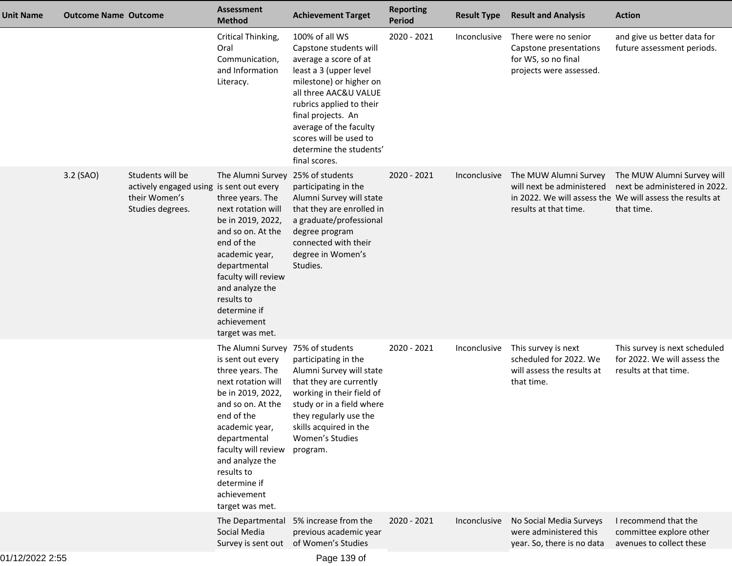| Unit Name | Outcome Name | Outcome | Assessment Method | Achievement Target | Reporting Period | Result Type | Result and Analysis | Action |
|---|---|---|---|---|---|---|---|---|
| | | | Critical Thinking, Oral Communication, and Information Literacy. | 100% of all WS Capstone students will average a score of at least a 3 (upper level milestone) or higher on all three AAC&U VALUE rubrics applied to their final projects. An average of the faculty scores will be used to determine the students' final scores. | 2020 - 2021 | Inconclusive | There were no senior Capstone presentations for WS, so no final projects were assessed. | and give us better data for future assessment periods. |
| | 3.2 (SAO) | Students will be actively engaged using their Women's Studies degrees. | The Alumni Survey is sent out every three years. The next rotation will be in 2019, 2022, and so on. At the end of the academic year, departmental faculty will review and analyze the results to determine if achievement target was met. | 25% of students participating in the Alumni Survey will state that they are enrolled in a graduate/professional degree program connected with their degree in Women's Studies. | 2020 - 2021 | Inconclusive | The MUW Alumni Survey will next be administered in 2022. We will assess the results at that time. | The MUW Alumni Survey will next be administered in 2022. We will assess the results at that time. |
| | | | The Alumni Survey is sent out every three years. The next rotation will be in 2019, 2022, and so on. At the end of the academic year, departmental faculty will review and analyze the results to determine if achievement target was met. | 75% of students participating in the Alumni Survey will state that they are currently working in their field of study or in a field where they regularly use the skills acquired in the Women's Studies program. | 2020 - 2021 | Inconclusive | This survey is next scheduled for 2022. We will assess the results at that time. | This survey is next scheduled for 2022. We will assess the results at that time. |
| | | | The Departmental Social Media Survey is sent out | 5% increase from the previous academic year of Women's Studies | 2020 - 2021 | Inconclusive | No Social Media Surveys were administered this year. So, there is no data | I recommend that the committee explore other avenues to collect these |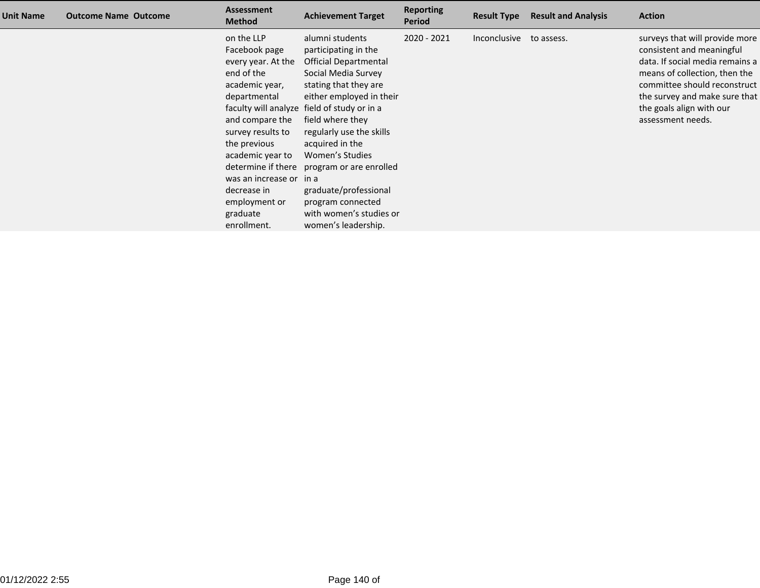| Unit Name | Outcome Name | Outcome | Assessment Method | Achievement Target | Reporting Period | Result Type | Result and Analysis | Action |
|---|---|---|---|---|---|---|---|---|
| | | | on the LLP Facebook page every year. At the end of the academic year, departmental faculty will analyze and compare the survey results to the previous academic year to determine if there was an increase or decrease in employment or graduate enrollment. | alumni students participating in the Official Departmental Social Media Survey stating that they are either employed in their field of study or in a field where they regularly use the skills acquired in the Women's Studies program or are enrolled in a graduate/professional program connected with women's studies or women's leadership. | 2020 - 2021 | Inconclusive | to assess. | surveys that will provide more consistent and meaningful data. If social media remains a means of collection, then the committee should reconstruct the survey and make sure that the goals align with our assessment needs. |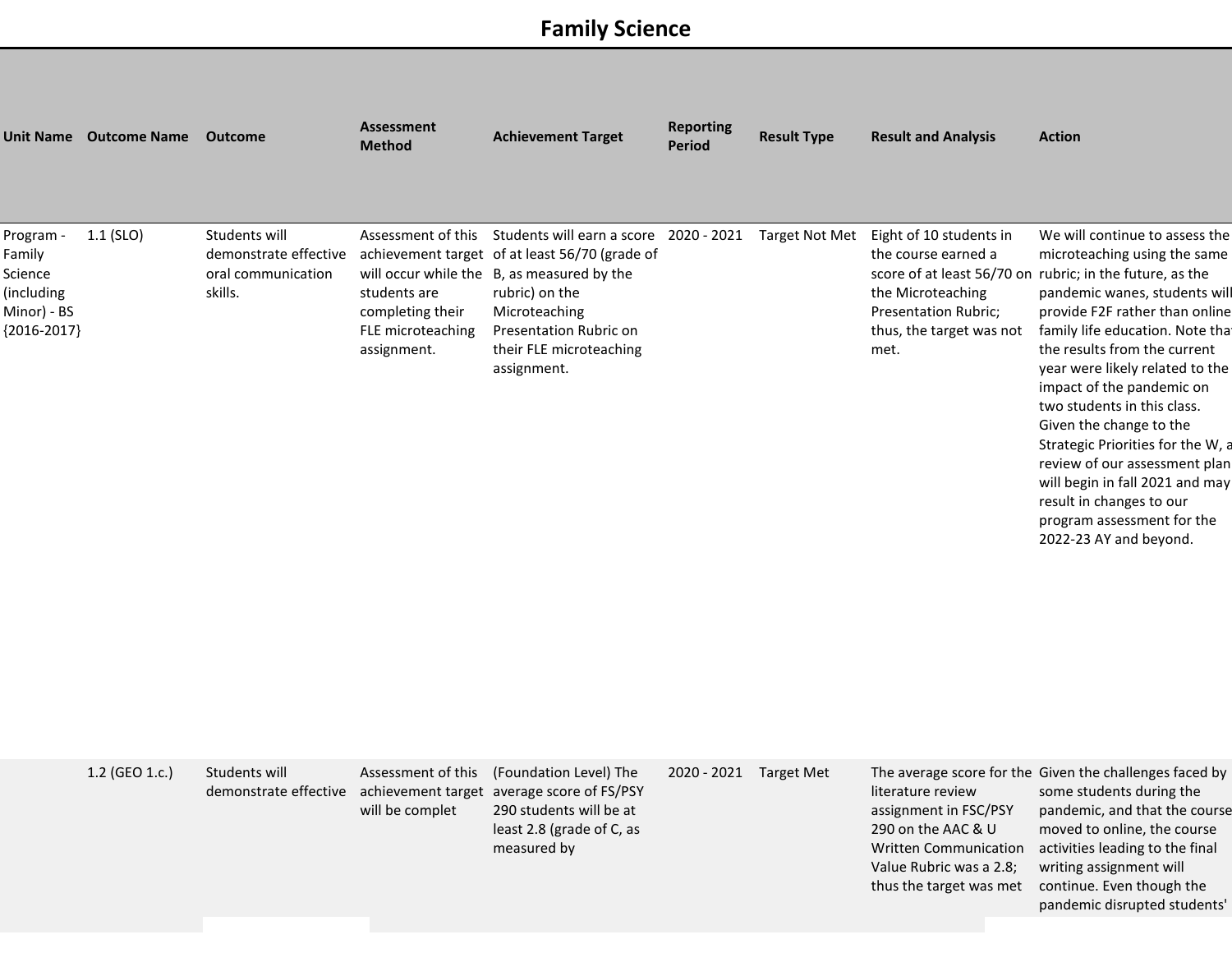# Family Science

| Unit Name | Outcome Name | Outcome | Assessment Method | Achievement Target | Reporting Period | Result Type | Result and Analysis | Action |
|---|---|---|---|---|---|---|---|---|
| Program - Family Science (including Minor) - BS {2016-2017} | 1.1 (SLO) | Students will demonstrate effective oral communication skills. | Assessment of this achievement target will occur while the students are completing their FLE microteaching assignment. | Students will earn a score of at least 56/70 (grade of B, as measured by the rubric) on the Microteaching Presentation Rubric on their FLE microteaching assignment. | 2020 - 2021 | Target Not Met | Eight of 10 students in the course earned a score of at least 56/70 on the Microteaching Presentation Rubric; thus, the target was not met. | We will continue to assess the microteaching using the same rubric; in the future, as the pandemic wanes, students will provide F2F rather than online family life education. Note that the results from the current year were likely related to the impact of the pandemic on two students in this class. Given the change to the Strategic Priorities for the W, a review of our assessment plan will begin in fall 2021 and may result in changes to our program assessment for the 2022-23 AY and beyond. |
| | 1.2 (GEO 1.c.) | Students will demonstrate effective | Assessment of this achievement target will be complet | (Foundation Level) The average score of FS/PSY 290 students will be at least 2.8 (grade of C, as measured by | 2020 - 2021 | Target Met | The average score for the literature review assignment in FSC/PSY 290 on the AAC & U Written Communication Value Rubric was a 2.8; thus the target was met | Given the challenges faced by some students during the pandemic, and that the course moved to online, the course activities leading to the final writing assignment will continue. Even though the pandemic disrupted students' |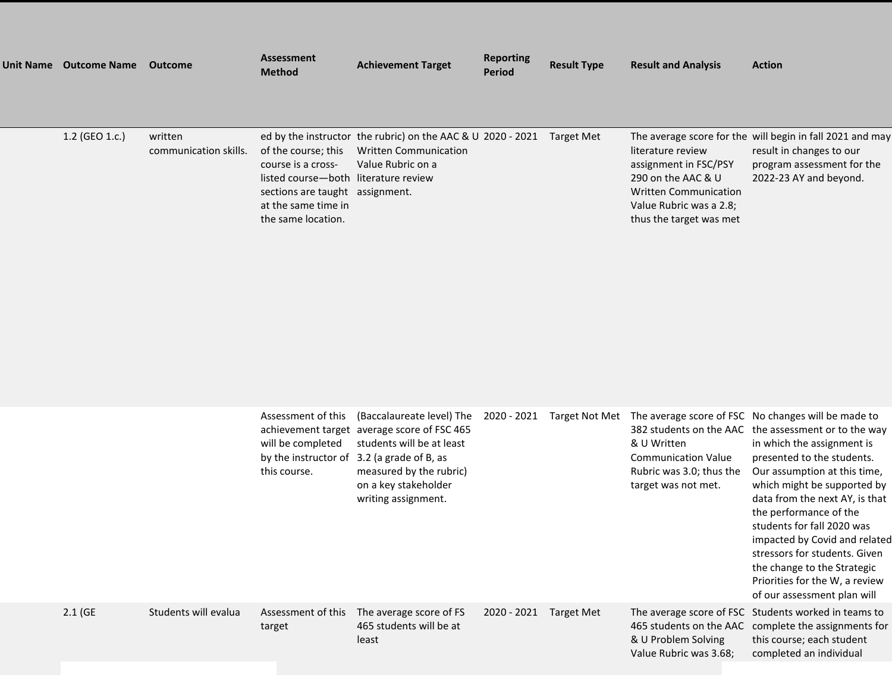| Unit Name | Outcome Name | Outcome | Assessment Method | Achievement Target | Reporting Period | Result Type | Result and Analysis | Action |
| --- | --- | --- | --- | --- | --- | --- | --- | --- |
| | 1.2 (GEO 1.c.) | written communication skills. | ed by the instructor of the course; this course is a cross-listed course—both sections are taught at the same time in the same location. | the rubric) on the AAC & U Written Communication Value Rubric on a literature review assignment. | 2020 - 2021 | Target Met | The average score for the literature review assignment in FSC/PSY 290 on the AAC & U Written Communication Value Rubric was a 2.8; thus the target was met | will begin in fall 2021 and may result in changes to our program assessment for the 2022-23 AY and beyond. |
| | | | Assessment of this achievement target will be completed by the instructor of this course. | (Baccalaureate level) The average score of FSC 465 students will be at least 3.2 (a grade of B, as measured by the rubric) on a key stakeholder writing assignment. | 2020 - 2021 | Target Not Met | The average score of FSC 382 students on the AAC & U Written Communication Value Rubric was 3.0; thus the target was not met. | No changes will be made to the assessment or to the way in which the assignment is presented to the students. Our assumption at this time, which might be supported by data from the next AY, is that the performance of the students for fall 2020 was impacted by Covid and related stressors for students. Given the change to the Strategic Priorities for the W, a review of our assessment plan will |
| | 2.1 (GE | Students will evalua | Assessment of this target | The average score of FS 465 students will be at least | 2020 - 2021 | Target Met | The average score of FSC 465 students on the AAC & U Problem Solving Value Rubric was 3.68; | Students worked in teams to complete the assignments for this course; each student completed an individual |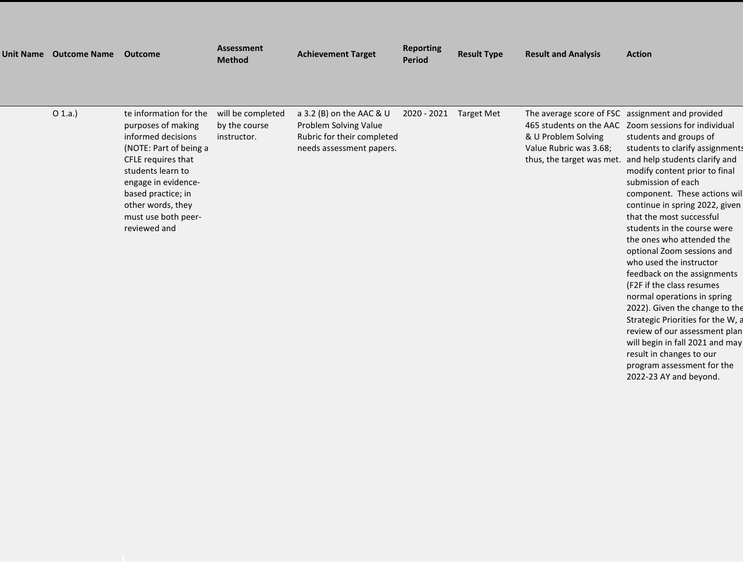| Unit Name | Outcome Name | Outcome | Assessment Method | Achievement Target | Reporting Period | Result Type | Result and Analysis | Action |
|---|---|---|---|---|---|---|---|---|
| | O 1.a.) | te information for the purposes of making informed decisions (NOTE: Part of being a CFLE requires that students learn to engage in evidence-based practice; in other words, they must use both peer-reviewed and | will be completed by the course instructor. | a 3.2 (B) on the AAC & U Problem Solving Value Rubric for their completed needs assessment papers. | 2020 - 2021 | Target Met | The average score of FSC 465 students on the AAC & U Problem Solving Value Rubric was 3.68; thus, the target was met. | assignment and provided Zoom sessions for individual students and groups of students to clarify assignments and help students clarify and modify content prior to final submission of each component. These actions will continue in spring 2022, given that the most successful students in the course were the ones who attended the optional Zoom sessions and who used the instructor feedback on the assignments (F2F if the class resumes normal operations in spring 2022). Given the change to the Strategic Priorities for the W, a review of our assessment plan will begin in fall 2021 and may result in changes to our program assessment for the 2022-23 AY and beyond. |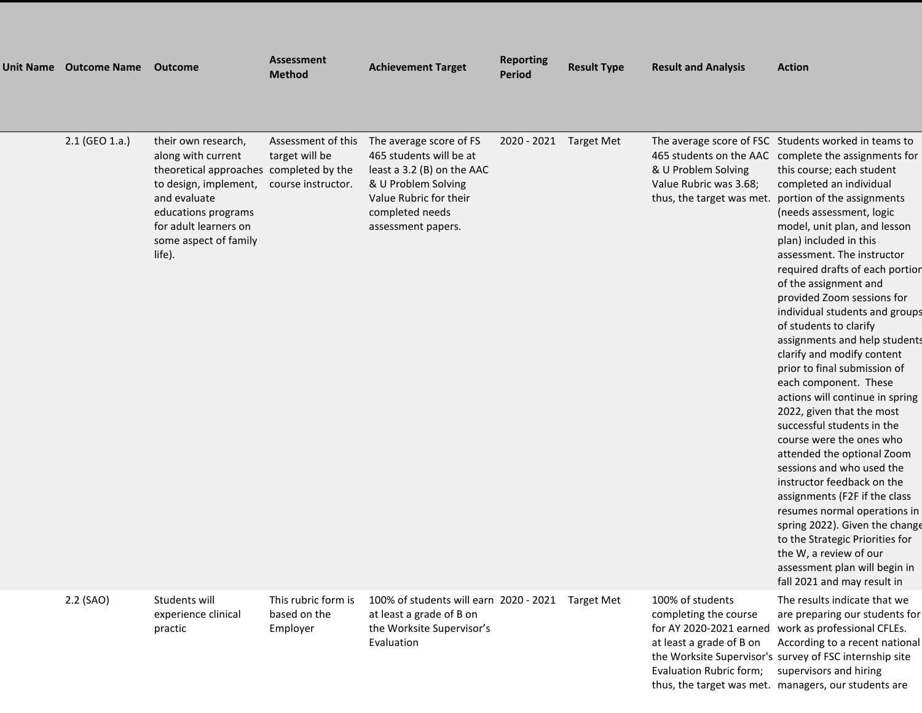| Unit Name | Outcome Name | Outcome | Assessment Method | Achievement Target | Reporting Period | Result Type | Result and Analysis | Action |
|---|---|---|---|---|---|---|---|---|
| | 2.1 (GEO 1.a.) | their own research, along with current theoretical approaches to design, implement, and evaluate educations programs for adult learners on some aspect of family life). | Assessment of this target will be completed by the course instructor. | The average score of FS 465 students will be at least a 3.2 (B) on the AAC & U Problem Solving Value Rubric for their completed needs assessment papers. | 2020 - 2021 | Target Met | The average score of FSC 465 students on the AAC & U Problem Solving Value Rubric was 3.68; thus, the target was met. | Students worked in teams to complete the assignments for this course; each student completed an individual portion of the assignments (needs assessment, logic model, unit plan, and lesson plan) included in this assessment. The instructor required drafts of each portion of the assignment and provided Zoom sessions for individual students and groups of students to clarify assignments and help students clarify and modify content prior to final submission of each component. These actions will continue in spring 2022, given that the most successful students in the course were the ones who attended the optional Zoom sessions and who used the instructor feedback on the assignments (F2F if the class resumes normal operations in spring 2022). Given the change to the Strategic Priorities for the W, a review of our assessment plan will begin in fall 2021 and may result in |
| | 2.2 (SAO) | Students will experience clinical practic | This rubric form is based on the Employer | 100% of students will earn at least a grade of B on the Worksite Supervisor's Evaluation | 2020 - 2021 | Target Met | 100% of students completing the course for AY 2020-2021 earned at least a grade of B on the Worksite Supervisor's Evaluation Rubric form; thus, the target was met. | The results indicate that we are preparing our students for work as professional CFLEs. According to a recent national survey of FSC internship site supervisors and hiring managers, our students are |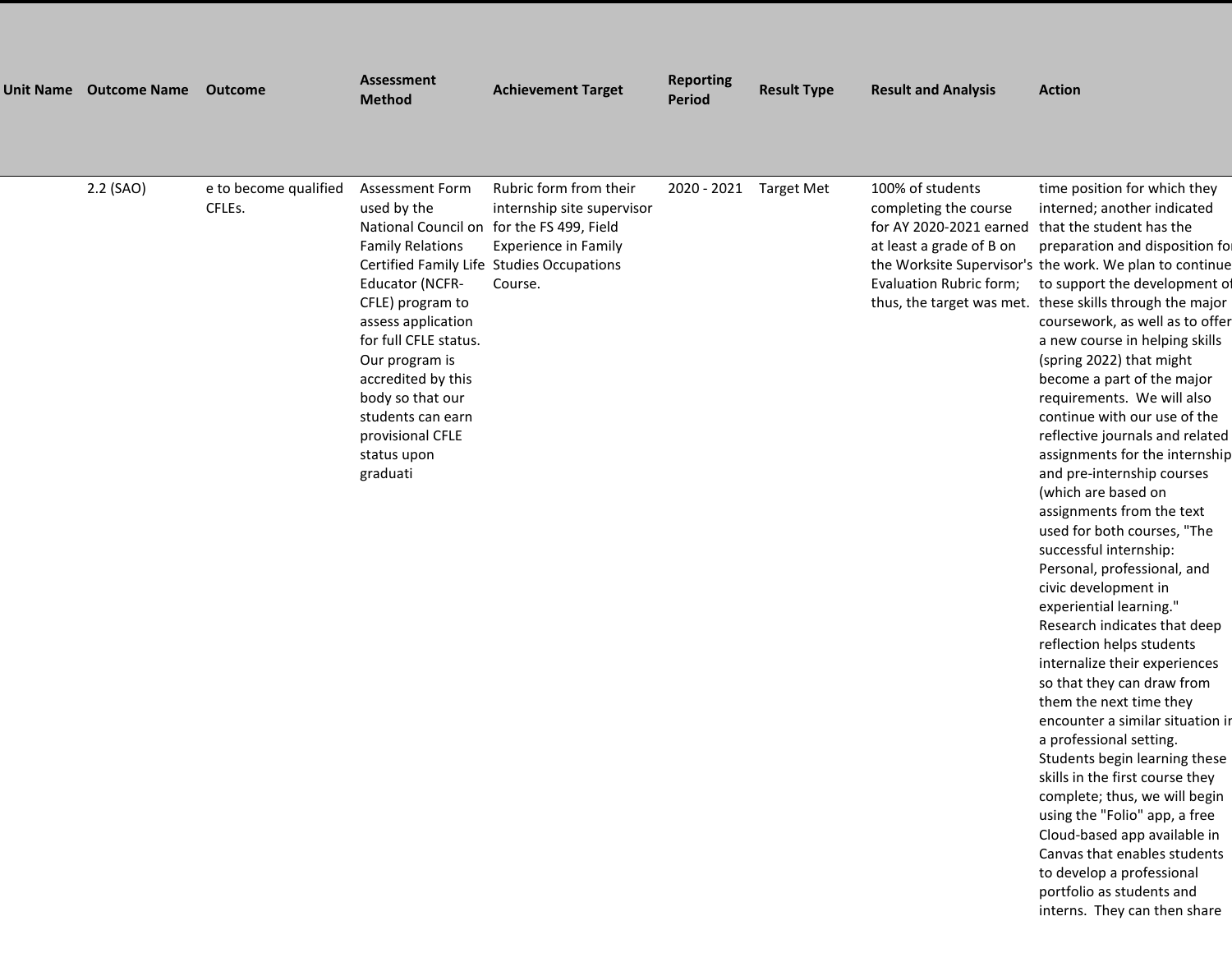| Unit Name | Outcome Name | Outcome | Assessment Method | Achievement Target | Reporting Period | Result Type | Result and Analysis | Action |
|---|---|---|---|---|---|---|---|---|
| | 2.2 (SAO) | e to become qualified CFLEs. | Assessment Form used by the National Council on Family Relations Certified Family Life Educator (NCFR-CFLE) program to assess application for full CFLE status. Our program is accredited by this body so that our students can earn provisional CFLE status upon graduati | Rubric form from their internship site supervisor for the FS 499, Field Experience in Family Studies Occupations Course. | 2020 - 2021 | Target Met | 100% of students completing the course for AY 2020-2021 earned at least a grade of B on the Worksite Supervisor's Evaluation Rubric form; thus, the target was met. | time position for which they interned; another indicated that the student has the preparation and disposition for the work. We plan to continue to support the development of these skills through the major coursework, as well as to offer a new course in helping skills (spring 2022) that might become a part of the major requirements. We will also continue with our use of the reflective journals and related assignments for the internship and pre-internship courses (which are based on assignments from the text used for both courses, "The successful internship: Personal, professional, and civic development in experiential learning." Research indicates that deep reflection helps students internalize their experiences so that they can draw from them the next time they encounter a similar situation in a professional setting. Students begin learning these skills in the first course they complete; thus, we will begin using the "Folio" app, a free Cloud-based app available in Canvas that enables students to develop a professional portfolio as students and interns. They can then share |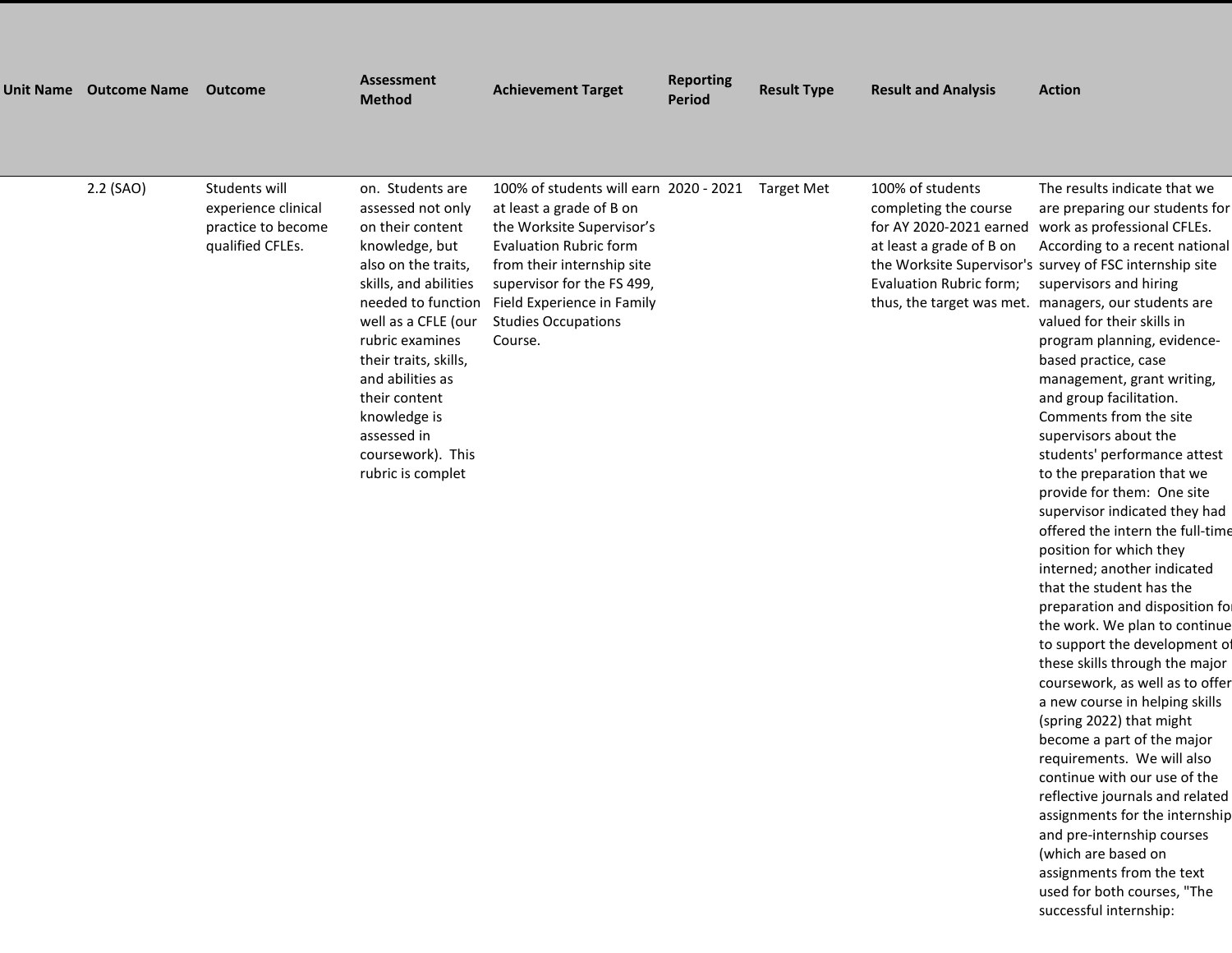| Unit Name | Outcome Name | Outcome | Assessment Method | Achievement Target | Reporting Period | Result Type | Result and Analysis | Action |
|---|---|---|---|---|---|---|---|---|
| | 2.2 (SAO) | Students will experience clinical practice to become qualified CFLEs. | on. Students are assessed not only on their content knowledge, but also on the traits, skills, and abilities needed to function well as a CFLE (our rubric examines their traits, skills, and abilities as their content knowledge is assessed in coursework). This rubric is complet | 100% of students will earn at least a grade of B on the Worksite Supervisor's Evaluation Rubric form from their internship site supervisor for the FS 499, Field Experience in Family Studies Occupations Course. | 2020 - 2021 | Target Met | 100% of students completing the course for AY 2020-2021 earned at least a grade of B on the Worksite Supervisor's Evaluation Rubric form; thus, the target was met. | The results indicate that we are preparing our students for work as professional CFLEs. According to a recent national survey of FSC internship site supervisors and hiring managers, our students are valued for their skills in program planning, evidence-based practice, case management, grant writing, and group facilitation. Comments from the site supervisors about the students' performance attest to the preparation that we provide for them: One site supervisor indicated they had offered the intern the full-time position for which they interned; another indicated that the student has the preparation and disposition for the work. We plan to continue to support the development of these skills through the major coursework, as well as to offer a new course in helping skills (spring 2022) that might become a part of the major requirements. We will also continue with our use of the reflective journals and related assignments for the internship and pre-internship courses (which are based on assignments from the text used for both courses, "The successful internship: |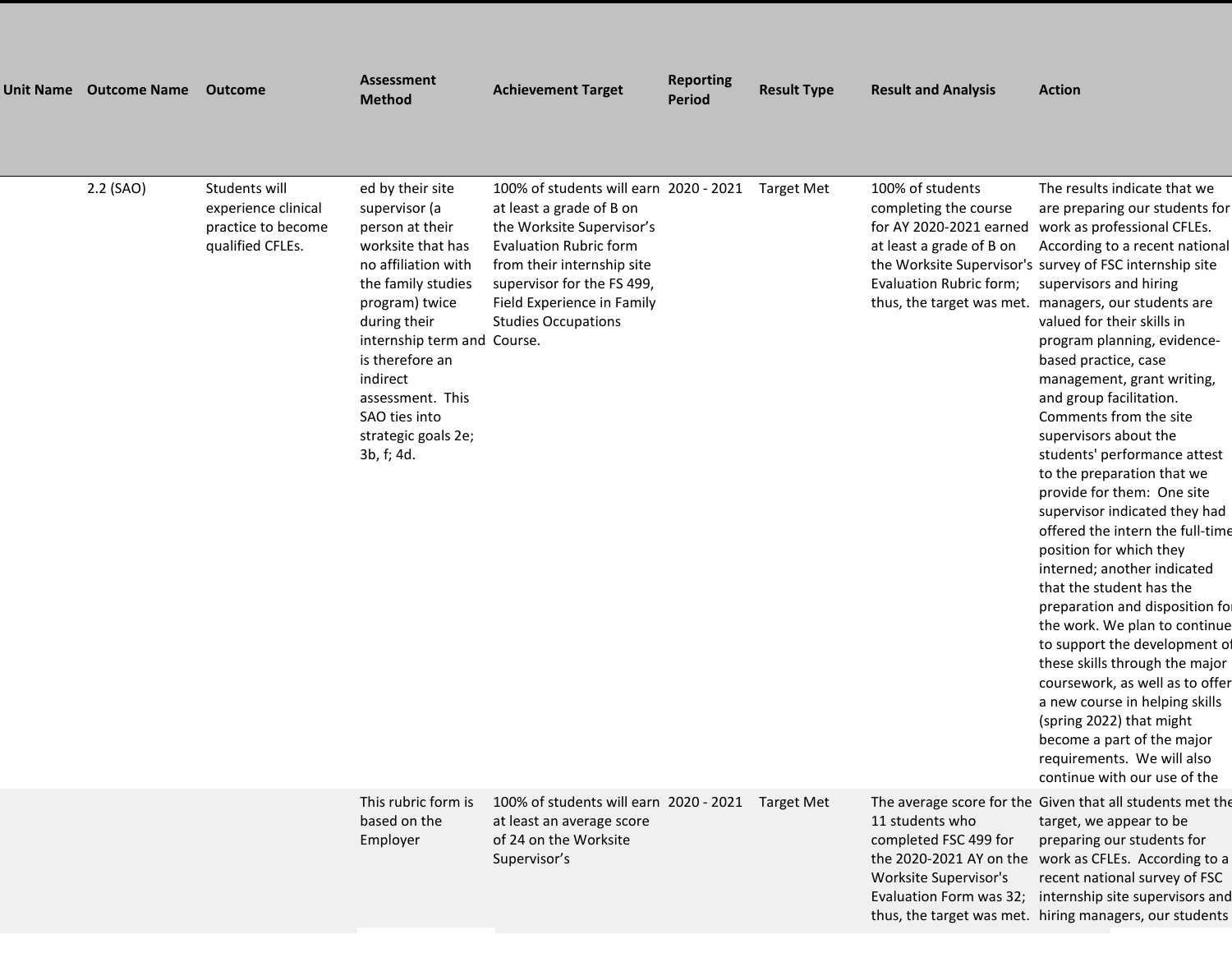| Unit Name | Outcome Name | Outcome | Assessment Method | Achievement Target | Reporting Period | Result Type | Result and Analysis | Action |
|---|---|---|---|---|---|---|---|---|
| | 2.2 (SAO) | Students will experience clinical practice to become qualified CFLEs. | ed by their site supervisor (a person at their worksite that has no affiliation with the family studies program) twice during their internship term and is therefore an indirect assessment. This SAO ties into strategic goals 2e; 3b, f; 4d. | 100% of students will earn at least a grade of B on the Worksite Supervisor's Evaluation Rubric form from their internship site supervisor for the FS 499, Field Experience in Family Studies Occupations Course. | 2020 - 2021 | Target Met | 100% of students completing the course for AY 2020-2021 earned at least a grade of B on the Worksite Supervisor's Evaluation Rubric form; thus, the target was met. | The results indicate that we are preparing our students for work as professional CFLEs. According to a recent national survey of FSC internship site supervisors and hiring managers, our students are valued for their skills in program planning, evidence-based practice, case management, grant writing, and group facilitation. Comments from the site supervisors about the students' performance attest to the preparation that we provide for them: One site supervisor indicated they had offered the intern the full-time position for which they interned; another indicated that the student has the preparation and disposition for the work. We plan to continue to support the development of these skills through the major coursework, as well as to offer a new course in helping skills (spring 2022) that might become a part of the major requirements. We will also continue with our use of the |
| | | | This rubric form is based on the Employer | 100% of students will earn at least an average score of 24 on the Worksite Supervisor's | 2020 - 2021 | Target Met | The average score for the 11 students who completed FSC 499 for the 2020-2021 AY on the Worksite Supervisor's Evaluation Form was 32; thus, the target was met. | Given that all students met the target, we appear to be preparing our students for work as CFLEs. According to a recent national survey of FSC internship site supervisors and hiring managers, our students |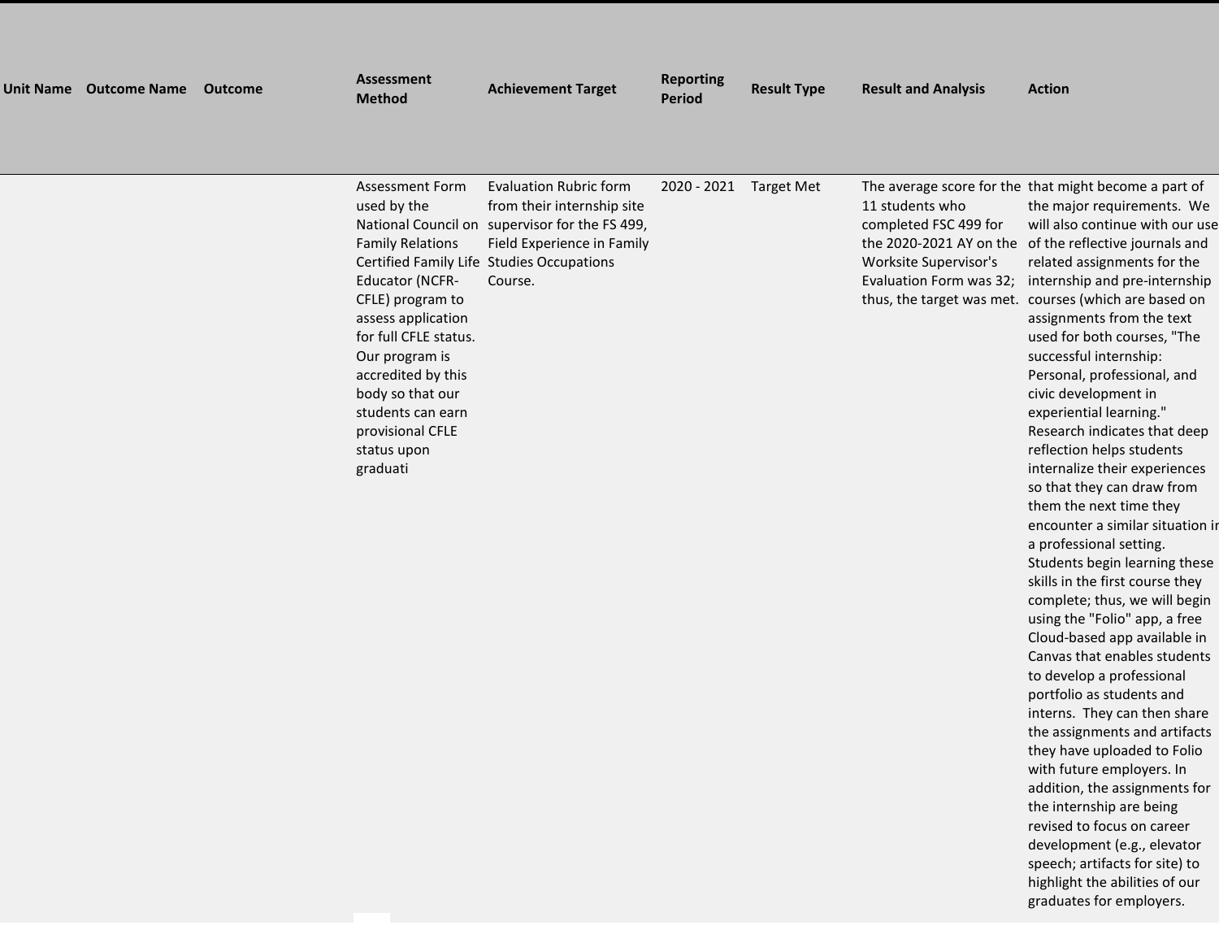| Unit Name | Outcome Name | Outcome | Assessment Method | Achievement Target | Reporting Period | Result Type | Result and Analysis | Action |
|---|---|---|---|---|---|---|---|---|
| | | | Assessment Form used by the National Council on Family Relations Certified Family Life Educator (NCFR-CFLE) program to assess application for full CFLE status. Our program is accredited by this body so that our students can earn provisional CFLE status upon graduati | Evaluation Rubric form from their internship site supervisor for the FS 499, Field Experience in Family Studies Occupations Course. | 2020 - 2021 | Target Met | The average score for the 11 students who completed FSC 499 for the 2020-2021 AY on the Worksite Supervisor's Evaluation Form was 32; thus, the target was met. | that might become a part of the major requirements. We will also continue with our use of the reflective journals and related assignments for the internship and pre-internship courses (which are based on assignments from the text used for both courses, "The successful internship: Personal, professional, and civic development in experiential learning." Research indicates that deep reflection helps students internalize their experiences so that they can draw from them the next time they encounter a similar situation in a professional setting. Students begin learning these skills in the first course they complete; thus, we will begin using the "Folio" app, a free Cloud-based app available in Canvas that enables students to develop a professional portfolio as students and interns. They can then share the assignments and artifacts they have uploaded to Folio with future employers. In addition, the assignments for the internship are being revised to focus on career development (e.g., elevator speech; artifacts for site) to highlight the abilities of our graduates for employers. |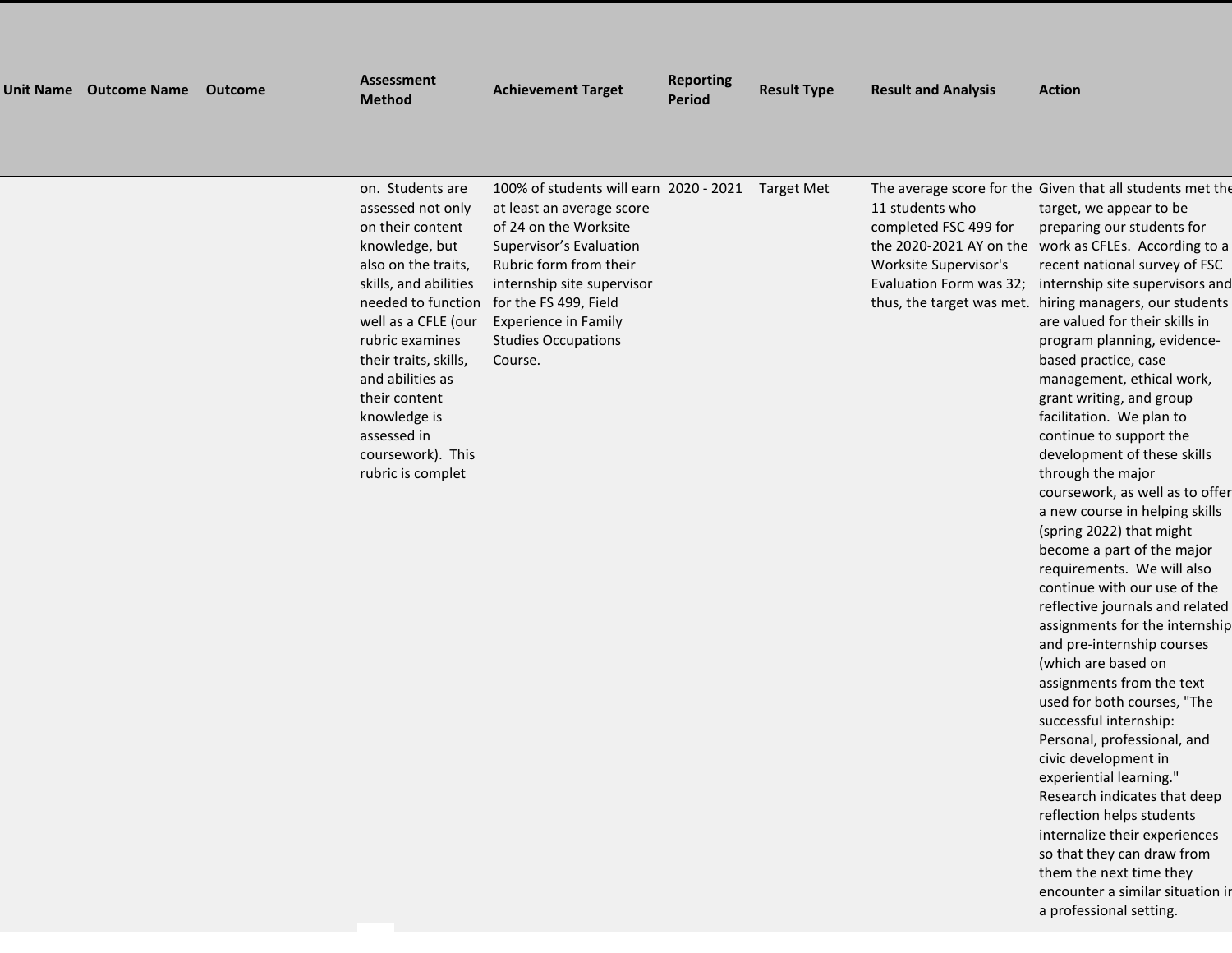| Unit Name | Outcome Name | Outcome | Assessment Method | Achievement Target | Reporting Period | Result Type | Result and Analysis | Action |
|---|---|---|---|---|---|---|---|---|
| | | | on. Students are assessed not only on their content knowledge, but also on the traits, skills, and abilities needed to function well as a CFLE (our rubric examines their traits, skills, and abilities as their content knowledge is assessed in coursework). This rubric is complet | 100% of students will earn at least an average score of 24 on the Worksite Supervisor's Evaluation Rubric form from their internship site supervisor for the FS 499, Field Experience in Family Studies Occupations Course. | 2020 - 2021 | Target Met | The average score for the 11 students who completed FSC 499 for the 2020-2021 AY on the Worksite Supervisor's Evaluation Form was 32; thus, the target was met. | Given that all students met the target, we appear to be preparing our students for work as CFLEs. According to a recent national survey of FSC internship site supervisors and hiring managers, our students are valued for their skills in program planning, evidence-based practice, case management, ethical work, grant writing, and group facilitation. We plan to continue to support the development of these skills through the major coursework, as well as to offer a new course in helping skills (spring 2022) that might become a part of the major requirements. We will also continue with our use of the reflective journals and related assignments for the internship and pre-internship courses (which are based on assignments from the text used for both courses, "The successful internship: Personal, professional, and civic development in experiential learning." Research indicates that deep reflection helps students internalize their experiences so that they can draw from them the next time they encounter a similar situation in a professional setting. |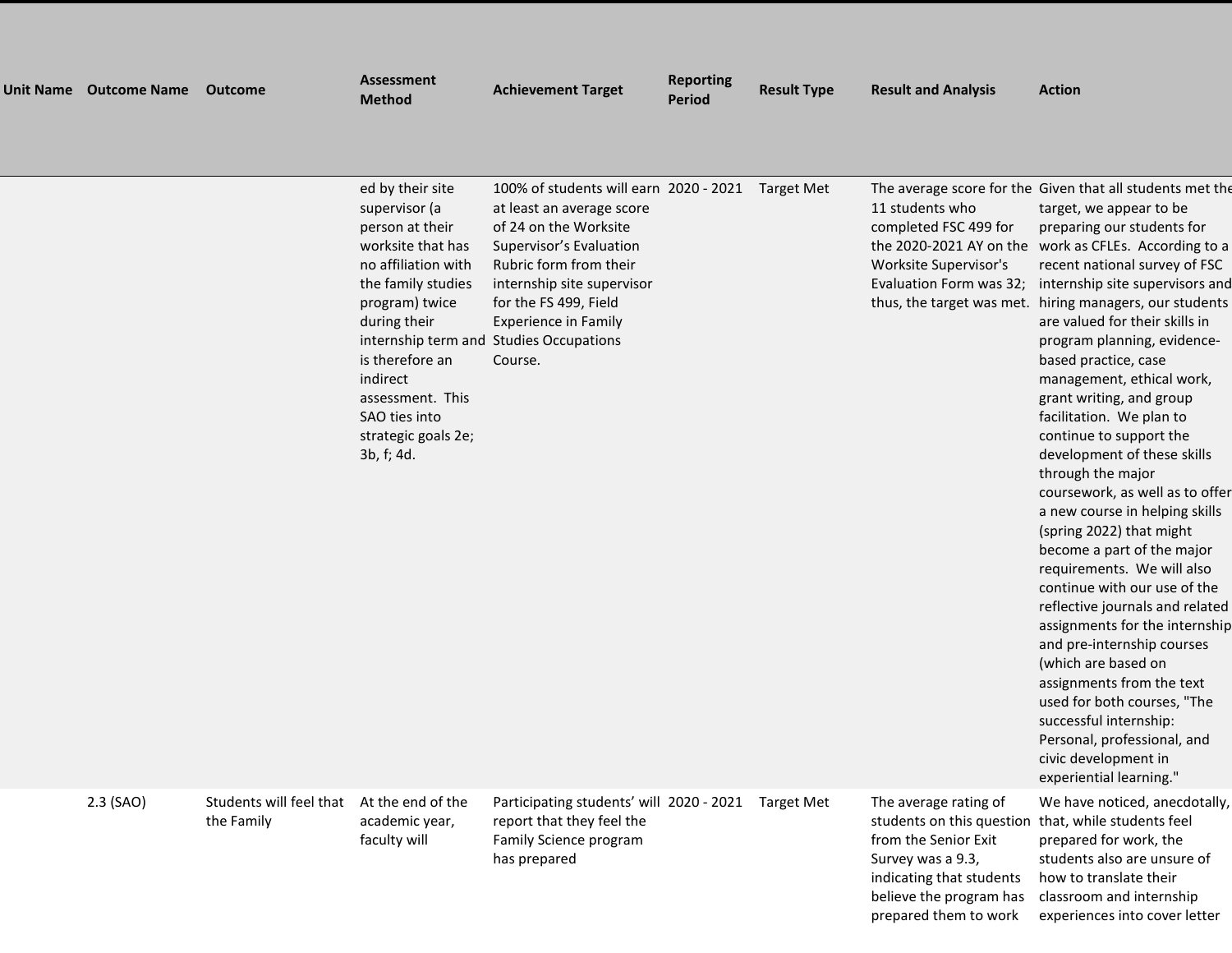| Unit Name | Outcome Name | Outcome | Assessment Method | Achievement Target | Reporting Period | Result Type | Result and Analysis | Action |
|---|---|---|---|---|---|---|---|---|
| | | | ed by their site supervisor (a person at their worksite that has no affiliation with the family studies program) twice during their internship term and is therefore an indirect assessment. This SAO ties into strategic goals 2e; 3b, f; 4d. | 100% of students will earn at least an average score of 24 on the Worksite Supervisor's Evaluation Rubric form from their internship site supervisor for the FS 499, Field Experience in Family Studies Occupations Course. | 2020 - 2021 | Target Met | The average score for the 11 students who completed FSC 499 for the 2020-2021 AY on the Worksite Supervisor's Evaluation Form was 32; thus, the target was met. | Given that all students met the target, we appear to be preparing our students for work as CFLEs. According to a recent national survey of FSC internship site supervisors and hiring managers, our students are valued for their skills in program planning, evidence-based practice, case management, ethical work, grant writing, and group facilitation. We plan to continue to support the development of these skills through the major coursework, as well as to offer a new course in helping skills (spring 2022) that might become a part of the major requirements. We will also continue with our use of the reflective journals and related assignments for the internship and pre-internship courses (which are based on assignments from the text used for both courses, "The successful internship: Personal, professional, and civic development in experiential learning." |
| | 2.3 (SAO) | Students will feel that the Family | At the end of the academic year, faculty will | Participating students' will report that they feel the Family Science program has prepared | 2020 - 2021 | Target Met | The average rating of students on this question from the Senior Exit Survey was a 9.3, indicating that students believe the program has prepared them to work | We have noticed, anecdotally, that, while students feel prepared for work, the students also are unsure of how to translate their classroom and internship experiences into cover letter |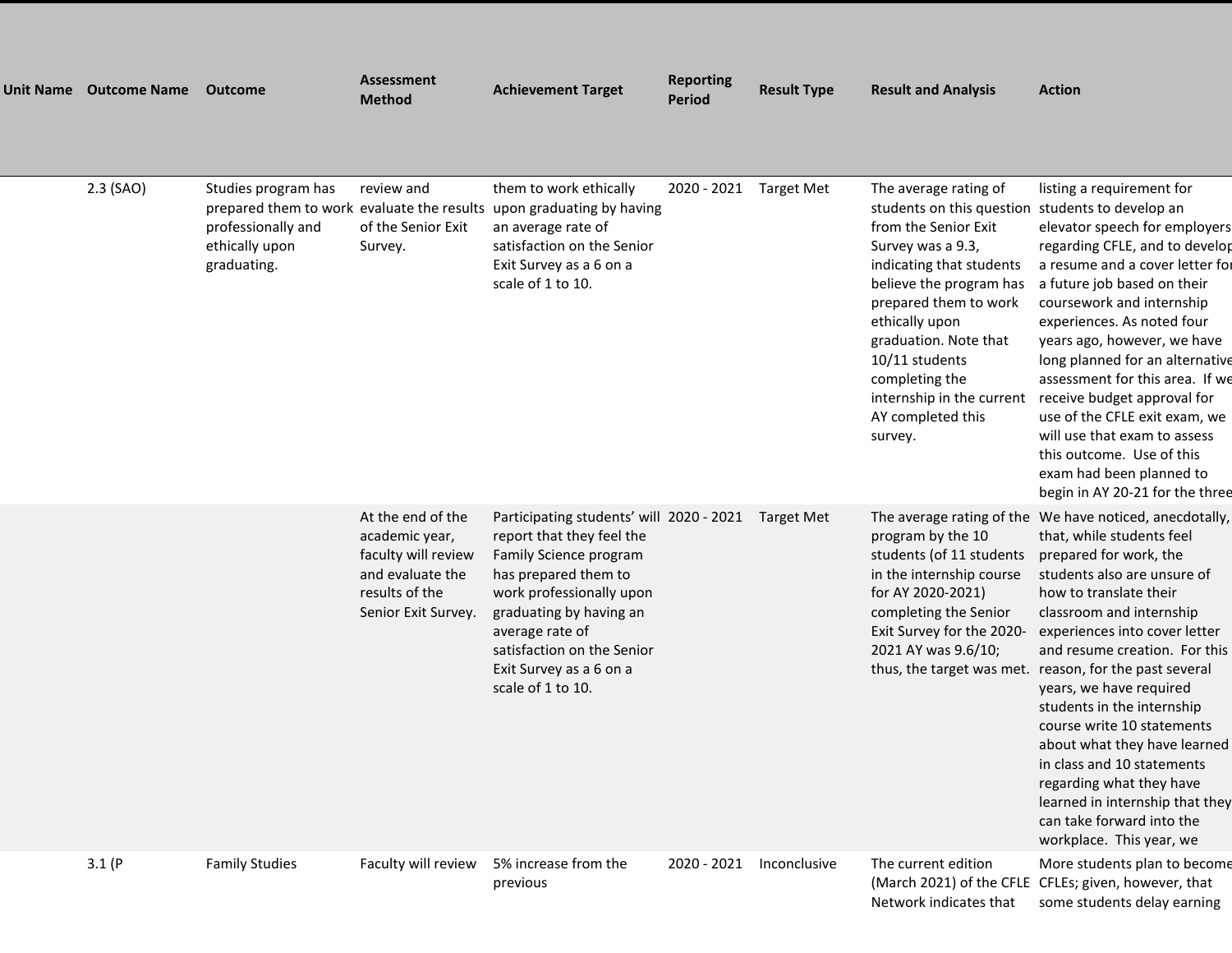| Unit Name | Outcome Name | Outcome | Assessment Method | Achievement Target | Reporting Period | Result Type | Result and Analysis | Action |
|---|---|---|---|---|---|---|---|---|
| | 2.3 (SAO) | Studies program has prepared them to work professionally and ethically upon graduating. | review and evaluate the results of the Senior Exit Survey. | them to work ethically upon graduating by having an average rate of satisfaction on the Senior Exit Survey as a 6 on a scale of 1 to 10. | 2020 - 2021 | Target Met | The average rating of students on this question from the Senior Exit Survey was a 9.3, indicating that students believe the program has prepared them to work ethically upon graduation. Note that 10/11 students completing the internship in the current AY completed this survey. | listing a requirement for students to develop an elevator speech for employers regarding CFLE, and to develop a resume and a cover letter for a future job based on their coursework and internship experiences. As noted four years ago, however, we have long planned for an alternative assessment for this area. If we receive budget approval for use of the CFLE exit exam, we will use that exam to assess this outcome. Use of this exam had been planned to begin in AY 20-21 for the three |
| | | | At the end of the academic year, faculty will review and evaluate the results of the Senior Exit Survey. | Participating students' will report that they feel the Family Science program has prepared them to work professionally upon graduating by having an average rate of satisfaction on the Senior Exit Survey as a 6 on a scale of 1 to 10. | 2020 - 2021 | Target Met | The average rating of the program by the 10 students (of 11 students in the internship course for AY 2020-2021) completing the Senior Exit Survey for the 2020-2021 AY was 9.6/10; thus, the target was met. | We have noticed, anecdotally, that, while students feel prepared for work, the students also are unsure of how to translate their classroom and internship experiences into cover letter and resume creation. For this reason, for the past several years, we have required students in the internship course write 10 statements about what they have learned in class and 10 statements regarding what they have learned in internship that they can take forward into the workplace. This year, we |
| | 3.1 (P | Family Studies | Faculty will review | 5% increase from the previous | 2020 - 2021 | Inconclusive | The current edition (March 2021) of the CFLE Network indicates that | More students plan to become CFLEs; given, however, that some students delay earning |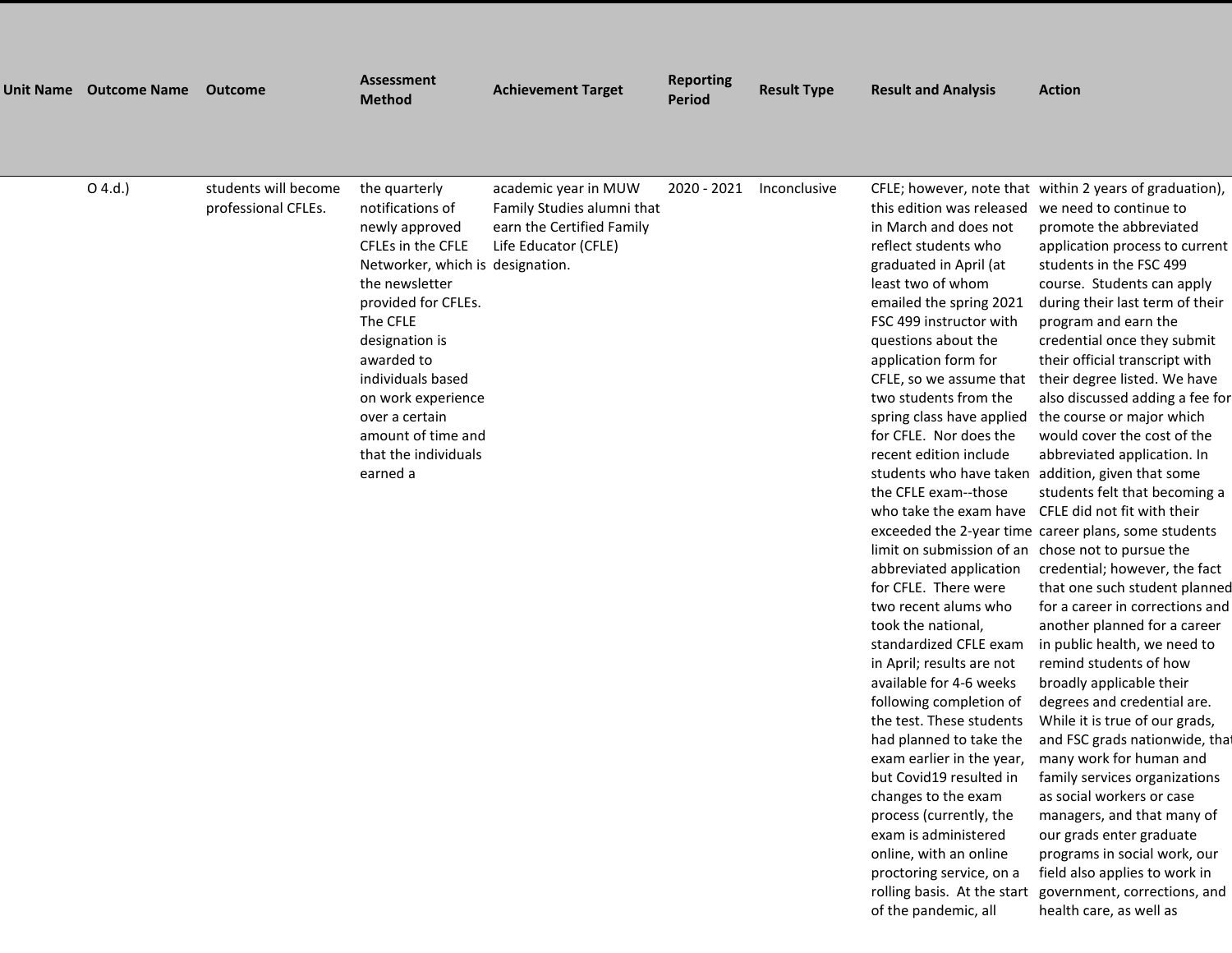| Unit Name | Outcome Name | Outcome | Assessment Method | Achievement Target | Reporting Period | Result Type | Result and Analysis | Action |
|---|---|---|---|---|---|---|---|---|
| | O 4.d.) | students will become professional CFLEs. | the quarterly notifications of newly approved CFLEs in the CFLE Networker, which is the newsletter provided for CFLEs. The CFLE designation is awarded to individuals based on work experience over a certain amount of time and that the individuals earned a | academic year in MUW Family Studies alumni that earn the Certified Family Life Educator (CFLE) designation. | 2020 - 2021 | Inconclusive | CFLE; however, note that this edition was released in March and does not reflect students who graduated in April (at least two of whom emailed the spring 2021 FSC 499 instructor with questions about the application form for CFLE, so we assume that two students from the spring class have applied for CFLE. Nor does the recent edition include students who have taken the CFLE exam--those who take the exam have exceeded the 2-year time limit on submission of an abbreviated application for CFLE. There were two recent alums who took the national, standardized CFLE exam in April; results are not available for 4-6 weeks following completion of the test. These students had planned to take the exam earlier in the year, but Covid19 resulted in changes to the exam process (currently, the exam is administered online, with an online proctoring service, on a rolling basis. At the start of the pandemic, all | within 2 years of graduation), we need to continue to promote the abbreviated application process to current students in the FSC 499 course. Students can apply during their last term of their program and earn the credential once they submit their official transcript with their degree listed. We have also discussed adding a fee for the course or major which would cover the cost of the abbreviated application. In addition, given that some students felt that becoming a CFLE did not fit with their career plans, some students chose not to pursue the credential; however, the fact that one such student planned for a career in corrections and another planned for a career in public health, we need to remind students of how broadly applicable their degrees and credential are. While it is true of our grads, and FSC grads nationwide, that many work for human and family services organizations as social workers or case managers, and that many of our grads enter graduate programs in social work, our field also applies to work in government, corrections, and health care, as well as |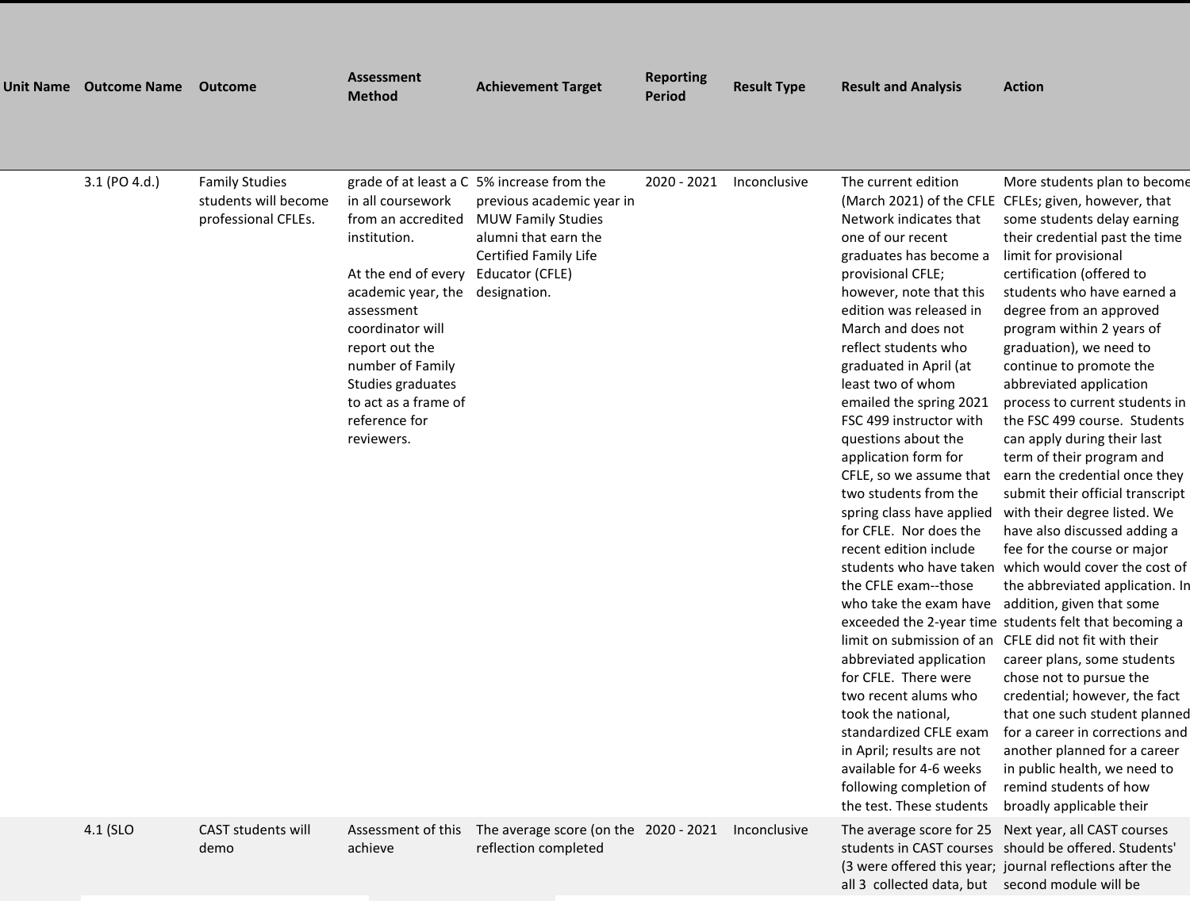| Unit Name | Outcome Name | Outcome | Assessment Method | Achievement Target | Reporting Period | Result Type | Result and Analysis | Action |
|---|---|---|---|---|---|---|---|---|
| | 3.1 (PO 4.d.) | Family Studies students will become professional CFLEs. | grade of at least a C in all coursework from an accredited institution.<br><br>At the end of every academic year, the assessment coordinator will report out the number of Family Studies graduates to act as a frame of reference for reviewers. | 5% increase from the previous academic year in MUW Family Studies alumni that earn the Certified Family Life Educator (CFLE) designation. | 2020 - 2021 | Inconclusive | The current edition (March 2021) of the CFLE Network indicates that one of our recent graduates has become a provisional CFLE; however, note that this edition was released in March and does not reflect students who graduated in April (at least two of whom emailed the spring 2021 FSC 499 instructor with questions about the application form for CFLE, so we assume that two students from the spring class have applied for CFLE. Nor does the recent edition include students who have taken the CFLE exam--those who take the exam have exceeded the 2-year time limit on submission of an abbreviated application for CFLE. There were two recent alums who took the national, standardized CFLE exam in April; results are not available for 4-6 weeks following completion of the test. These students | More students plan to become CFLEs; given, however, that some students delay earning their credential past the time limit for provisional certification (offered to students who have earned a degree from an approved program within 2 years of graduation), we need to continue to promote the abbreviated application process to current students in the FSC 499 course. Students can apply during their last term of their program and earn the credential once they submit their official transcript with their degree listed. We have also discussed adding a fee for the course or major which would cover the cost of the abbreviated application. In addition, given that some students felt that becoming a CFLE did not fit with their career plans, some students chose not to pursue the credential; however, the fact that one such student planned for a career in corrections and another planned for a career in public health, we need to remind students of how broadly applicable their |
| | 4.1 (SLO | CAST students will demo | Assessment of this achieve | The average score (on the reflection completed | 2020 - 2021 | Inconclusive | The average score for 25 students in CAST courses (3 were offered this year; all 3 collected data, but | Next year, all CAST courses should be offered. Students' journal reflections after the second module will be |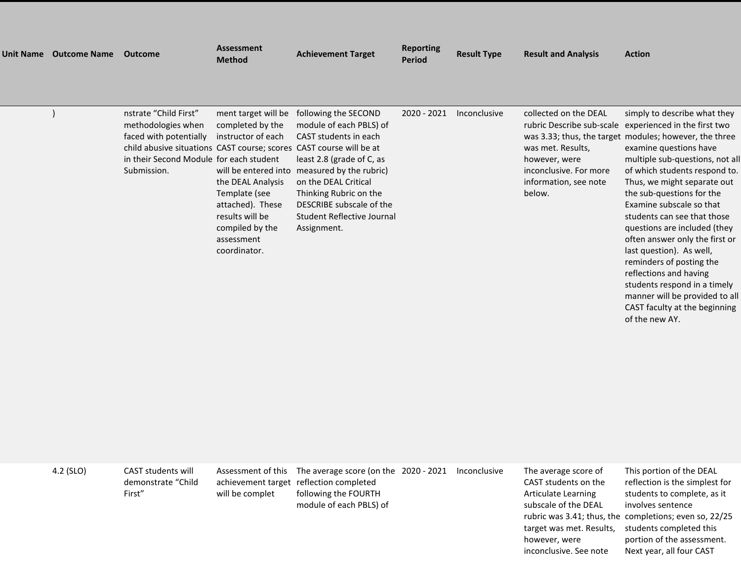| Unit Name | Outcome Name | Outcome | Assessment Method | Achievement Target | Reporting Period | Result Type | Result and Analysis | Action |
|---|---|---|---|---|---|---|---|---|
| | ) | nstrate “Child First” methodologies when faced with potentially child abusive situations in their Second Module Submission. | ment target will be completed by the instructor of each CAST course; scores for each student will be entered into the DEAL Analysis Template (see attached). These results will be compiled by the assessment coordinator. | following the SECOND module of each PBLS) of CAST students in each CAST course will be at least 2.8 (grade of C, as measured by the rubric) on the DEAL Critical Thinking Rubric on the DESCRIBE subscale of the Student Reflective Journal Assignment. | 2020 - 2021 | Inconclusive | collected on the DEAL rubric Describe sub-scale was 3.33; thus, the target was met. Results, however, were inconclusive. For more information, see note below. | simply to describe what they experienced in the first two modules; however, the three examine questions have multiple sub-questions, not all of which students respond to. Thus, we might separate out the sub-questions for the Examine subscale so that students can see that those questions are included (they often answer only the first or last question). As well, reminders of posting the reflections and having students respond in a timely manner will be provided to all CAST faculty at the beginning of the new AY. |
| | 4.2 (SLO) | CAST students will demonstrate “Child First” | Assessment of this achievement target will be complet | The average score (on the reflection completed following the FOURTH module of each PBLS) of | 2020 - 2021 | Inconclusive | The average score of CAST students on the Articulate Learning subscale of the DEAL rubric was 3.41; thus, the target was met. Results, however, were inconclusive. See note | This portion of the DEAL reflection is the simplest for students to complete, as it involves sentence completions; even so, 22/25 students completed this portion of the assessment. Next year, all four CAST |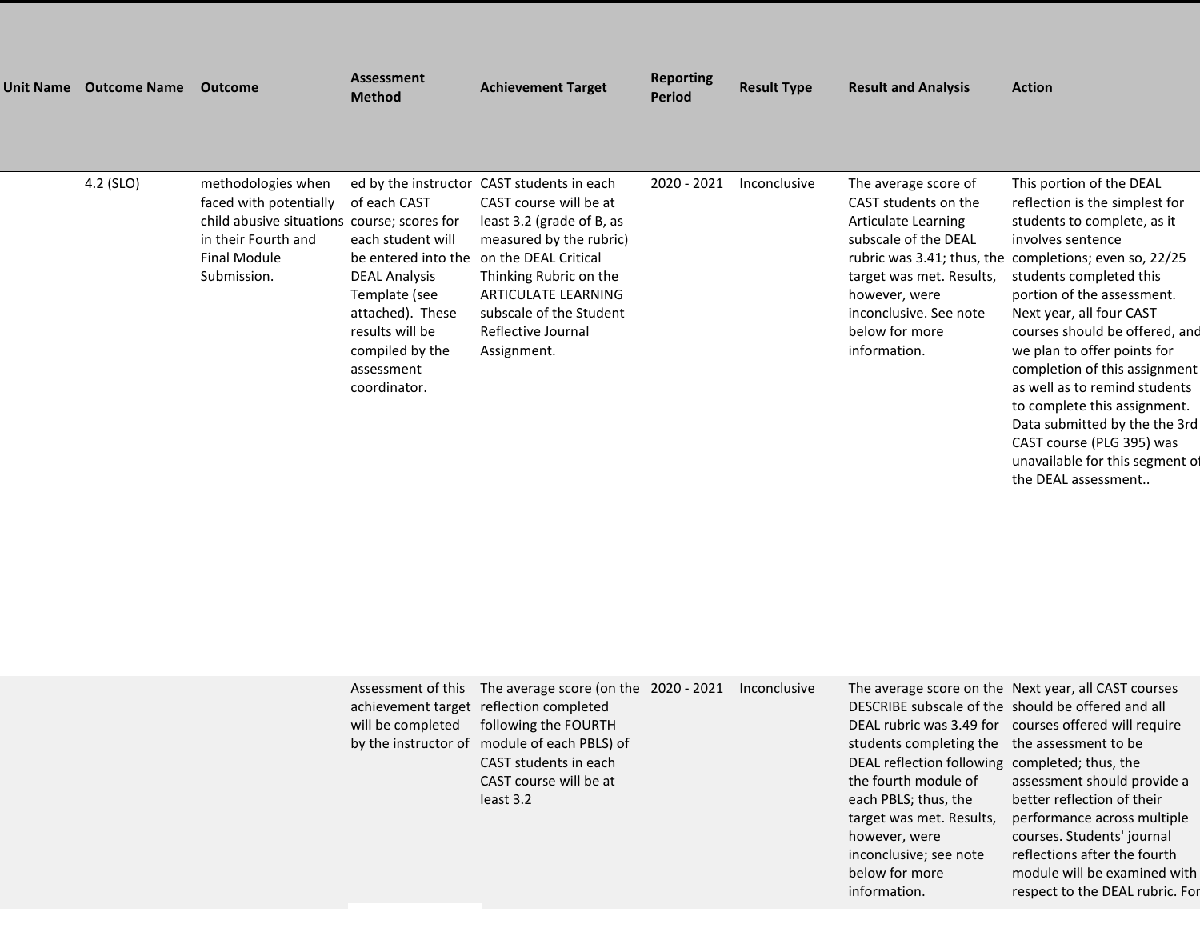| Unit Name | Outcome Name | Outcome | Assessment Method | Achievement Target | Reporting Period | Result Type | Result and Analysis | Action |
|---|---|---|---|---|---|---|---|---|
| | 4.2 (SLO) | methodologies when faced with potentially child abusive situations in their Fourth and Final Module Submission. | ed by the instructor of each CAST course; scores for each student will be entered into the DEAL Analysis Template (see attached). These results will be compiled by the assessment coordinator. | CAST students in each CAST course will be at least 3.2 (grade of B, as measured by the rubric) on the DEAL Critical Thinking Rubric on the ARTICULATE LEARNING subscale of the Student Reflective Journal Assignment. | 2020 - 2021 | Inconclusive | The average score of CAST students on the Articulate Learning subscale of the DEAL rubric was 3.41; thus, the target was met. Results, however, were inconclusive. See note below for more information. | This portion of the DEAL reflection is the simplest for students to complete, as it involves sentence completions; even so, 22/25 students completed this portion of the assessment. Next year, all four CAST courses should be offered, and we plan to offer points for completion of this assignment as well as to remind students to complete this assignment. Data submitted by the the 3rd CAST course (PLG 395) was unavailable for this segment of the DEAL assessment.. |
| | | | Assessment of this achievement target will be completed by the instructor of | The average score (on the reflection completed following the FOURTH module of each PBLS) of CAST students in each CAST course will be at least 3.2 | 2020 - 2021 | Inconclusive | The average score on the DESCRIBE subscale of the DEAL rubric was 3.49 for students completing the DEAL reflection following the fourth module of each PBLS; thus, the target was met. Results, however, were inconclusive; see note below for more information. | Next year, all CAST courses should be offered and all courses offered will require the assessment to be completed; thus, the assessment should provide a better reflection of their performance across multiple courses. Students' journal reflections after the fourth module will be examined with respect to the DEAL rubric. For |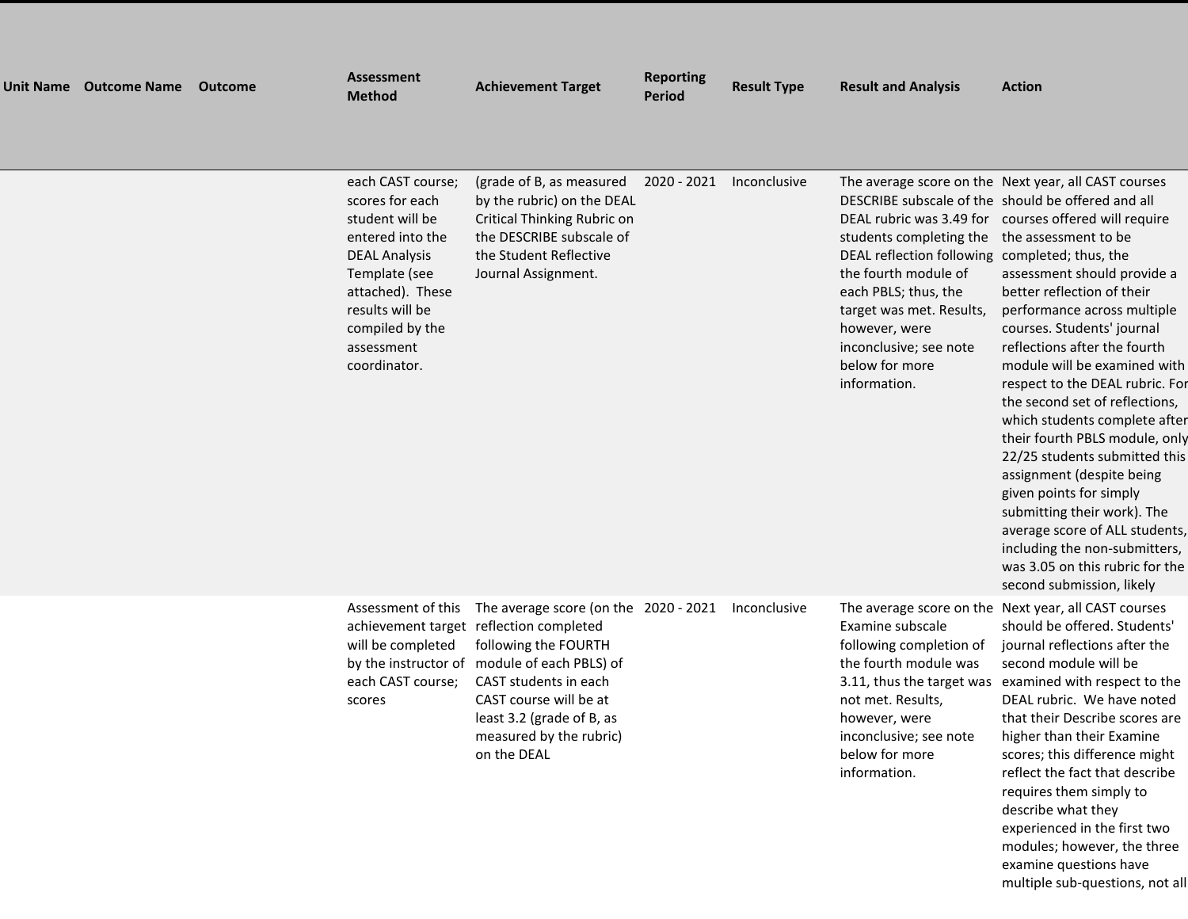| Unit Name | Outcome Name | Outcome | Assessment Method | Achievement Target | Reporting Period | Result Type | Result and Analysis | Action |
|---|---|---|---|---|---|---|---|---|
| | | | each CAST course; scores for each student will be entered into the DEAL Analysis Template (see attached). These results will be compiled by the assessment coordinator. | (grade of B, as measured by the rubric) on the DEAL Critical Thinking Rubric on the DESCRIBE subscale of the Student Reflective Journal Assignment. | 2020 - 2021 | Inconclusive | The average score on the DESCRIBE subscale of the DEAL rubric was 3.49 for students completing the DEAL reflection following the fourth module of each PBLS; thus, the target was met. Results, however, were inconclusive; see note below for more information. | Next year, all CAST courses should be offered and all courses offered will require the assessment to be completed; thus, the assessment should provide a better reflection of their performance across multiple courses. Students' journal reflections after the fourth module will be examined with respect to the DEAL rubric. For the second set of reflections, which students complete after their fourth PBLS module, only 22/25 students submitted this assignment (despite being given points for simply submitting their work). The average score of ALL students, including the non-submitters, was 3.05 on this rubric for the second submission, likely |
| | | | Assessment of this achievement target will be completed by the instructor of each CAST course; scores | The average score (on the reflection completed following the FOURTH module of each PBLS) of CAST students in each CAST course will be at least 3.2 (grade of B, as measured by the rubric) on the DEAL | 2020 - 2021 | Inconclusive | The average score on the Examine subscale following completion of the fourth module was 3.11, thus the target was not met. Results, however, were inconclusive; see note below for more information. | Next year, all CAST courses should be offered. Students' journal reflections after the second module will be examined with respect to the DEAL rubric. We have noted that their Describe scores are higher than their Examine scores; this difference might reflect the fact that describe requires them simply to describe what they experienced in the first two modules; however, the three examine questions have multiple sub-questions, not all |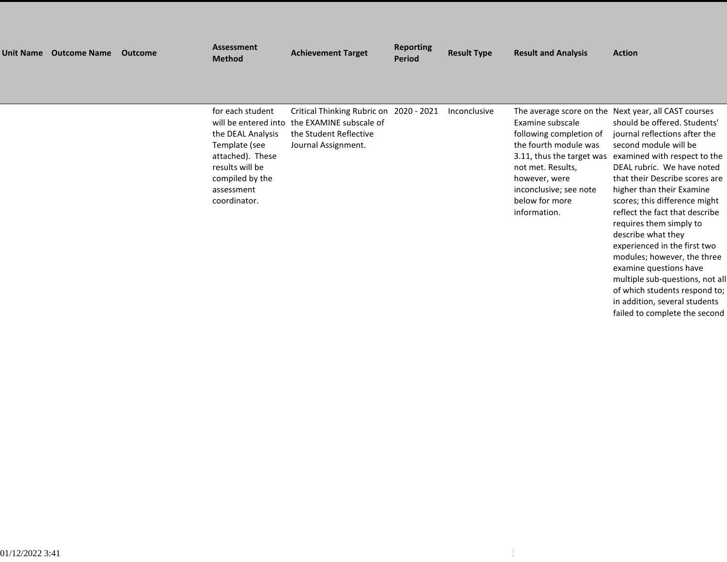| Unit Name | Outcome Name | Outcome | Assessment Method | Achievement Target | Reporting Period | Result Type | Result and Analysis | Action |
|---|---|---|---|---|---|---|---|---|
| | | | for each student will be entered into the DEAL Analysis Template (see attached). These results will be compiled by the assessment coordinator. | Critical Thinking Rubric on the EXAMINE subscale of the Student Reflective Journal Assignment. | 2020 - 2021 | Inconclusive | The average score on the Examine subscale following completion of the fourth module was 3.11, thus the target was not met. Results, however, were inconclusive; see note below for more information. | Next year, all CAST courses should be offered. Students' journal reflections after the second module will be examined with respect to the DEAL rubric. We have noted that their Describe scores are higher than their Examine scores; this difference might reflect the fact that describe requires them simply to describe what they experienced in the first two modules; however, the three examine questions have multiple sub-questions, not all of which students respond to; in addition, several students failed to complete the second |